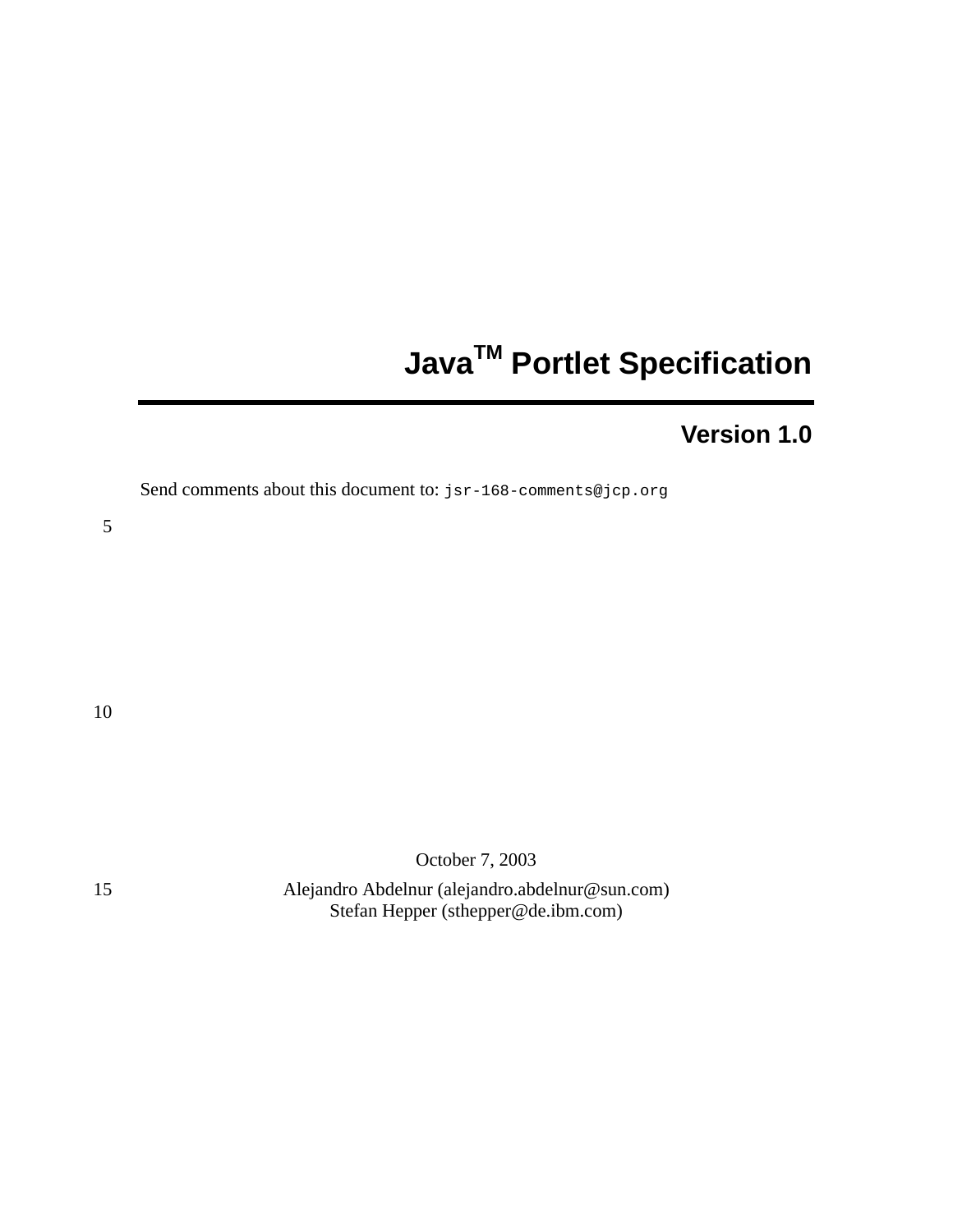# Java[TM] Portlet Specification

## Version 1.0

Send comments about this document to: `jsr-168-comments@jcp.org`

October 7, 2003

Alejandro Abdelnur (alejandro.abdelnur@sun.com)
Stefan Hepper (sthepper@de.ibm.com)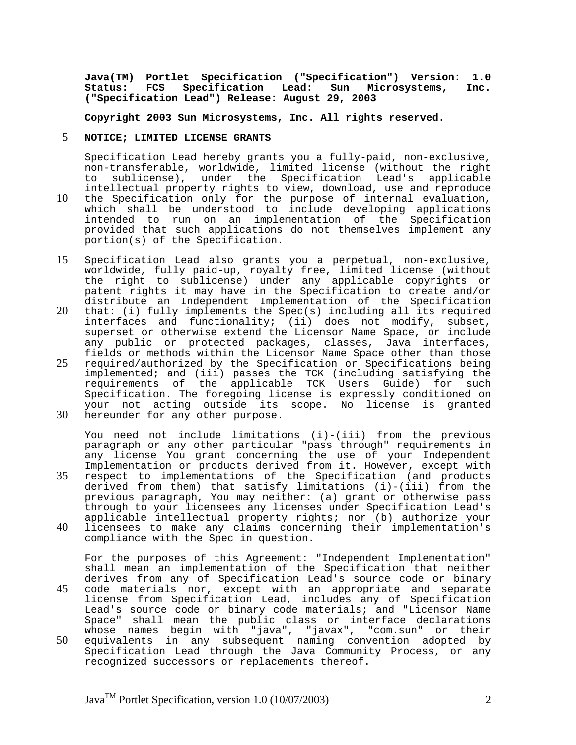**Java(TM) Portlet Specification ("Specification") Version: 1.0 Status: FCS Specification Lead: Sun Microsystems, Inc. ("Specification Lead") Release: August 29, 2003**

**Copyright 2003 Sun Microsystems, Inc. All rights reserved.**

**NOTICE; LIMITED LICENSE GRANTS**

Specification Lead hereby grants you a fully-paid, non-exclusive, non-transferable, worldwide, limited license (without the right to sublicense), under the Specification Lead's applicable intellectual property rights to view, download, use and reproduce the Specification only for the purpose of internal evaluation, which shall be understood to include developing applications intended to run on an implementation of the Specification provided that such applications do not themselves implement any portion(s) of the Specification.

Specification Lead also grants you a perpetual, non-exclusive, worldwide, fully paid-up, royalty free, limited license (without the right to sublicense) under any applicable copyrights or patent rights it may have in the Specification to create and/or distribute an Independent Implementation of the Specification that: (i) fully implements the Spec(s) including all its required interfaces and functionality; (ii) does not modify, subset, superset or otherwise extend the Licensor Name Space, or include any public or protected packages, classes, Java interfaces, fields or methods within the Licensor Name Space other than those required/authorized by the Specification or Specifications being implemented; and (iii) passes the TCK (including satisfying the requirements of the applicable TCK Users Guide) for such Specification. The foregoing license is expressly conditioned on your not acting outside its scope. No license is granted hereunder for any other purpose.

You need not include limitations (i)-(iii) from the previous paragraph or any other particular "pass through" requirements in any license You grant concerning the use of your Independent Implementation or products derived from it. However, except with respect to implementations of the Specification (and products derived from them) that satisfy limitations (i)-(iii) from the previous paragraph, You may neither: (a) grant or otherwise pass through to your licensees any licenses under Specification Lead's applicable intellectual property rights; nor (b) authorize your licensees to make any claims concerning their implementation's compliance with the Spec in question.

For the purposes of this Agreement: "Independent Implementation" shall mean an implementation of the Specification that neither derives from any of Specification Lead's source code or binary code materials nor, except with an appropriate and separate license from Specification Lead, includes any of Specification Lead's source code or binary code materials; and "Licensor Name Space" shall mean the public class or interface declarations whose names begin with "java", "javax", "com.sun" or their equivalents in any subsequent naming convention adopted by Specification Lead through the Java Community Process, or any recognized successors or replacements thereof.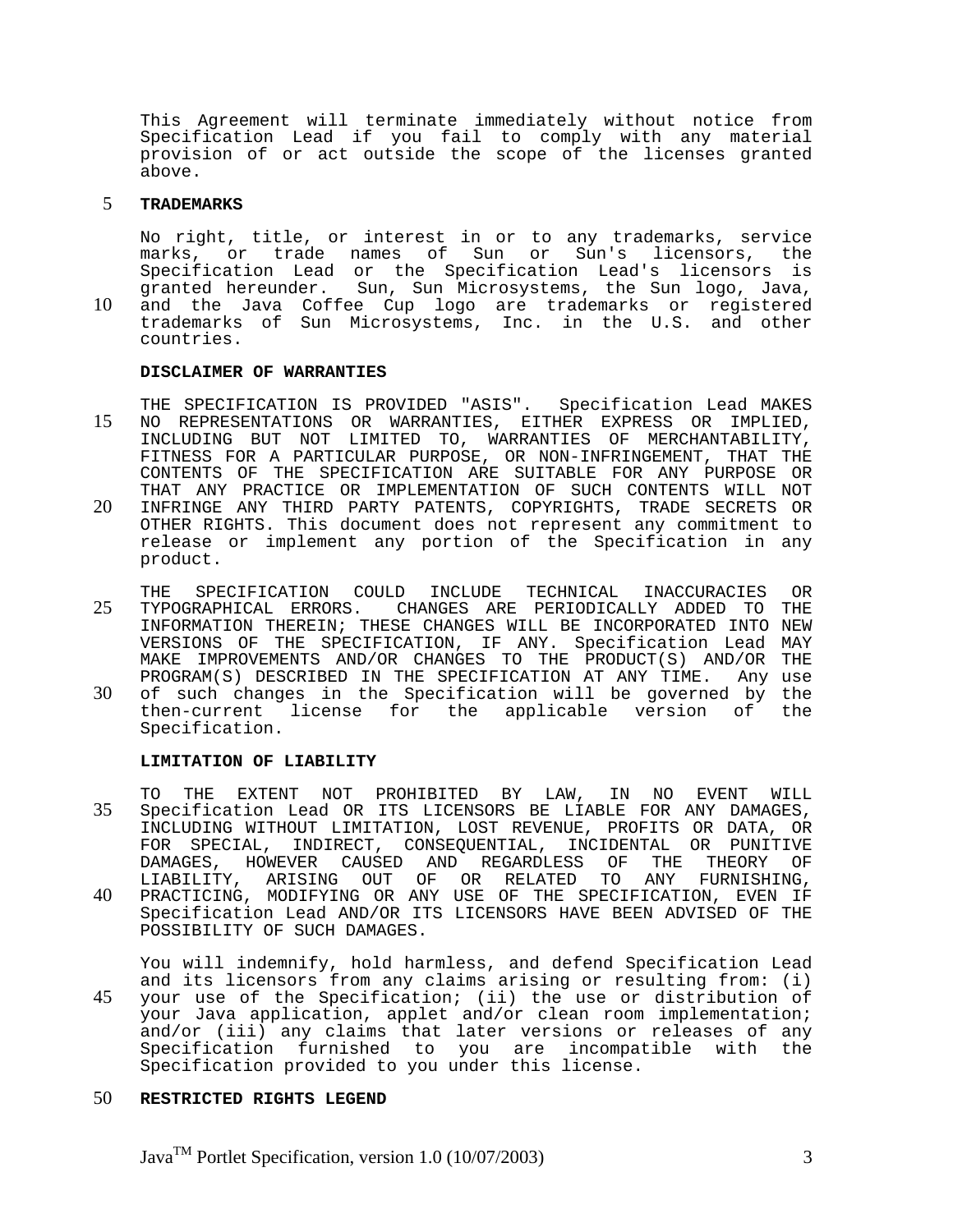This Agreement will terminate immediately without notice from Specification Lead if you fail to comply with any material provision of or act outside the scope of the licenses granted above.

**TRADEMARKS**

No right, title, or interest in or to any trademarks, service marks, or trade names of Sun or Sun's licensors, the Specification Lead or the Specification Lead's licensors is granted hereunder. Sun, Sun Microsystems, the Sun logo, Java, and the Java Coffee Cup logo are trademarks or registered trademarks of Sun Microsystems, Inc. in the U.S. and other countries.

**DISCLAIMER OF WARRANTIES**

THE SPECIFICATION IS PROVIDED "ASIS". Specification Lead MAKES NO REPRESENTATIONS OR WARRANTIES, EITHER EXPRESS OR IMPLIED, INCLUDING BUT NOT LIMITED TO, WARRANTIES OF MERCHANTABILITY, FITNESS FOR A PARTICULAR PURPOSE, OR NON-INFRINGEMENT, THAT THE CONTENTS OF THE SPECIFICATION ARE SUITABLE FOR ANY PURPOSE OR THAT ANY PRACTICE OR IMPLEMENTATION OF SUCH CONTENTS WILL NOT INFRINGE ANY THIRD PARTY PATENTS, COPYRIGHTS, TRADE SECRETS OR OTHER RIGHTS. This document does not represent any commitment to release or implement any portion of the Specification in any product.

THE SPECIFICATION COULD INCLUDE TECHNICAL INACCURACIES OR TYPOGRAPHICAL ERRORS. CHANGES ARE PERIODICALLY ADDED TO THE INFORMATION THEREIN; THESE CHANGES WILL BE INCORPORATED INTO NEW VERSIONS OF THE SPECIFICATION, IF ANY. Specification Lead MAY MAKE IMPROVEMENTS AND/OR CHANGES TO THE PRODUCT(S) AND/OR THE PROGRAM(S) DESCRIBED IN THE SPECIFICATION AT ANY TIME. Any use of such changes in the Specification will be governed by the then-current license for the applicable version of the Specification.

**LIMITATION OF LIABILITY**

TO THE EXTENT NOT PROHIBITED BY LAW, IN NO EVENT WILL Specification Lead OR ITS LICENSORS BE LIABLE FOR ANY DAMAGES, INCLUDING WITHOUT LIMITATION, LOST REVENUE, PROFITS OR DATA, OR FOR SPECIAL, INDIRECT, CONSEQUENTIAL, INCIDENTAL OR PUNITIVE DAMAGES, HOWEVER CAUSED AND REGARDLESS OF THE THEORY OF LIABILITY, ARISING OUT OF OR RELATED TO ANY FURNISHING, PRACTICING, MODIFYING OR ANY USE OF THE SPECIFICATION, EVEN IF Specification Lead AND/OR ITS LICENSORS HAVE BEEN ADVISED OF THE POSSIBILITY OF SUCH DAMAGES.

You will indemnify, hold harmless, and defend Specification Lead and its licensors from any claims arising or resulting from: (i) your use of the Specification; (ii) the use or distribution of your Java application, applet and/or clean room implementation; and/or (iii) any claims that later versions or releases of any Specification furnished to you are incompatible with the Specification provided to you under this license.

**RESTRICTED RIGHTS LEGEND**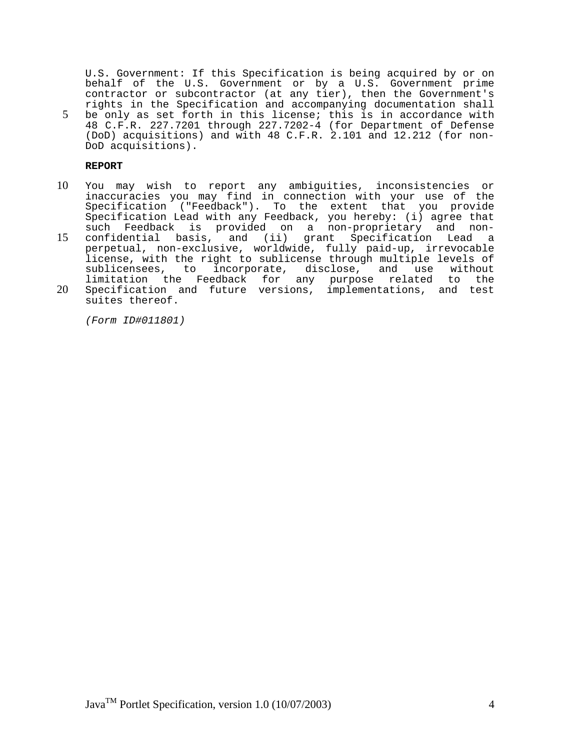U.S. Government: If this Specification is being acquired by or on behalf of the U.S. Government or by a U.S. Government prime contractor or subcontractor (at any tier), then the Government's rights in the Specification and accompanying documentation shall be only as set forth in this license; this is in accordance with 48 C.F.R. 227.7201 through 227.7202-4 (for Department of Defense (DoD) acquisitions) and with 48 C.F.R. 2.101 and 12.212 (for non-DoD acquisitions).

**REPORT**

You may wish to report any ambiguities, inconsistencies or inaccuracies you may find in connection with your use of the Specification ("Feedback"). To the extent that you provide Specification Lead with any Feedback, you hereby: (i) agree that such Feedback is provided on a non-proprietary and non-confidential basis, and (ii) grant Specification Lead a perpetual, non-exclusive, worldwide, fully paid-up, irrevocable license, with the right to sublicense through multiple levels of sublicensees, to incorporate, disclose, and use without limitation the Feedback for any purpose related to the Specification and future versions, implementations, and test suites thereof.

*(Form ID#011801)*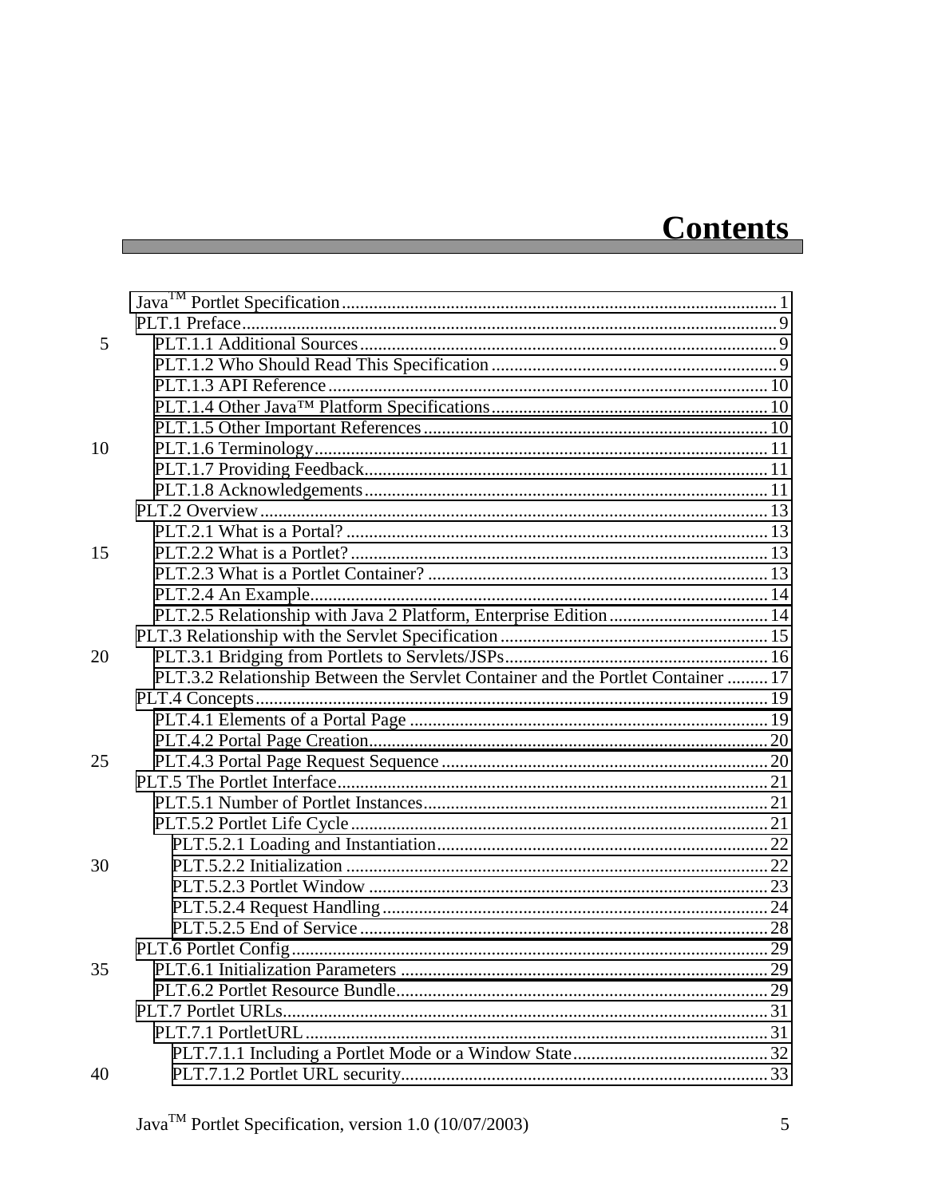# Contents

- Java[TM] Portlet Specification ... 1
- PLT.1 Preface ... 9
  - PLT.1.1 Additional Sources ... 9
  - PLT.1.2 Who Should Read This Specification ... 9
  - PLT.1.3 API Reference ... 10
  - PLT.1.4 Other Java™ Platform Specifications ... 10
  - PLT.1.5 Other Important References ... 10
  - PLT.1.6 Terminology ... 11
  - PLT.1.7 Providing Feedback ... 11
  - PLT.1.8 Acknowledgements ... 11
- PLT.2 Overview ... 13
  - PLT.2.1 What is a Portal? ... 13
  - PLT.2.2 What is a Portlet? ... 13
  - PLT.2.3 What is a Portlet Container? ... 13
  - PLT.2.4 An Example ... 14
  - PLT.2.5 Relationship with Java 2 Platform, Enterprise Edition ... 14
- PLT.3 Relationship with the Servlet Specification ... 15
  - PLT.3.1 Bridging from Portlets to Servlets/JSPs ... 16
  - PLT.3.2 Relationship Between the Servlet Container and the Portlet Container ... 17
- PLT.4 Concepts ... 19
  - PLT.4.1 Elements of a Portal Page ... 19
  - PLT.4.2 Portal Page Creation ... 20
  - PLT.4.3 Portal Page Request Sequence ... 20
- PLT.5 The Portlet Interface ... 21
  - PLT.5.1 Number of Portlet Instances ... 21
  - PLT.5.2 Portlet Life Cycle ... 21
    - PLT.5.2.1 Loading and Instantiation ... 22
    - PLT.5.2.2 Initialization ... 22
    - PLT.5.2.3 Portlet Window ... 23
    - PLT.5.2.4 Request Handling ... 24
    - PLT.5.2.5 End of Service ... 28
- PLT.6 Portlet Config ... 29
  - PLT.6.1 Initialization Parameters ... 29
  - PLT.6.2 Portlet Resource Bundle ... 29
- PLT.7 Portlet URLs ... 31
  - PLT.7.1 PortletURL ... 31
    - PLT.7.1.1 Including a Portlet Mode or a Window State ... 32
    - PLT.7.1.2 Portlet URL security ... 33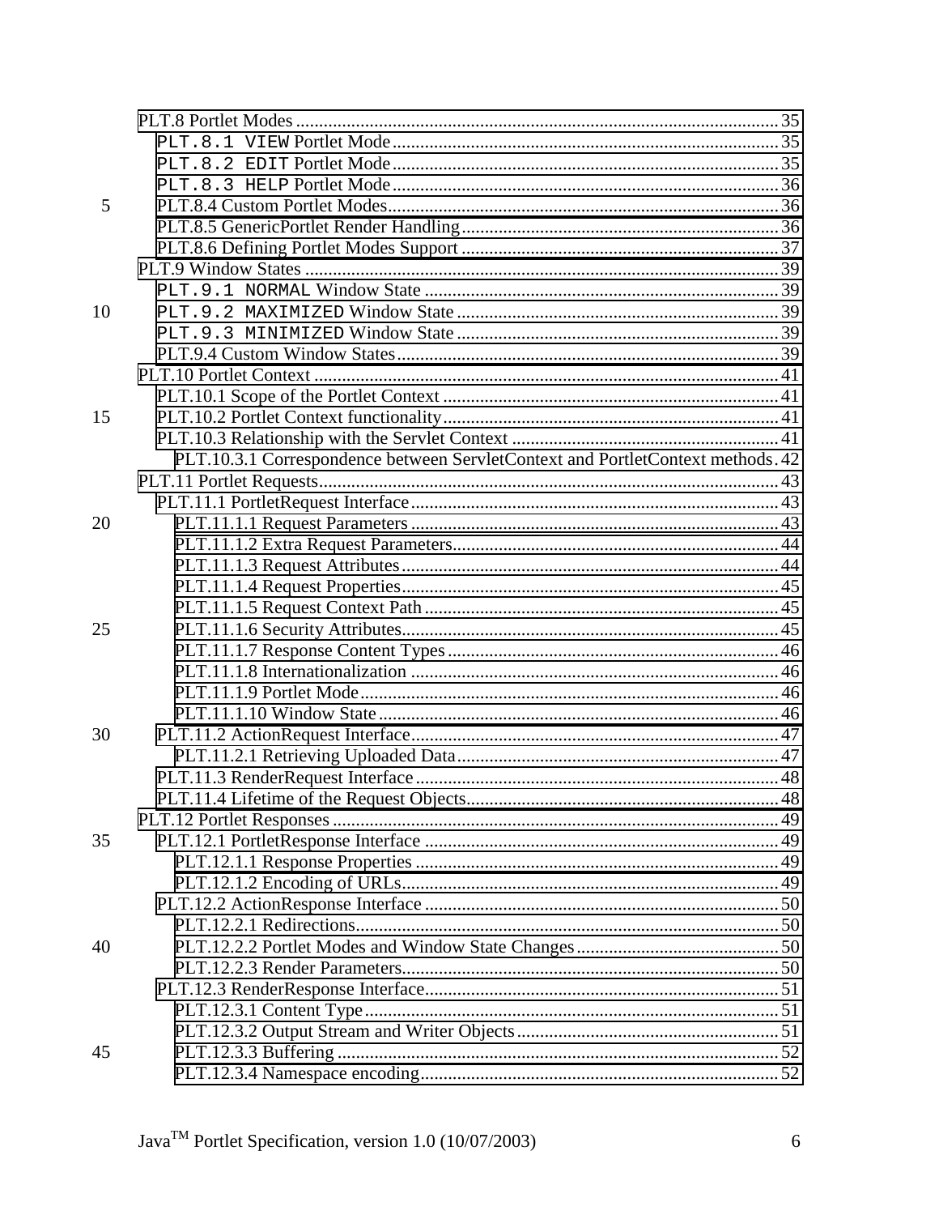PLT.8 Portlet Modes ............................................................................................................ 35
  PLT.8.1 `VIEW` Portlet Mode ............................................................................................ 35
  PLT.8.2 `EDIT` Portlet Mode ............................................................................................ 35
  PLT.8.3 `HELP` Portlet Mode ............................................................................................ 36
  PLT.8.4 Custom Portlet Modes ............................................................................................ 36
  PLT.8.5 GenericPortlet Render Handling ............................................................................ 36
  PLT.8.6 Defining Portlet Modes Support ............................................................................ 37
PLT.9 Window States ............................................................................................................ 39
  PLT.9.1 `NORMAL` Window State ..................................................................................... 39
  PLT.9.2 `MAXIMIZED` Window State ............................................................................... 39
  PLT.9.3 `MINIMIZED` Window State ................................................................................ 39
  PLT.9.4 Custom Window States ........................................................................................... 39
PLT.10 Portlet Context ........................................................................................................... 41
  PLT.10.1 Scope of the Portlet Context ................................................................................ 41
  PLT.10.2 Portlet Context functionality ............................................................................... 41
  PLT.10.3 Relationship with the Servlet Context ................................................................. 41
    PLT.10.3.1 Correspondence between ServletContext and PortletContext methods . 42
PLT.11 Portlet Requests ......................................................................................................... 43
  PLT.11.1 PortletRequest Interface ....................................................................................... 43
    PLT.11.1.1 Request Parameters ......................................................................................... 43
    PLT.11.1.2 Extra Request Parameters ................................................................................ 44
    PLT.11.1.3 Request Attributes ............................................................................................ 44
    PLT.11.1.4 Request Properties ........................................................................................... 45
    PLT.11.1.5 Request Context Path ....................................................................................... 45
    PLT.11.1.6 Security Attributes ........................................................................................... 45
    PLT.11.1.7 Response Content Types ................................................................................. 46
    PLT.11.1.8 Internationalization ......................................................................................... 46
    PLT.11.1.9 Portlet Mode .................................................................................................... 46
    PLT.11.1.10 Window State ................................................................................................ 46
  PLT.11.2 ActionRequest Interface ....................................................................................... 47
    PLT.11.2.1 Retrieving Uploaded Data ............................................................................... 47
  PLT.11.3 RenderRequest Interface ...................................................................................... 48
  PLT.11.4 Lifetime of the Request Objects ........................................................................... 48
PLT.12 Portlet Responses ....................................................................................................... 49
  PLT.12.1 PortletResponse Interface .................................................................................... 49
    PLT.12.1.1 Response Properties ........................................................................................ 49
    PLT.12.1.2 Encoding of URLs ............................................................................................ 49
  PLT.12.2 ActionResponse Interface .................................................................................... 50
    PLT.12.2.1 Redirections ..................................................................................................... 50
    PLT.12.2.2 Portlet Modes and Window State Changes ...................................................... 50
    PLT.12.2.3 Render Parameters ........................................................................................... 50
  PLT.12.3 RenderResponse Interface ................................................................................... 51
    PLT.12.3.1 Content Type .................................................................................................... 51
    PLT.12.3.2 Output Stream and Writer Objects ................................................................... 51
    PLT.12.3.3 Buffering .......................................................................................................... 52
    PLT.12.3.4 Namespace encoding ....................................................................................... 52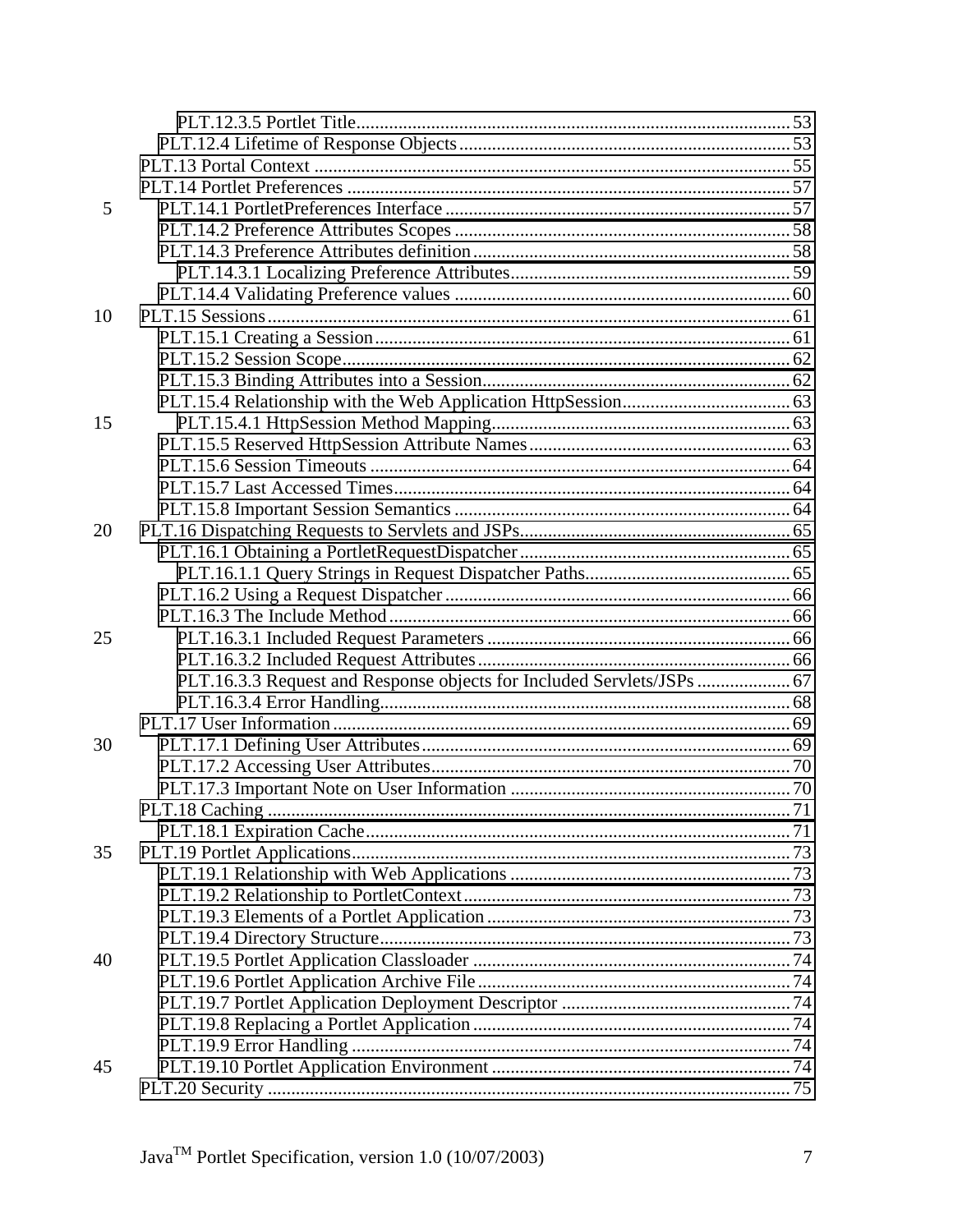- PLT.12.3.5 Portlet Title ............................................ 53
- PLT.12.4 Lifetime of Response Objects ............................................ 53
- PLT.13 Portal Context ............................................ 55
- PLT.14 Portlet Preferences ............................................ 57
  - PLT.14.1 PortletPreferences Interface ............................................ 57
  - PLT.14.2 Preference Attributes Scopes ............................................ 58
  - PLT.14.3 Preference Attributes definition ............................................ 58
    - PLT.14.3.1 Localizing Preference Attributes ............................................ 59
  - PLT.14.4 Validating Preference values ............................................ 60
- PLT.15 Sessions ............................................ 61
  - PLT.15.1 Creating a Session ............................................ 61
  - PLT.15.2 Session Scope ............................................ 62
  - PLT.15.3 Binding Attributes into a Session ............................................ 62
  - PLT.15.4 Relationship with the Web Application HttpSession ............................................ 63
    - PLT.15.4.1 HttpSession Method Mapping ............................................ 63
  - PLT.15.5 Reserved HttpSession Attribute Names ............................................ 63
  - PLT.15.6 Session Timeouts ............................................ 64
  - PLT.15.7 Last Accessed Times ............................................ 64
  - PLT.15.8 Important Session Semantics ............................................ 64
- PLT.16 Dispatching Requests to Servlets and JSPs ............................................ 65
  - PLT.16.1 Obtaining a PortletRequestDispatcher ............................................ 65
    - PLT.16.1.1 Query Strings in Request Dispatcher Paths ............................................ 65
  - PLT.16.2 Using a Request Dispatcher ............................................ 66
  - PLT.16.3 The Include Method ............................................ 66
    - PLT.16.3.1 Included Request Parameters ............................................ 66
    - PLT.16.3.2 Included Request Attributes ............................................ 66
    - PLT.16.3.3 Request and Response objects for Included Servlets/JSPs ............................................ 67
    - PLT.16.3.4 Error Handling ............................................ 68
- PLT.17 User Information ............................................ 69
  - PLT.17.1 Defining User Attributes ............................................ 69
  - PLT.17.2 Accessing User Attributes ............................................ 70
  - PLT.17.3 Important Note on User Information ............................................ 70
- PLT.18 Caching ............................................ 71
  - PLT.18.1 Expiration Cache ............................................ 71
- PLT.19 Portlet Applications ............................................ 73
  - PLT.19.1 Relationship with Web Applications ............................................ 73
  - PLT.19.2 Relationship to PortletContext ............................................ 73
  - PLT.19.3 Elements of a Portlet Application ............................................ 73
  - PLT.19.4 Directory Structure ............................................ 73
  - PLT.19.5 Portlet Application Classloader ............................................ 74
  - PLT.19.6 Portlet Application Archive File ............................................ 74
  - PLT.19.7 Portlet Application Deployment Descriptor ............................................ 74
  - PLT.19.8 Replacing a Portlet Application ............................................ 74
  - PLT.19.9 Error Handling ............................................ 74
  - PLT.19.10 Portlet Application Environment ............................................ 74
- PLT.20 Security ............................................ 75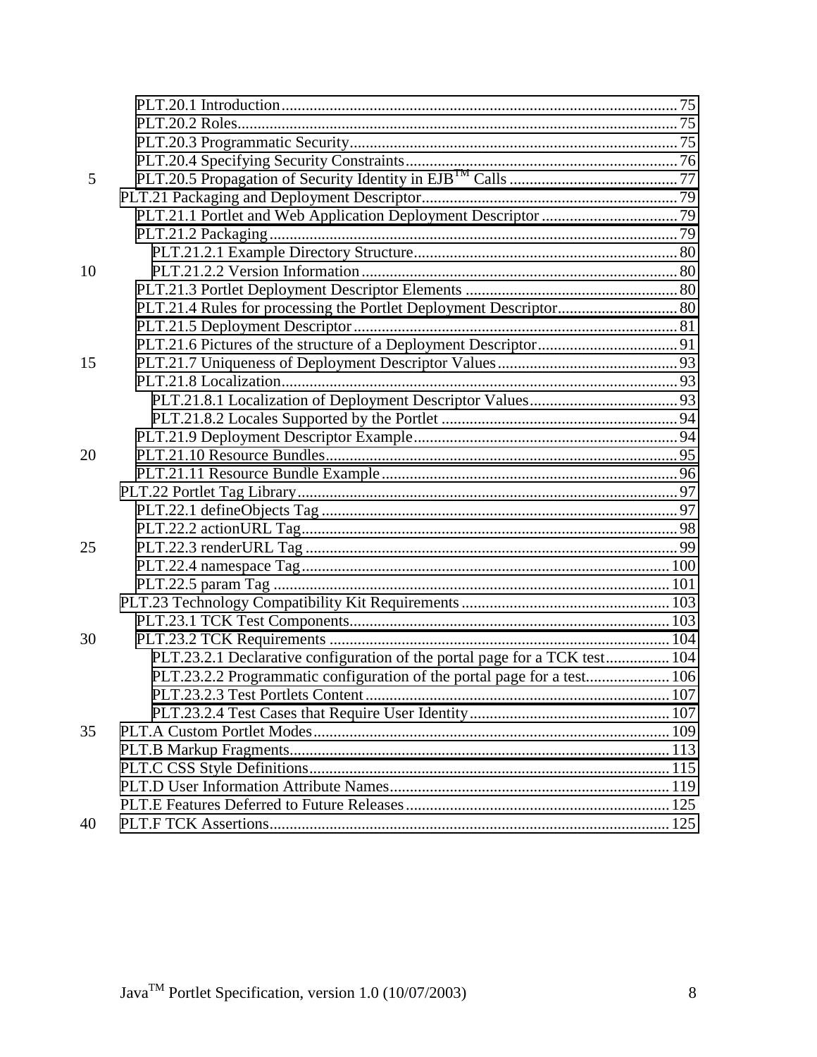- PLT.20.1 Introduction .......... 75
- PLT.20.2 Roles .......... 75
- PLT.20.3 Programmatic Security .......... 75
- PLT.20.4 Specifying Security Constraints .......... 76
- PLT.20.5 Propagation of Security Identity in EJB™ Calls .......... 77

PLT.21 Packaging and Deployment Descriptor .......... 79

- PLT.21.1 Portlet and Web Application Deployment Descriptor .......... 79
- PLT.21.2 Packaging .......... 79
  - PLT.21.2.1 Example Directory Structure .......... 80
  - PLT.21.2.2 Version Information .......... 80
- PLT.21.3 Portlet Deployment Descriptor Elements .......... 80
- PLT.21.4 Rules for processing the Portlet Deployment Descriptor .......... 80
- PLT.21.5 Deployment Descriptor .......... 81
- PLT.21.6 Pictures of the structure of a Deployment Descriptor .......... 91
- PLT.21.7 Uniqueness of Deployment Descriptor Values .......... 93
- PLT.21.8 Localization .......... 93
  - PLT.21.8.1 Localization of Deployment Descriptor Values .......... 93
  - PLT.21.8.2 Locales Supported by the Portlet .......... 94
- PLT.21.9 Deployment Descriptor Example .......... 94
- PLT.21.10 Resource Bundles .......... 95
- PLT.21.11 Resource Bundle Example .......... 96

PLT.22 Portlet Tag Library .......... 97

- PLT.22.1 defineObjects Tag .......... 97
- PLT.22.2 actionURL Tag .......... 98
- PLT.22.3 renderURL Tag .......... 99
- PLT.22.4 namespace Tag .......... 100
- PLT.22.5 param Tag .......... 101

PLT.23 Technology Compatibility Kit Requirements .......... 103

- PLT.23.1 TCK Test Components .......... 103
- PLT.23.2 TCK Requirements .......... 104
  - PLT.23.2.1 Declarative configuration of the portal page for a TCK test .......... 104
  - PLT.23.2.2 Programmatic configuration of the portal page for a test .......... 106
  - PLT.23.2.3 Test Portlets Content .......... 107
  - PLT.23.2.4 Test Cases that Require User Identity .......... 107

PLT.A Custom Portlet Modes .......... 109

PLT.B Markup Fragments .......... 113

PLT.C CSS Style Definitions .......... 115

PLT.D User Information Attribute Names .......... 119

PLT.E Features Deferred to Future Releases .......... 125

PLT.F TCK Assertions .......... 125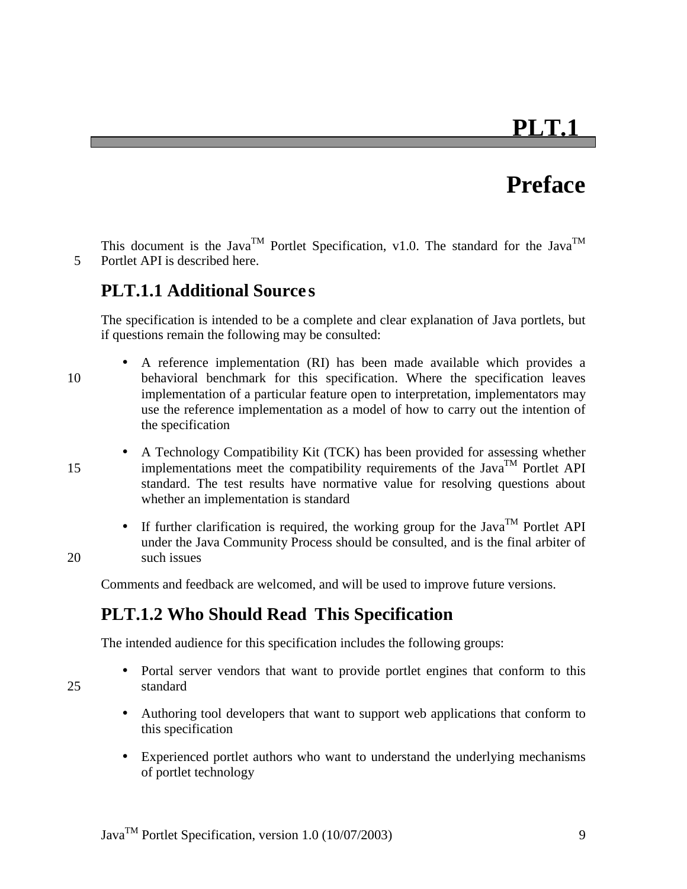# PLT.1

# Preface

This document is the Java™ Portlet Specification, v1.0. The standard for the Java™ Portlet API is described here.

## PLT.1.1 Additional Sources

The specification is intended to be a complete and clear explanation of Java portlets, but if questions remain the following may be consulted:

- A reference implementation (RI) has been made available which provides a behavioral benchmark for this specification. Where the specification leaves implementation of a particular feature open to interpretation, implementators may use the reference implementation as a model of how to carry out the intention of the specification
- A Technology Compatibility Kit (TCK) has been provided for assessing whether implementations meet the compatibility requirements of the Java™ Portlet API standard. The test results have normative value for resolving questions about whether an implementation is standard
- If further clarification is required, the working group for the Java™ Portlet API under the Java Community Process should be consulted, and is the final arbiter of such issues

Comments and feedback are welcomed, and will be used to improve future versions.

## PLT.1.2 Who Should Read This Specification

The intended audience for this specification includes the following groups:

- Portal server vendors that want to provide portlet engines that conform to this standard
- Authoring tool developers that want to support web applications that conform to this specification
- Experienced portlet authors who want to understand the underlying mechanisms of portlet technology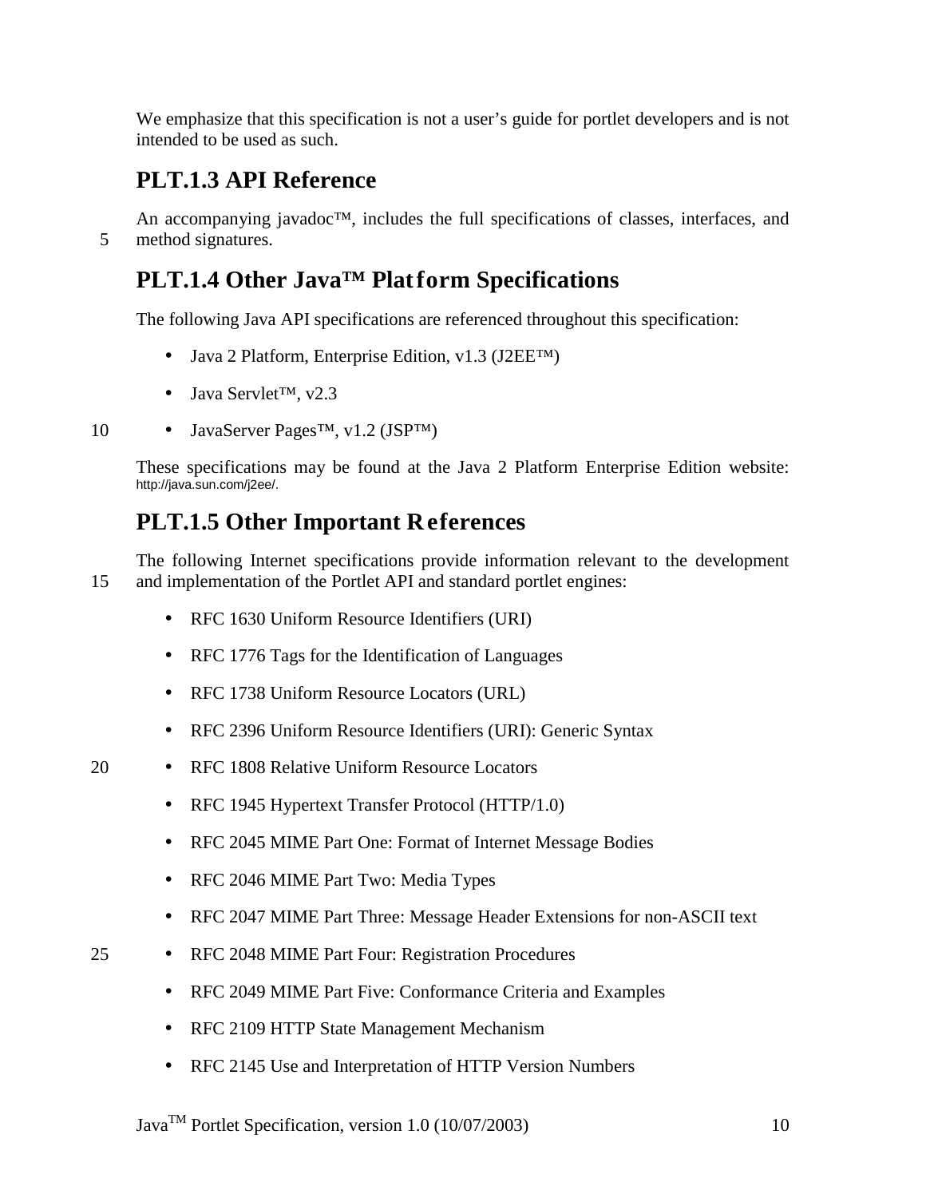We emphasize that this specification is not a user's guide for portlet developers and is not intended to be used as such.

## PLT.1.3 API Reference

An accompanying javadoc™, includes the full specifications of classes, interfaces, and method signatures.

## PLT.1.4 Other Java™ Platform Specifications

The following Java API specifications are referenced throughout this specification:

- Java 2 Platform, Enterprise Edition, v1.3 (J2EE™)
- Java Servlet™, v2.3
- JavaServer Pages™, v1.2 (JSP™)

These specifications may be found at the Java 2 Platform Enterprise Edition website: http://java.sun.com/j2ee/.

## PLT.1.5 Other Important References

The following Internet specifications provide information relevant to the development and implementation of the Portlet API and standard portlet engines:

- RFC 1630 Uniform Resource Identifiers (URI)
- RFC 1776 Tags for the Identification of Languages
- RFC 1738 Uniform Resource Locators (URL)
- RFC 2396 Uniform Resource Identifiers (URI): Generic Syntax
- RFC 1808 Relative Uniform Resource Locators
- RFC 1945 Hypertext Transfer Protocol (HTTP/1.0)
- RFC 2045 MIME Part One: Format of Internet Message Bodies
- RFC 2046 MIME Part Two: Media Types
- RFC 2047 MIME Part Three: Message Header Extensions for non-ASCII text
- RFC 2048 MIME Part Four: Registration Procedures
- RFC 2049 MIME Part Five: Conformance Criteria and Examples
- RFC 2109 HTTP State Management Mechanism
- RFC 2145 Use and Interpretation of HTTP Version Numbers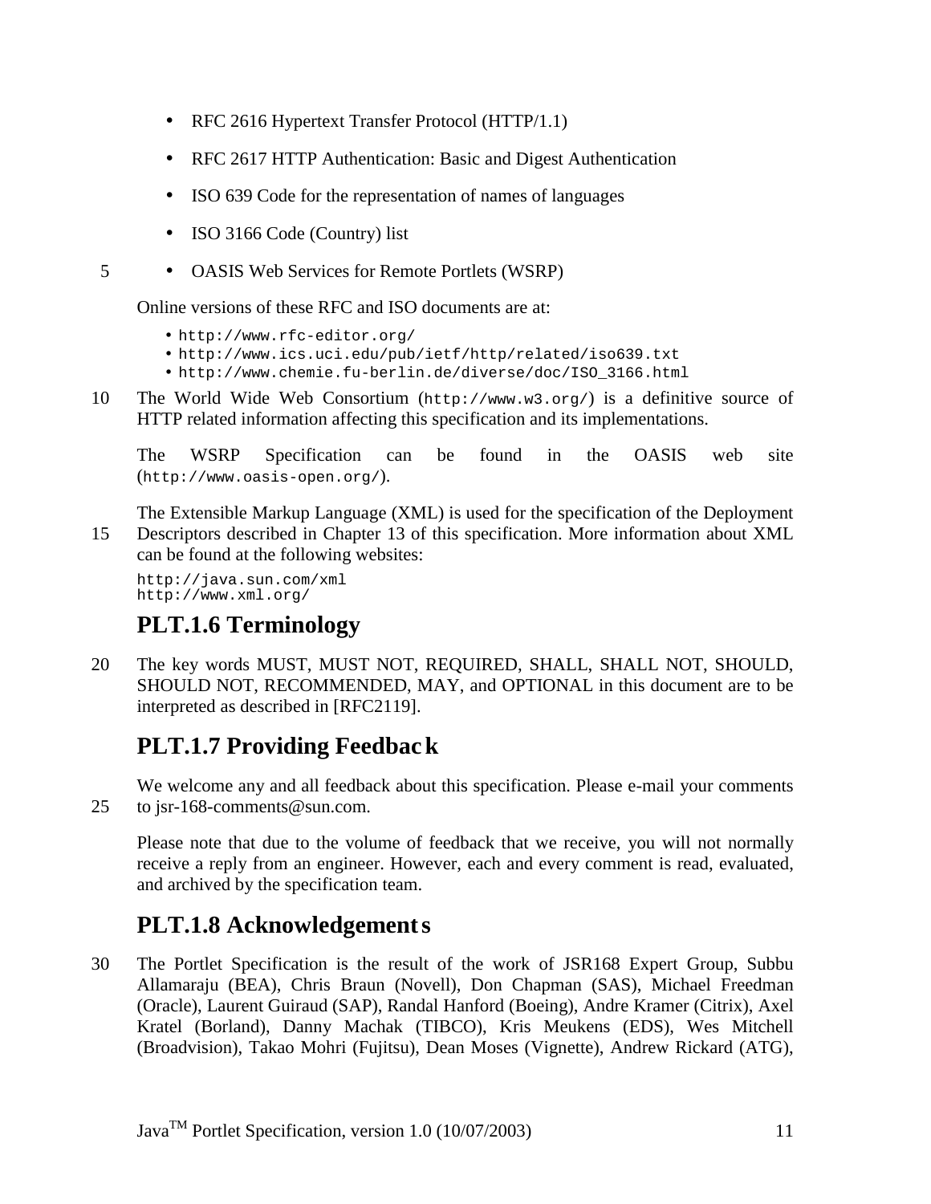- RFC 2616 Hypertext Transfer Protocol (HTTP/1.1)
- RFC 2617 HTTP Authentication: Basic and Digest Authentication
- ISO 639 Code for the representation of names of languages
- ISO 3166 Code (Country) list
- OASIS Web Services for Remote Portlets (WSRP)

Online versions of these RFC and ISO documents are at:

- `http://www.rfc-editor.org/`
- `http://www.ics.uci.edu/pub/ietf/http/related/iso639.txt`
- `http://www.chemie.fu-berlin.de/diverse/doc/ISO_3166.html`

The World Wide Web Consortium (`http://www.w3.org/`) is a definitive source of HTTP related information affecting this specification and its implementations.

The WSRP Specification can be found in the OASIS web site (`http://www.oasis-open.org/`).

The Extensible Markup Language (XML) is used for the specification of the Deployment Descriptors described in Chapter 13 of this specification. More information about XML can be found at the following websites:

```
http://java.sun.com/xml
http://www.xml.org/
```

## PLT.1.6 Terminology

The key words MUST, MUST NOT, REQUIRED, SHALL, SHALL NOT, SHOULD, SHOULD NOT, RECOMMENDED, MAY, and OPTIONAL in this document are to be interpreted as described in [RFC2119].

## PLT.1.7 Providing Feedback

We welcome any and all feedback about this specification. Please e-mail your comments to jsr-168-comments@sun.com.

Please note that due to the volume of feedback that we receive, you will not normally receive a reply from an engineer. However, each and every comment is read, evaluated, and archived by the specification team.

## PLT.1.8 Acknowledgements

The Portlet Specification is the result of the work of JSR168 Expert Group, Subbu Allamaraju (BEA), Chris Braun (Novell), Don Chapman (SAS), Michael Freedman (Oracle), Laurent Guiraud (SAP), Randal Hanford (Boeing), Andre Kramer (Citrix), Axel Kratel (Borland), Danny Machak (TIBCO), Kris Meukens (EDS), Wes Mitchell (Broadvision), Takao Mohri (Fujitsu), Dean Moses (Vignette), Andrew Rickard (ATG),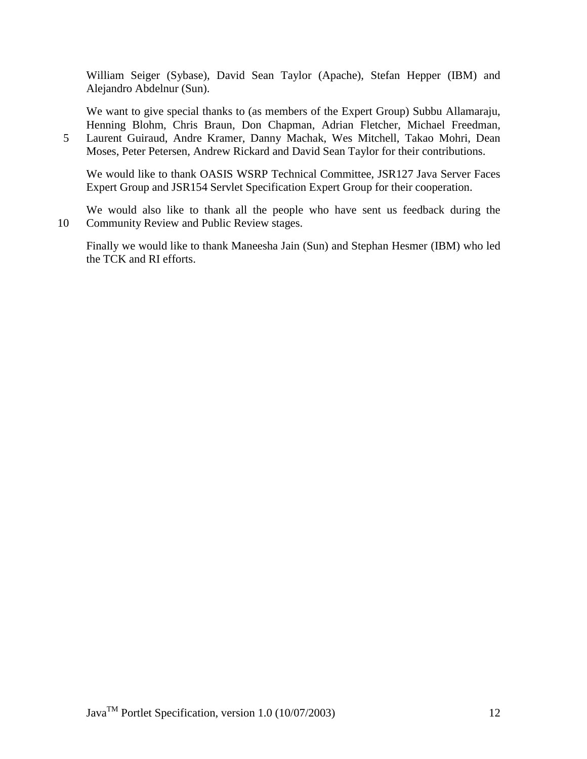William Seiger (Sybase), David Sean Taylor (Apache), Stefan Hepper (IBM) and Alejandro Abdelnur (Sun).

We want to give special thanks to (as members of the Expert Group) Subbu Allamaraju, Henning Blohm, Chris Braun, Don Chapman, Adrian Fletcher, Michael Freedman, Laurent Guiraud, Andre Kramer, Danny Machak, Wes Mitchell, Takao Mohri, Dean Moses, Peter Petersen, Andrew Rickard and David Sean Taylor for their contributions.

We would like to thank OASIS WSRP Technical Committee, JSR127 Java Server Faces Expert Group and JSR154 Servlet Specification Expert Group for their cooperation.

We would also like to thank all the people who have sent us feedback during the Community Review and Public Review stages.

Finally we would like to thank Maneesha Jain (Sun) and Stephan Hesmer (IBM) who led the TCK and RI efforts.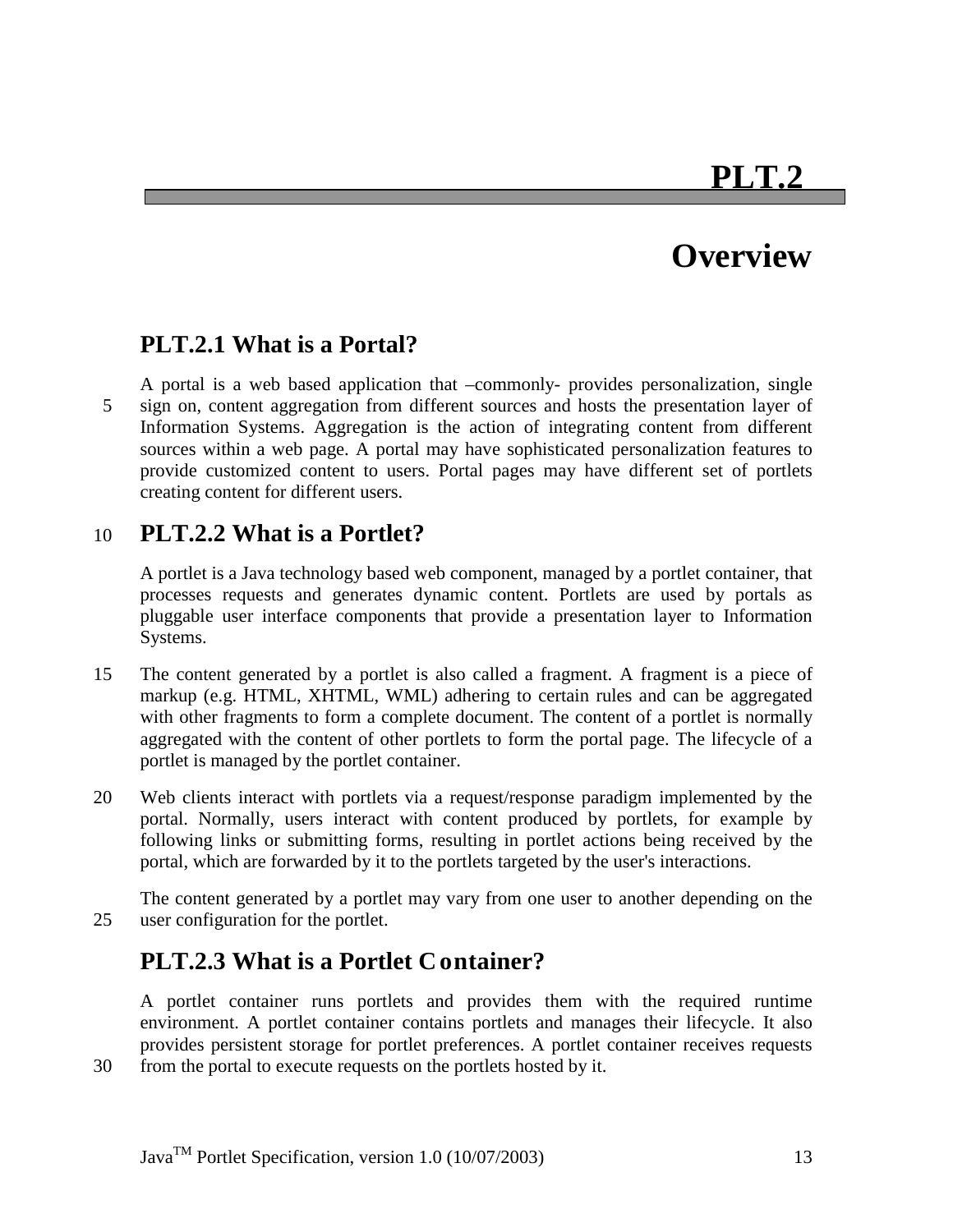# PLT.2

# Overview

## PLT.2.1 What is a Portal?

A portal is a web based application that –commonly- provides personalization, single sign on, content aggregation from different sources and hosts the presentation layer of Information Systems. Aggregation is the action of integrating content from different sources within a web page. A portal may have sophisticated personalization features to provide customized content to users. Portal pages may have different set of portlets creating content for different users.

## PLT.2.2 What is a Portlet?

A portlet is a Java technology based web component, managed by a portlet container, that processes requests and generates dynamic content. Portlets are used by portals as pluggable user interface components that provide a presentation layer to Information Systems.

The content generated by a portlet is also called a fragment. A fragment is a piece of markup (e.g. HTML, XHTML, WML) adhering to certain rules and can be aggregated with other fragments to form a complete document. The content of a portlet is normally aggregated with the content of other portlets to form the portal page. The lifecycle of a portlet is managed by the portlet container.

Web clients interact with portlets via a request/response paradigm implemented by the portal. Normally, users interact with content produced by portlets, for example by following links or submitting forms, resulting in portlet actions being received by the portal, which are forwarded by it to the portlets targeted by the user's interactions.

The content generated by a portlet may vary from one user to another depending on the user configuration for the portlet.

## PLT.2.3 What is a Portlet Container?

A portlet container runs portlets and provides them with the required runtime environment. A portlet container contains portlets and manages their lifecycle. It also provides persistent storage for portlet preferences. A portlet container receives requests from the portal to execute requests on the portlets hosted by it.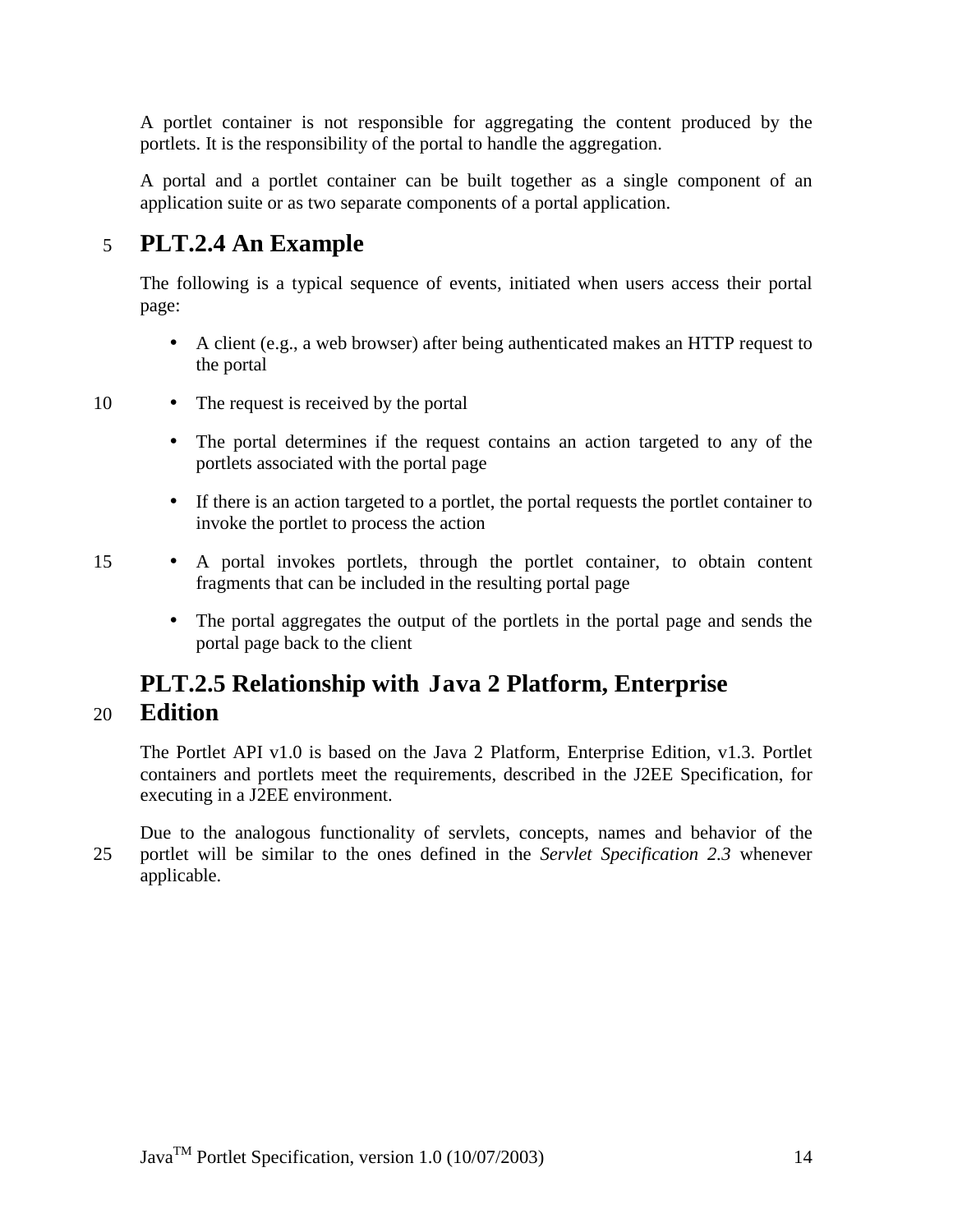A portlet container is not responsible for aggregating the content produced by the portlets. It is the responsibility of the portal to handle the aggregation.

A portal and a portlet container can be built together as a single component of an application suite or as two separate components of a portal application.

## PLT.2.4 An Example

The following is a typical sequence of events, initiated when users access their portal page:

- A client (e.g., a web browser) after being authenticated makes an HTTP request to the portal
- The request is received by the portal
- The portal determines if the request contains an action targeted to any of the portlets associated with the portal page
- If there is an action targeted to a portlet, the portal requests the portlet container to invoke the portlet to process the action
- A portal invokes portlets, through the portlet container, to obtain content fragments that can be included in the resulting portal page
- The portal aggregates the output of the portlets in the portal page and sends the portal page back to the client

## PLT.2.5 Relationship with Java 2 Platform, Enterprise Edition

The Portlet API v1.0 is based on the Java 2 Platform, Enterprise Edition, v1.3. Portlet containers and portlets meet the requirements, described in the J2EE Specification, for executing in a J2EE environment.

Due to the analogous functionality of servlets, concepts, names and behavior of the portlet will be similar to the ones defined in the *Servlet Specification 2.3* whenever applicable.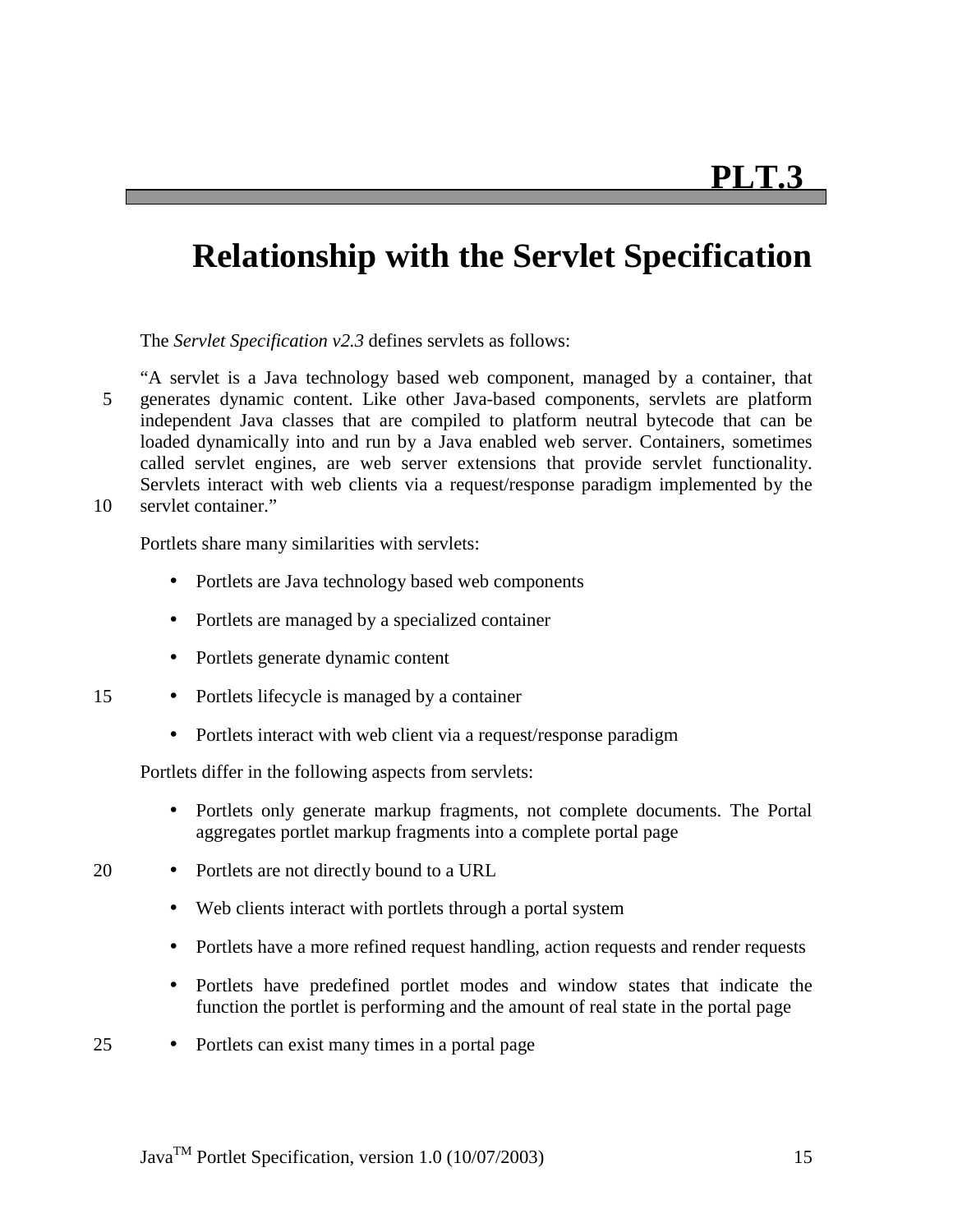# PLT.3

# Relationship with the Servlet Specification

The *Servlet Specification v2.3* defines servlets as follows:

"A servlet is a Java technology based web component, managed by a container, that generates dynamic content. Like other Java-based components, servlets are platform independent Java classes that are compiled to platform neutral bytecode that can be loaded dynamically into and run by a Java enabled web server. Containers, sometimes called servlet engines, are web server extensions that provide servlet functionality. Servlets interact with web clients via a request/response paradigm implemented by the servlet container."

Portlets share many similarities with servlets:

- Portlets are Java technology based web components
- Portlets are managed by a specialized container
- Portlets generate dynamic content
- Portlets lifecycle is managed by a container
- Portlets interact with web client via a request/response paradigm

Portlets differ in the following aspects from servlets:

- Portlets only generate markup fragments, not complete documents. The Portal aggregates portlet markup fragments into a complete portal page
- Portlets are not directly bound to a URL
- Web clients interact with portlets through a portal system
- Portlets have a more refined request handling, action requests and render requests
- Portlets have predefined portlet modes and window states that indicate the function the portlet is performing and the amount of real state in the portal page
- Portlets can exist many times in a portal page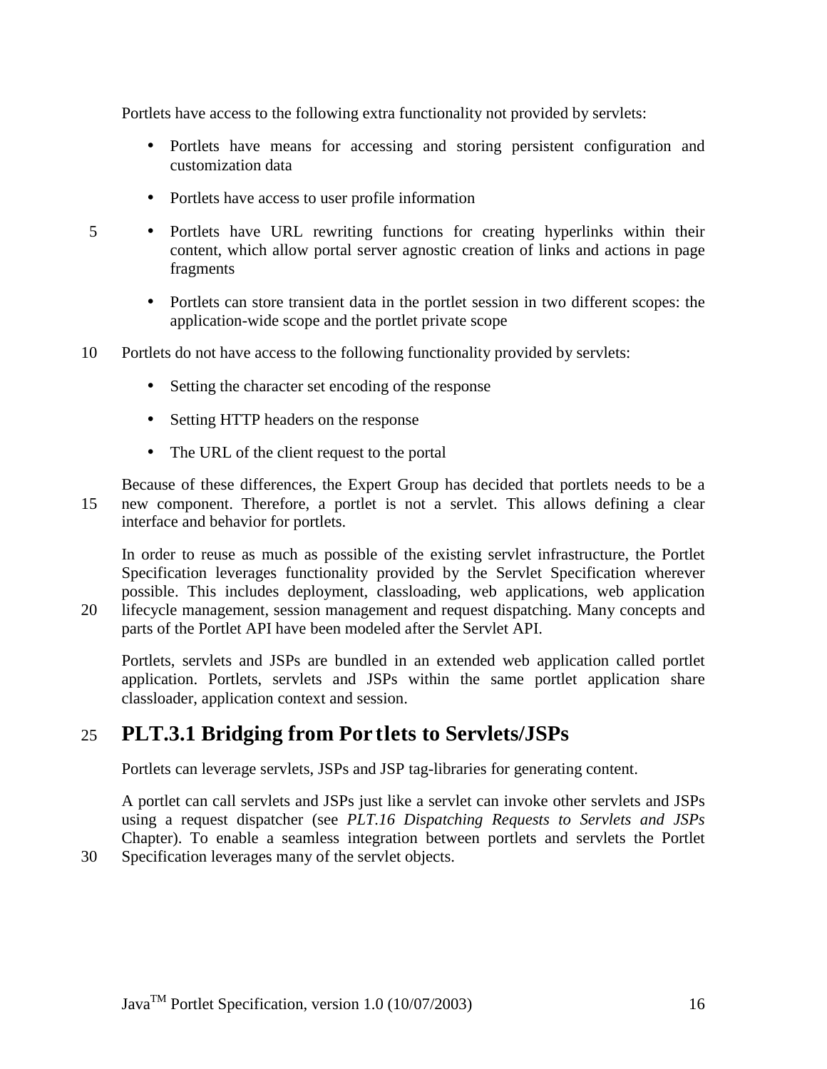Portlets have access to the following extra functionality not provided by servlets:

- Portlets have means for accessing and storing persistent configuration and customization data
- Portlets have access to user profile information
- Portlets have URL rewriting functions for creating hyperlinks within their content, which allow portal server agnostic creation of links and actions in page fragments
- Portlets can store transient data in the portlet session in two different scopes: the application-wide scope and the portlet private scope

Portlets do not have access to the following functionality provided by servlets:

- Setting the character set encoding of the response
- Setting HTTP headers on the response
- The URL of the client request to the portal

Because of these differences, the Expert Group has decided that portlets needs to be a new component. Therefore, a portlet is not a servlet. This allows defining a clear interface and behavior for portlets.

In order to reuse as much as possible of the existing servlet infrastructure, the Portlet Specification leverages functionality provided by the Servlet Specification wherever possible. This includes deployment, classloading, web applications, web application lifecycle management, session management and request dispatching. Many concepts and parts of the Portlet API have been modeled after the Servlet API.

Portlets, servlets and JSPs are bundled in an extended web application called portlet application. Portlets, servlets and JSPs within the same portlet application share classloader, application context and session.

## PLT.3.1 Bridging from Portlets to Servlets/JSPs

Portlets can leverage servlets, JSPs and JSP tag-libraries for generating content.

A portlet can call servlets and JSPs just like a servlet can invoke other servlets and JSPs using a request dispatcher (see *PLT.16 Dispatching Requests to Servlets and JSPs* Chapter). To enable a seamless integration between portlets and servlets the Portlet Specification leverages many of the servlet objects.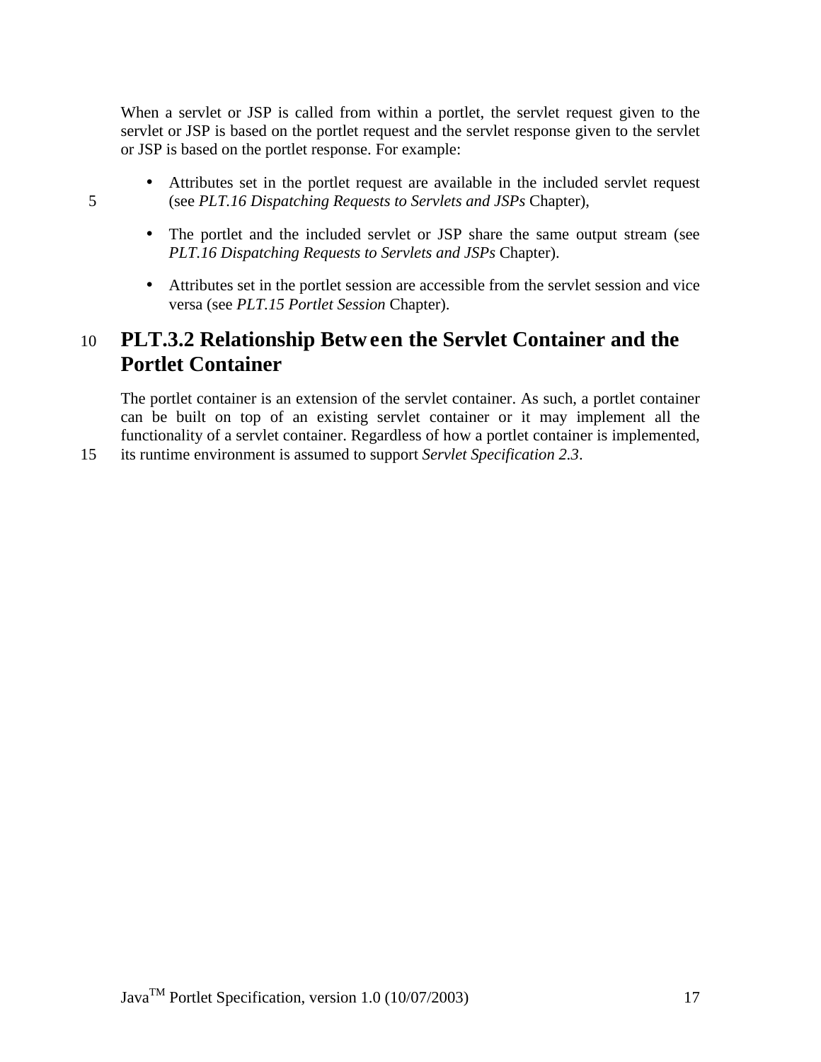When a servlet or JSP is called from within a portlet, the servlet request given to the servlet or JSP is based on the portlet request and the servlet response given to the servlet or JSP is based on the portlet response. For example:

- Attributes set in the portlet request are available in the included servlet request (see *PLT.16 Dispatching Requests to Servlets and JSPs* Chapter),
- The portlet and the included servlet or JSP share the same output stream (see *PLT.16 Dispatching Requests to Servlets and JSPs* Chapter).
- Attributes set in the portlet session are accessible from the servlet session and vice versa (see *PLT.15 Portlet Session* Chapter).

## PLT.3.2 Relationship Between the Servlet Container and the Portlet Container

The portlet container is an extension of the servlet container. As such, a portlet container can be built on top of an existing servlet container or it may implement all the functionality of a servlet container. Regardless of how a portlet container is implemented, its runtime environment is assumed to support *Servlet Specification 2.3*.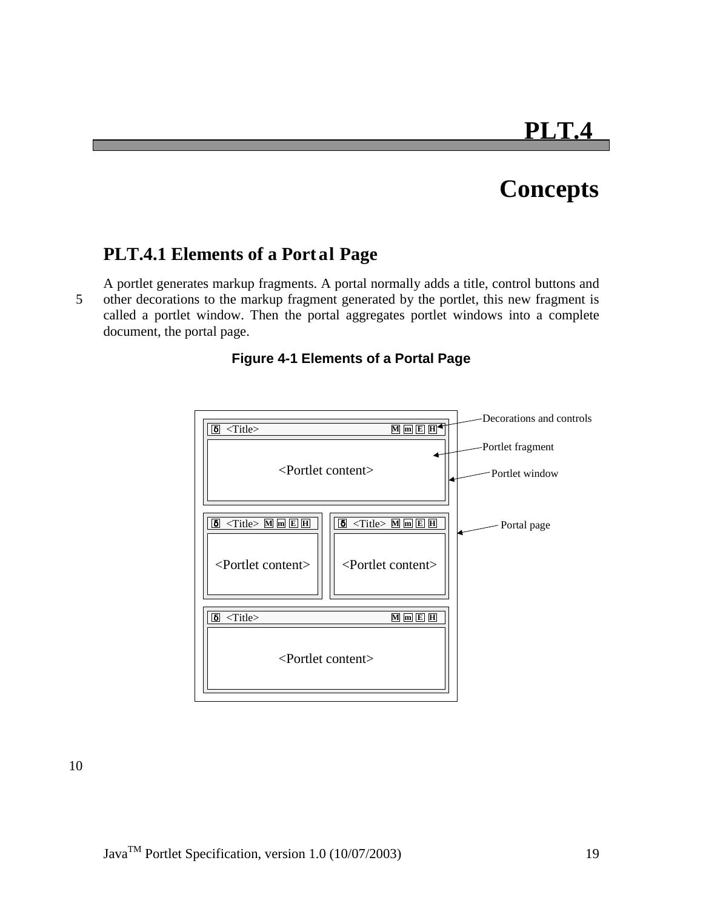# PLT.4

# Concepts

## PLT.4.1 Elements of a Portal Page

A portlet generates markup fragments. A portal normally adds a title, control buttons and other decorations to the markup fragment generated by the portlet, this new fragment is called a portlet window. Then the portal aggregates portlet windows into a complete document, the portal page.

**Figure 4-1 Elements of a Portal Page**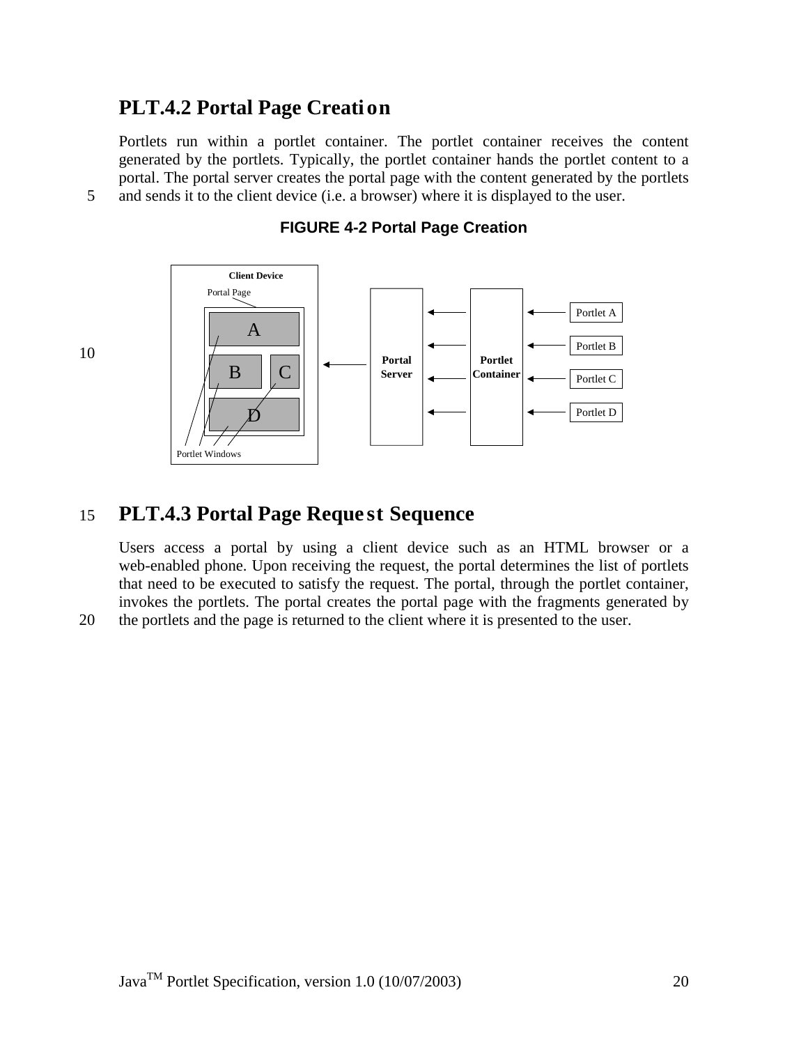## PLT.4.2 Portal Page Creation

Portlets run within a portlet container. The portlet container receives the content generated by the portlets. Typically, the portlet container hands the portlet content to a portal. The portal server creates the portal page with the content generated by the portlets and sends it to the client device (i.e. a browser) where it is displayed to the user.

**FIGURE 4-2 Portal Page Creation**

## PLT.4.3 Portal Page Request Sequence

Users access a portal by using a client device such as an HTML browser or a web-enabled phone. Upon receiving the request, the portal determines the list of portlets that need to be executed to satisfy the request. The portal, through the portlet container, invokes the portlets. The portal creates the portal page with the fragments generated by the portlets and the page is returned to the client where it is presented to the user.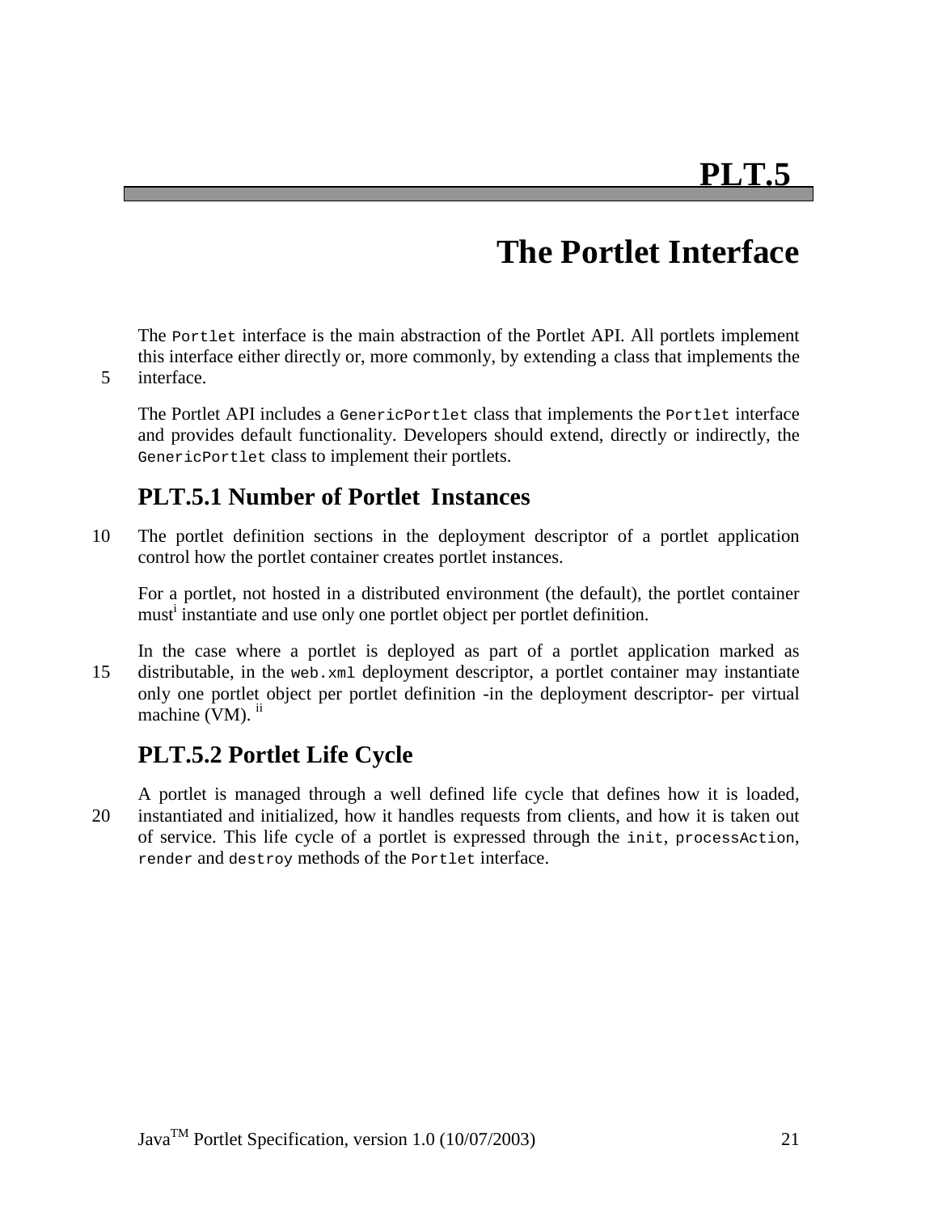# PLT.5

# The Portlet Interface

The `Portlet` interface is the main abstraction of the Portlet API. All portlets implement this interface either directly or, more commonly, by extending a class that implements the interface.

The Portlet API includes a `GenericPortlet` class that implements the `Portlet` interface and provides default functionality. Developers should extend, directly or indirectly, the `GenericPortlet` class to implement their portlets.

## PLT.5.1 Number of Portlet Instances

The portlet definition sections in the deployment descriptor of a portlet application control how the portlet container creates portlet instances.

For a portlet, not hosted in a distributed environment (the default), the portlet container must[i] instantiate and use only one portlet object per portlet definition.

In the case where a portlet is deployed as part of a portlet application marked as distributable, in the `web.xml` deployment descriptor, a portlet container may instantiate only one portlet object per portlet definition -in the deployment descriptor- per virtual machine (VM). [ii]

## PLT.5.2 Portlet Life Cycle

A portlet is managed through a well defined life cycle that defines how it is loaded, instantiated and initialized, how it handles requests from clients, and how it is taken out of service. This life cycle of a portlet is expressed through the `init`, `processAction`, `render` and `destroy` methods of the `Portlet` interface.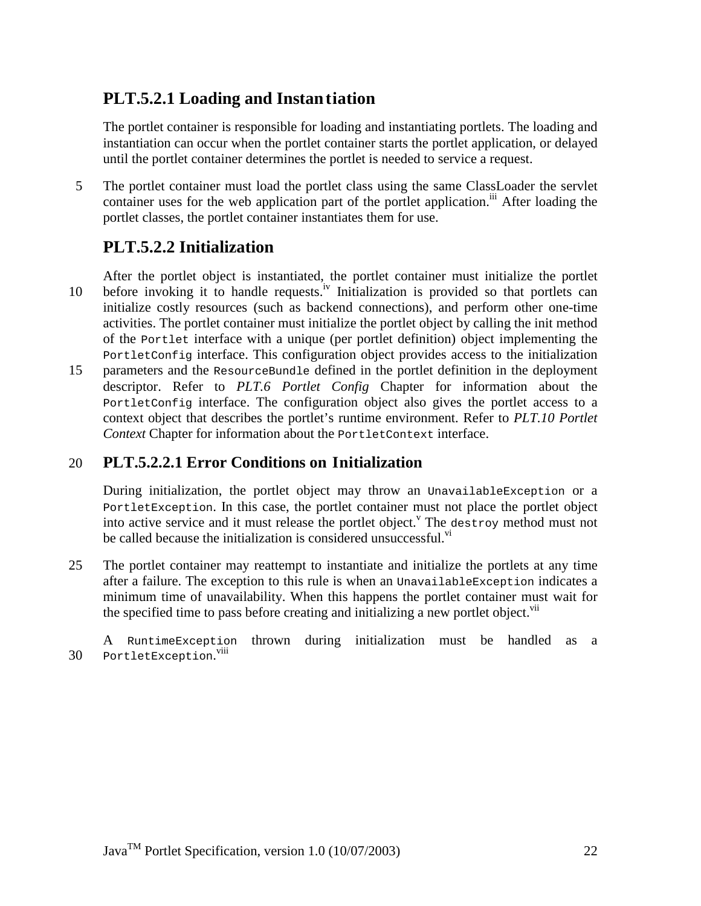### PLT.5.2.1 Loading and Instantiation

The portlet container is responsible for loading and instantiating portlets. The loading and instantiation can occur when the portlet container starts the portlet application, or delayed until the portlet container determines the portlet is needed to service a request.

The portlet container must load the portlet class using the same ClassLoader the servlet container uses for the web application part of the portlet application.[iii] After loading the portlet classes, the portlet container instantiates them for use.

### PLT.5.2.2 Initialization

After the portlet object is instantiated, the portlet container must initialize the portlet before invoking it to handle requests.[iv] Initialization is provided so that portlets can initialize costly resources (such as backend connections), and perform other one-time activities. The portlet container must initialize the portlet object by calling the init method of the `Portlet` interface with a unique (per portlet definition) object implementing the `PortletConfig` interface. This configuration object provides access to the initialization parameters and the `ResourceBundle` defined in the portlet definition in the deployment descriptor. Refer to *PLT.6 Portlet Config* Chapter for information about the `PortletConfig` interface. The configuration object also gives the portlet access to a context object that describes the portlet's runtime environment. Refer to *PLT.10 Portlet Context* Chapter for information about the `PortletContext` interface.

#### PLT.5.2.2.1 Error Conditions on Initialization

During initialization, the portlet object may throw an `UnavailableException` or a `PortletException`. In this case, the portlet container must not place the portlet object into active service and it must release the portlet object.[v] The `destroy` method must not be called because the initialization is considered unsuccessful.[vi]

The portlet container may reattempt to instantiate and initialize the portlets at any time after a failure. The exception to this rule is when an `UnavailableException` indicates a minimum time of unavailability. When this happens the portlet container must wait for the specified time to pass before creating and initializing a new portlet object.[vii]

A `RuntimeException` thrown during initialization must be handled as a `PortletException`.[viii]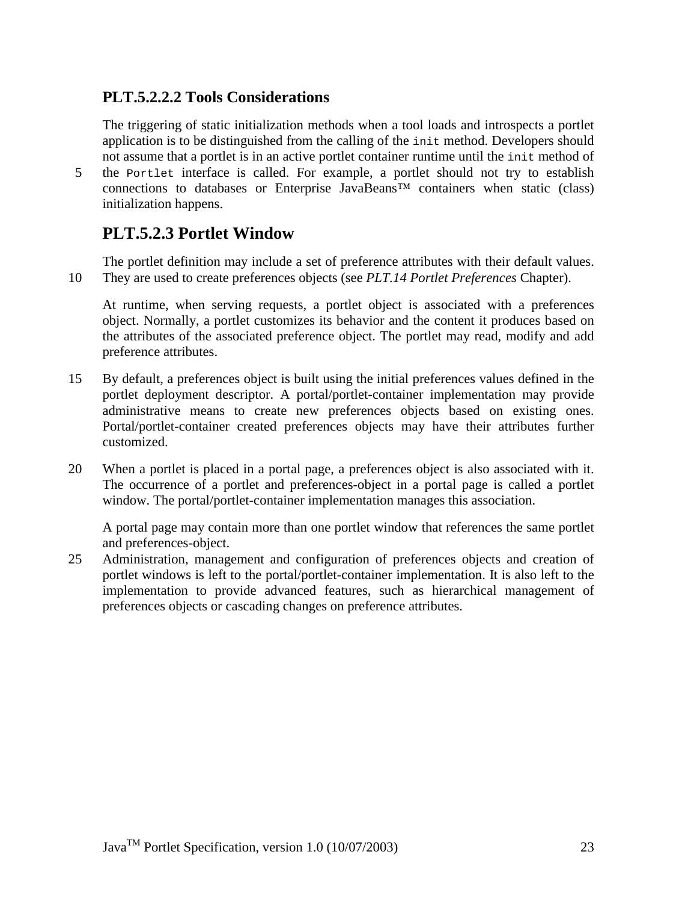### PLT.5.2.2.2 Tools Considerations

The triggering of static initialization methods when a tool loads and introspects a portlet application is to be distinguished from the calling of the `init` method. Developers should not assume that a portlet is in an active portlet container runtime until the `init` method of the `Portlet` interface is called. For example, a portlet should not try to establish connections to databases or Enterprise JavaBeans™ containers when static (class) initialization happens.

## PLT.5.2.3 Portlet Window

The portlet definition may include a set of preference attributes with their default values. They are used to create preferences objects (see *PLT.14 Portlet Preferences* Chapter).

At runtime, when serving requests, a portlet object is associated with a preferences object. Normally, a portlet customizes its behavior and the content it produces based on the attributes of the associated preference object. The portlet may read, modify and add preference attributes.

By default, a preferences object is built using the initial preferences values defined in the portlet deployment descriptor. A portal/portlet-container implementation may provide administrative means to create new preferences objects based on existing ones. Portal/portlet-container created preferences objects may have their attributes further customized.

When a portlet is placed in a portal page, a preferences object is also associated with it. The occurrence of a portlet and preferences-object in a portal page is called a portlet window. The portal/portlet-container implementation manages this association.

A portal page may contain more than one portlet window that references the same portlet and preferences-object.

Administration, management and configuration of preferences objects and creation of portlet windows is left to the portal/portlet-container implementation. It is also left to the implementation to provide advanced features, such as hierarchical management of preferences objects or cascading changes on preference attributes.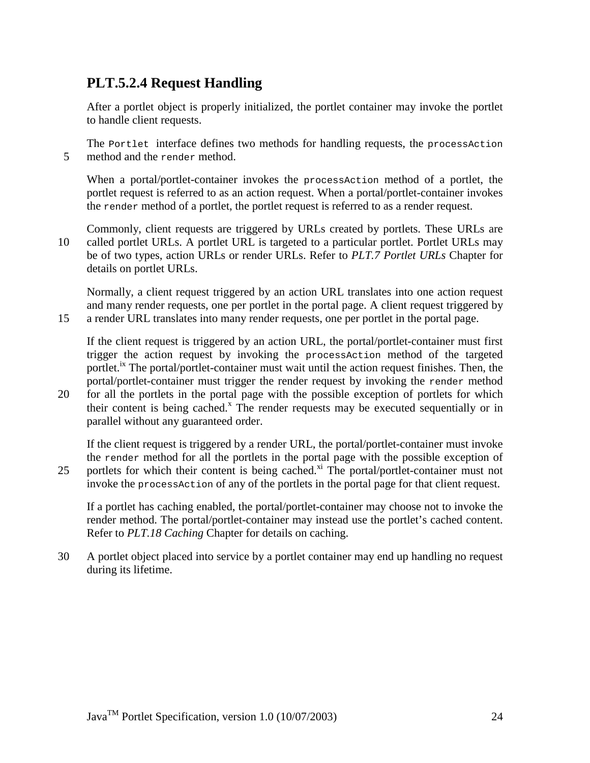## PLT.5.2.4 Request Handling

After a portlet object is properly initialized, the portlet container may invoke the portlet to handle client requests.

The `Portlet` interface defines two methods for handling requests, the `processAction` method and the `render` method.

When a portal/portlet-container invokes the `processAction` method of a portlet, the portlet request is referred to as an action request. When a portal/portlet-container invokes the `render` method of a portlet, the portlet request is referred to as a render request.

Commonly, client requests are triggered by URLs created by portlets. These URLs are called portlet URLs. A portlet URL is targeted to a particular portlet. Portlet URLs may be of two types, action URLs or render URLs. Refer to *PLT.7 Portlet URLs* Chapter for details on portlet URLs.

Normally, a client request triggered by an action URL translates into one action request and many render requests, one per portlet in the portal page. A client request triggered by a render URL translates into many render requests, one per portlet in the portal page.

If the client request is triggered by an action URL, the portal/portlet-container must first trigger the action request by invoking the `processAction` method of the targeted portlet.[ix] The portal/portlet-container must wait until the action request finishes. Then, the portal/portlet-container must trigger the render request by invoking the `render` method for all the portlets in the portal page with the possible exception of portlets for which their content is being cached.[x] The render requests may be executed sequentially or in parallel without any guaranteed order.

If the client request is triggered by a render URL, the portal/portlet-container must invoke the `render` method for all the portlets in the portal page with the possible exception of portlets for which their content is being cached.[xi] The portal/portlet-container must not invoke the `processAction` of any of the portlets in the portal page for that client request.

If a portlet has caching enabled, the portal/portlet-container may choose not to invoke the render method. The portal/portlet-container may instead use the portlet's cached content. Refer to *PLT.18 Caching* Chapter for details on caching.

A portlet object placed into service by a portlet container may end up handling no request during its lifetime.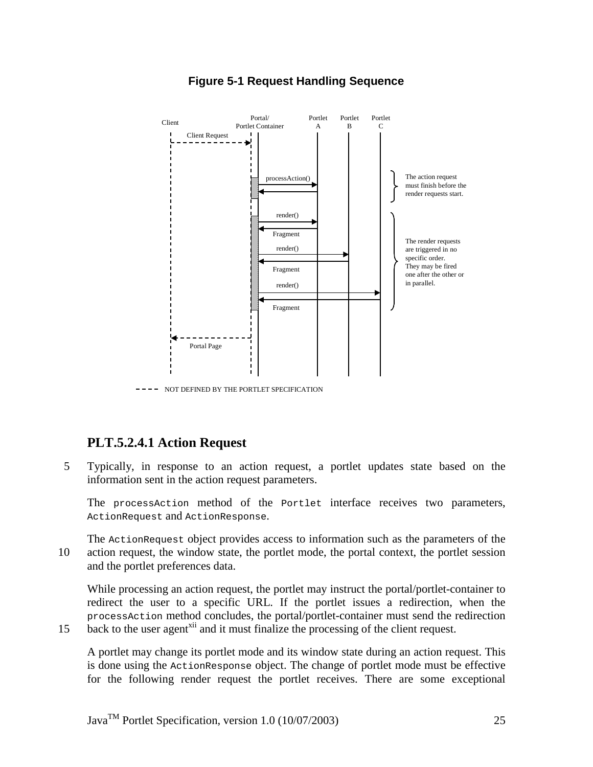**Figure 5-1 Request Handling Sequence**

Client | Portal/ Portlet Container | Portlet A | Portlet B | Portlet C

Client Request

processAction()

The action request must finish before the render requests start.

render()

Fragment

render()

Fragment

render()

Fragment

The render requests are triggered in no specific order. They may be fired one after the other or in parallel.

Portal Page

NOT DEFINED BY THE PORTLET SPECIFICATION

### PLT.5.2.4.1 Action Request

Typically, in response to an action request, a portlet updates state based on the information sent in the action request parameters.

The `processAction` method of the `Portlet` interface receives two parameters, `ActionRequest` and `ActionResponse`.

The `ActionRequest` object provides access to information such as the parameters of the action request, the window state, the portlet mode, the portal context, the portlet session and the portlet preferences data.

While processing an action request, the portlet may instruct the portal/portlet-container to redirect the user to a specific URL. If the portlet issues a redirection, when the `processAction` method concludes, the portal/portlet-container must send the redirection back to the user agent[xii] and it must finalize the processing of the client request.

A portlet may change its portlet mode and its window state during an action request. This is done using the `ActionResponse` object. The change of portlet mode must be effective for the following render request the portlet receives. There are some exceptional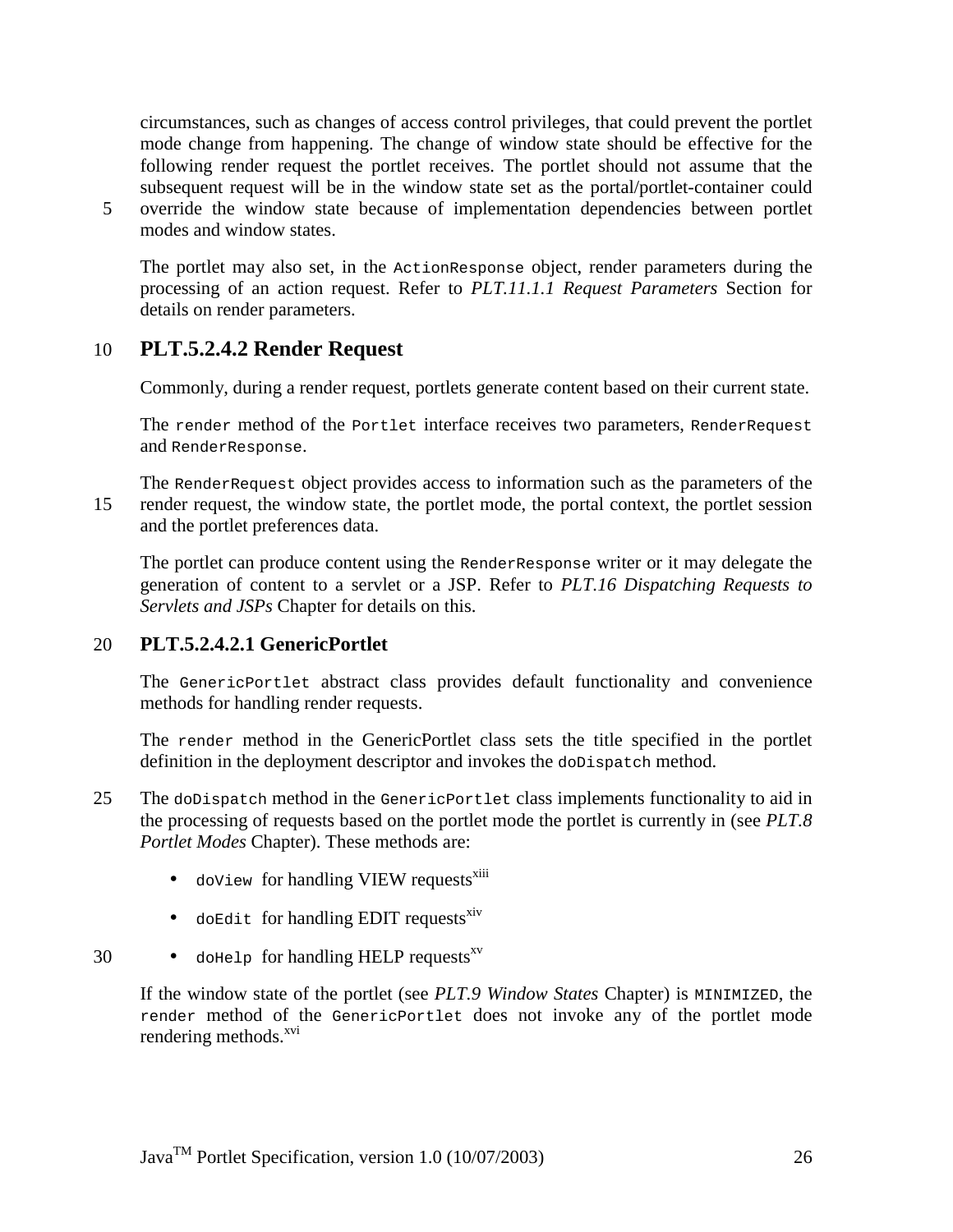circumstances, such as changes of access control privileges, that could prevent the portlet mode change from happening. The change of window state should be effective for the following render request the portlet receives. The portlet should not assume that the subsequent request will be in the window state set as the portal/portlet-container could override the window state because of implementation dependencies between portlet modes and window states.

The portlet may also set, in the `ActionResponse` object, render parameters during the processing of an action request. Refer to *PLT.11.1.1 Request Parameters* Section for details on render parameters.

### PLT.5.2.4.2 Render Request

Commonly, during a render request, portlets generate content based on their current state.

The `render` method of the `Portlet` interface receives two parameters, `RenderRequest` and `RenderResponse`.

The `RenderRequest` object provides access to information such as the parameters of the render request, the window state, the portlet mode, the portal context, the portlet session and the portlet preferences data.

The portlet can produce content using the `RenderResponse` writer or it may delegate the generation of content to a servlet or a JSP. Refer to *PLT.16 Dispatching Requests to Servlets and JSPs* Chapter for details on this.

#### PLT.5.2.4.2.1 GenericPortlet

The `GenericPortlet` abstract class provides default functionality and convenience methods for handling render requests.

The `render` method in the GenericPortlet class sets the title specified in the portlet definition in the deployment descriptor and invokes the `doDispatch` method.

The `doDispatch` method in the `GenericPortlet` class implements functionality to aid in the processing of requests based on the portlet mode the portlet is currently in (see *PLT.8 Portlet Modes* Chapter). These methods are:

- `doView` for handling VIEW requests[xiii]
- `doEdit` for handling EDIT requests[xiv]
- `doHelp` for handling HELP requests[xv]

If the window state of the portlet (see *PLT.9 Window States* Chapter) is `MINIMIZED`, the `render` method of the `GenericPortlet` does not invoke any of the portlet mode rendering methods.[xvi]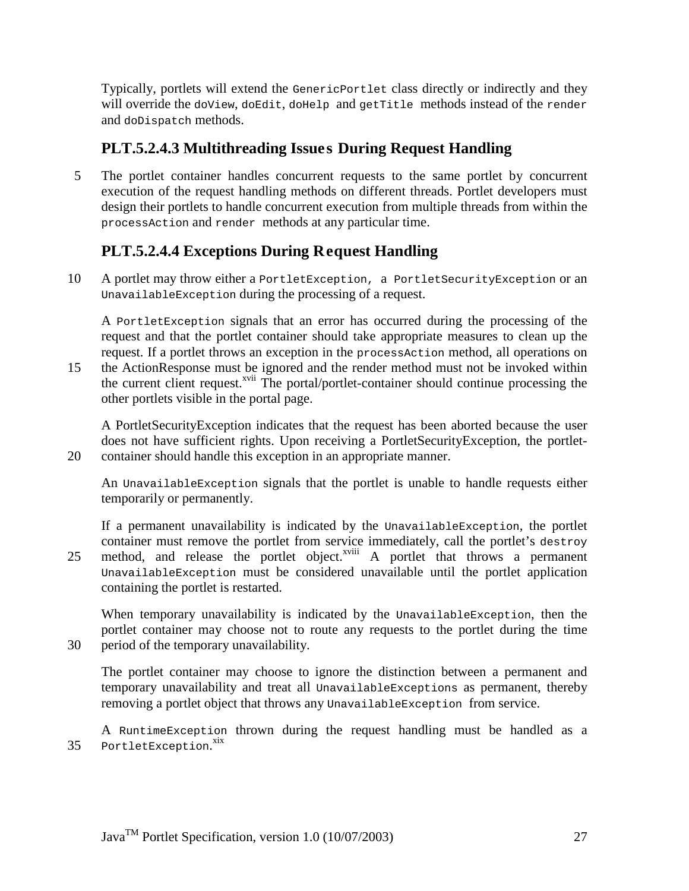Typically, portlets will extend the `GenericPortlet` class directly or indirectly and they will override the `doView`, `doEdit`, `doHelp` and `getTitle` methods instead of the `render` and `doDispatch` methods.

### PLT.5.2.4.3 Multithreading Issues During Request Handling

The portlet container handles concurrent requests to the same portlet by concurrent execution of the request handling methods on different threads. Portlet developers must design their portlets to handle concurrent execution from multiple threads from within the `processAction` and `render` methods at any particular time.

### PLT.5.2.4.4 Exceptions During Request Handling

A portlet may throw either a `PortletException`, a `PortletSecurityException` or an `UnavailableException` during the processing of a request.

A `PortletException` signals that an error has occurred during the processing of the request and that the portlet container should take appropriate measures to clean up the request. If a portlet throws an exception in the `processAction` method, all operations on the ActionResponse must be ignored and the render method must not be invoked within the current client request.[xvii] The portal/portlet-container should continue processing the other portlets visible in the portal page.

A PortletSecurityException indicates that the request has been aborted because the user does not have sufficient rights. Upon receiving a PortletSecurityException, the portlet-container should handle this exception in an appropriate manner.

An `UnavailableException` signals that the portlet is unable to handle requests either temporarily or permanently.

If a permanent unavailability is indicated by the `UnavailableException`, the portlet container must remove the portlet from service immediately, call the portlet's `destroy` method, and release the portlet object.[xviii] A portlet that throws a permanent `UnavailableException` must be considered unavailable until the portlet application containing the portlet is restarted.

When temporary unavailability is indicated by the `UnavailableException`, then the portlet container may choose not to route any requests to the portlet during the time period of the temporary unavailability.

The portlet container may choose to ignore the distinction between a permanent and temporary unavailability and treat all `UnavailableExceptions` as permanent, thereby removing a portlet object that throws any `UnavailableException` from service.

A `RuntimeException` thrown during the request handling must be handled as a `PortletException`.[xix]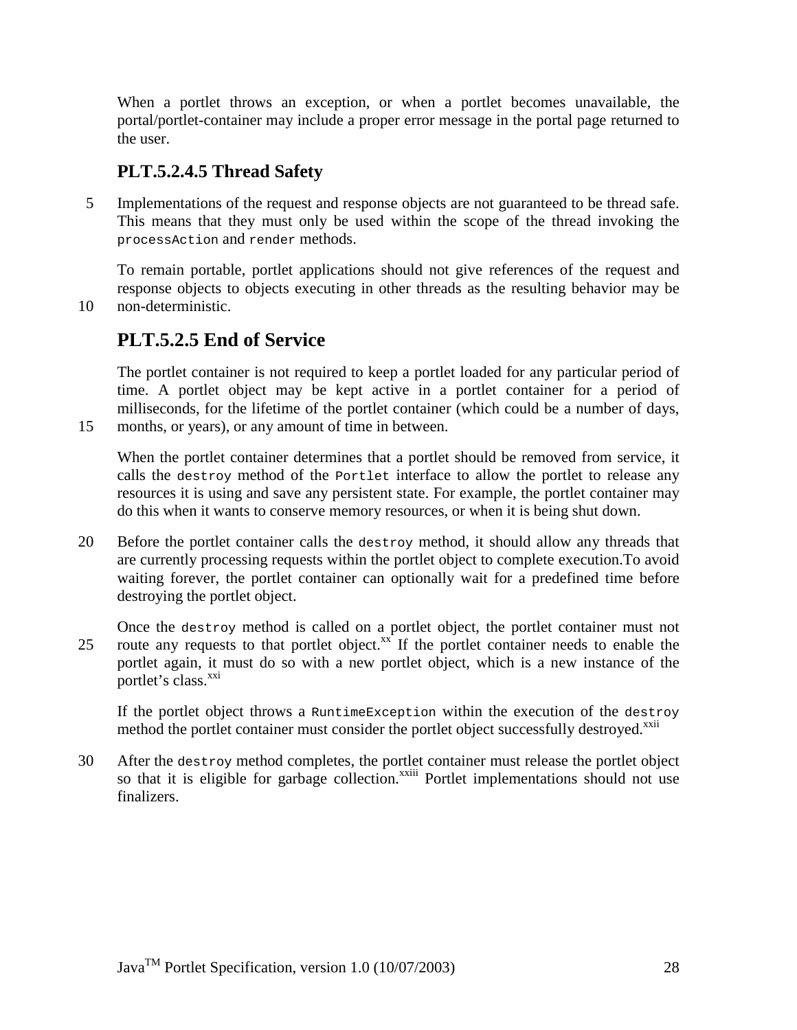When a portlet throws an exception, or when a portlet becomes unavailable, the portal/portlet-container may include a proper error message in the portal page returned to the user.

### PLT.5.2.4.5 Thread Safety

Implementations of the request and response objects are not guaranteed to be thread safe. This means that they must only be used within the scope of the thread invoking the `processAction` and `render` methods.

To remain portable, portlet applications should not give references of the request and response objects to objects executing in other threads as the resulting behavior may be non-deterministic.

### PLT.5.2.5 End of Service

The portlet container is not required to keep a portlet loaded for any particular period of time. A portlet object may be kept active in a portlet container for a period of milliseconds, for the lifetime of the portlet container (which could be a number of days, months, or years), or any amount of time in between.

When the portlet container determines that a portlet should be removed from service, it calls the `destroy` method of the `Portlet` interface to allow the portlet to release any resources it is using and save any persistent state. For example, the portlet container may do this when it wants to conserve memory resources, or when it is being shut down.

Before the portlet container calls the `destroy` method, it should allow any threads that are currently processing requests within the portlet object to complete execution.To avoid waiting forever, the portlet container can optionally wait for a predefined time before destroying the portlet object.

Once the `destroy` method is called on a portlet object, the portlet container must not route any requests to that portlet object.[xx] If the portlet container needs to enable the portlet again, it must do so with a new portlet object, which is a new instance of the portlet's class.[xxi]

If the portlet object throws a `RuntimeException` within the execution of the `destroy` method the portlet container must consider the portlet object successfully destroyed.[xxii]

After the `destroy` method completes, the portlet container must release the portlet object so that it is eligible for garbage collection.[xxiii] Portlet implementations should not use finalizers.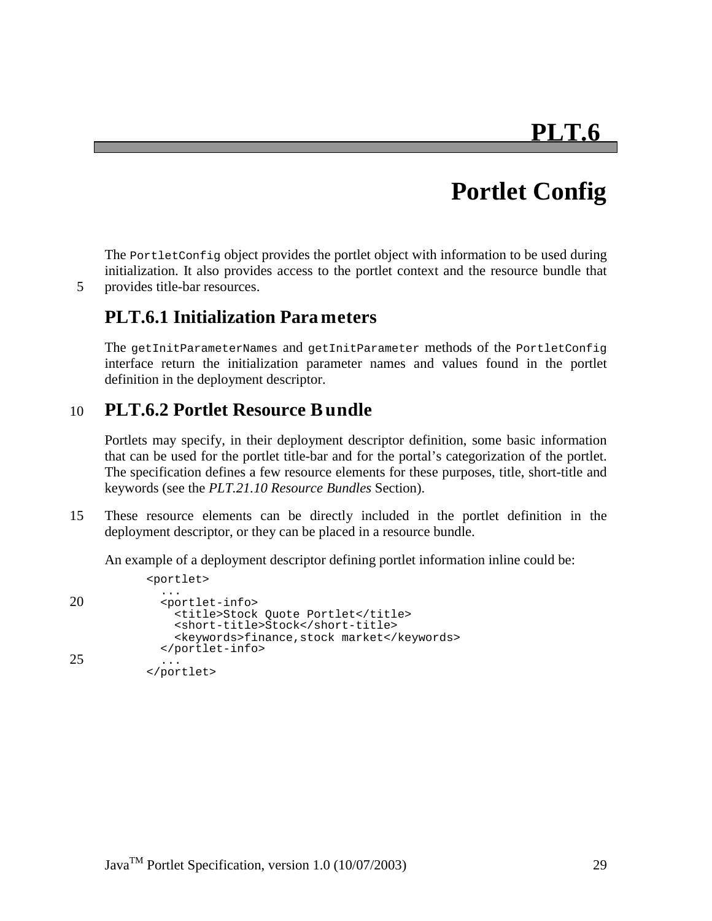# PLT.6

# Portlet Config

The `PortletConfig` object provides the portlet object with information to be used during initialization. It also provides access to the portlet context and the resource bundle that provides title-bar resources.

## PLT.6.1 Initialization Parameters

The `getInitParameterNames` and `getInitParameter` methods of the `PortletConfig` interface return the initialization parameter names and values found in the portlet definition in the deployment descriptor.

## PLT.6.2 Portlet Resource Bundle

Portlets may specify, in their deployment descriptor definition, some basic information that can be used for the portlet title-bar and for the portal's categorization of the portlet. The specification defines a few resource elements for these purposes, title, short-title and keywords (see the *PLT.21.10 Resource Bundles* Section).

These resource elements can be directly included in the portlet definition in the deployment descriptor, or they can be placed in a resource bundle.

An example of a deployment descriptor defining portlet information inline could be:

```
<portlet>
  ...
  <portlet-info>
    <title>Stock Quote Portlet</title>
    <short-title>Stock</short-title>
    <keywords>finance,stock market</keywords>
  </portlet-info>
  ...
</portlet>
```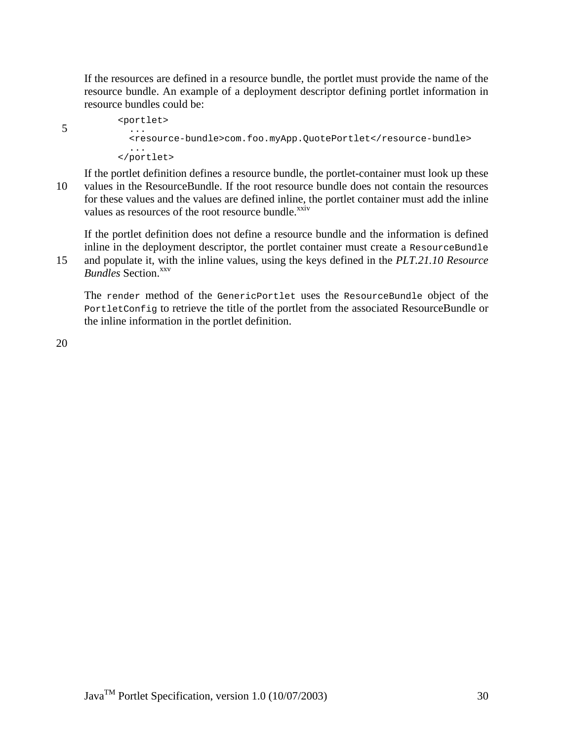If the resources are defined in a resource bundle, the portlet must provide the name of the resource bundle. An example of a deployment descriptor defining portlet information in resource bundles could be:

```
<portlet>
  ...
  <resource-bundle>com.foo.myApp.QuotePortlet</resource-bundle>
  ...
</portlet>
```

If the portlet definition defines a resource bundle, the portlet-container must look up these values in the ResourceBundle. If the root resource bundle does not contain the resources for these values and the values are defined inline, the portlet container must add the inline values as resources of the root resource bundle.[xxiv]

If the portlet definition does not define a resource bundle and the information is defined inline in the deployment descriptor, the portlet container must create a `ResourceBundle` and populate it, with the inline values, using the keys defined in the *PLT.21.10 Resource Bundles* Section.[xxv]

The `render` method of the `GenericPortlet` uses the `ResourceBundle` object of the `PortletConfig` to retrieve the title of the portlet from the associated ResourceBundle or the inline information in the portlet definition.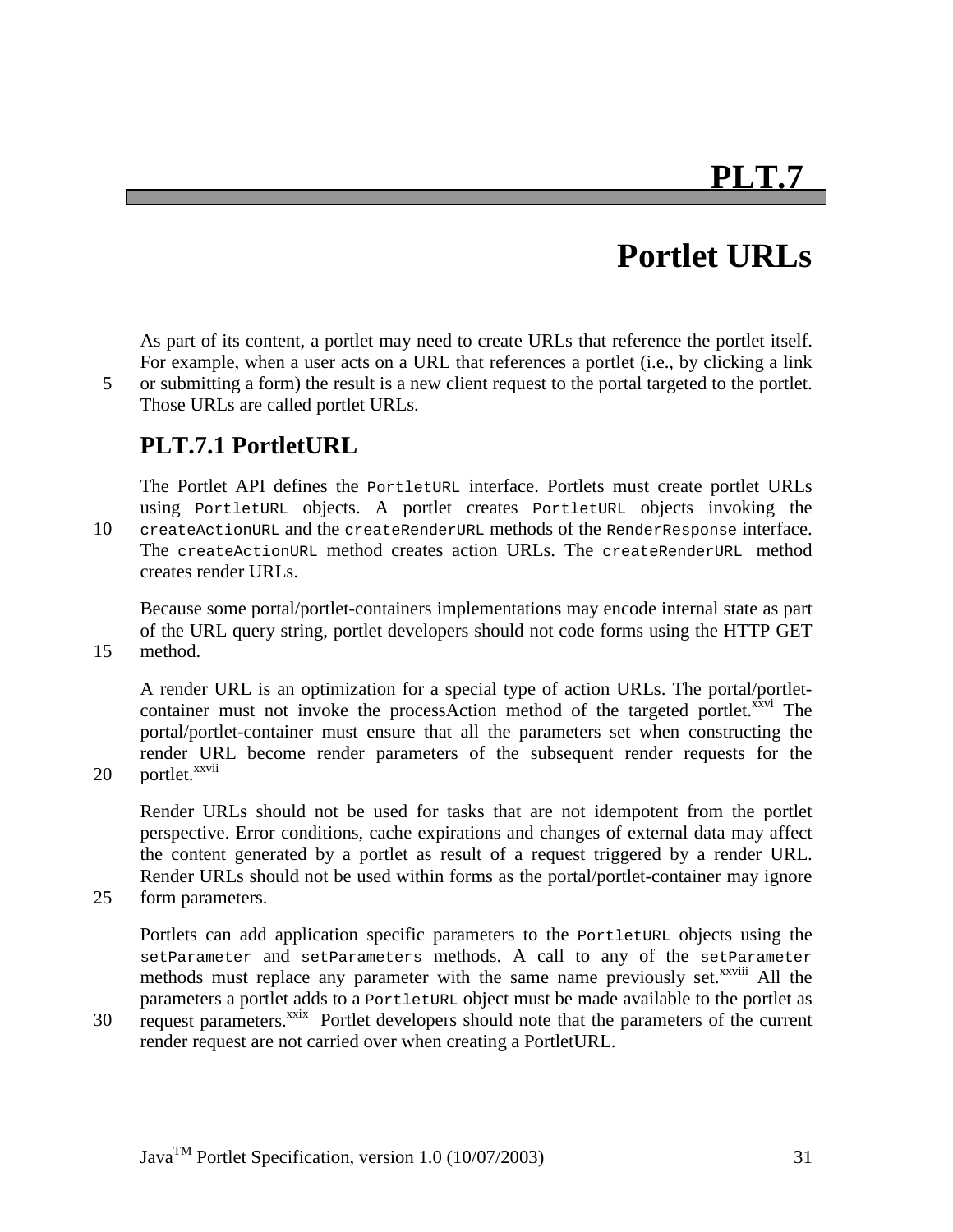# PLT.7

# Portlet URLs

As part of its content, a portlet may need to create URLs that reference the portlet itself. For example, when a user acts on a URL that references a portlet (i.e., by clicking a link or submitting a form) the result is a new client request to the portal targeted to the portlet. Those URLs are called portlet URLs.

## PLT.7.1 PortletURL

The Portlet API defines the `PortletURL` interface. Portlets must create portlet URLs using `PortletURL` objects. A portlet creates `PortletURL` objects invoking the `createActionURL` and the `createRenderURL` methods of the `RenderResponse` interface. The `createActionURL` method creates action URLs. The `createRenderURL` method creates render URLs.

Because some portal/portlet-containers implementations may encode internal state as part of the URL query string, portlet developers should not code forms using the HTTP GET method.

A render URL is an optimization for a special type of action URLs. The portal/portlet-container must not invoke the processAction method of the targeted portlet.[xxvi] The portal/portlet-container must ensure that all the parameters set when constructing the render URL become render parameters of the subsequent render requests for the portlet.[xxvii]

Render URLs should not be used for tasks that are not idempotent from the portlet perspective. Error conditions, cache expirations and changes of external data may affect the content generated by a portlet as result of a request triggered by a render URL. Render URLs should not be used within forms as the portal/portlet-container may ignore form parameters.

Portlets can add application specific parameters to the `PortletURL` objects using the `setParameter` and `setParameters` methods. A call to any of the `setParameter` methods must replace any parameter with the same name previously set.[xxviii] All the parameters a portlet adds to a `PortletURL` object must be made available to the portlet as request parameters.[xxix] Portlet developers should note that the parameters of the current render request are not carried over when creating a PortletURL.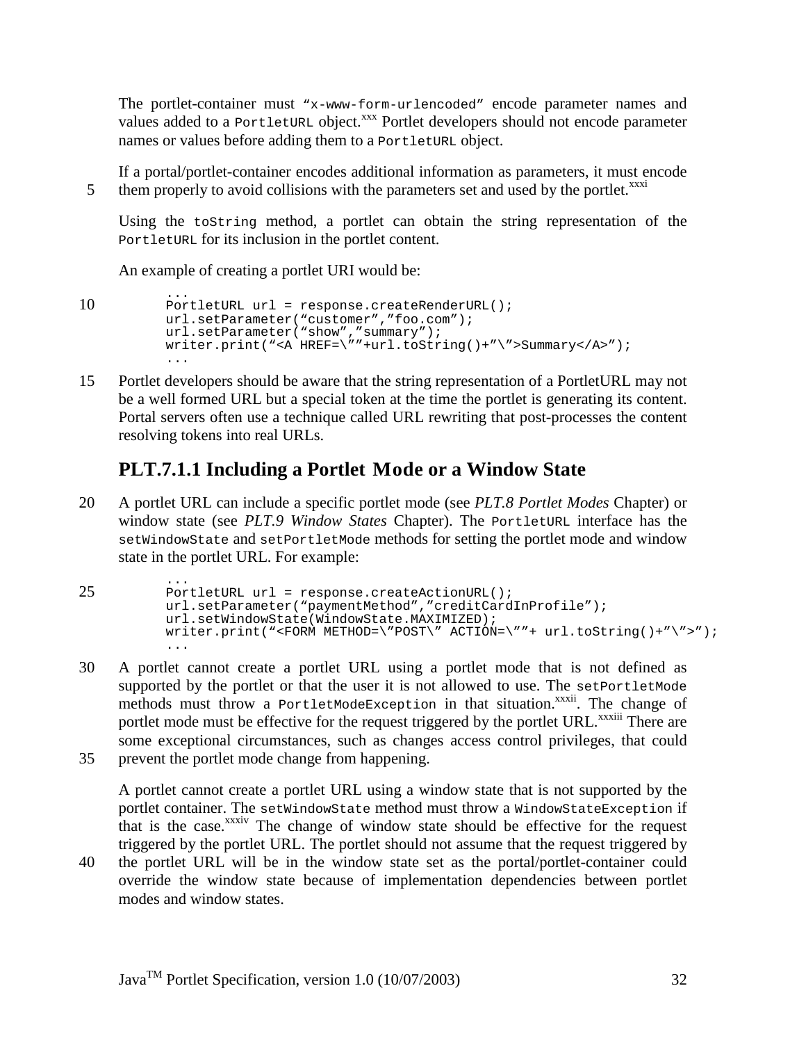The portlet-container must "x-www-form-urlencoded" encode parameter names and values added to a PortletURL object.[xxx] Portlet developers should not encode parameter names or values before adding them to a PortletURL object.

If a portal/portlet-container encodes additional information as parameters, it must encode them properly to avoid collisions with the parameters set and used by the portlet.[xxxi]

Using the toString method, a portlet can obtain the string representation of the PortletURL for its inclusion in the portlet content.

An example of creating a portlet URI would be:

```
...
PortletURL url = response.createRenderURL();
url.setParameter("customer","foo.com");
url.setParameter("show","summary");
writer.print("<A HREF=\""+url.toString()+"\">Summary</A>");
...
```

Portlet developers should be aware that the string representation of a PortletURL may not be a well formed URL but a special token at the time the portlet is generating its content. Portal servers often use a technique called URL rewriting that post-processes the content resolving tokens into real URLs.

### PLT.7.1.1 Including a Portlet Mode or a Window State

A portlet URL can include a specific portlet mode (see *PLT.8 Portlet Modes* Chapter) or window state (see *PLT.9 Window States* Chapter). The PortletURL interface has the setWindowState and setPortletMode methods for setting the portlet mode and window state in the portlet URL. For example:

```
...
PortletURL url = response.createActionURL();
url.setParameter("paymentMethod","creditCardInProfile");
url.setWindowState(WindowState.MAXIMIZED);
writer.print("<FORM METHOD=\"POST\" ACTION=\""+ url.toString()+"\">");
...
```

A portlet cannot create a portlet URL using a portlet mode that is not defined as supported by the portlet or that the user it is not allowed to use. The setPortletMode methods must throw a PortletModeException in that situation.[xxxii]. The change of portlet mode must be effective for the request triggered by the portlet URL.[xxxiii] There are some exceptional circumstances, such as changes access control privileges, that could prevent the portlet mode change from happening.

A portlet cannot create a portlet URL using a window state that is not supported by the portlet container. The setWindowState method must throw a WindowStateException if that is the case.[xxxiv] The change of window state should be effective for the request triggered by the portlet URL. The portlet should not assume that the request triggered by the portlet URL will be in the window state set as the portal/portlet-container could override the window state because of implementation dependencies between portlet modes and window states.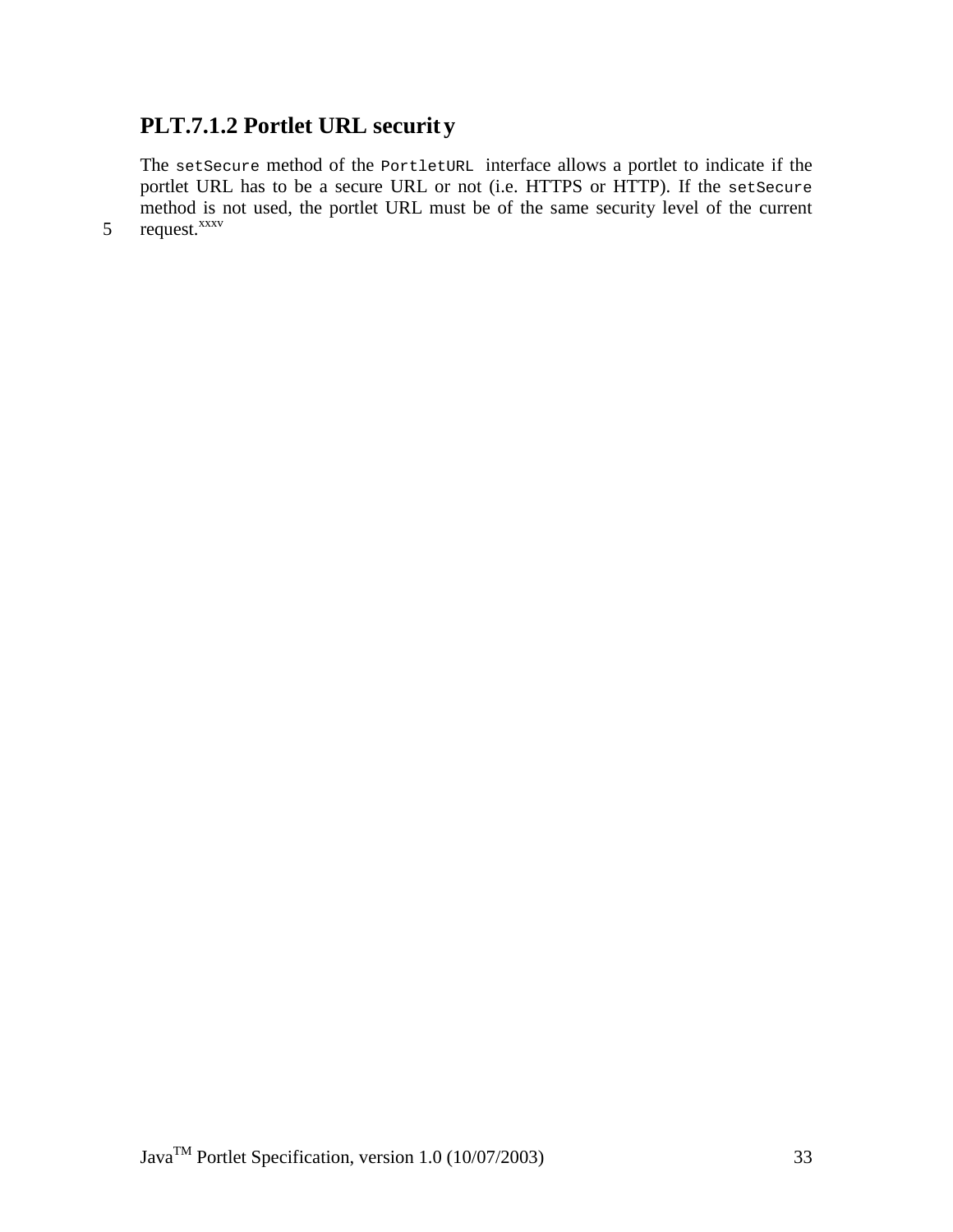### PLT.7.1.2 Portlet URL security

The `setSecure` method of the `PortletURL` interface allows a portlet to indicate if the portlet URL has to be a secure URL or not (i.e. HTTPS or HTTP). If the `setSecure` method is not used, the portlet URL must be of the same security level of the current request.[xxxv]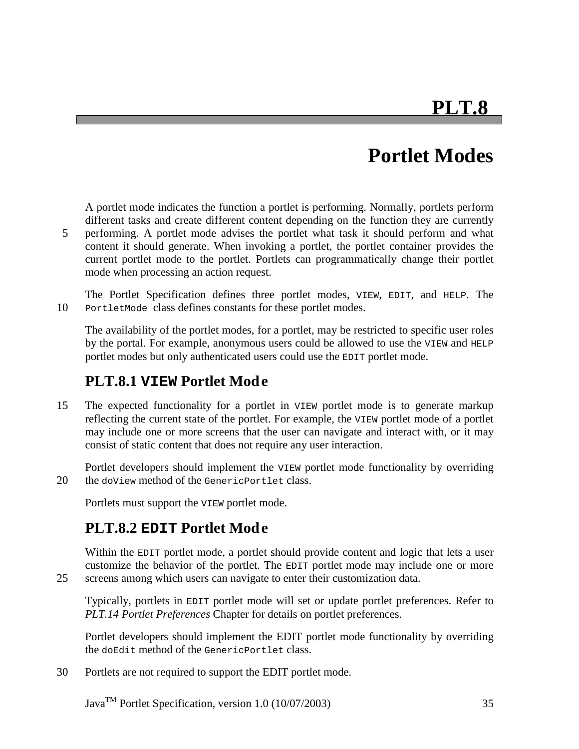# PLT.8

# Portlet Modes

A portlet mode indicates the function a portlet is performing. Normally, portlets perform different tasks and create different content depending on the function they are currently performing. A portlet mode advises the portlet what task it should perform and what content it should generate. When invoking a portlet, the portlet container provides the current portlet mode to the portlet. Portlets can programmatically change their portlet mode when processing an action request.

The Portlet Specification defines three portlet modes, `VIEW`, `EDIT`, and `HELP`. The `PortletMode` class defines constants for these portlet modes.

The availability of the portlet modes, for a portlet, may be restricted to specific user roles by the portal. For example, anonymous users could be allowed to use the `VIEW` and `HELP` portlet modes but only authenticated users could use the `EDIT` portlet mode.

## PLT.8.1 `VIEW` Portlet Mode

The expected functionality for a portlet in `VIEW` portlet mode is to generate markup reflecting the current state of the portlet. For example, the `VIEW` portlet mode of a portlet may include one or more screens that the user can navigate and interact with, or it may consist of static content that does not require any user interaction.

Portlet developers should implement the `VIEW` portlet mode functionality by overriding the `doView` method of the `GenericPortlet` class.

Portlets must support the `VIEW` portlet mode.

## PLT.8.2 `EDIT` Portlet Mode

Within the `EDIT` portlet mode, a portlet should provide content and logic that lets a user customize the behavior of the portlet. The `EDIT` portlet mode may include one or more screens among which users can navigate to enter their customization data.

Typically, portlets in `EDIT` portlet mode will set or update portlet preferences. Refer to *PLT.14 Portlet Preferences* Chapter for details on portlet preferences.

Portlet developers should implement the EDIT portlet mode functionality by overriding the `doEdit` method of the `GenericPortlet` class.

Portlets are not required to support the EDIT portlet mode.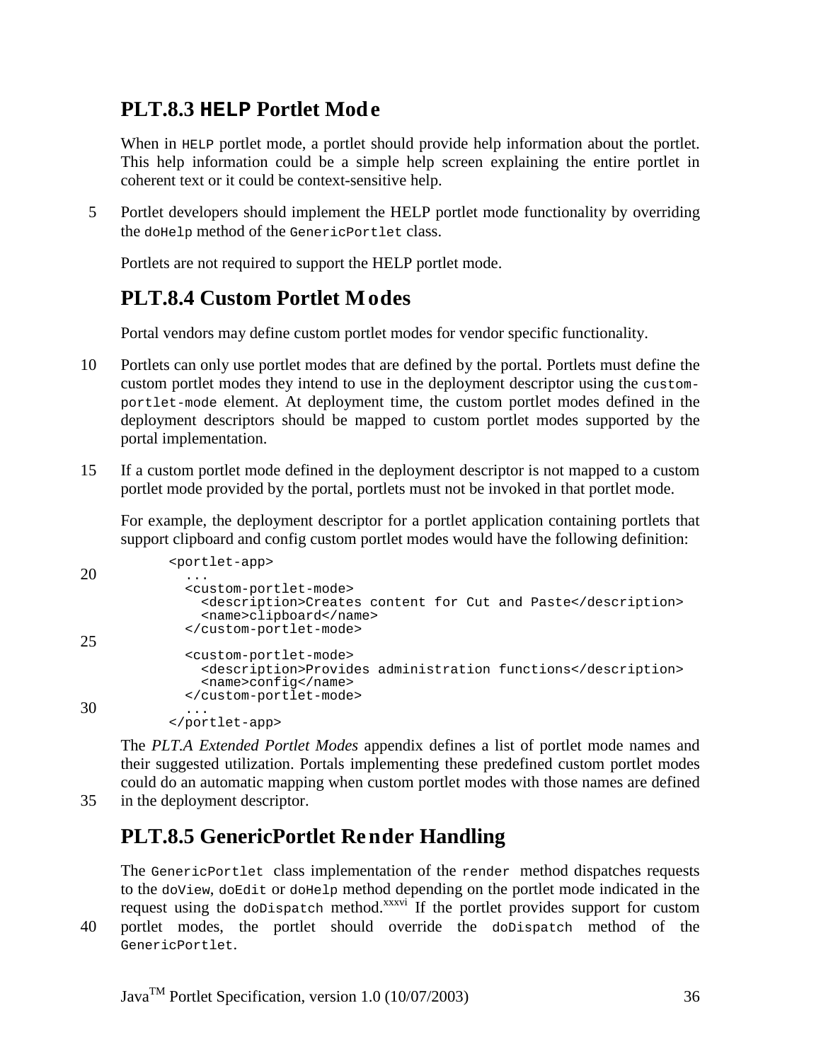## PLT.8.3 HELP Portlet Mode

When in `HELP` portlet mode, a portlet should provide help information about the portlet. This help information could be a simple help screen explaining the entire portlet in coherent text or it could be context-sensitive help.

Portlet developers should implement the HELP portlet mode functionality by overriding the `doHelp` method of the `GenericPortlet` class.

Portlets are not required to support the HELP portlet mode.

## PLT.8.4 Custom Portlet Modes

Portal vendors may define custom portlet modes for vendor specific functionality.

Portlets can only use portlet modes that are defined by the portal. Portlets must define the custom portlet modes they intend to use in the deployment descriptor using the `custom-portlet-mode` element. At deployment time, the custom portlet modes defined in the deployment descriptors should be mapped to custom portlet modes supported by the portal implementation.

If a custom portlet mode defined in the deployment descriptor is not mapped to a custom portlet mode provided by the portal, portlets must not be invoked in that portlet mode.

For example, the deployment descriptor for a portlet application containing portlets that support clipboard and config custom portlet modes would have the following definition:

```
<portlet-app>
  ...
  <custom-portlet-mode>
    <description>Creates content for Cut and Paste</description>
    <name>clipboard</name>
  </custom-portlet-mode>

  <custom-portlet-mode>
    <description>Provides administration functions</description>
    <name>config</name>
  </custom-portlet-mode>
  ...
</portlet-app>
```

The *PLT.A Extended Portlet Modes* appendix defines a list of portlet mode names and their suggested utilization. Portals implementing these predefined custom portlet modes could do an automatic mapping when custom portlet modes with those names are defined in the deployment descriptor.

## PLT.8.5 GenericPortlet Render Handling

The `GenericPortlet` class implementation of the `render` method dispatches requests to the `doView`, `doEdit` or `doHelp` method depending on the portlet mode indicated in the request using the `doDispatch` method.[xxxvi] If the portlet provides support for custom portlet modes, the portlet should override the `doDispatch` method of the `GenericPortlet`.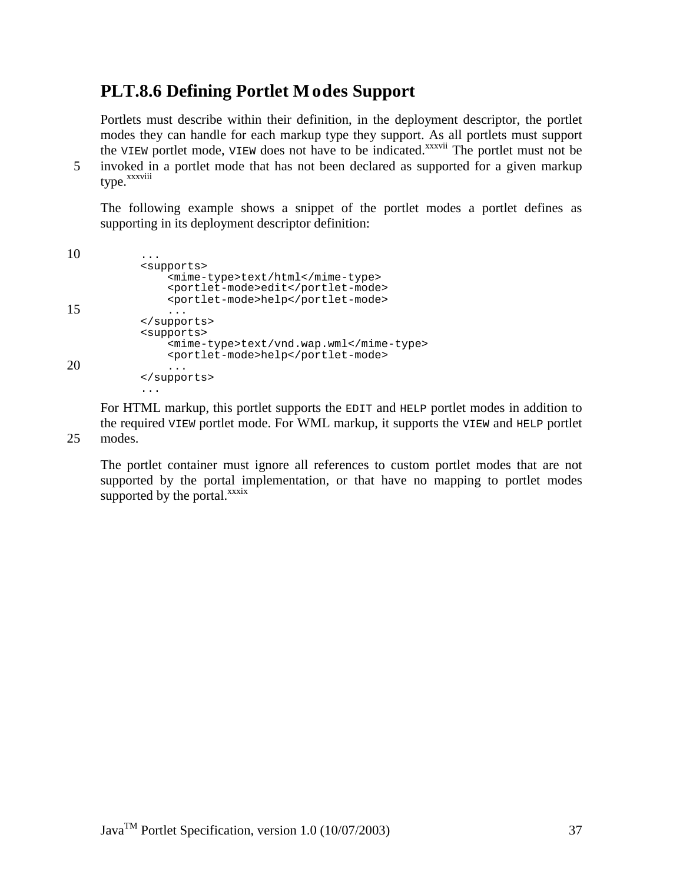## PLT.8.6 Defining Portlet Modes Support

Portlets must describe within their definition, in the deployment descriptor, the portlet modes they can handle for each markup type they support. As all portlets must support the `VIEW` portlet mode, `VIEW` does not have to be indicated.[xxxvii] The portlet must not be invoked in a portlet mode that has not been declared as supported for a given markup type.[xxxviii]

The following example shows a snippet of the portlet modes a portlet defines as supporting in its deployment descriptor definition:

```
...
<supports>
    <mime-type>text/html</mime-type>
    <portlet-mode>edit</portlet-mode>
    <portlet-mode>help</portlet-mode>
    ...
</supports>
<supports>
    <mime-type>text/vnd.wap.wml</mime-type>
    <portlet-mode>help</portlet-mode>
    ...
</supports>
...
```

For HTML markup, this portlet supports the `EDIT` and `HELP` portlet modes in addition to the required `VIEW` portlet mode. For WML markup, it supports the `VIEW` and `HELP` portlet modes.

The portlet container must ignore all references to custom portlet modes that are not supported by the portal implementation, or that have no mapping to portlet modes supported by the portal.[xxxix]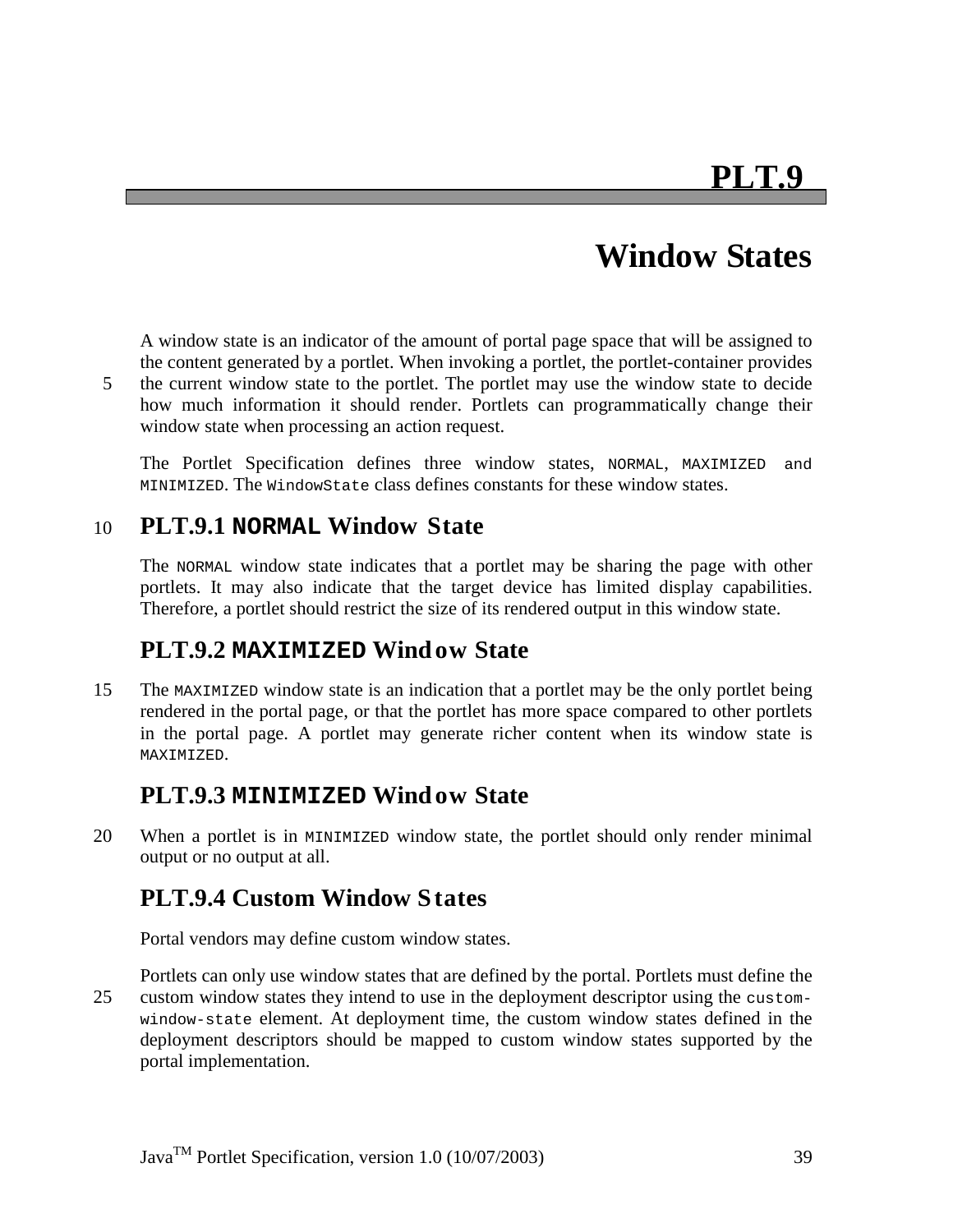# PLT.9

# Window States

A window state is an indicator of the amount of portal page space that will be assigned to the content generated by a portlet. When invoking a portlet, the portlet-container provides the current window state to the portlet. The portlet may use the window state to decide how much information it should render. Portlets can programmatically change their window state when processing an action request.

The Portlet Specification defines three window states, `NORMAL`, `MAXIMIZED` and `MINIMIZED`. The `WindowState` class defines constants for these window states.

## PLT.9.1 `NORMAL` Window State

The `NORMAL` window state indicates that a portlet may be sharing the page with other portlets. It may also indicate that the target device has limited display capabilities. Therefore, a portlet should restrict the size of its rendered output in this window state.

## PLT.9.2 `MAXIMIZED` Window State

The `MAXIMIZED` window state is an indication that a portlet may be the only portlet being rendered in the portal page, or that the portlet has more space compared to other portlets in the portal page. A portlet may generate richer content when its window state is `MAXIMIZED`.

## PLT.9.3 `MINIMIZED` Window State

When a portlet is in `MINIMIZED` window state, the portlet should only render minimal output or no output at all.

## PLT.9.4 Custom Window States

Portal vendors may define custom window states.

Portlets can only use window states that are defined by the portal. Portlets must define the custom window states they intend to use in the deployment descriptor using the `custom-window-state` element. At deployment time, the custom window states defined in the deployment descriptors should be mapped to custom window states supported by the portal implementation.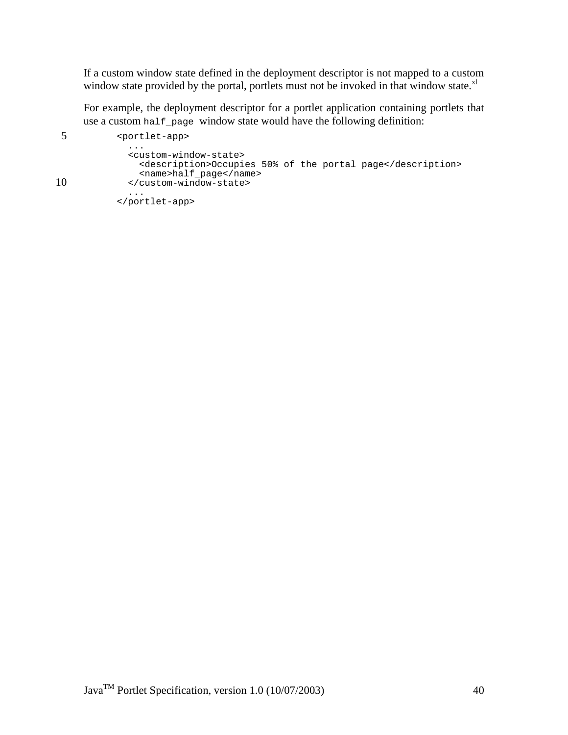If a custom window state defined in the deployment descriptor is not mapped to a custom window state provided by the portal, portlets must not be invoked in that window state.[xl]

For example, the deployment descriptor for a portlet application containing portlets that use a custom `half_page` window state would have the following definition:

```
<portlet-app>
  ...
  <custom-window-state>
    <description>Occupies 50% of the portal page</description>
    <name>half_page</name>
  </custom-window-state>
  ...
</portlet-app>
```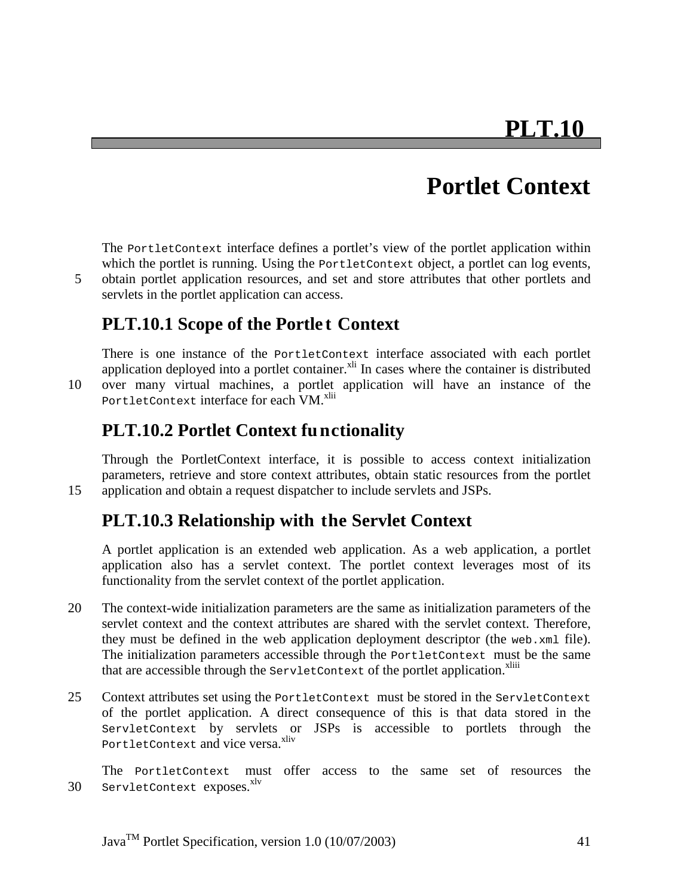# PLT.10

# Portlet Context

The `PortletContext` interface defines a portlet's view of the portlet application within which the portlet is running. Using the `PortletContext` object, a portlet can log events, obtain portlet application resources, and set and store attributes that other portlets and servlets in the portlet application can access.

## PLT.10.1 Scope of the Portlet Context

There is one instance of the `PortletContext` interface associated with each portlet application deployed into a portlet container.[xli] In cases where the container is distributed over many virtual machines, a portlet application will have an instance of the `PortletContext` interface for each VM.[xlii]

## PLT.10.2 Portlet Context functionality

Through the PortletContext interface, it is possible to access context initialization parameters, retrieve and store context attributes, obtain static resources from the portlet application and obtain a request dispatcher to include servlets and JSPs.

## PLT.10.3 Relationship with the Servlet Context

A portlet application is an extended web application. As a web application, a portlet application also has a servlet context. The portlet context leverages most of its functionality from the servlet context of the portlet application.

The context-wide initialization parameters are the same as initialization parameters of the servlet context and the context attributes are shared with the servlet context. Therefore, they must be defined in the web application deployment descriptor (the `web.xml` file). The initialization parameters accessible through the `PortletContext` must be the same that are accessible through the `ServletContext` of the portlet application.[xliii]

Context attributes set using the `PortletContext` must be stored in the `ServletContext` of the portlet application. A direct consequence of this is that data stored in the `ServletContext` by servlets or JSPs is accessible to portlets through the `PortletContext` and vice versa.[xliv]

The `PortletContext` must offer access to the same set of resources the `ServletContext` exposes.[xlv]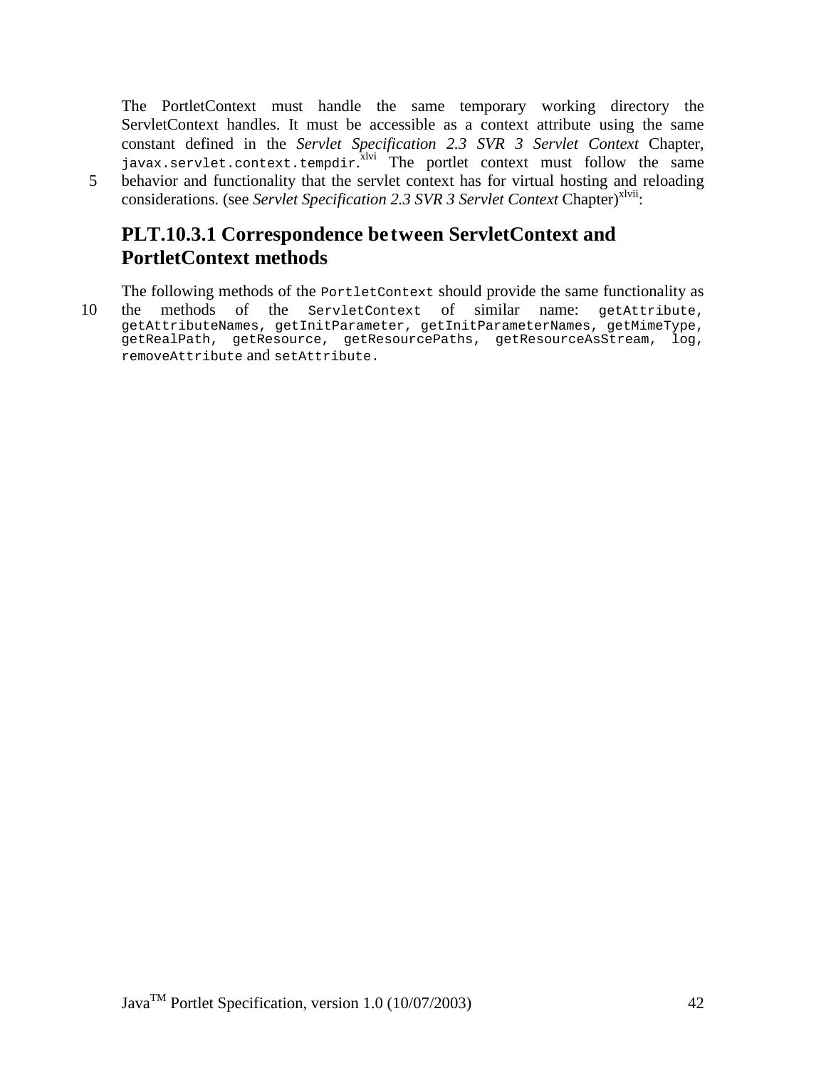The PortletContext must handle the same temporary working directory the ServletContext handles. It must be accessible as a context attribute using the same constant defined in the *Servlet Specification 2.3 SVR 3 Servlet Context* Chapter, `javax.servlet.context.tempdir`.[xlvi] The portlet context must follow the same behavior and functionality that the servlet context has for virtual hosting and reloading considerations. (see *Servlet Specification 2.3 SVR 3 Servlet Context* Chapter)[xlvii]:

### PLT.10.3.1 Correspondence between ServletContext and PortletContext methods

The following methods of the `PortletContext` should provide the same functionality as the methods of the `ServletContext` of similar name: `getAttribute`, `getAttributeNames`, `getInitParameter`, `getInitParameterNames`, `getMimeType`, `getRealPath`, `getResource`, `getResourcePaths`, `getResourceAsStream`, `log`, `removeAttribute` and `setAttribute`.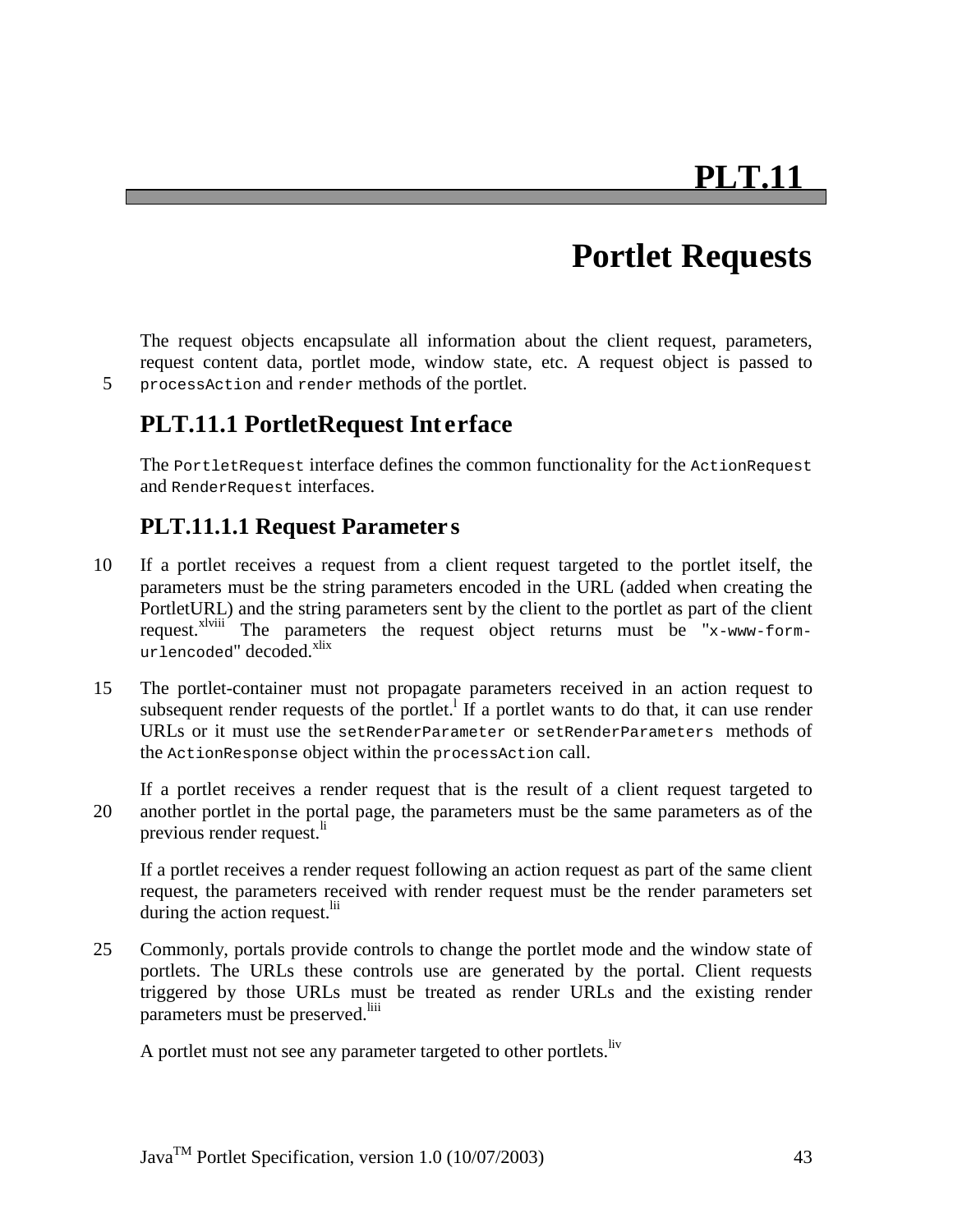# PLT.11

# Portlet Requests

The request objects encapsulate all information about the client request, parameters, request content data, portlet mode, window state, etc. A request object is passed to `processAction` and `render` methods of the portlet.

## PLT.11.1 PortletRequest Interface

The `PortletRequest` interface defines the common functionality for the `ActionRequest` and `RenderRequest` interfaces.

### PLT.11.1.1 Request Parameters

If a portlet receives a request from a client request targeted to the portlet itself, the parameters must be the string parameters encoded in the URL (added when creating the PortletURL) and the string parameters sent by the client to the portlet as part of the client request.[xlviii] The parameters the request object returns must be "`x-www-form-urlencoded`" decoded.[xlix]

The portlet-container must not propagate parameters received in an action request to subsequent render requests of the portlet.[l] If a portlet wants to do that, it can use render URLs or it must use the `setRenderParameter` or `setRenderParameters` methods of the `ActionResponse` object within the `processAction` call.

If a portlet receives a render request that is the result of a client request targeted to another portlet in the portal page, the parameters must be the same parameters as of the previous render request.[li]

If a portlet receives a render request following an action request as part of the same client request, the parameters received with render request must be the render parameters set during the action request.[lii]

Commonly, portals provide controls to change the portlet mode and the window state of portlets. The URLs these controls use are generated by the portal. Client requests triggered by those URLs must be treated as render URLs and the existing render parameters must be preserved.[liii]

A portlet must not see any parameter targeted to other portlets.[liv]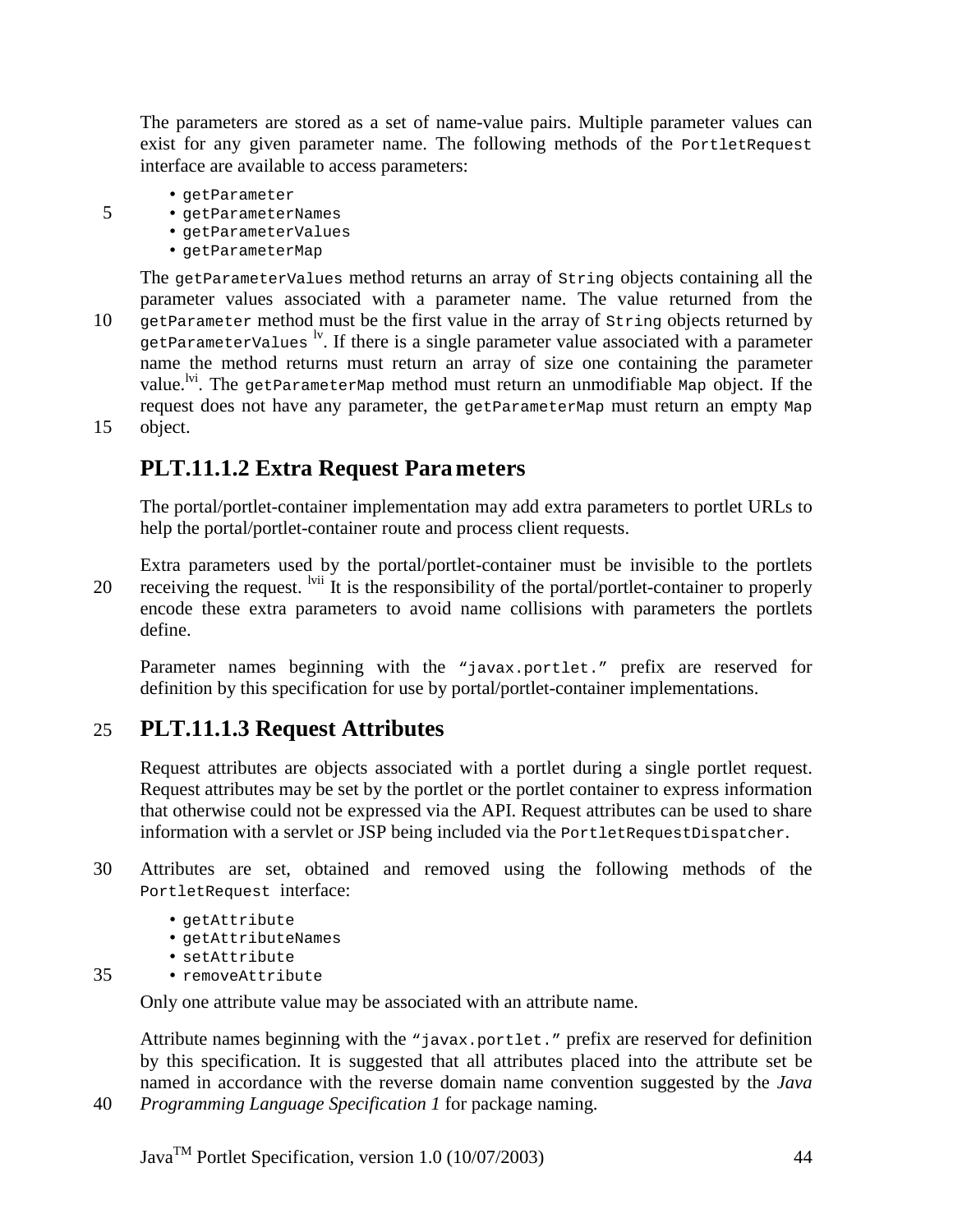The parameters are stored as a set of name-value pairs. Multiple parameter values can exist for any given parameter name. The following methods of the `PortletRequest` interface are available to access parameters:

- `getParameter`
- `getParameterNames`
- `getParameterValues`
- `getParameterMap`

The `getParameterValues` method returns an array of `String` objects containing all the parameter values associated with a parameter name. The value returned from the `getParameter` method must be the first value in the array of `String` objects returned by `getParameterValues` [lv]. If there is a single parameter value associated with a parameter name the method returns must return an array of size one containing the parameter value.[lvi]. The `getParameterMap` method must return an unmodifiable `Map` object. If the request does not have any parameter, the `getParameterMap` must return an empty `Map` object.

## PLT.11.1.2 Extra Request Parameters

The portal/portlet-container implementation may add extra parameters to portlet URLs to help the portal/portlet-container route and process client requests.

Extra parameters used by the portal/portlet-container must be invisible to the portlets receiving the request. [lvii] It is the responsibility of the portal/portlet-container to properly encode these extra parameters to avoid name collisions with parameters the portlets define.

Parameter names beginning with the `"javax.portlet."` prefix are reserved for definition by this specification for use by portal/portlet-container implementations.

## PLT.11.1.3 Request Attributes

Request attributes are objects associated with a portlet during a single portlet request. Request attributes may be set by the portlet or the portlet container to express information that otherwise could not be expressed via the API. Request attributes can be used to share information with a servlet or JSP being included via the `PortletRequestDispatcher`.

Attributes are set, obtained and removed using the following methods of the `PortletRequest` interface:

- `getAttribute`
- `getAttributeNames`
- `setAttribute`
- `removeAttribute`

Only one attribute value may be associated with an attribute name.

Attribute names beginning with the `"javax.portlet."` prefix are reserved for definition by this specification. It is suggested that all attributes placed into the attribute set be named in accordance with the reverse domain name convention suggested by the *Java Programming Language Specification 1* for package naming.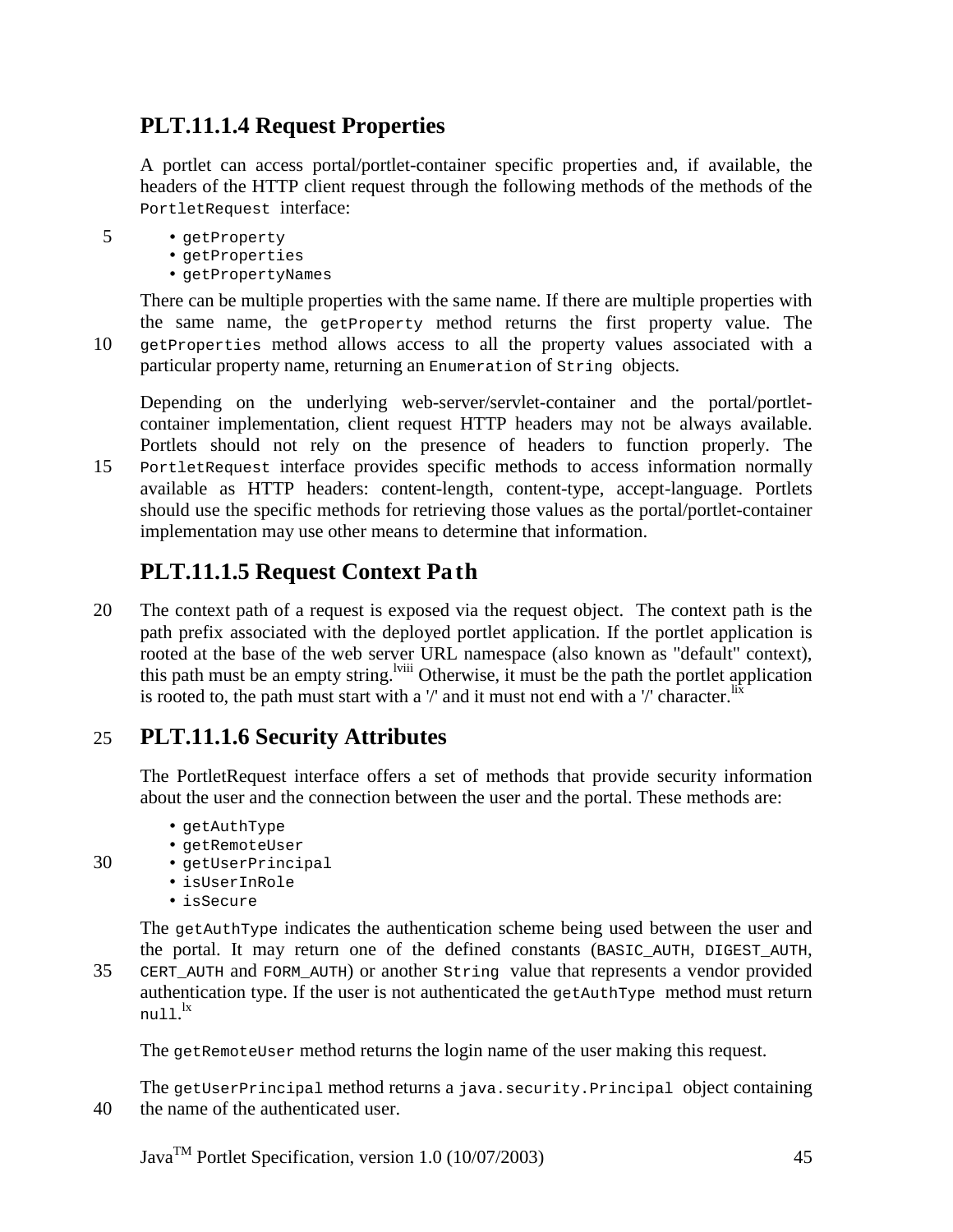### PLT.11.1.4 Request Properties

A portlet can access portal/portlet-container specific properties and, if available, the headers of the HTTP client request through the following methods of the methods of the `PortletRequest` interface:

- `getProperty`
- `getProperties`
- `getPropertyNames`

There can be multiple properties with the same name. If there are multiple properties with the same name, the `getProperty` method returns the first property value. The `getProperties` method allows access to all the property values associated with a particular property name, returning an `Enumeration` of `String` objects.

Depending on the underlying web-server/servlet-container and the portal/portlet-container implementation, client request HTTP headers may not be always available. Portlets should not rely on the presence of headers to function properly. The `PortletRequest` interface provides specific methods to access information normally available as HTTP headers: content-length, content-type, accept-language. Portlets should use the specific methods for retrieving those values as the portal/portlet-container implementation may use other means to determine that information.

### PLT.11.1.5 Request Context Path

The context path of a request is exposed via the request object. The context path is the path prefix associated with the deployed portlet application. If the portlet application is rooted at the base of the web server URL namespace (also known as "default" context), this path must be an empty string.[lviii] Otherwise, it must be the path the portlet application is rooted to, the path must start with a '/' and it must not end with a '/' character.[lix]

### PLT.11.1.6 Security Attributes

The PortletRequest interface offers a set of methods that provide security information about the user and the connection between the user and the portal. These methods are:

- `getAuthType`
- `getRemoteUser`
- `getUserPrincipal`
- `isUserInRole`
- `isSecure`

The `getAuthType` indicates the authentication scheme being used between the user and the portal. It may return one of the defined constants (`BASIC_AUTH`, `DIGEST_AUTH`, `CERT_AUTH` and `FORM_AUTH`) or another `String` value that represents a vendor provided authentication type. If the user is not authenticated the `getAuthType` method must return `null`.[lx]

The `getRemoteUser` method returns the login name of the user making this request.

The `getUserPrincipal` method returns a `java.security.Principal` object containing the name of the authenticated user.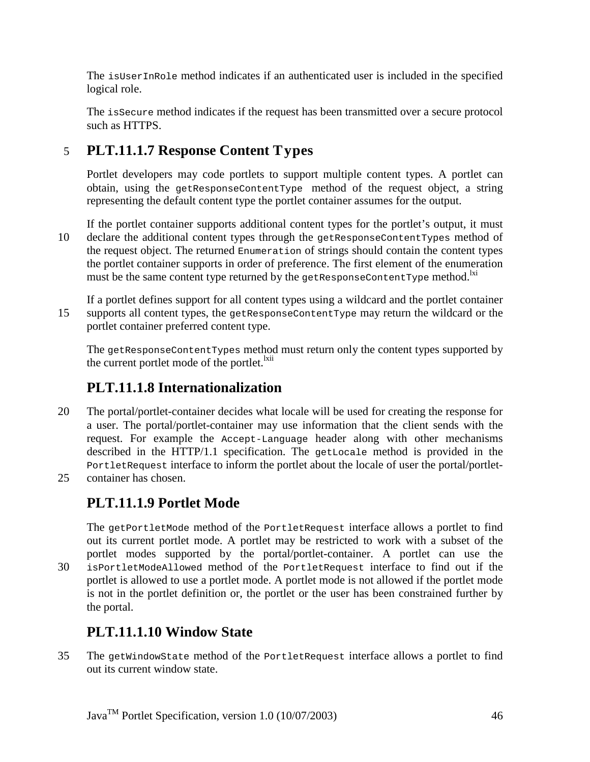The isUserInRole method indicates if an authenticated user is included in the specified logical role.

The isSecure method indicates if the request has been transmitted over a secure protocol such as HTTPS.

### PLT.11.1.7 Response Content Types

Portlet developers may code portlets to support multiple content types. A portlet can obtain, using the getResponseContentType method of the request object, a string representing the default content type the portlet container assumes for the output.

If the portlet container supports additional content types for the portlet's output, it must declare the additional content types through the getResponseContentTypes method of the request object. The returned Enumeration of strings should contain the content types the portlet container supports in order of preference. The first element of the enumeration must be the same content type returned by the getResponseContentType method.[lxi]

If a portlet defines support for all content types using a wildcard and the portlet container supports all content types, the getResponseContentType may return the wildcard or the portlet container preferred content type.

The getResponseContentTypes method must return only the content types supported by the current portlet mode of the portlet.[lxii]

### PLT.11.1.8 Internationalization

The portal/portlet-container decides what locale will be used for creating the response for a user. The portal/portlet-container may use information that the client sends with the request. For example the Accept-Language header along with other mechanisms described in the HTTP/1.1 specification. The getLocale method is provided in the PortletRequest interface to inform the portlet about the locale of user the portal/portlet-container has chosen.

### PLT.11.1.9 Portlet Mode

The getPortletMode method of the PortletRequest interface allows a portlet to find out its current portlet mode. A portlet may be restricted to work with a subset of the portlet modes supported by the portal/portlet-container. A portlet can use the isPortletModeAllowed method of the PortletRequest interface to find out if the portlet is allowed to use a portlet mode. A portlet mode is not allowed if the portlet mode is not in the portlet definition or, the portlet or the user has been constrained further by the portal.

### PLT.11.1.10 Window State

The getWindowState method of the PortletRequest interface allows a portlet to find out its current window state.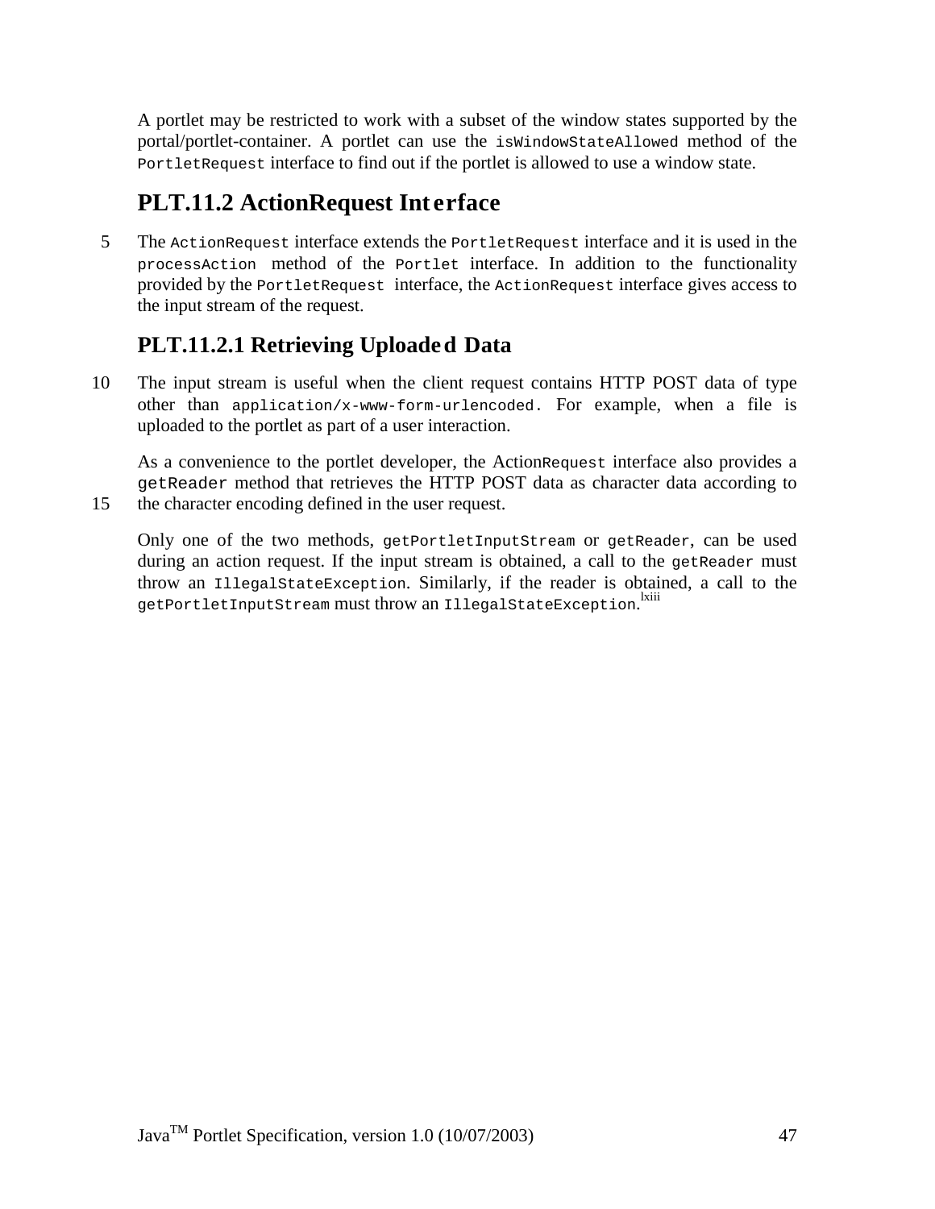A portlet may be restricted to work with a subset of the window states supported by the portal/portlet-container. A portlet can use the `isWindowStateAllowed` method of the `PortletRequest` interface to find out if the portlet is allowed to use a window state.

## PLT.11.2 ActionRequest Interface

The `ActionRequest` interface extends the `PortletRequest` interface and it is used in the `processAction` method of the `Portlet` interface. In addition to the functionality provided by the `PortletRequest` interface, the `ActionRequest` interface gives access to the input stream of the request.

### PLT.11.2.1 Retrieving Uploaded Data

The input stream is useful when the client request contains HTTP POST data of type other than `application/x-www-form-urlencoded`. For example, when a file is uploaded to the portlet as part of a user interaction.

As a convenience to the portlet developer, the `ActionRequest` interface also provides a `getReader` method that retrieves the HTTP POST data as character data according to the character encoding defined in the user request.

Only one of the two methods, `getPortletInputStream` or `getReader`, can be used during an action request. If the input stream is obtained, a call to the `getReader` must throw an `IllegalStateException`. Similarly, if the reader is obtained, a call to the `getPortletInputStream` must throw an `IllegalStateException`.[lxiii]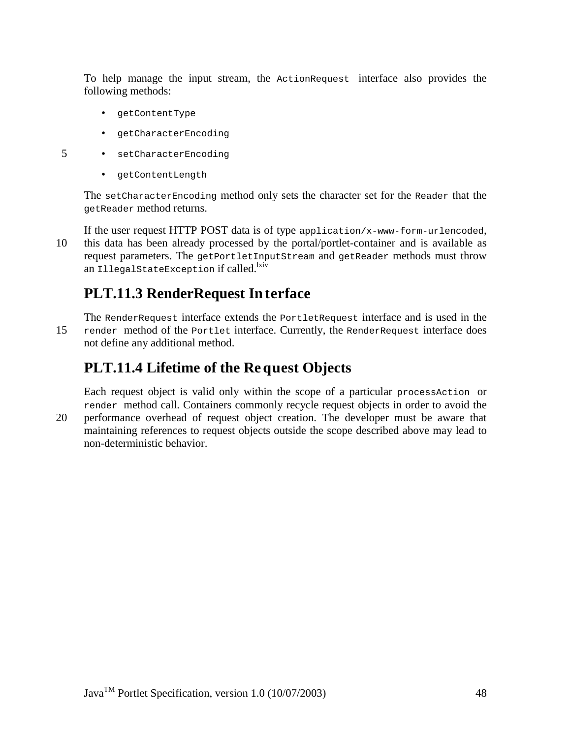To help manage the input stream, the `ActionRequest` interface also provides the following methods:

- `getContentType`
- `getCharacterEncoding`
- `setCharacterEncoding`
- `getContentLength`

The `setCharacterEncoding` method only sets the character set for the `Reader` that the `getReader` method returns.

If the user request HTTP POST data is of type `application/x-www-form-urlencoded`, this data has been already processed by the portal/portlet-container and is available as request parameters. The `getPortletInputStream` and `getReader` methods must throw an `IllegalStateException` if called.[lxiv]

## PLT.11.3 RenderRequest Interface

The `RenderRequest` interface extends the `PortletRequest` interface and is used in the `render` method of the `Portlet` interface. Currently, the `RenderRequest` interface does not define any additional method.

## PLT.11.4 Lifetime of the Request Objects

Each request object is valid only within the scope of a particular `processAction` or `render` method call. Containers commonly recycle request objects in order to avoid the performance overhead of request object creation. The developer must be aware that maintaining references to request objects outside the scope described above may lead to non-deterministic behavior.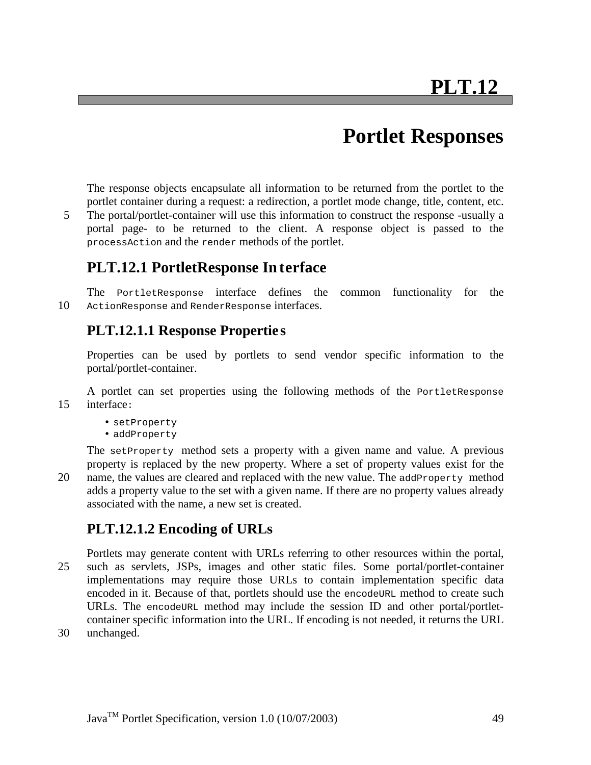# PLT.12

# Portlet Responses

The response objects encapsulate all information to be returned from the portlet to the portlet container during a request: a redirection, a portlet mode change, title, content, etc. The portal/portlet-container will use this information to construct the response -usually a portal page- to be returned to the client. A response object is passed to the `processAction` and the `render` methods of the portlet.

## PLT.12.1 PortletResponse Interface

The `PortletResponse` interface defines the common functionality for the `ActionResponse` and `RenderResponse` interfaces.

### PLT.12.1.1 Response Properties

Properties can be used by portlets to send vendor specific information to the portal/portlet-container.

A portlet can set properties using the following methods of the `PortletResponse` interface:

- `setProperty`
- `addProperty`

The `setProperty` method sets a property with a given name and value. A previous property is replaced by the new property. Where a set of property values exist for the name, the values are cleared and replaced with the new value. The `addProperty` method adds a property value to the set with a given name. If there are no property values already associated with the name, a new set is created.

### PLT.12.1.2 Encoding of URLs

Portlets may generate content with URLs referring to other resources within the portal, such as servlets, JSPs, images and other static files. Some portal/portlet-container implementations may require those URLs to contain implementation specific data encoded in it. Because of that, portlets should use the `encodeURL` method to create such URLs. The `encodeURL` method may include the session ID and other portal/portlet-container specific information into the URL. If encoding is not needed, it returns the URL unchanged.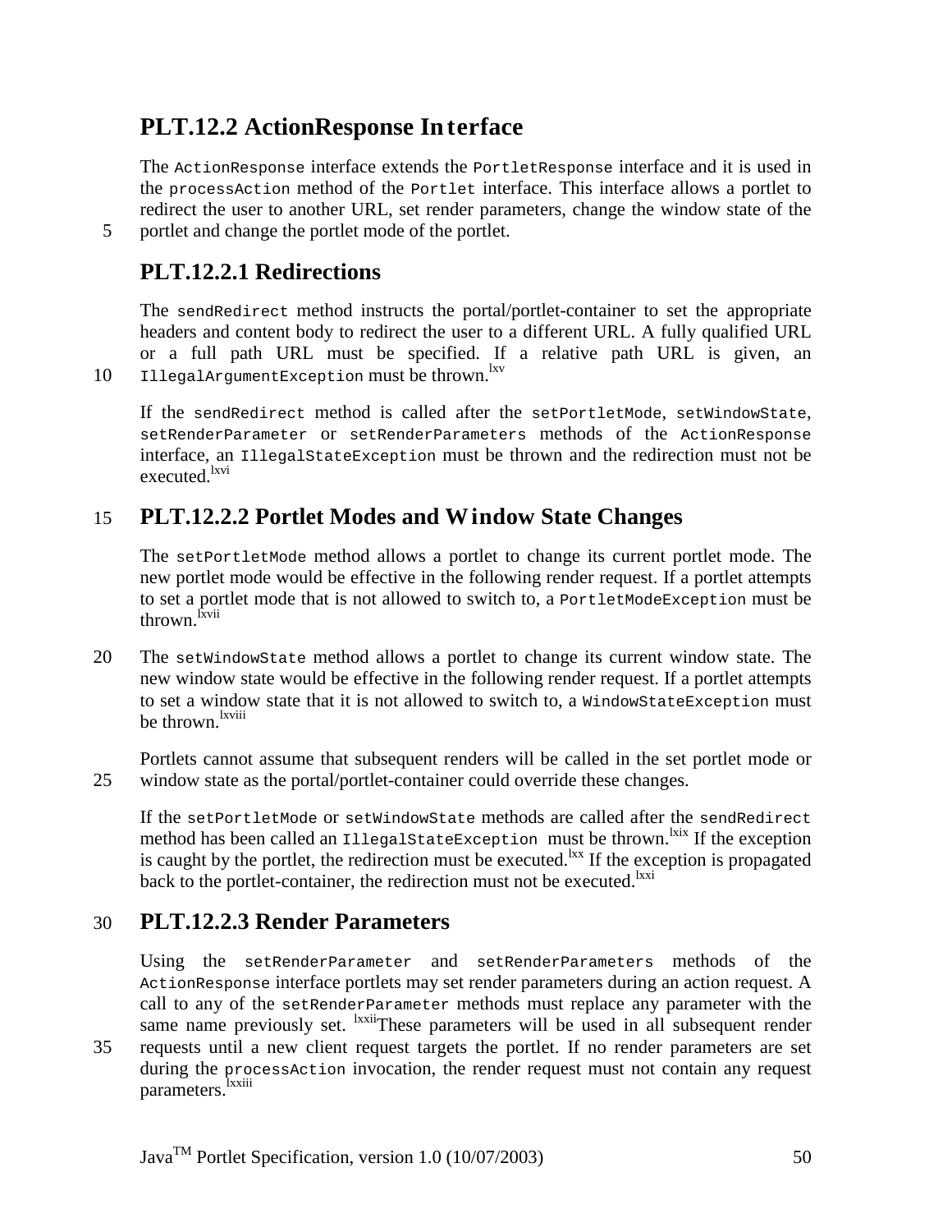## PLT.12.2 ActionResponse Interface

The `ActionResponse` interface extends the `PortletResponse` interface and it is used in the `processAction` method of the `Portlet` interface. This interface allows a portlet to redirect the user to another URL, set render parameters, change the window state of the portlet and change the portlet mode of the portlet.

### PLT.12.2.1 Redirections

The `sendRedirect` method instructs the portal/portlet-container to set the appropriate headers and content body to redirect the user to a different URL. A fully qualified URL or a full path URL must be specified. If a relative path URL is given, an `IllegalArgumentException` must be thrown.[lxv]

If the `sendRedirect` method is called after the `setPortletMode`, `setWindowState`, `setRenderParameter` or `setRenderParameters` methods of the `ActionResponse` interface, an `IllegalStateException` must be thrown and the redirection must not be executed.[lxvi]

### PLT.12.2.2 Portlet Modes and Window State Changes

The `setPortletMode` method allows a portlet to change its current portlet mode. The new portlet mode would be effective in the following render request. If a portlet attempts to set a portlet mode that is not allowed to switch to, a `PortletModeException` must be thrown.[lxvii]

The `setWindowState` method allows a portlet to change its current window state. The new window state would be effective in the following render request. If a portlet attempts to set a window state that it is not allowed to switch to, a `WindowStateException` must be thrown.[lxviii]

Portlets cannot assume that subsequent renders will be called in the set portlet mode or window state as the portal/portlet-container could override these changes.

If the `setPortletMode` or `setWindowState` methods are called after the `sendRedirect` method has been called an `IllegalStateException` must be thrown.[lxix] If the exception is caught by the portlet, the redirection must be executed.[lxx] If the exception is propagated back to the portlet-container, the redirection must not be executed.[lxxi]

### PLT.12.2.3 Render Parameters

Using the `setRenderParameter` and `setRenderParameters` methods of the `ActionResponse` interface portlets may set render parameters during an action request. A call to any of the `setRenderParameter` methods must replace any parameter with the same name previously set. [lxxii]These parameters will be used in all subsequent render requests until a new client request targets the portlet. If no render parameters are set during the `processAction` invocation, the render request must not contain any request parameters.[lxxiii]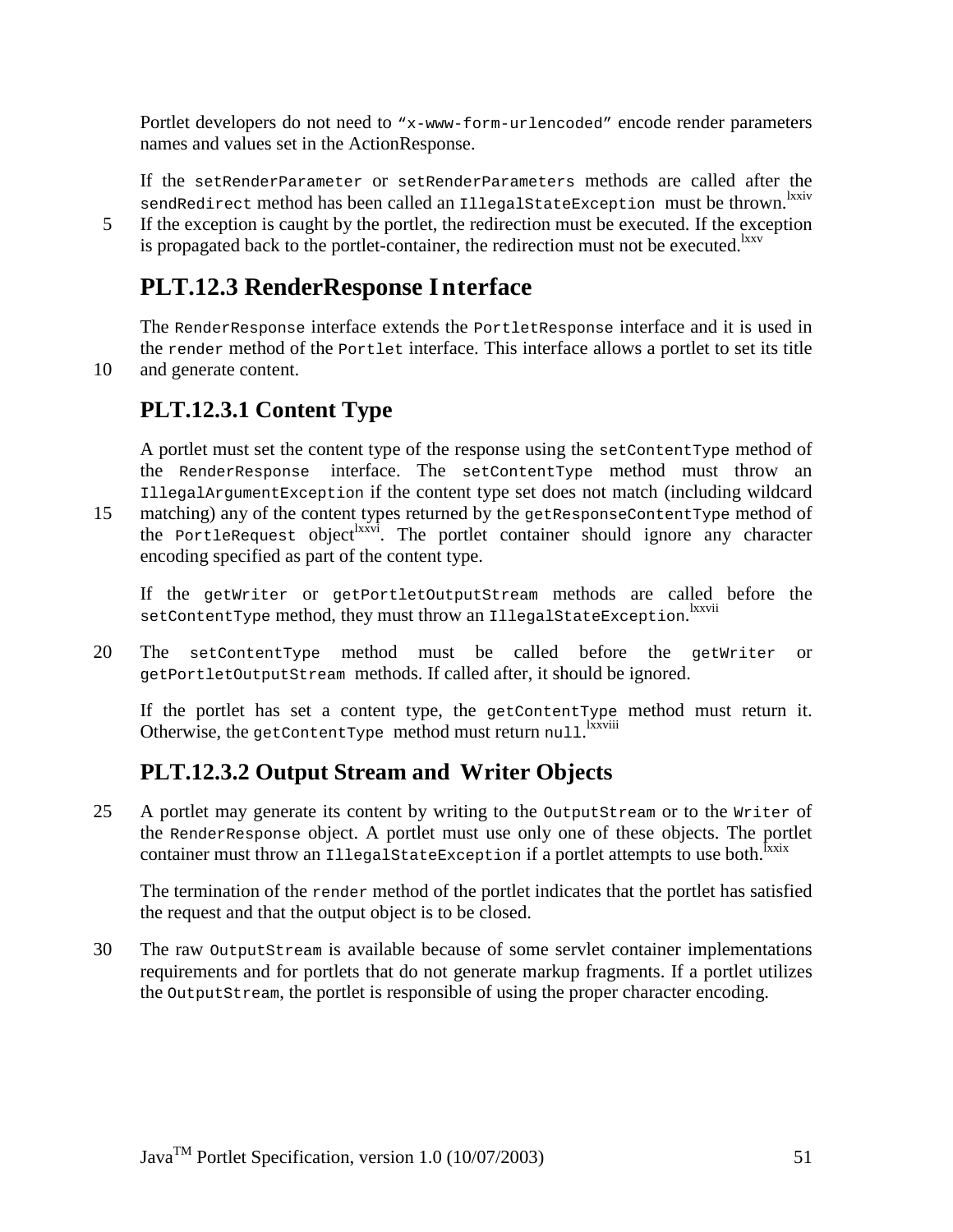Portlet developers do not need to "x-www-form-urlencoded" encode render parameters names and values set in the ActionResponse.

If the setRenderParameter or setRenderParameters methods are called after the sendRedirect method has been called an IllegalStateException must be thrown.[lxxiv] If the exception is caught by the portlet, the redirection must be executed. If the exception is propagated back to the portlet-container, the redirection must not be executed.[lxxv]

## PLT.12.3 RenderResponse Interface

The RenderResponse interface extends the PortletResponse interface and it is used in the render method of the Portlet interface. This interface allows a portlet to set its title and generate content.

### PLT.12.3.1 Content Type

A portlet must set the content type of the response using the setContentType method of the RenderResponse interface. The setContentType method must throw an IllegalArgumentException if the content type set does not match (including wildcard matching) any of the content types returned by the getResponseContentType method of the PortleRequest object[lxxvi]. The portlet container should ignore any character encoding specified as part of the content type.

If the getWriter or getPortletOutputStream methods are called before the setContentType method, they must throw an IllegalStateException.[lxxvii]

The setContentType method must be called before the getWriter or getPortletOutputStream methods. If called after, it should be ignored.

If the portlet has set a content type, the getContentType method must return it. Otherwise, the getContentType method must return null.[lxxviii]

### PLT.12.3.2 Output Stream and Writer Objects

A portlet may generate its content by writing to the OutputStream or to the Writer of the RenderResponse object. A portlet must use only one of these objects. The portlet container must throw an IllegalStateException if a portlet attempts to use both.[lxxix]

The termination of the render method of the portlet indicates that the portlet has satisfied the request and that the output object is to be closed.

The raw OutputStream is available because of some servlet container implementations requirements and for portlets that do not generate markup fragments. If a portlet utilizes the OutputStream, the portlet is responsible of using the proper character encoding.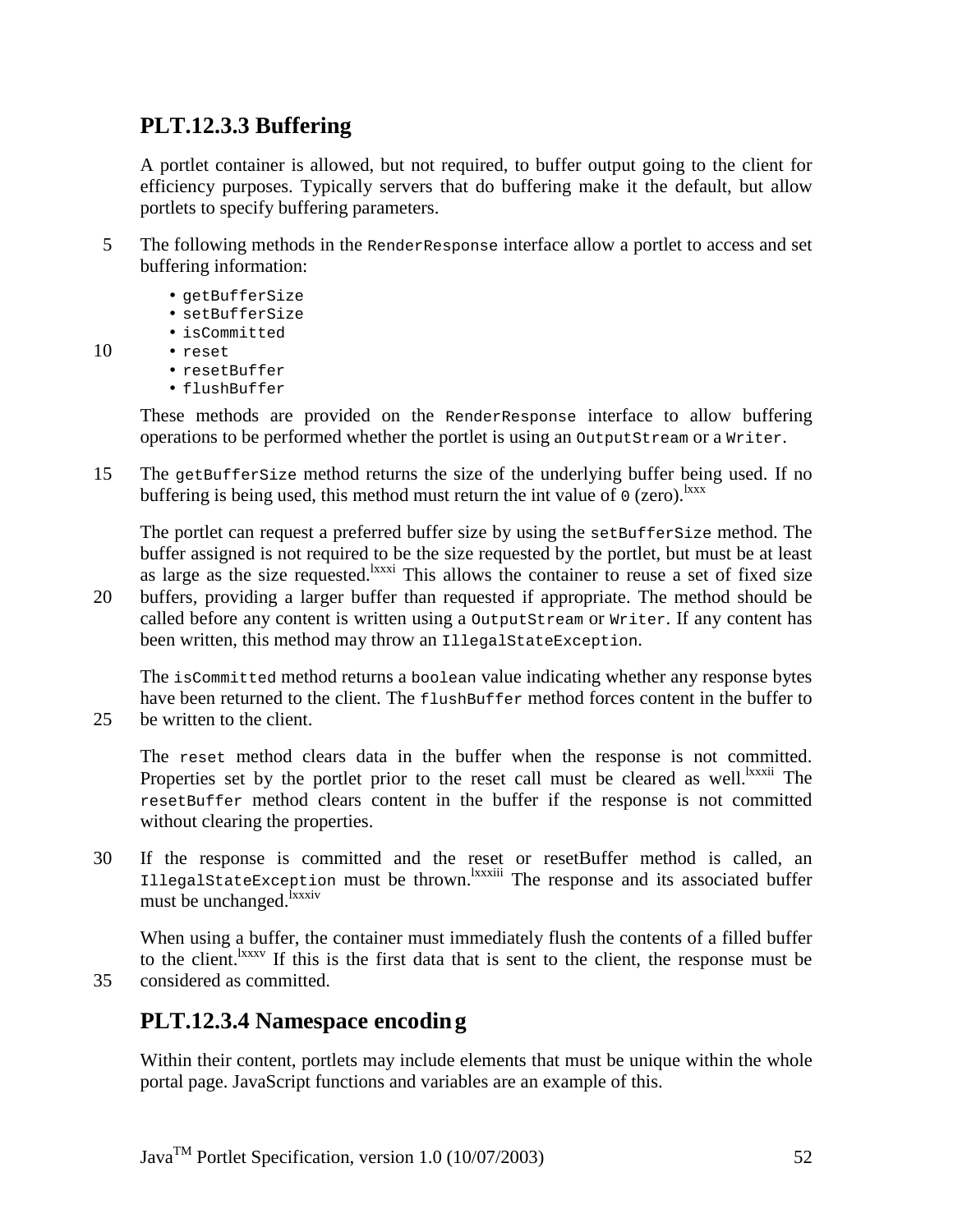## PLT.12.3.3 Buffering

A portlet container is allowed, but not required, to buffer output going to the client for efficiency purposes. Typically servers that do buffering make it the default, but allow portlets to specify buffering parameters.

The following methods in the `RenderResponse` interface allow a portlet to access and set buffering information:

- `getBufferSize`
- `setBufferSize`
- `isCommitted`
- `reset`
- `resetBuffer`
- `flushBuffer`

These methods are provided on the `RenderResponse` interface to allow buffering operations to be performed whether the portlet is using an `OutputStream` or a `Writer`.

The `getBufferSize` method returns the size of the underlying buffer being used. If no buffering is being used, this method must return the int value of `0` (zero).[lxxx]

The portlet can request a preferred buffer size by using the `setBufferSize` method. The buffer assigned is not required to be the size requested by the portlet, but must be at least as large as the size requested.[lxxxi] This allows the container to reuse a set of fixed size buffers, providing a larger buffer than requested if appropriate. The method should be called before any content is written using a `OutputStream` or `Writer`. If any content has been written, this method may throw an `IllegalStateException`.

The `isCommitted` method returns a `boolean` value indicating whether any response bytes have been returned to the client. The `flushBuffer` method forces content in the buffer to be written to the client.

The `reset` method clears data in the buffer when the response is not committed. Properties set by the portlet prior to the reset call must be cleared as well.[lxxxii] The `resetBuffer` method clears content in the buffer if the response is not committed without clearing the properties.

If the response is committed and the reset or resetBuffer method is called, an `IllegalStateException` must be thrown.[lxxxiii] The response and its associated buffer must be unchanged.[lxxxiv]

When using a buffer, the container must immediately flush the contents of a filled buffer to the client.[lxxxv] If this is the first data that is sent to the client, the response must be considered as committed.

## PLT.12.3.4 Namespace encoding

Within their content, portlets may include elements that must be unique within the whole portal page. JavaScript functions and variables are an example of this.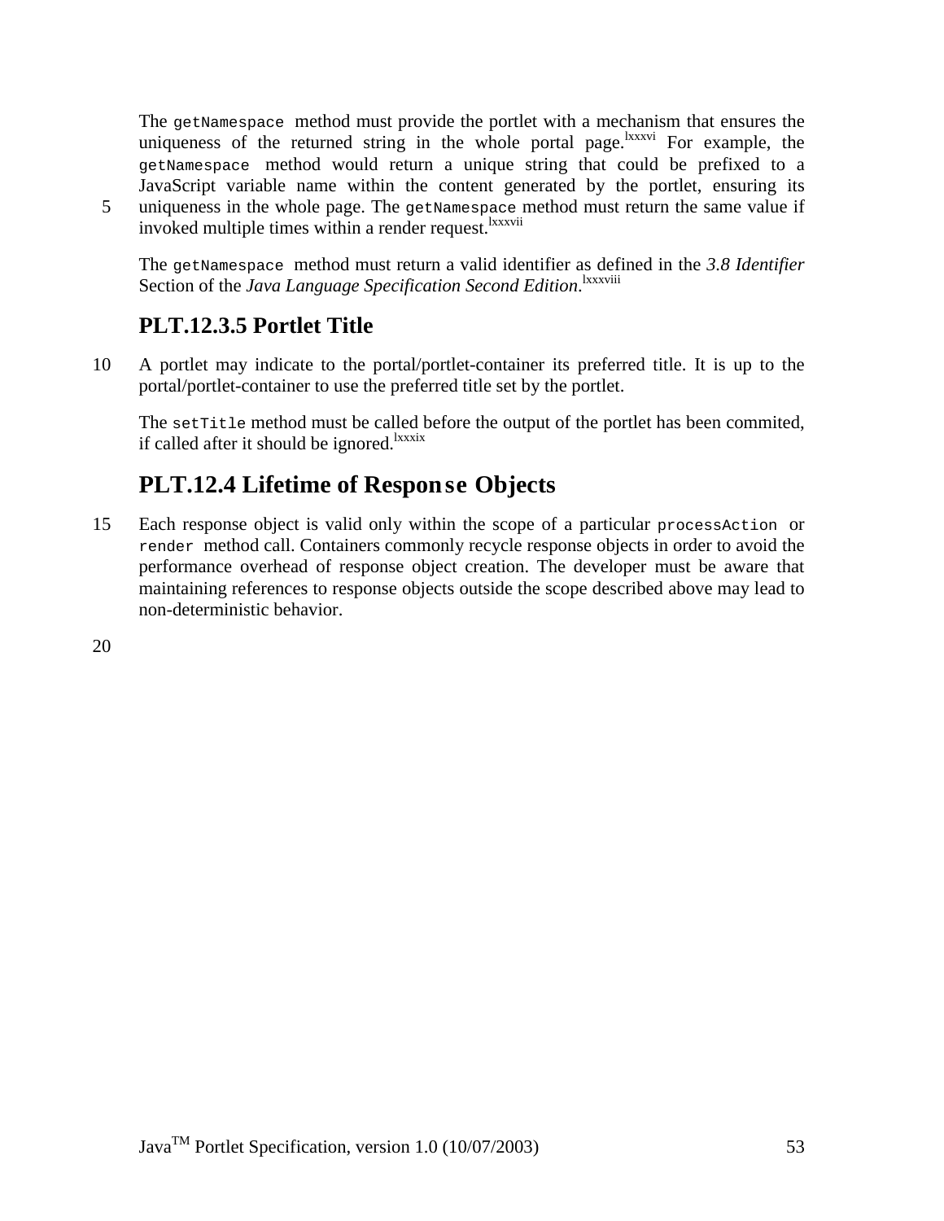The `getNamespace` method must provide the portlet with a mechanism that ensures the uniqueness of the returned string in the whole portal page.[lxxxvi] For example, the `getNamespace` method would return a unique string that could be prefixed to a JavaScript variable name within the content generated by the portlet, ensuring its uniqueness in the whole page. The `getNamespace` method must return the same value if invoked multiple times within a render request.[lxxxvii]

The `getNamespace` method must return a valid identifier as defined in the *3.8 Identifier* Section of the *Java Language Specification Second Edition*.[lxxxviii]

### PLT.12.3.5 Portlet Title

A portlet may indicate to the portal/portlet-container its preferred title. It is up to the portal/portlet-container to use the preferred title set by the portlet.

The `setTitle` method must be called before the output of the portlet has been commited, if called after it should be ignored.[lxxxix]

## PLT.12.4 Lifetime of Response Objects

Each response object is valid only within the scope of a particular `processAction` or `render` method call. Containers commonly recycle response objects in order to avoid the performance overhead of response object creation. The developer must be aware that maintaining references to response objects outside the scope described above may lead to non-deterministic behavior.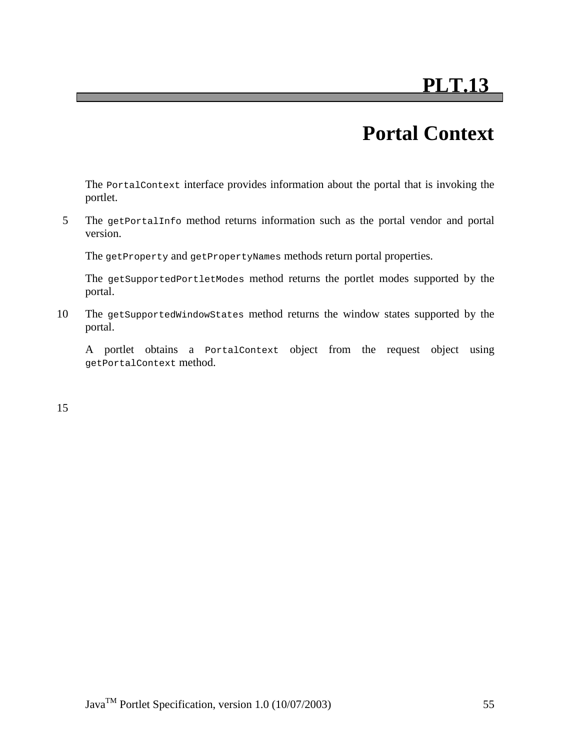# PLT.13

# Portal Context

The `PortalContext` interface provides information about the portal that is invoking the portlet.

The `getPortalInfo` method returns information such as the portal vendor and portal version.

The `getProperty` and `getPropertyNames` methods return portal properties.

The `getSupportedPortletModes` method returns the portlet modes supported by the portal.

The `getSupportedWindowStates` method returns the window states supported by the portal.

A portlet obtains a `PortalContext` object from the request object using `getPortalContext` method.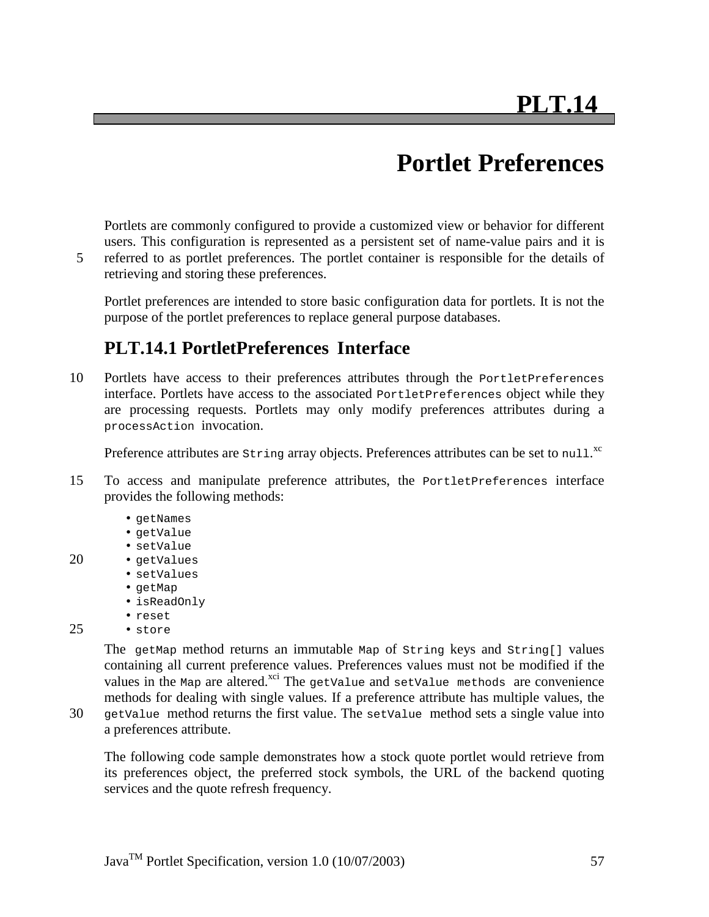# PLT.14

# Portlet Preferences

Portlets are commonly configured to provide a customized view or behavior for different users. This configuration is represented as a persistent set of name-value pairs and it is referred to as portlet preferences. The portlet container is responsible for the details of retrieving and storing these preferences.

Portlet preferences are intended to store basic configuration data for portlets. It is not the purpose of the portlet preferences to replace general purpose databases.

## PLT.14.1 PortletPreferences Interface

Portlets have access to their preferences attributes through the `PortletPreferences` interface. Portlets have access to the associated `PortletPreferences` object while they are processing requests. Portlets may only modify preferences attributes during a `processAction` invocation.

Preference attributes are `String` array objects. Preferences attributes can be set to `null`.[xc]

To access and manipulate preference attributes, the `PortletPreferences` interface provides the following methods:

- `getNames`
- `getValue`
- `setValue`
- `getValues`
- `setValues`
- `getMap`
- `isReadOnly`
- `reset`
- `store`

The `getMap` method returns an immutable `Map` of `String` keys and `String[]` values containing all current preference values. Preferences values must not be modified if the values in the `Map` are altered.[xci] The `getValue` and `setValue methods` are convenience methods for dealing with single values. If a preference attribute has multiple values, the `getValue` method returns the first value. The `setValue` method sets a single value into a preferences attribute.

The following code sample demonstrates how a stock quote portlet would retrieve from its preferences object, the preferred stock symbols, the URL of the backend quoting services and the quote refresh frequency.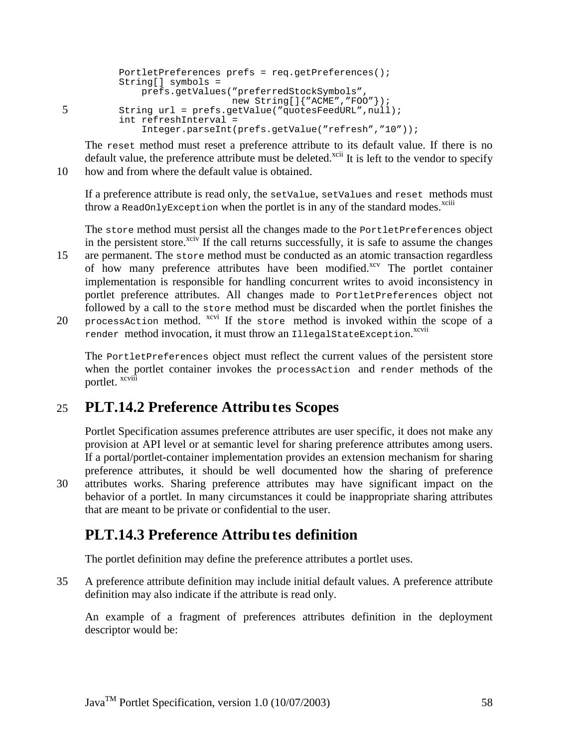```
PortletPreferences prefs = req.getPreferences();
String[] symbols =
    prefs.getValues("preferredStockSymbols",
                    new String[]{"ACME","FOO"});
String url = prefs.getValue("quotesFeedURL",null);
int refreshInterval =
    Integer.parseInt(prefs.getValue("refresh","10"));
```

The `reset` method must reset a preference attribute to its default value. If there is no default value, the preference attribute must be deleted.[xcii] It is left to the vendor to specify how and from where the default value is obtained.

If a preference attribute is read only, the `setValue`, `setValues` and `reset` methods must throw a `ReadOnlyException` when the portlet is in any of the standard modes.[xciii]

The `store` method must persist all the changes made to the `PortletPreferences` object in the persistent store.[xciv] If the call returns successfully, it is safe to assume the changes are permanent. The `store` method must be conducted as an atomic transaction regardless of how many preference attributes have been modified.[xcv] The portlet container implementation is responsible for handling concurrent writes to avoid inconsistency in portlet preference attributes. All changes made to `PortletPreferences` object not followed by a call to the `store` method must be discarded when the portlet finishes the `processAction` method. [xcvi] If the `store` method is invoked within the scope of a `render` method invocation, it must throw an `IllegalStateException`.[xcvii]

The `PortletPreferences` object must reflect the current values of the persistent store when the portlet container invokes the `processAction` and `render` methods of the portlet. [xcviii]

## PLT.14.2 Preference Attributes Scopes

Portlet Specification assumes preference attributes are user specific, it does not make any provision at API level or at semantic level for sharing preference attributes among users. If a portal/portlet-container implementation provides an extension mechanism for sharing preference attributes, it should be well documented how the sharing of preference attributes works. Sharing preference attributes may have significant impact on the behavior of a portlet. In many circumstances it could be inappropriate sharing attributes that are meant to be private or confidential to the user.

## PLT.14.3 Preference Attributes definition

The portlet definition may define the preference attributes a portlet uses.

A preference attribute definition may include initial default values. A preference attribute definition may also indicate if the attribute is read only.

An example of a fragment of preferences attributes definition in the deployment descriptor would be: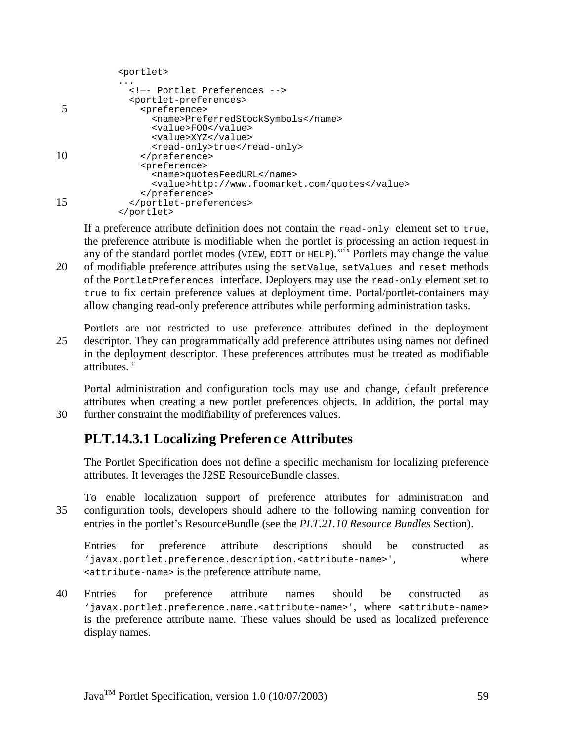```
<portlet>
...
  <!—- Portlet Preferences -->
  <portlet-preferences>
    <preference>
      <name>PreferredStockSymbols</name>
      <value>FOO</value>
      <value>XYZ</value>
      <read-only>true</read-only>
    </preference>
    <preference>
      <name>quotesFeedURL</name>
      <value>http://www.foomarket.com/quotes</value>
    </preference>
  </portlet-preferences>
</portlet>
```

If a preference attribute definition does not contain the `read-only` element set to `true`, the preference attribute is modifiable when the portlet is processing an action request in any of the standard portlet modes (`VIEW`, `EDIT` or `HELP`).[xcix] Portlets may change the value of modifiable preference attributes using the `setValue`, `setValues` and `reset` methods of the `PortletPreferences` interface. Deployers may use the `read-only` element set to `true` to fix certain preference values at deployment time. Portal/portlet-containers may allow changing read-only preference attributes while performing administration tasks.

Portlets are not restricted to use preference attributes defined in the deployment descriptor. They can programmatically add preference attributes using names not defined in the deployment descriptor. These preferences attributes must be treated as modifiable attributes. [c]

Portal administration and configuration tools may use and change, default preference attributes when creating a new portlet preferences objects. In addition, the portal may further constraint the modifiability of preferences values.

### PLT.14.3.1 Localizing Preference Attributes

The Portlet Specification does not define a specific mechanism for localizing preference attributes. It leverages the J2SE ResourceBundle classes.

To enable localization support of preference attributes for administration and configuration tools, developers should adhere to the following naming convention for entries in the portlet's ResourceBundle (see the *PLT.21.10 Resource Bundles* Section).

Entries for preference attribute descriptions should be constructed as `'javax.portlet.preference.description.<attribute-name>'`, where `<attribute-name>` is the preference attribute name.

Entries for preference attribute names should be constructed as `'javax.portlet.preference.name.<attribute-name>'`, where `<attribute-name>` is the preference attribute name. These values should be used as localized preference display names.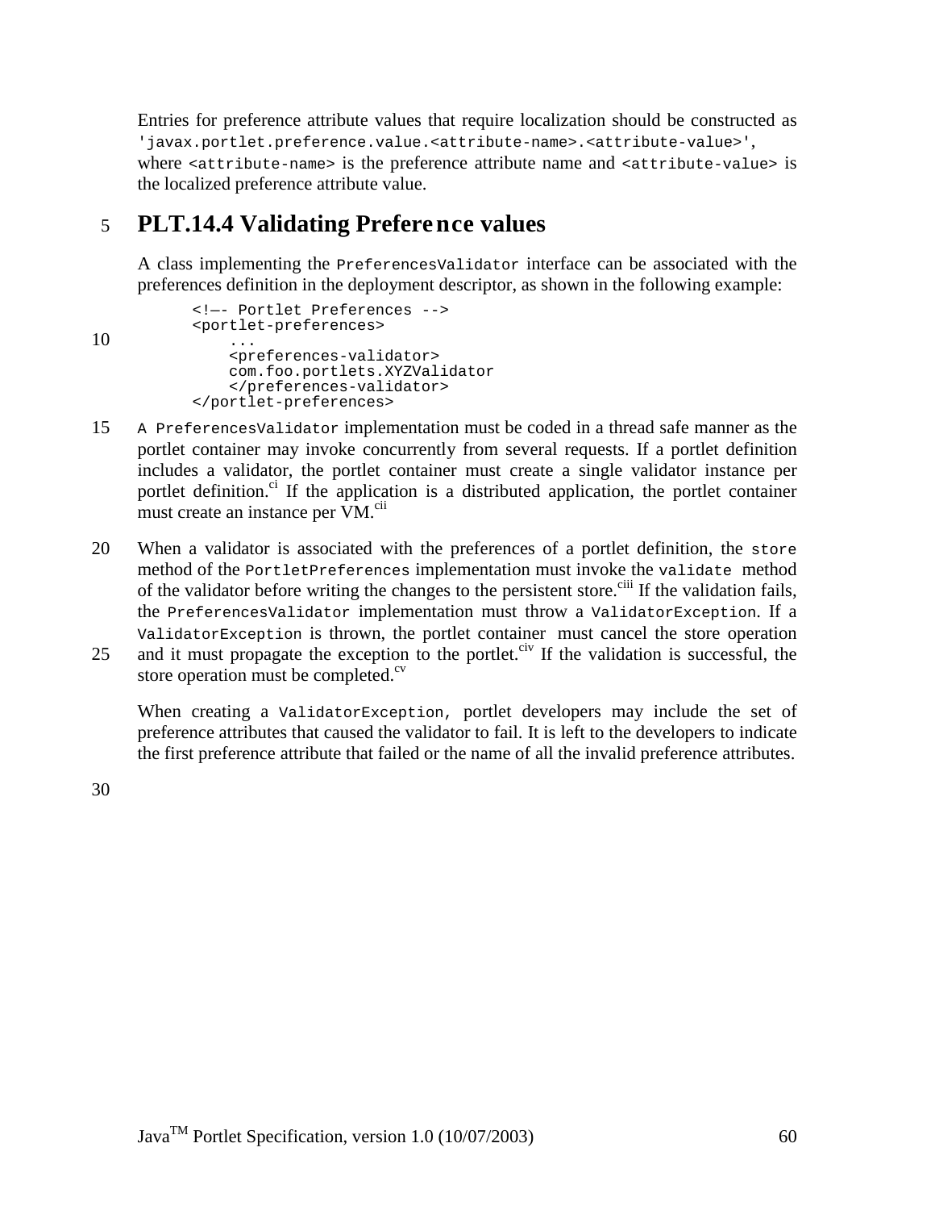Entries for preference attribute values that require localization should be constructed as `'javax.portlet.preference.value.<attribute-name>.<attribute-value>'`, where `<attribute-name>` is the preference attribute name and `<attribute-value>` is the localized preference attribute value.

## PLT.14.4 Validating Preference values

A class implementing the `PreferencesValidator` interface can be associated with the preferences definition in the deployment descriptor, as shown in the following example:

```
<!—- Portlet Preferences -->
<portlet-preferences>
    ...
    <preferences-validator>
    com.foo.portlets.XYZValidator
    </preferences-validator>
</portlet-preferences>
```

A `PreferencesValidator` implementation must be coded in a thread safe manner as the portlet container may invoke concurrently from several requests. If a portlet definition includes a validator, the portlet container must create a single validator instance per portlet definition.[ci] If the application is a distributed application, the portlet container must create an instance per VM.[cii]

When a validator is associated with the preferences of a portlet definition, the `store` method of the `PortletPreferences` implementation must invoke the `validate` method of the validator before writing the changes to the persistent store.[ciii] If the validation fails, the `PreferencesValidator` implementation must throw a `ValidatorException`. If a `ValidatorException` is thrown, the portlet container must cancel the store operation and it must propagate the exception to the portlet.[civ] If the validation is successful, the store operation must be completed.[cv]

When creating a `ValidatorException`, portlet developers may include the set of preference attributes that caused the validator to fail. It is left to the developers to indicate the first preference attribute that failed or the name of all the invalid preference attributes.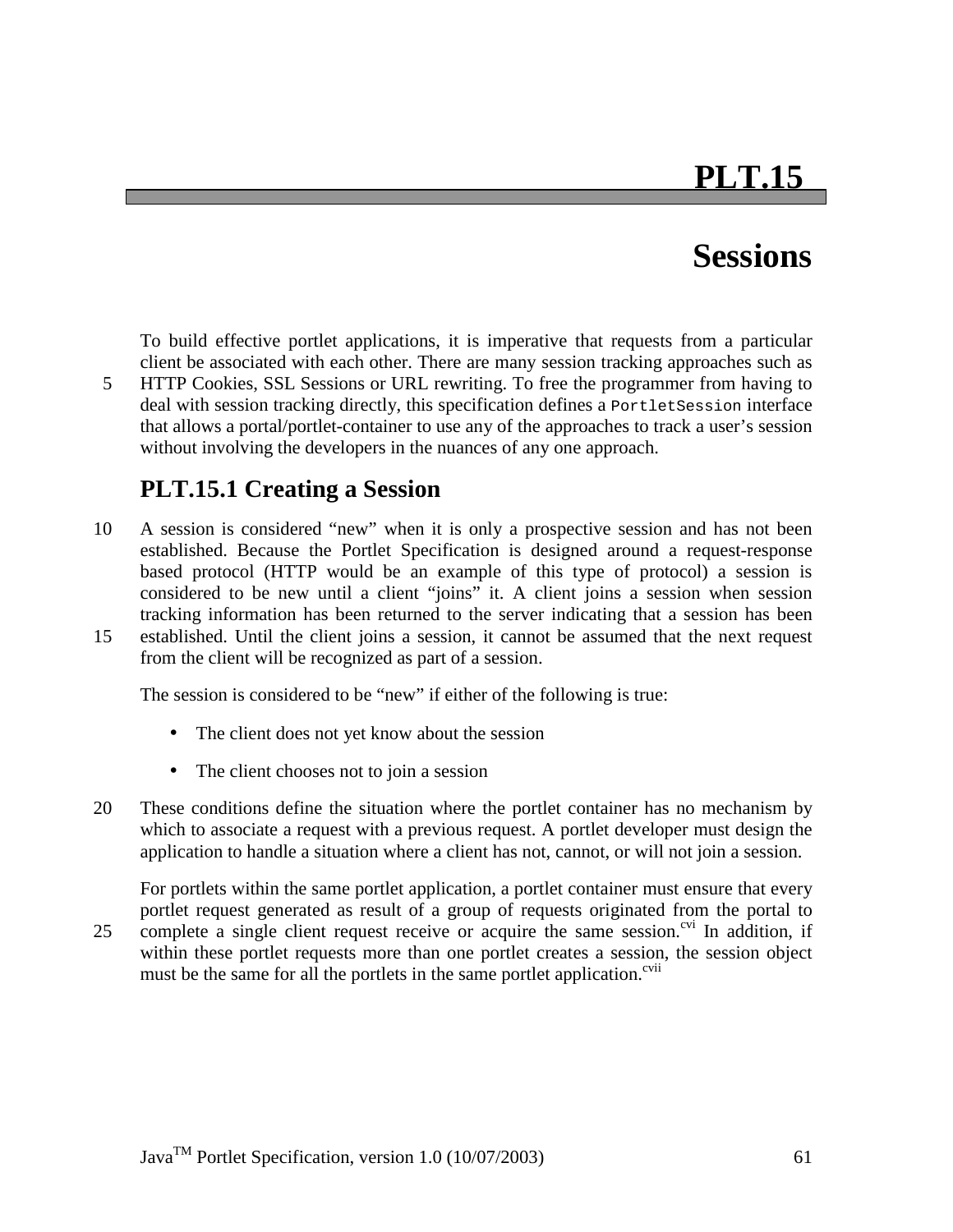# PLT.15

# Sessions

To build effective portlet applications, it is imperative that requests from a particular client be associated with each other. There are many session tracking approaches such as HTTP Cookies, SSL Sessions or URL rewriting. To free the programmer from having to deal with session tracking directly, this specification defines a `PortletSession` interface that allows a portal/portlet-container to use any of the approaches to track a user's session without involving the developers in the nuances of any one approach.

## PLT.15.1 Creating a Session

A session is considered "new" when it is only a prospective session and has not been established. Because the Portlet Specification is designed around a request-response based protocol (HTTP would be an example of this type of protocol) a session is considered to be new until a client "joins" it. A client joins a session when session tracking information has been returned to the server indicating that a session has been established. Until the client joins a session, it cannot be assumed that the next request from the client will be recognized as part of a session.

The session is considered to be "new" if either of the following is true:

- The client does not yet know about the session
- The client chooses not to join a session

These conditions define the situation where the portlet container has no mechanism by which to associate a request with a previous request. A portlet developer must design the application to handle a situation where a client has not, cannot, or will not join a session.

For portlets within the same portlet application, a portlet container must ensure that every portlet request generated as result of a group of requests originated from the portal to complete a single client request receive or acquire the same session.[cvi] In addition, if within these portlet requests more than one portlet creates a session, the session object must be the same for all the portlets in the same portlet application.[cvii]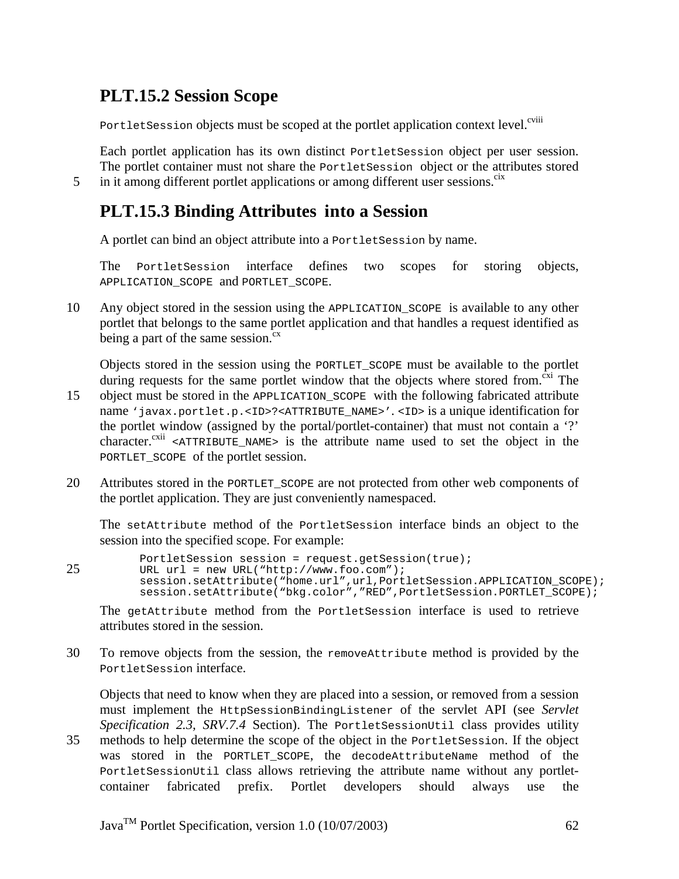## PLT.15.2 Session Scope

PortletSession objects must be scoped at the portlet application context level.[cviii]

Each portlet application has its own distinct PortletSession object per user session. The portlet container must not share the PortletSession object or the attributes stored in it among different portlet applications or among different user sessions.[cix]

## PLT.15.3 Binding Attributes into a Session

A portlet can bind an object attribute into a PortletSession by name.

The PortletSession interface defines two scopes for storing objects, APPLICATION_SCOPE and PORTLET_SCOPE.

Any object stored in the session using the APPLICATION_SCOPE is available to any other portlet that belongs to the same portlet application and that handles a request identified as being a part of the same session.[cx]

Objects stored in the session using the PORTLET_SCOPE must be available to the portlet during requests for the same portlet window that the objects where stored from.[cxi] The object must be stored in the APPLICATION_SCOPE with the following fabricated attribute name 'javax.portlet.p.<ID>?<ATTRIBUTE_NAME>'. <ID> is a unique identification for the portlet window (assigned by the portal/portlet-container) that must not contain a '?' character.[cxii] <ATTRIBUTE_NAME> is the attribute name used to set the object in the PORTLET_SCOPE of the portlet session.

Attributes stored in the PORTLET_SCOPE are not protected from other web components of the portlet application. They are just conveniently namespaced.

The setAttribute method of the PortletSession interface binds an object to the session into the specified scope. For example:

```
PortletSession session = request.getSession(true);
URL url = new URL("http://www.foo.com");
session.setAttribute("home.url",url,PortletSession.APPLICATION_SCOPE);
session.setAttribute("bkg.color","RED",PortletSession.PORTLET_SCOPE);
```

The getAttribute method from the PortletSession interface is used to retrieve attributes stored in the session.

To remove objects from the session, the removeAttribute method is provided by the PortletSession interface.

Objects that need to know when they are placed into a session, or removed from a session must implement the HttpSessionBindingListener of the servlet API (see *Servlet Specification 2.3, SRV.7.4* Section). The PortletSessionUtil class provides utility methods to help determine the scope of the object in the PortletSession. If the object was stored in the PORTLET_SCOPE, the decodeAttributeName method of the PortletSessionUtil class allows retrieving the attribute name without any portlet-container fabricated prefix. Portlet developers should always use the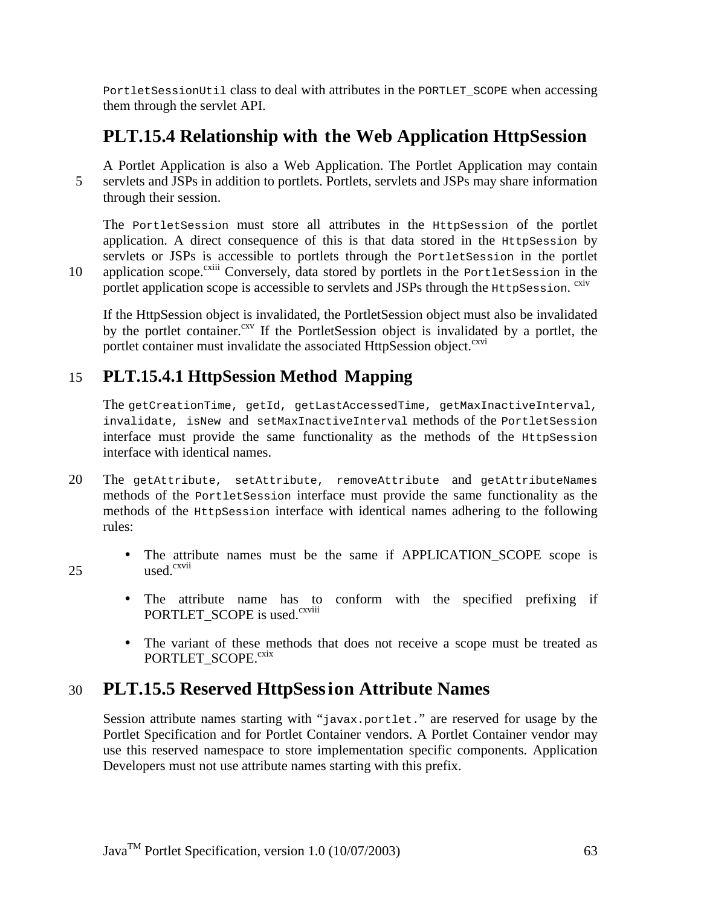`PortletSessionUtil` class to deal with attributes in the `PORTLET_SCOPE` when accessing them through the servlet API.

## PLT.15.4 Relationship with the Web Application HttpSession

A Portlet Application is also a Web Application. The Portlet Application may contain servlets and JSPs in addition to portlets. Portlets, servlets and JSPs may share information through their session.

The `PortletSession` must store all attributes in the `HttpSession` of the portlet application. A direct consequence of this is that data stored in the `HttpSession` by servlets or JSPs is accessible to portlets through the `PortletSession` in the portlet application scope.[cxiii] Conversely, data stored by portlets in the `PortletSession` in the portlet application scope is accessible to servlets and JSPs through the `HttpSession`. [cxiv]

If the HttpSession object is invalidated, the PortletSession object must also be invalidated by the portlet container.[cxv] If the PortletSession object is invalidated by a portlet, the portlet container must invalidate the associated HttpSession object.[cxvi]

### PLT.15.4.1 HttpSession Method Mapping

The `getCreationTime`, `getId`, `getLastAccessedTime`, `getMaxInactiveInterval`, `invalidate`, `isNew` and `setMaxInactiveInterval` methods of the `PortletSession` interface must provide the same functionality as the methods of the `HttpSession` interface with identical names.

The `getAttribute`, `setAttribute`, `removeAttribute` and `getAttributeNames` methods of the `PortletSession` interface must provide the same functionality as the methods of the `HttpSession` interface with identical names adhering to the following rules:

- The attribute names must be the same if APPLICATION_SCOPE scope is used.[cxvii]
- The attribute name has to conform with the specified prefixing if PORTLET_SCOPE is used.[cxviii]
- The variant of these methods that does not receive a scope must be treated as PORTLET_SCOPE.[cxix]

## PLT.15.5 Reserved HttpSession Attribute Names

Session attribute names starting with "`javax.portlet.`" are reserved for usage by the Portlet Specification and for Portlet Container vendors. A Portlet Container vendor may use this reserved namespace to store implementation specific components. Application Developers must not use attribute names starting with this prefix.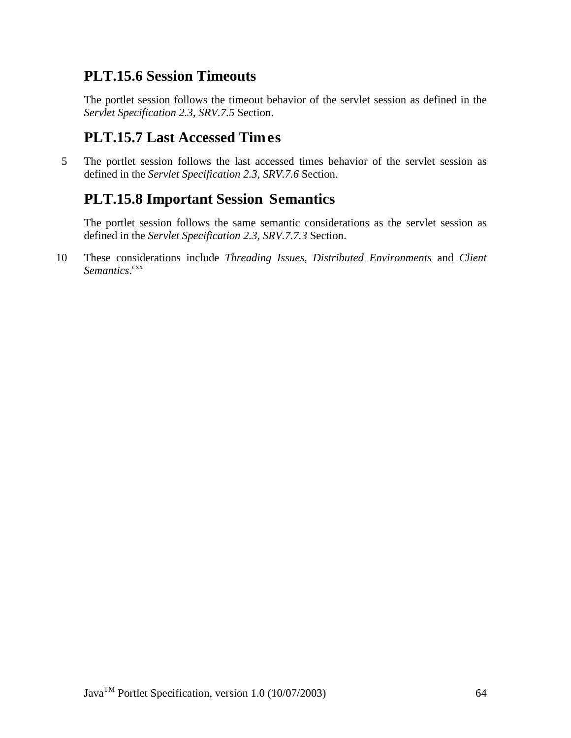## PLT.15.6 Session Timeouts

The portlet session follows the timeout behavior of the servlet session as defined in the *Servlet Specification 2.3, SRV.7.5* Section.

## PLT.15.7 Last Accessed Times

The portlet session follows the last accessed times behavior of the servlet session as defined in the *Servlet Specification 2.3, SRV.7.6* Section.

## PLT.15.8 Important Session Semantics

The portlet session follows the same semantic considerations as the servlet session as defined in the *Servlet Specification 2.3, SRV.7.7.3* Section.

These considerations include *Threading Issues*, *Distributed Environments* and *Client Semantics*.[cxx]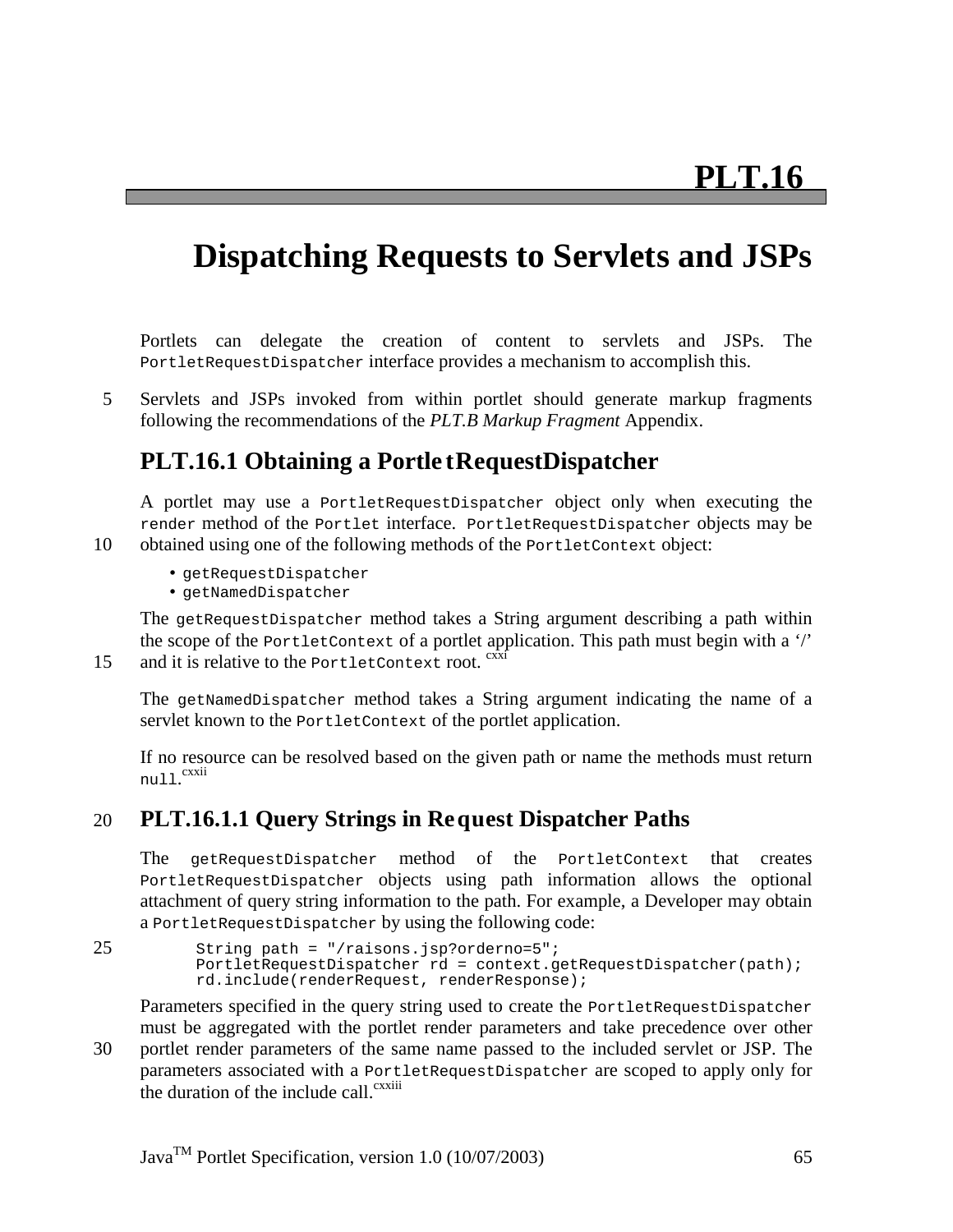# PLT.16

# Dispatching Requests to Servlets and JSPs

Portlets can delegate the creation of content to servlets and JSPs. The `PortletRequestDispatcher` interface provides a mechanism to accomplish this.

Servlets and JSPs invoked from within portlet should generate markup fragments following the recommendations of the *PLT.B Markup Fragment* Appendix.

## PLT.16.1 Obtaining a PortletRequestDispatcher

A portlet may use a `PortletRequestDispatcher` object only when executing the `render` method of the `Portlet` interface. `PortletRequestDispatcher` objects may be obtained using one of the following methods of the `PortletContext` object:

- `getRequestDispatcher`
- `getNamedDispatcher`

The `getRequestDispatcher` method takes a String argument describing a path within the scope of the `PortletContext` of a portlet application. This path must begin with a '/' and it is relative to the `PortletContext` root. [cxxi]

The `getNamedDispatcher` method takes a String argument indicating the name of a servlet known to the `PortletContext` of the portlet application.

If no resource can be resolved based on the given path or name the methods must return `null`.[cxxii]

### PLT.16.1.1 Query Strings in Request Dispatcher Paths

The `getRequestDispatcher` method of the `PortletContext` that creates `PortletRequestDispatcher` objects using path information allows the optional attachment of query string information to the path. For example, a Developer may obtain a `PortletRequestDispatcher` by using the following code:

```
String path = "/raisons.jsp?orderno=5";
PortletRequestDispatcher rd = context.getRequestDispatcher(path);
rd.include(renderRequest, renderResponse);
```

Parameters specified in the query string used to create the `PortletRequestDispatcher` must be aggregated with the portlet render parameters and take precedence over other portlet render parameters of the same name passed to the included servlet or JSP. The parameters associated with a `PortletRequestDispatcher` are scoped to apply only for the duration of the include call.[cxxiii]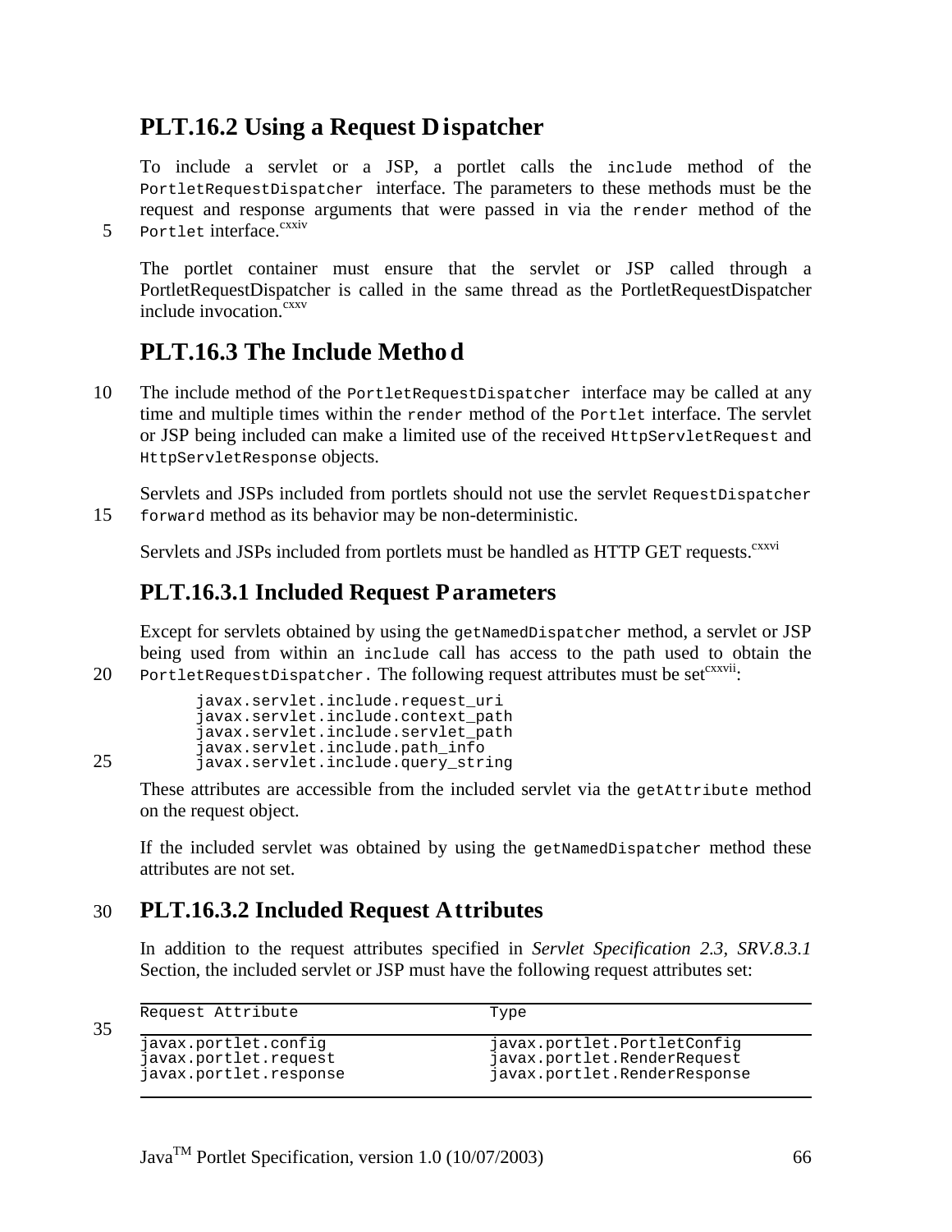## PLT.16.2 Using a Request Dispatcher

To include a servlet or a JSP, a portlet calls the `include` method of the `PortletRequestDispatcher` interface. The parameters to these methods must be the request and response arguments that were passed in via the `render` method of the `Portlet` interface.[cxxiv]

The portlet container must ensure that the servlet or JSP called through a PortletRequestDispatcher is called in the same thread as the PortletRequestDispatcher include invocation.[cxxv]

## PLT.16.3 The Include Method

The include method of the `PortletRequestDispatcher` interface may be called at any time and multiple times within the `render` method of the `Portlet` interface. The servlet or JSP being included can make a limited use of the received `HttpServletRequest` and `HttpServletResponse` objects.

Servlets and JSPs included from portlets should not use the servlet `RequestDispatcher forward` method as its behavior may be non-deterministic.

Servlets and JSPs included from portlets must be handled as HTTP GET requests.[cxxvi]

### PLT.16.3.1 Included Request Parameters

Except for servlets obtained by using the `getNamedDispatcher` method, a servlet or JSP being used from within an `include` call has access to the path used to obtain the `PortletRequestDispatcher`. The following request attributes must be set[cxxvii]:

```
javax.servlet.include.request_uri
javax.servlet.include.context_path
javax.servlet.include.servlet_path
javax.servlet.include.path_info
javax.servlet.include.query_string
```

These attributes are accessible from the included servlet via the `getAttribute` method on the request object.

If the included servlet was obtained by using the `getNamedDispatcher` method these attributes are not set.

### PLT.16.3.2 Included Request Attributes

In addition to the request attributes specified in *Servlet Specification 2.3, SRV.8.3.1* Section, the included servlet or JSP must have the following request attributes set:

| Request Attribute | Type |
|---|---|
| javax.portlet.config | javax.portlet.PortletConfig |
| javax.portlet.request | javax.portlet.RenderRequest |
| javax.portlet.response | javax.portlet.RenderResponse |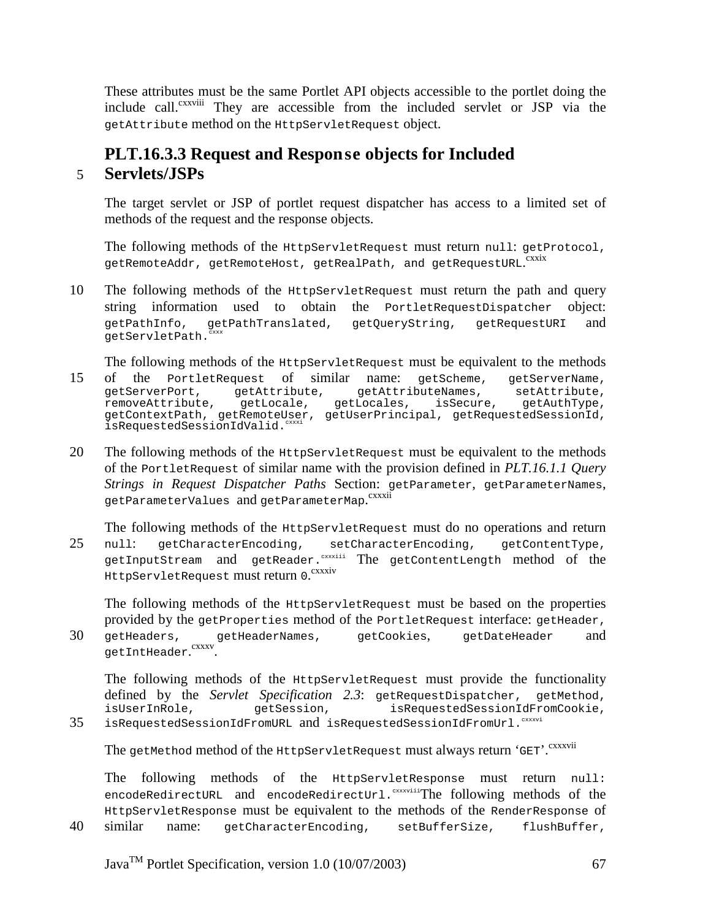These attributes must be the same Portlet API objects accessible to the portlet doing the include call.[cxxviii] They are accessible from the included servlet or JSP via the `getAttribute` method on the `HttpServletRequest` object.

### PLT.16.3.3 Request and Response objects for Included Servlets/JSPs

The target servlet or JSP of portlet request dispatcher has access to a limited set of methods of the request and the response objects.

The following methods of the `HttpServletRequest` must return `null`: `getProtocol`, `getRemoteAddr`, `getRemoteHost`, `getRealPath`, `and getRequestURL`.[cxxix]

The following methods of the `HttpServletRequest` must return the path and query string information used to obtain the `PortletRequestDispatcher` object: `getPathInfo`, `getPathTranslated`, `getQueryString`, `getRequestURI` and `getServletPath`.[cxxx]

The following methods of the `HttpServletRequest` must be equivalent to the methods of the `PortletRequest` of similar name: `getScheme`, `getServerName`, `getServerPort`, `getAttribute`, `getAttributeNames`, `setAttribute`, `removeAttribute`, `getLocale`, `getLocales`, `isSecure`, `getAuthType`, `getContextPath`, `getRemoteUser`, `getUserPrincipal`, `getRequestedSessionId`, `isRequestedSessionIdValid`.[cxxxi]

The following methods of the `HttpServletRequest` must be equivalent to the methods of the `PortletRequest` of similar name with the provision defined in *PLT.16.1.1 Query Strings in Request Dispatcher Paths* Section: `getParameter`, `getParameterNames`, `getParameterValues` and `getParameterMap`.[cxxxii]

The following methods of the `HttpServletRequest` must do no operations and return `null`: `getCharacterEncoding`, `setCharacterEncoding`, `getContentType`, `getInputStream` and `getReader`.[cxxxiii] The `getContentLength` method of the `HttpServletRequest` must return `0`.[cxxxiv]

The following methods of the `HttpServletRequest` must be based on the properties provided by the `getProperties` method of the `PortletRequest` interface: `getHeader`, `getHeaders`, `getHeaderNames`, `getCookies`, `getDateHeader` and `getIntHeader`.[cxxxv].

The following methods of the `HttpServletRequest` must provide the functionality defined by the *Servlet Specification 2.3*: `getRequestDispatcher`, `getMethod`, `isUserInRole`, `getSession`, `isRequestedSessionIdFromCookie`, `isRequestedSessionIdFromURL` and `isRequestedSessionIdFromUrl`.[cxxxvi]

The `getMethod` method of the `HttpServletRequest` must always return '`GET`'.[cxxxvii]

The following methods of the `HttpServletResponse` must return `null`: `encodeRedirectURL` and `encodeRedirectUrl`.[cxxxviii] The following methods of the `HttpServletResponse` must be equivalent to the methods of the `RenderResponse` of similar name: `getCharacterEncoding`, `setBufferSize`, `flushBuffer`,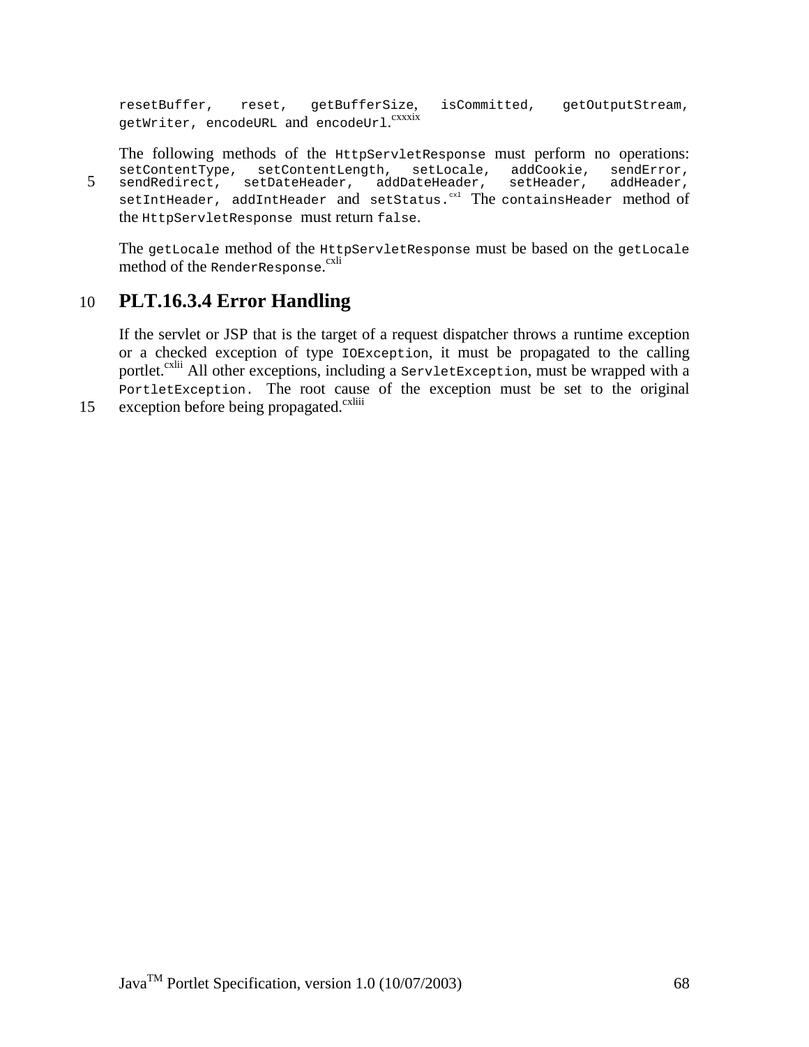`resetBuffer`, `reset`, `getBufferSize`, `isCommitted`, `getOutputStream`, `getWriter`, `encodeURL` and `encodeUrl`.[cxxxix]

The following methods of the `HttpServletResponse` must perform no operations: `setContentType`, `setContentLength`, `setLocale`, `addCookie`, `sendError`, `sendRedirect`, `setDateHeader`, `addDateHeader`, `setHeader`, `addHeader`, `setIntHeader`, `addIntHeader` and `setStatus`.[cxl] The `containsHeader` method of the `HttpServletResponse` must return `false`.

The `getLocale` method of the `HttpServletResponse` must be based on the `getLocale` method of the `RenderResponse`.[cxli]

## PLT.16.3.4 Error Handling

If the servlet or JSP that is the target of a request dispatcher throws a runtime exception or a checked exception of type `IOException`, it must be propagated to the calling portlet.[cxlii] All other exceptions, including a `ServletException`, must be wrapped with a `PortletException`. The root cause of the exception must be set to the original exception before being propagated.[cxliii]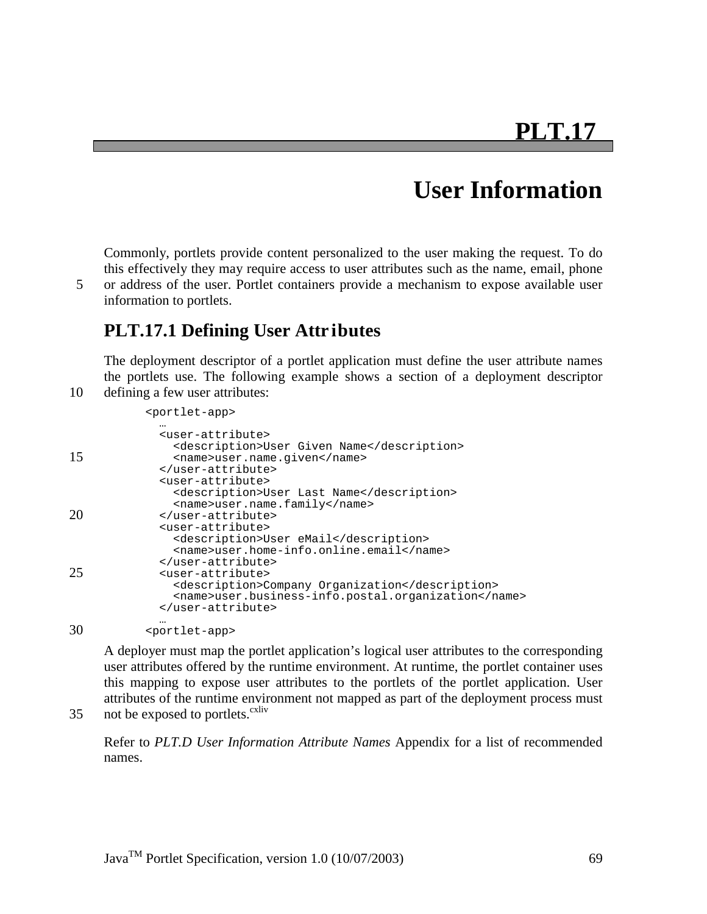# PLT.17

# User Information

Commonly, portlets provide content personalized to the user making the request. To do this effectively they may require access to user attributes such as the name, email, phone or address of the user. Portlet containers provide a mechanism to expose available user information to portlets.

## PLT.17.1 Defining User Attributes

The deployment descriptor of a portlet application must define the user attribute names the portlets use. The following example shows a section of a deployment descriptor defining a few user attributes:

```
<portlet-app>
  …
  <user-attribute>
    <description>User Given Name</description>
    <name>user.name.given</name>
  </user-attribute>
  <user-attribute>
    <description>User Last Name</description>
    <name>user.name.family</name>
  </user-attribute>
  <user-attribute>
    <description>User eMail</description>
    <name>user.home-info.online.email</name>
  </user-attribute>
  <user-attribute>
    <description>Company Organization</description>
    <name>user.business-info.postal.organization</name>
  </user-attribute>
  …
<portlet-app>
```

A deployer must map the portlet application's logical user attributes to the corresponding user attributes offered by the runtime environment. At runtime, the portlet container uses this mapping to expose user attributes to the portlets of the portlet application. User attributes of the runtime environment not mapped as part of the deployment process must not be exposed to portlets.[cxliv]

Refer to *PLT.D User Information Attribute Names* Appendix for a list of recommended names.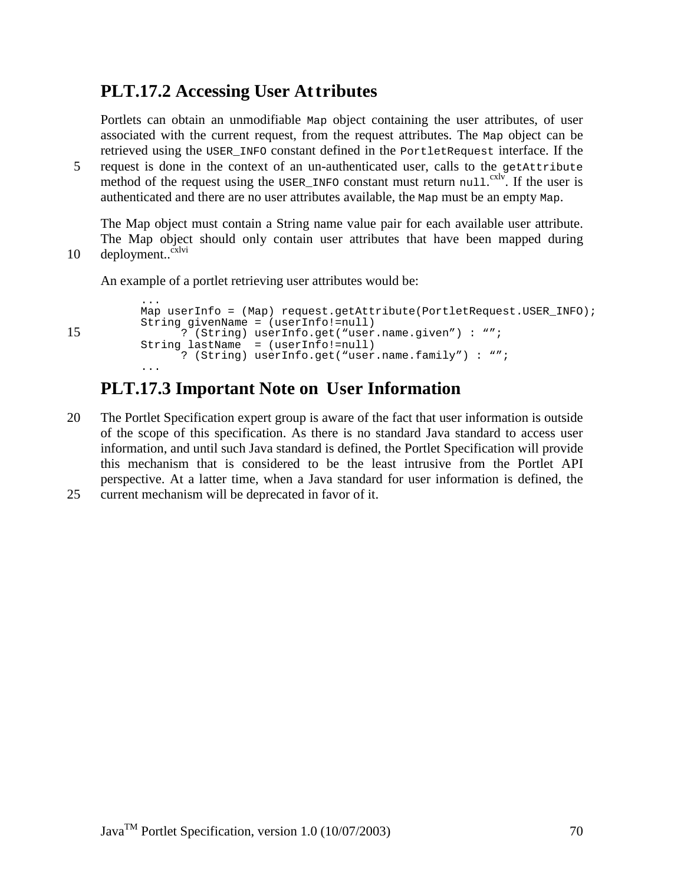## PLT.17.2 Accessing User Attributes

Portlets can obtain an unmodifiable `Map` object containing the user attributes, of user associated with the current request, from the request attributes. The `Map` object can be retrieved using the `USER_INFO` constant defined in the `PortletRequest` interface. If the request is done in the context of an un-authenticated user, calls to the `getAttribute` method of the request using the `USER_INFO` constant must return `null`.[cxlv] If the user is authenticated and there are no user attributes available, the `Map` must be an empty `Map`.

The Map object must contain a String name value pair for each available user attribute. The Map object should only contain user attributes that have been mapped during deployment..[cxlvi]

An example of a portlet retrieving user attributes would be:

```
...
Map userInfo = (Map) request.getAttribute(PortletRequest.USER_INFO);
String givenName = (userInfo!=null)
      ? (String) userInfo.get("user.name.given") : "";
String lastName  = (userInfo!=null)
      ? (String) userInfo.get("user.name.family") : "";
...
```

## PLT.17.3 Important Note on User Information

The Portlet Specification expert group is aware of the fact that user information is outside of the scope of this specification. As there is no standard Java standard to access user information, and until such Java standard is defined, the Portlet Specification will provide this mechanism that is considered to be the least intrusive from the Portlet API perspective. At a latter time, when a Java standard for user information is defined, the current mechanism will be deprecated in favor of it.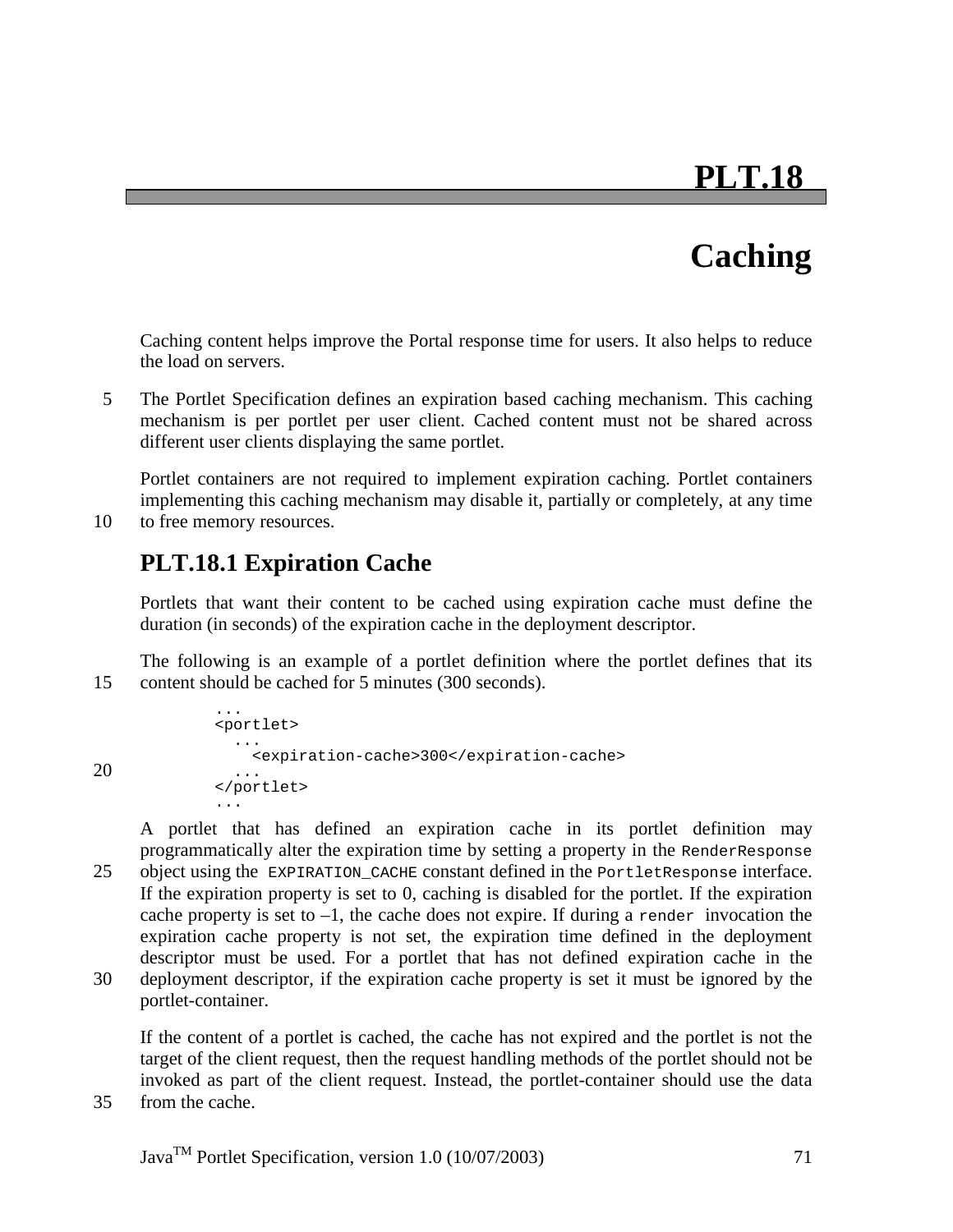# PLT.18

# Caching

Caching content helps improve the Portal response time for users. It also helps to reduce the load on servers.

The Portlet Specification defines an expiration based caching mechanism. This caching mechanism is per portlet per user client. Cached content must not be shared across different user clients displaying the same portlet.

Portlet containers are not required to implement expiration caching. Portlet containers implementing this caching mechanism may disable it, partially or completely, at any time to free memory resources.

## PLT.18.1 Expiration Cache

Portlets that want their content to be cached using expiration cache must define the duration (in seconds) of the expiration cache in the deployment descriptor.

The following is an example of a portlet definition where the portlet defines that its content should be cached for 5 minutes (300 seconds).

```
...
<portlet>
  ...
    <expiration-cache>300</expiration-cache>
  ...
</portlet>
...
```

A portlet that has defined an expiration cache in its portlet definition may programmatically alter the expiration time by setting a property in the `RenderResponse` object using the `EXPIRATION_CACHE` constant defined in the `PortletResponse` interface. If the expiration property is set to 0, caching is disabled for the portlet. If the expiration cache property is set to –1, the cache does not expire. If during a `render` invocation the expiration cache property is not set, the expiration time defined in the deployment descriptor must be used. For a portlet that has not defined expiration cache in the deployment descriptor, if the expiration cache property is set it must be ignored by the portlet-container.

If the content of a portlet is cached, the cache has not expired and the portlet is not the target of the client request, then the request handling methods of the portlet should not be invoked as part of the client request. Instead, the portlet-container should use the data from the cache.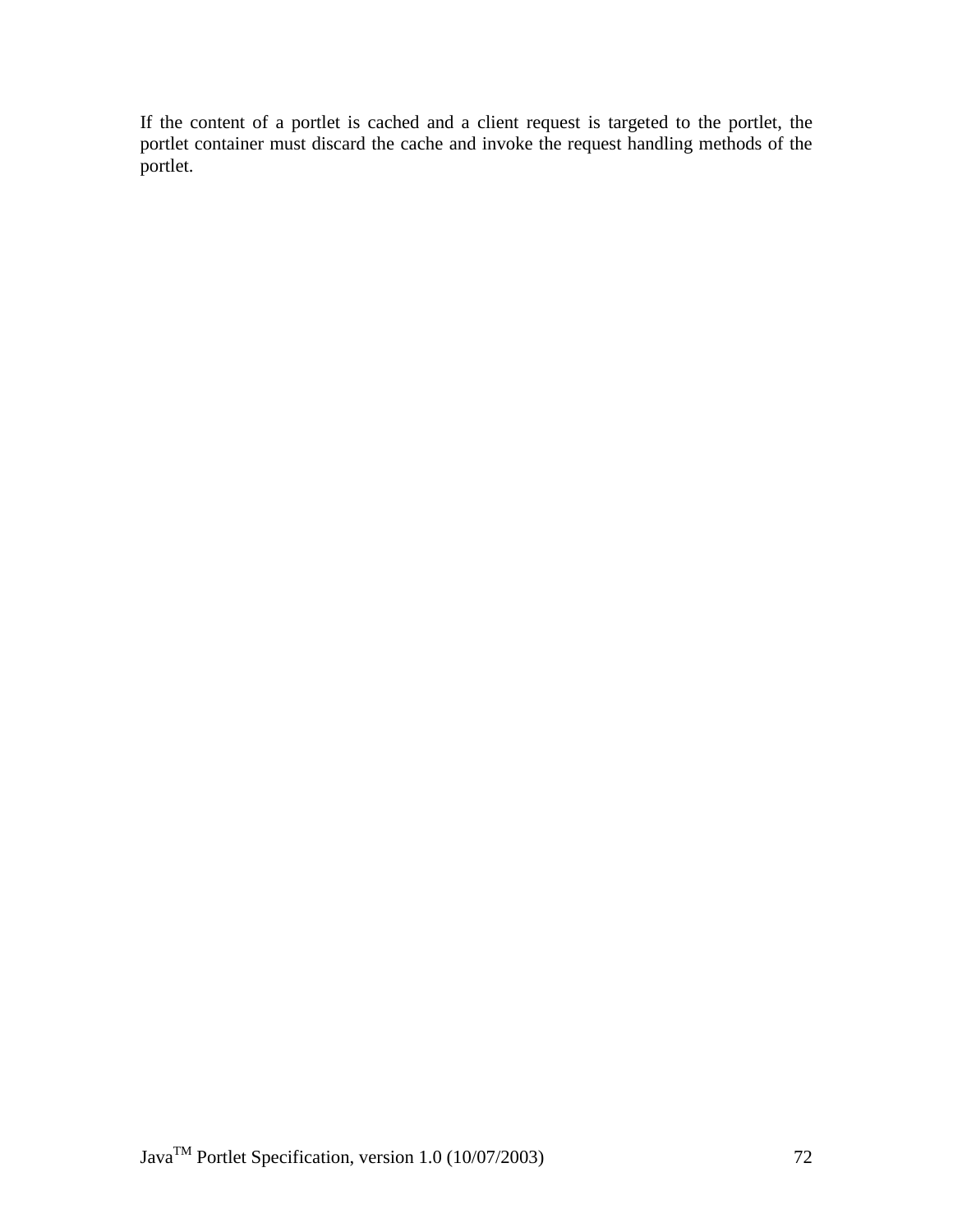If the content of a portlet is cached and a client request is targeted to the portlet, the portlet container must discard the cache and invoke the request handling methods of the portlet.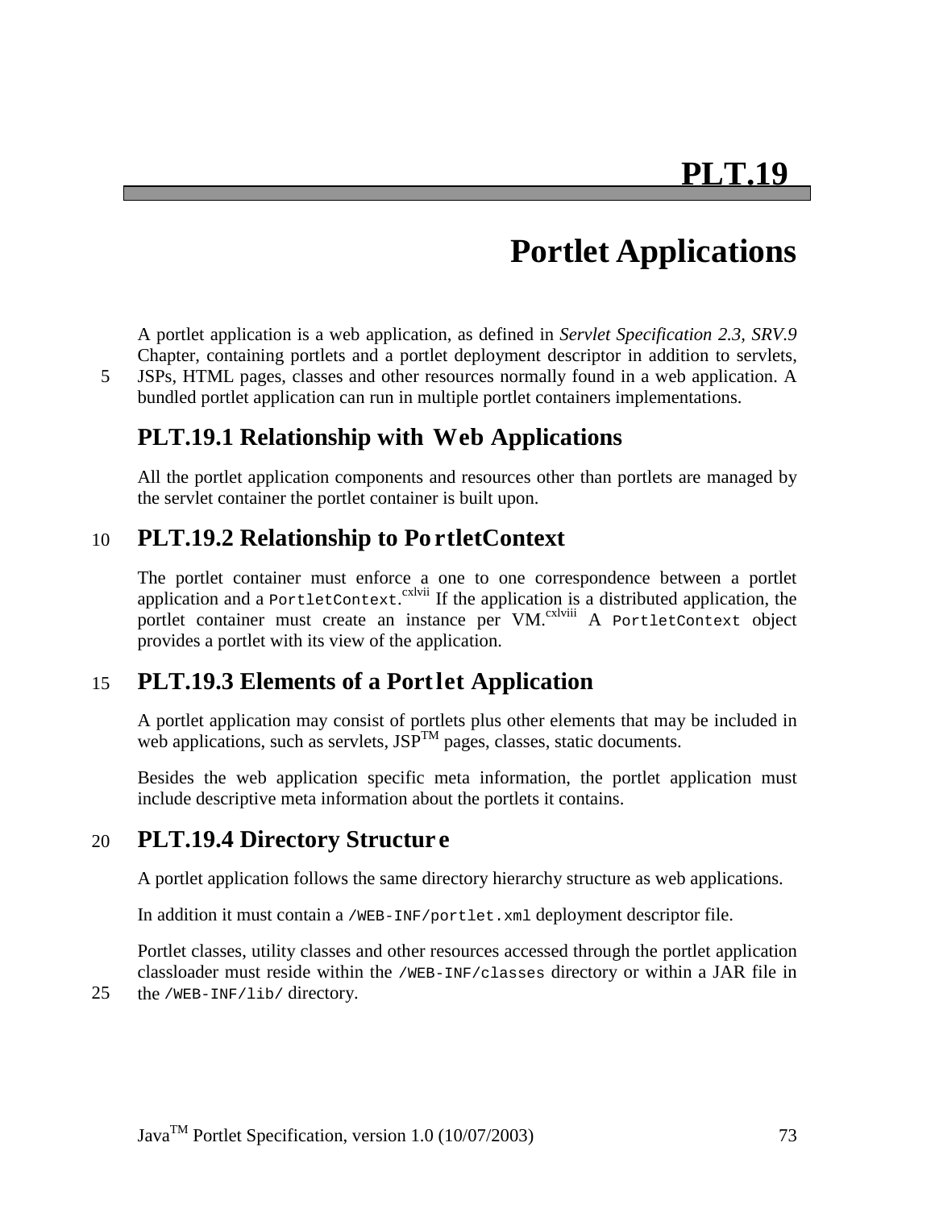# PLT.19

# Portlet Applications

A portlet application is a web application, as defined in *Servlet Specification 2.3, SRV.9* Chapter, containing portlets and a portlet deployment descriptor in addition to servlets, JSPs, HTML pages, classes and other resources normally found in a web application. A bundled portlet application can run in multiple portlet containers implementations.

## PLT.19.1 Relationship with Web Applications

All the portlet application components and resources other than portlets are managed by the servlet container the portlet container is built upon.

## PLT.19.2 Relationship to PortletContext

The portlet container must enforce a one to one correspondence between a portlet application and a `PortletContext`.[cxlvii] If the application is a distributed application, the portlet container must create an instance per VM.[cxlviii] A `PortletContext` object provides a portlet with its view of the application.

## PLT.19.3 Elements of a Portlet Application

A portlet application may consist of portlets plus other elements that may be included in web applications, such as servlets, JSP™ pages, classes, static documents.

Besides the web application specific meta information, the portlet application must include descriptive meta information about the portlets it contains.

## PLT.19.4 Directory Structure

A portlet application follows the same directory hierarchy structure as web applications.

In addition it must contain a `/WEB-INF/portlet.xml` deployment descriptor file.

Portlet classes, utility classes and other resources accessed through the portlet application classloader must reside within the `/WEB-INF/classes` directory or within a JAR file in the `/WEB-INF/lib/` directory.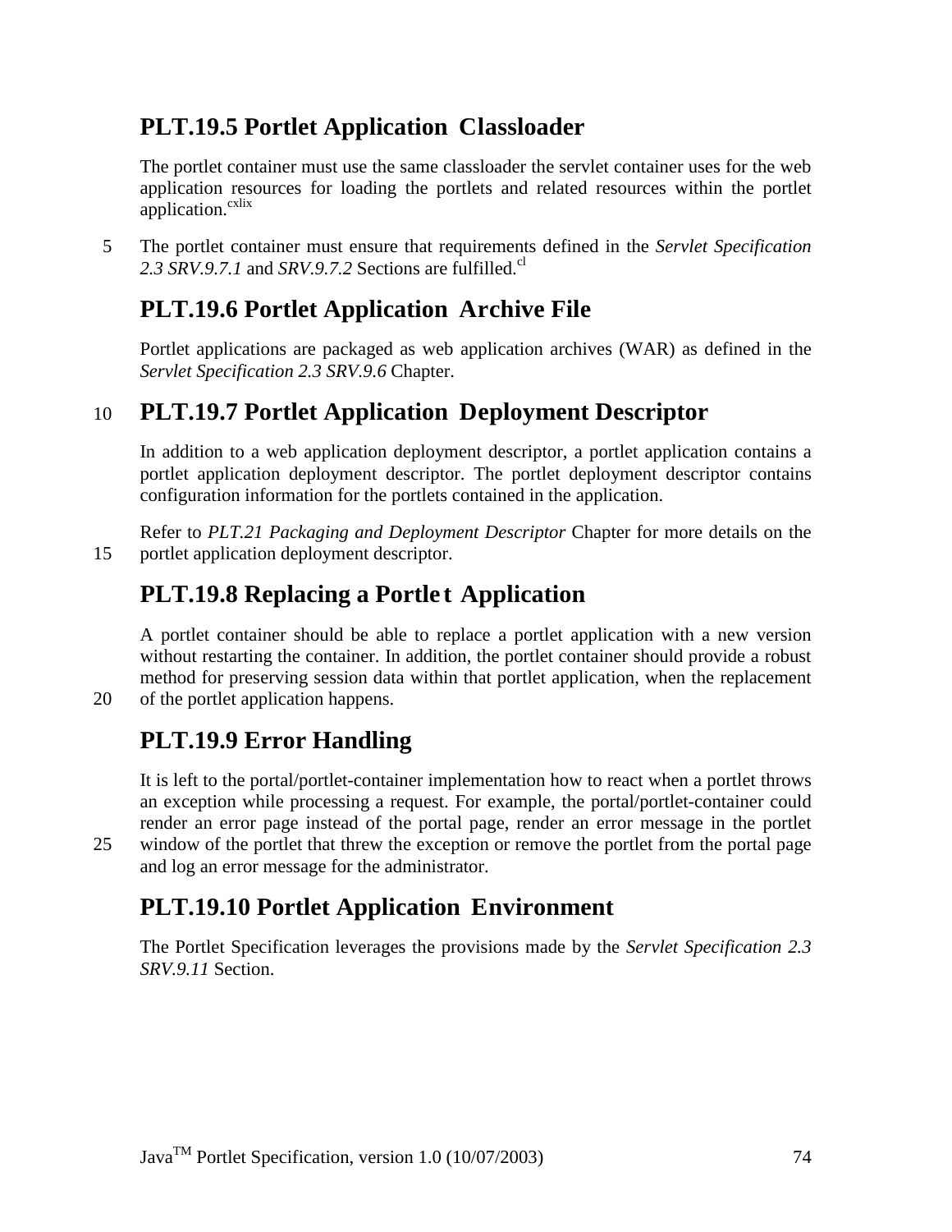## PLT.19.5 Portlet Application Classloader

The portlet container must use the same classloader the servlet container uses for the web application resources for loading the portlets and related resources within the portlet application.[cxlix]

The portlet container must ensure that requirements defined in the *Servlet Specification 2.3 SRV.9.7.1* and *SRV.9.7.2* Sections are fulfilled.[cl]

## PLT.19.6 Portlet Application Archive File

Portlet applications are packaged as web application archives (WAR) as defined in the *Servlet Specification 2.3 SRV.9.6* Chapter.

## PLT.19.7 Portlet Application Deployment Descriptor

In addition to a web application deployment descriptor, a portlet application contains a portlet application deployment descriptor. The portlet deployment descriptor contains configuration information for the portlets contained in the application.

Refer to *PLT.21 Packaging and Deployment Descriptor* Chapter for more details on the portlet application deployment descriptor.

## PLT.19.8 Replacing a Portlet Application

A portlet container should be able to replace a portlet application with a new version without restarting the container. In addition, the portlet container should provide a robust method for preserving session data within that portlet application, when the replacement of the portlet application happens.

## PLT.19.9 Error Handling

It is left to the portal/portlet-container implementation how to react when a portlet throws an exception while processing a request. For example, the portal/portlet-container could render an error page instead of the portal page, render an error message in the portlet window of the portlet that threw the exception or remove the portlet from the portal page and log an error message for the administrator.

## PLT.19.10 Portlet Application Environment

The Portlet Specification leverages the provisions made by the *Servlet Specification 2.3 SRV.9.11* Section.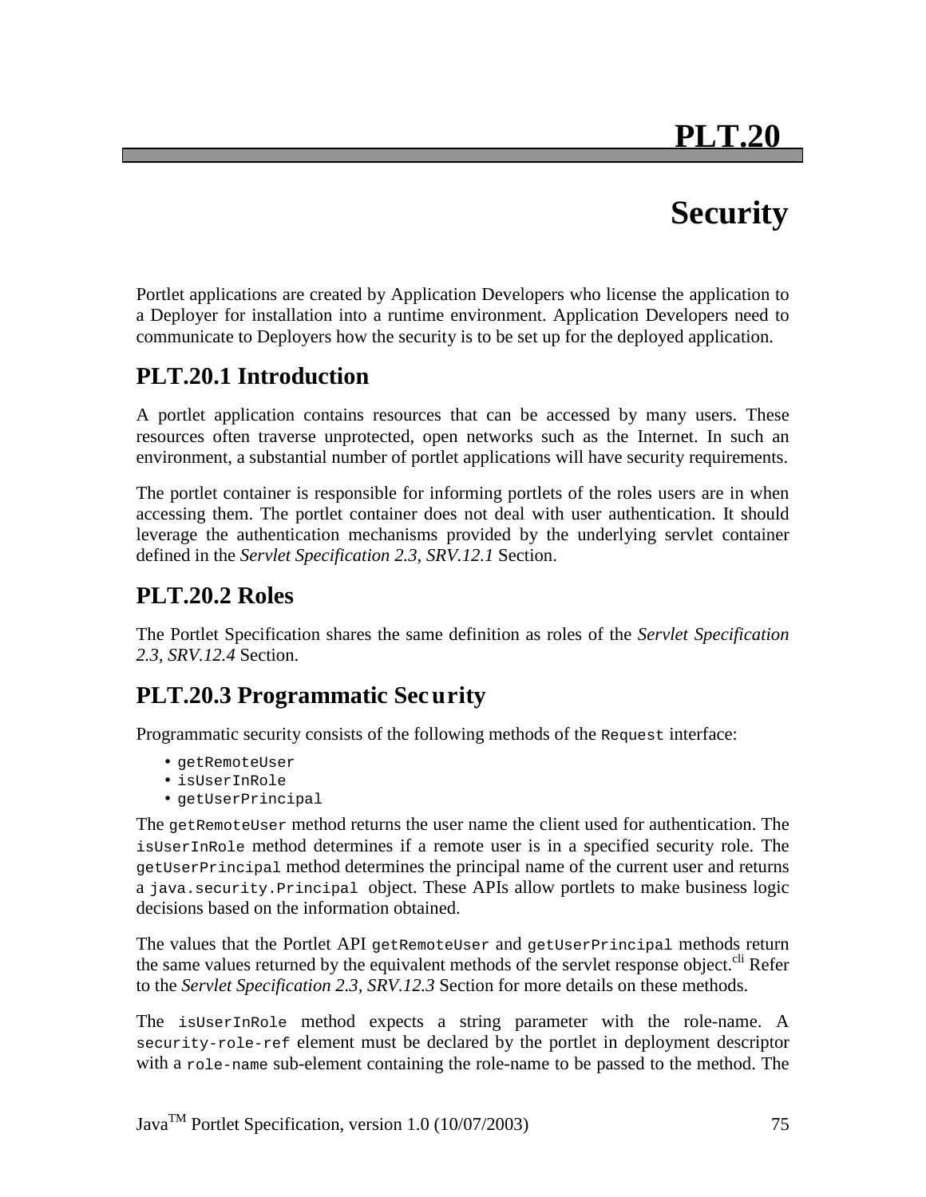# PLT.20

# Security

Portlet applications are created by Application Developers who license the application to a Deployer for installation into a runtime environment. Application Developers need to communicate to Deployers how the security is to be set up for the deployed application.

## PLT.20.1 Introduction

A portlet application contains resources that can be accessed by many users. These resources often traverse unprotected, open networks such as the Internet. In such an environment, a substantial number of portlet applications will have security requirements.

The portlet container is responsible for informing portlets of the roles users are in when accessing them. The portlet container does not deal with user authentication. It should leverage the authentication mechanisms provided by the underlying servlet container defined in the *Servlet Specification 2.3, SRV.12.1* Section.

## PLT.20.2 Roles

The Portlet Specification shares the same definition as roles of the *Servlet Specification 2.3, SRV.12.4* Section.

## PLT.20.3 Programmatic Security

Programmatic security consists of the following methods of the `Request` interface:

- `getRemoteUser`
- `isUserInRole`
- `getUserPrincipal`

The `getRemoteUser` method returns the user name the client used for authentication. The `isUserInRole` method determines if a remote user is in a specified security role. The `getUserPrincipal` method determines the principal name of the current user and returns a `java.security.Principal` object. These APIs allow portlets to make business logic decisions based on the information obtained.

The values that the Portlet API `getRemoteUser` and `getUserPrincipal` methods return the same values returned by the equivalent methods of the servlet response object.[cli] Refer to the *Servlet Specification 2.3, SRV.12.3* Section for more details on these methods.

The `isUserInRole` method expects a string parameter with the role-name. A `security-role-ref` element must be declared by the portlet in deployment descriptor with a `role-name` sub-element containing the role-name to be passed to the method. The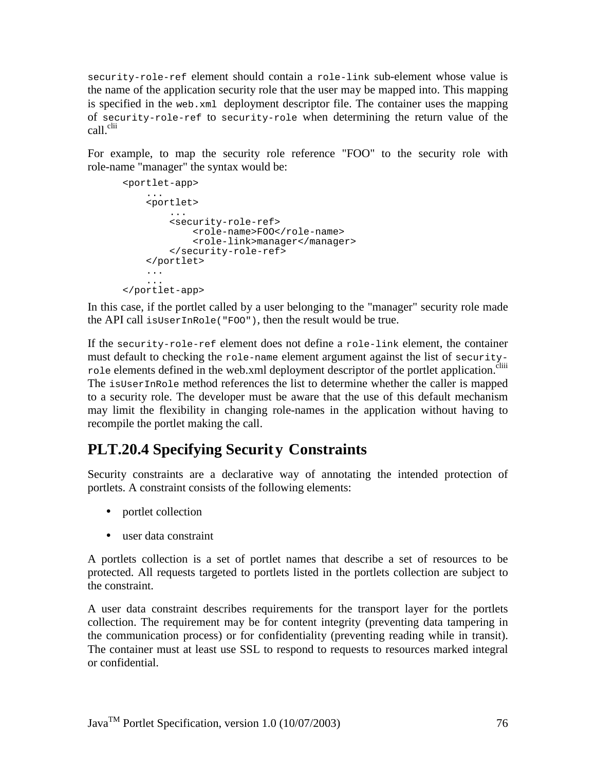`security-role-ref` element should contain a `role-link` sub-element whose value is the name of the application security role that the user may be mapped into. This mapping is specified in the `web.xml` deployment descriptor file. The container uses the mapping of `security-role-ref` to `security-role` when determining the return value of the call.[clii]

For example, to map the security role reference "FOO" to the security role with role-name "manager" the syntax would be:

```
<portlet-app>
    ...
    <portlet>
        ...
        <security-role-ref>
            <role-name>FOO</role-name>
            <role-link>manager</manager>
        </security-role-ref>
    </portlet>
    ...
    ...
</portlet-app>
```

In this case, if the portlet called by a user belonging to the "manager" security role made the API call `isUserInRole("FOO")`, then the result would be true.

If the `security-role-ref` element does not define a `role-link` element, the container must default to checking the `role-name` element argument against the list of `security-role` elements defined in the web.xml deployment descriptor of the portlet application.[cliii] The `isUserInRole` method references the list to determine whether the caller is mapped to a security role. The developer must be aware that the use of this default mechanism may limit the flexibility in changing role-names in the application without having to recompile the portlet making the call.

## PLT.20.4 Specifying Security Constraints

Security constraints are a declarative way of annotating the intended protection of portlets. A constraint consists of the following elements:

- portlet collection
- user data constraint

A portlets collection is a set of portlet names that describe a set of resources to be protected. All requests targeted to portlets listed in the portlets collection are subject to the constraint.

A user data constraint describes requirements for the transport layer for the portlets collection. The requirement may be for content integrity (preventing data tampering in the communication process) or for confidentiality (preventing reading while in transit). The container must at least use SSL to respond to requests to resources marked integral or confidential.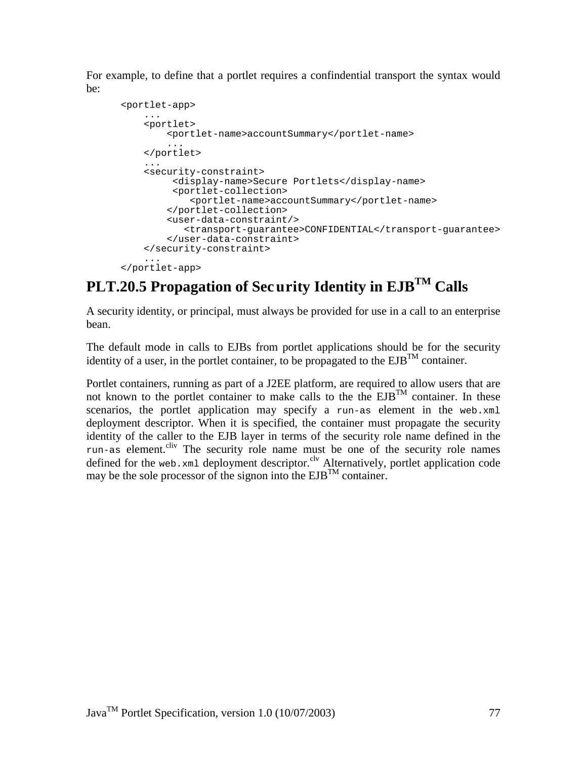For example, to define that a portlet requires a confindential transport the syntax would be:

```
<portlet-app>
    ...
    <portlet>
        <portlet-name>accountSummary</portlet-name>
        ...
    </portlet>
    ...
    <security-constraint>
         <display-name>Secure Portlets</display-name>
         <portlet-collection>
            <portlet-name>accountSummary</portlet-name>
        </portlet-collection>
        <user-data-constraint/>
           <transport-guarantee>CONFIDENTIAL</transport-guarantee>
        </user-data-constraint>
    </security-constraint>
    ...
</portlet-app>
```

## PLT.20.5 Propagation of Security Identity in EJB™ Calls

A security identity, or principal, must always be provided for use in a call to an enterprise bean.

The default mode in calls to EJBs from portlet applications should be for the security identity of a user, in the portlet container, to be propagated to the EJB™ container.

Portlet containers, running as part of a J2EE platform, are required to allow users that are not known to the portlet container to make calls to the the EJB™ container. In these scenarios, the portlet application may specify a `run-as` element in the `web.xml` deployment descriptor. When it is specified, the container must propagate the security identity of the caller to the EJB layer in terms of the security role name defined in the `run-as` element.[cliv] The security role name must be one of the security role names defined for the `web.xml` deployment descriptor.[clv] Alternatively, portlet application code may be the sole processor of the signon into the EJB™ container.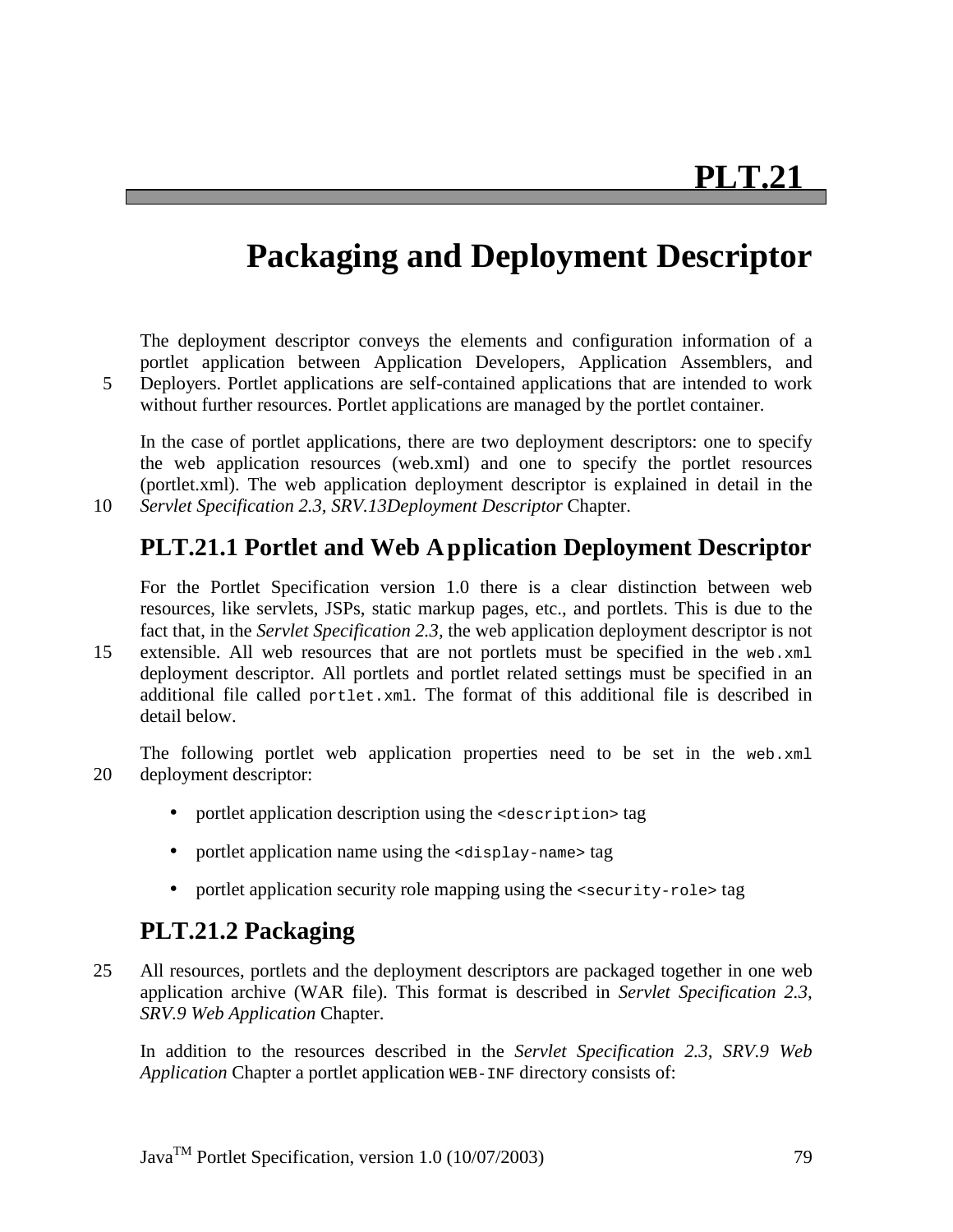# PLT.21

# Packaging and Deployment Descriptor

The deployment descriptor conveys the elements and configuration information of a portlet application between Application Developers, Application Assemblers, and Deployers. Portlet applications are self-contained applications that are intended to work without further resources. Portlet applications are managed by the portlet container.

In the case of portlet applications, there are two deployment descriptors: one to specify the web application resources (web.xml) and one to specify the portlet resources (portlet.xml). The web application deployment descriptor is explained in detail in the *Servlet Specification 2.3, SRV.13Deployment Descriptor* Chapter.

## PLT.21.1 Portlet and Web Application Deployment Descriptor

For the Portlet Specification version 1.0 there is a clear distinction between web resources, like servlets, JSPs, static markup pages, etc., and portlets. This is due to the fact that, in the *Servlet Specification 2.3,* the web application deployment descriptor is not extensible. All web resources that are not portlets must be specified in the `web.xml` deployment descriptor. All portlets and portlet related settings must be specified in an additional file called `portlet.xml`. The format of this additional file is described in detail below.

The following portlet web application properties need to be set in the `web.xml` deployment descriptor:

- portlet application description using the `<description>` tag
- portlet application name using the `<display-name>` tag
- portlet application security role mapping using the `<security-role>` tag

## PLT.21.2 Packaging

All resources, portlets and the deployment descriptors are packaged together in one web application archive (WAR file). This format is described in *Servlet Specification 2.3, SRV.9 Web Application* Chapter.

In addition to the resources described in the *Servlet Specification 2.3, SRV.9 Web Application* Chapter a portlet application `WEB-INF` directory consists of: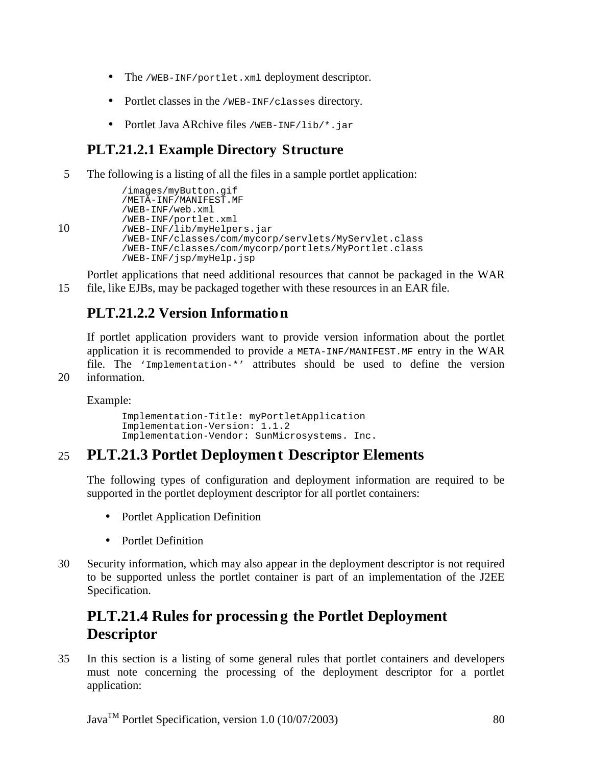- The /WEB-INF/portlet.xml deployment descriptor.
- Portlet classes in the /WEB-INF/classes directory.
- Portlet Java ARchive files /WEB-INF/lib/*.jar

### PLT.21.2.1 Example Directory Structure

The following is a listing of all the files in a sample portlet application:

```
/images/myButton.gif
/META-INF/MANIFEST.MF
/WEB-INF/web.xml
/WEB-INF/portlet.xml
/WEB-INF/lib/myHelpers.jar
/WEB-INF/classes/com/mycorp/servlets/MyServlet.class
/WEB-INF/classes/com/mycorp/portlets/MyPortlet.class
/WEB-INF/jsp/myHelp.jsp
```

Portlet applications that need additional resources that cannot be packaged in the WAR file, like EJBs, may be packaged together with these resources in an EAR file.

### PLT.21.2.2 Version Information

If portlet application providers want to provide version information about the portlet application it is recommended to provide a META-INF/MANIFEST.MF entry in the WAR file. The 'Implementation-*' attributes should be used to define the version information.

Example:

```
Implementation-Title: myPortletApplication
Implementation-Version: 1.1.2
Implementation-Vendor: SunMicrosystems. Inc.
```

## PLT.21.3 Portlet Deployment Descriptor Elements

The following types of configuration and deployment information are required to be supported in the portlet deployment descriptor for all portlet containers:

- Portlet Application Definition
- Portlet Definition

Security information, which may also appear in the deployment descriptor is not required to be supported unless the portlet container is part of an implementation of the J2EE Specification.

## PLT.21.4 Rules for processing the Portlet Deployment Descriptor

In this section is a listing of some general rules that portlet containers and developers must note concerning the processing of the deployment descriptor for a portlet application: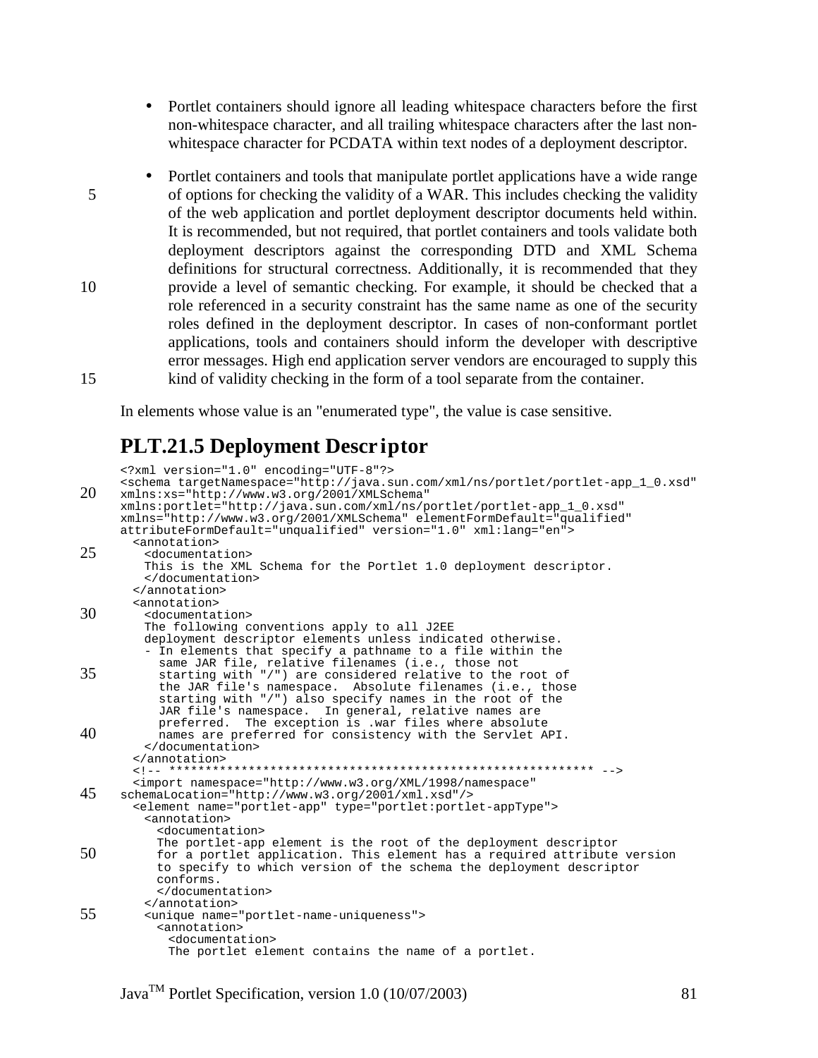- Portlet containers should ignore all leading whitespace characters before the first non-whitespace character, and all trailing whitespace characters after the last non-whitespace character for PCDATA within text nodes of a deployment descriptor.

- Portlet containers and tools that manipulate portlet applications have a wide range of options for checking the validity of a WAR. This includes checking the validity of the web application and portlet deployment descriptor documents held within. It is recommended, but not required, that portlet containers and tools validate both deployment descriptors against the corresponding DTD and XML Schema definitions for structural correctness. Additionally, it is recommended that they provide a level of semantic checking. For example, it should be checked that a role referenced in a security constraint has the same name as one of the security roles defined in the deployment descriptor. In cases of non-conformant portlet applications, tools and containers should inform the developer with descriptive error messages. High end application server vendors are encouraged to supply this kind of validity checking in the form of a tool separate from the container.

In elements whose value is an "enumerated type", the value is case sensitive.

## PLT.21.5 Deployment Descriptor

```
<?xml version="1.0" encoding="UTF-8"?>
<schema targetNamespace="http://java.sun.com/xml/ns/portlet/portlet-app_1_0.xsd"
xmlns:xs="http://www.w3.org/2001/XMLSchema"
xmlns:portlet="http://java.sun.com/xml/ns/portlet/portlet-app_1_0.xsd"
xmlns="http://www.w3.org/2001/XMLSchema" elementFormDefault="qualified"
attributeFormDefault="unqualified" version="1.0" xml:lang="en">
  <annotation>
    <documentation>
    This is the XML Schema for the Portlet 1.0 deployment descriptor.
    </documentation>
  </annotation>
  <annotation>
    <documentation>
    The following conventions apply to all J2EE
    deployment descriptor elements unless indicated otherwise.
    - In elements that specify a pathname to a file within the
      same JAR file, relative filenames (i.e., those not
      starting with "/") are considered relative to the root of
      the JAR file's namespace.  Absolute filenames (i.e., those
      starting with "/") also specify names in the root of the
      JAR file's namespace.  In general, relative names are
      preferred.  The exception is .war files where absolute
      names are preferred for consistency with the Servlet API.
    </documentation>
  </annotation>
  <!-- ********************************************************** -->
  <import namespace="http://www.w3.org/XML/1998/namespace"
schemaLocation="http://www.w3.org/2001/xml.xsd"/>
  <element name="portlet-app" type="portlet:portlet-appType">
    <annotation>
      <documentation>
      The portlet-app element is the root of the deployment descriptor
      for a portlet application. This element has a required attribute version
      to specify to which version of the schema the deployment descriptor
      conforms.
      </documentation>
    </annotation>
    <unique name="portlet-name-uniqueness">
      <annotation>
        <documentation>
        The portlet element contains the name of a portlet.
```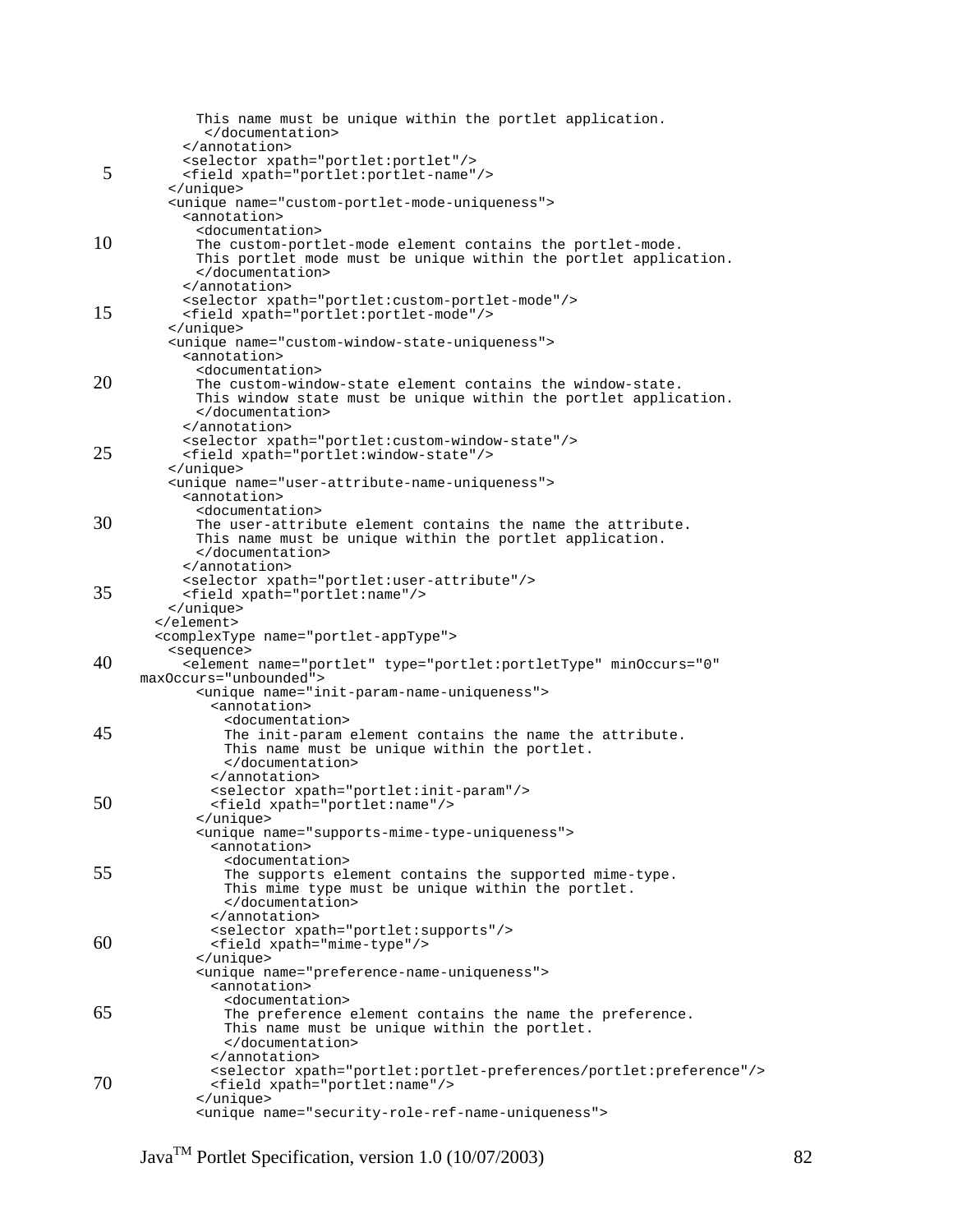```
        This name must be unique within the portlet application.
         </documentation>
      </annotation>
      <selector xpath="portlet:portlet"/>
      <field xpath="portlet:portlet-name"/>
    </unique>
    <unique name="custom-portlet-mode-uniqueness">
      <annotation>
        <documentation>
        The custom-portlet-mode element contains the portlet-mode.
        This portlet mode must be unique within the portlet application.
        </documentation>
      </annotation>
      <selector xpath="portlet:custom-portlet-mode"/>
      <field xpath="portlet:portlet-mode"/>
    </unique>
    <unique name="custom-window-state-uniqueness">
      <annotation>
        <documentation>
        The custom-window-state element contains the window-state.
        This window state must be unique within the portlet application.
        </documentation>
      </annotation>
      <selector xpath="portlet:custom-window-state"/>
      <field xpath="portlet:window-state"/>
    </unique>
    <unique name="user-attribute-name-uniqueness">
      <annotation>
        <documentation>
        The user-attribute element contains the name the attribute.
        This name must be unique within the portlet application.
        </documentation>
      </annotation>
      <selector xpath="portlet:user-attribute"/>
      <field xpath="portlet:name"/>
    </unique>
  </element>
  <complexType name="portlet-appType">
    <sequence>
      <element name="portlet" type="portlet:portletType" minOccurs="0"
maxOccurs="unbounded">
        <unique name="init-param-name-uniqueness">
          <annotation>
            <documentation>
            The init-param element contains the name the attribute.
            This name must be unique within the portlet.
            </documentation>
          </annotation>
          <selector xpath="portlet:init-param"/>
          <field xpath="portlet:name"/>
        </unique>
        <unique name="supports-mime-type-uniqueness">
          <annotation>
            <documentation>
            The supports element contains the supported mime-type.
            This mime type must be unique within the portlet.
            </documentation>
          </annotation>
          <selector xpath="portlet:supports"/>
          <field xpath="mime-type"/>
        </unique>
        <unique name="preference-name-uniqueness">
          <annotation>
            <documentation>
            The preference element contains the name the preference.
            This name must be unique within the portlet.
            </documentation>
          </annotation>
          <selector xpath="portlet:portlet-preferences/portlet:preference"/>
          <field xpath="portlet:name"/>
        </unique>
        <unique name="security-role-ref-name-uniqueness">
```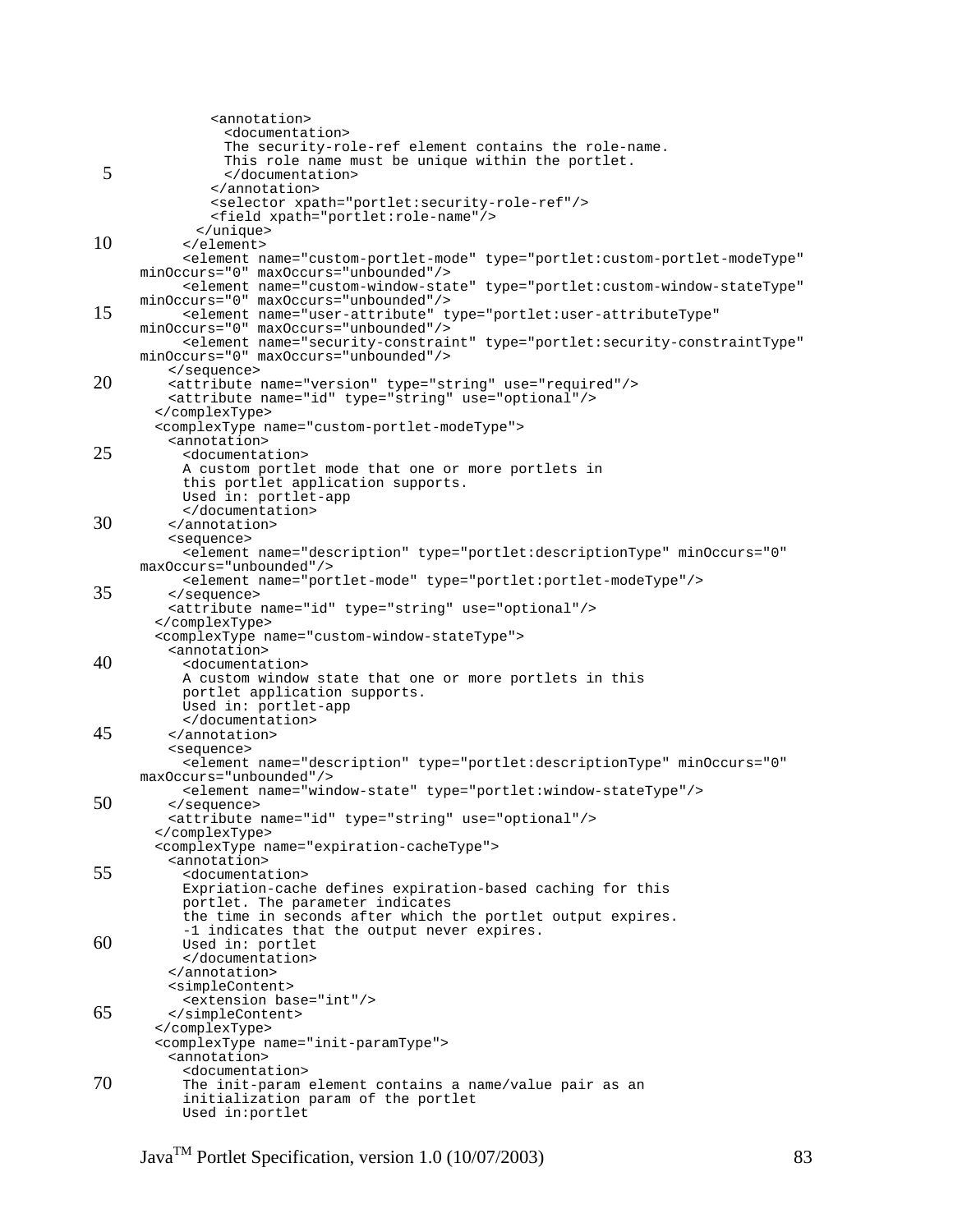```
          <annotation>
            <documentation>
            The security-role-ref element contains the role-name.
            This role name must be unique within the portlet.
            </documentation>
          </annotation>
          <selector xpath="portlet:security-role-ref"/>
          <field xpath="portlet:role-name"/>
        </unique>
      </element>
      <element name="custom-portlet-mode" type="portlet:custom-portlet-modeType"
minOccurs="0" maxOccurs="unbounded"/>
      <element name="custom-window-state" type="portlet:custom-window-stateType"
minOccurs="0" maxOccurs="unbounded"/>
      <element name="user-attribute" type="portlet:user-attributeType"
minOccurs="0" maxOccurs="unbounded"/>
      <element name="security-constraint" type="portlet:security-constraintType"
minOccurs="0" maxOccurs="unbounded"/>
    </sequence>
    <attribute name="version" type="string" use="required"/>
    <attribute name="id" type="string" use="optional"/>
  </complexType>
  <complexType name="custom-portlet-modeType">
    <annotation>
      <documentation>
      A custom portlet mode that one or more portlets in
      this portlet application supports.
      Used in: portlet-app
      </documentation>
    </annotation>
    <sequence>
      <element name="description" type="portlet:descriptionType" minOccurs="0"
maxOccurs="unbounded"/>
      <element name="portlet-mode" type="portlet:portlet-modeType"/>
    </sequence>
    <attribute name="id" type="string" use="optional"/>
  </complexType>
  <complexType name="custom-window-stateType">
    <annotation>
      <documentation>
      A custom window state that one or more portlets in this
      portlet application supports.
      Used in: portlet-app
      </documentation>
    </annotation>
    <sequence>
      <element name="description" type="portlet:descriptionType" minOccurs="0"
maxOccurs="unbounded"/>
      <element name="window-state" type="portlet:window-stateType"/>
    </sequence>
    <attribute name="id" type="string" use="optional"/>
  </complexType>
  <complexType name="expiration-cacheType">
    <annotation>
      <documentation>
      Expriation-cache defines expiration-based caching for this
      portlet. The parameter indicates
      the time in seconds after which the portlet output expires.
      -1 indicates that the output never expires.
      Used in: portlet
      </documentation>
    </annotation>
    <simpleContent>
      <extension base="int"/>
    </simpleContent>
  </complexType>
  <complexType name="init-paramType">
    <annotation>
      <documentation>
      The init-param element contains a name/value pair as an
      initialization param of the portlet
      Used in:portlet
```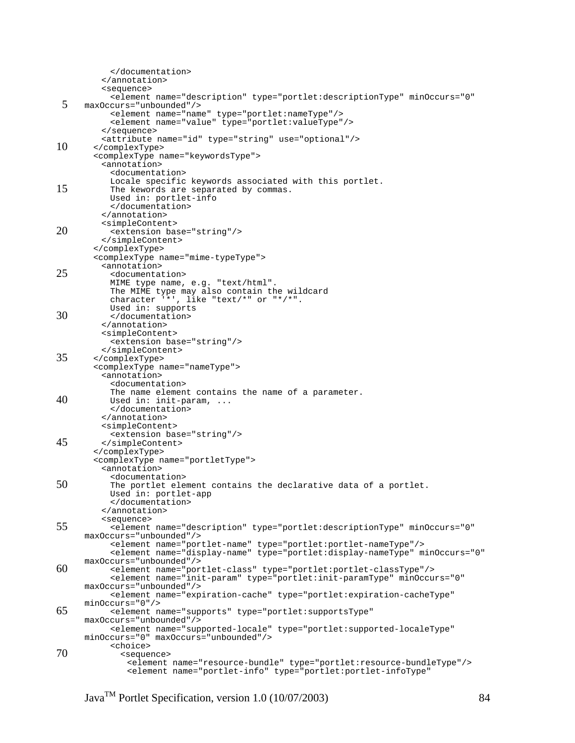```
      </documentation>
    </annotation>
    <sequence>
      <element name="description" type="portlet:descriptionType" minOccurs="0"
maxOccurs="unbounded"/>
      <element name="name" type="portlet:nameType"/>
      <element name="value" type="portlet:valueType"/>
    </sequence>
    <attribute name="id" type="string" use="optional"/>
  </complexType>
  <complexType name="keywordsType">
    <annotation>
      <documentation>
      Locale specific keywords associated with this portlet.
      The kewords are separated by commas.
      Used in: portlet-info
      </documentation>
    </annotation>
    <simpleContent>
      <extension base="string"/>
    </simpleContent>
  </complexType>
  <complexType name="mime-typeType">
    <annotation>
      <documentation>
      MIME type name, e.g. "text/html".
      The MIME type may also contain the wildcard
      character '*', like "text/*" or "*/*".
      Used in: supports
      </documentation>
    </annotation>
    <simpleContent>
      <extension base="string"/>
    </simpleContent>
  </complexType>
  <complexType name="nameType">
    <annotation>
      <documentation>
      The name element contains the name of a parameter.
      Used in: init-param, ...
      </documentation>
    </annotation>
    <simpleContent>
      <extension base="string"/>
    </simpleContent>
  </complexType>
  <complexType name="portletType">
    <annotation>
      <documentation>
      The portlet element contains the declarative data of a portlet.
      Used in: portlet-app
      </documentation>
    </annotation>
    <sequence>
      <element name="description" type="portlet:descriptionType" minOccurs="0"
maxOccurs="unbounded"/>
      <element name="portlet-name" type="portlet:portlet-nameType"/>
      <element name="display-name" type="portlet:display-nameType" minOccurs="0"
maxOccurs="unbounded"/>
      <element name="portlet-class" type="portlet:portlet-classType"/>
      <element name="init-param" type="portlet:init-paramType" minOccurs="0"
maxOccurs="unbounded"/>
      <element name="expiration-cache" type="portlet:expiration-cacheType"
minOccurs="0"/>
      <element name="supports" type="portlet:supportsType"
maxOccurs="unbounded"/>
      <element name="supported-locale" type="portlet:supported-localeType"
minOccurs="0" maxOccurs="unbounded"/>
      <choice>
        <sequence>
          <element name="resource-bundle" type="portlet:resource-bundleType"/>
          <element name="portlet-info" type="portlet:portlet-infoType"
```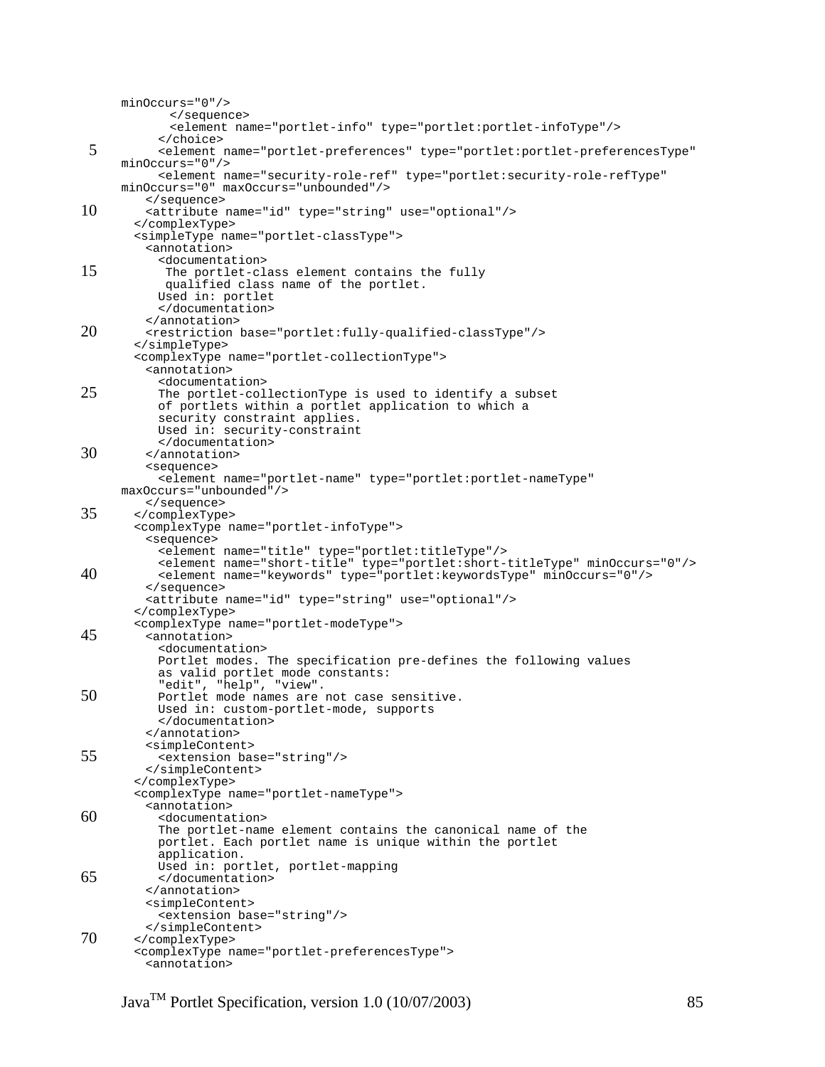```
minOccurs="0"/>
        </sequence>
        <element name="portlet-info" type="portlet:portlet-infoType"/>
      </choice>
      <element name="portlet-preferences" type="portlet:portlet-preferencesType"
minOccurs="0"/>
      <element name="security-role-ref" type="portlet:security-role-refType"
minOccurs="0" maxOccurs="unbounded"/>
    </sequence>
    <attribute name="id" type="string" use="optional"/>
  </complexType>
  <simpleType name="portlet-classType">
    <annotation>
      <documentation>
       The portlet-class element contains the fully
       qualified class name of the portlet.
      Used in: portlet
      </documentation>
    </annotation>
    <restriction base="portlet:fully-qualified-classType"/>
  </simpleType>
  <complexType name="portlet-collectionType">
    <annotation>
      <documentation>
      The portlet-collectionType is used to identify a subset
      of portlets within a portlet application to which a
      security constraint applies.
      Used in: security-constraint
      </documentation>
    </annotation>
    <sequence>
      <element name="portlet-name" type="portlet:portlet-nameType"
maxOccurs="unbounded"/>
    </sequence>
  </complexType>
  <complexType name="portlet-infoType">
    <sequence>
      <element name="title" type="portlet:titleType"/>
      <element name="short-title" type="portlet:short-titleType" minOccurs="0"/>
      <element name="keywords" type="portlet:keywordsType" minOccurs="0"/>
    </sequence>
    <attribute name="id" type="string" use="optional"/>
  </complexType>
  <complexType name="portlet-modeType">
    <annotation>
      <documentation>
      Portlet modes. The specification pre-defines the following values
      as valid portlet mode constants:
      "edit", "help", "view".
      Portlet mode names are not case sensitive.
      Used in: custom-portlet-mode, supports
      </documentation>
    </annotation>
    <simpleContent>
      <extension base="string"/>
    </simpleContent>
  </complexType>
  <complexType name="portlet-nameType">
    <annotation>
      <documentation>
      The portlet-name element contains the canonical name of the
      portlet. Each portlet name is unique within the portlet
      application.
      Used in: portlet, portlet-mapping
      </documentation>
    </annotation>
    <simpleContent>
      <extension base="string"/>
    </simpleContent>
  </complexType>
  <complexType name="portlet-preferencesType">
    <annotation>
```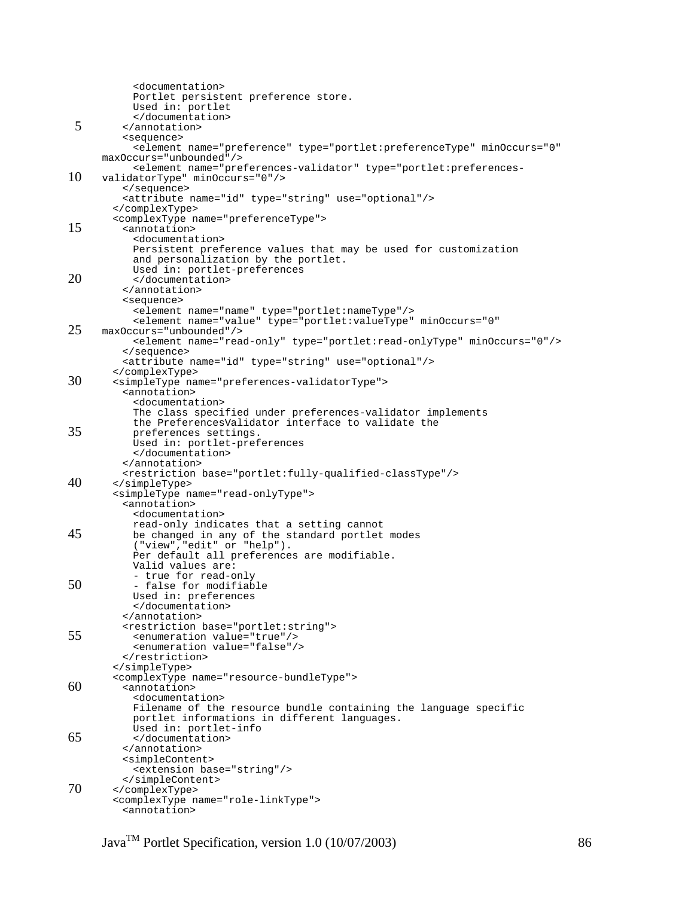```
        <documentation>
        Portlet persistent preference store.
        Used in: portlet
        </documentation>
      </annotation>
      <sequence>
        <element name="preference" type="portlet:preferenceType" minOccurs="0"
maxOccurs="unbounded"/>
        <element name="preferences-validator" type="portlet:preferences-
validatorType" minOccurs="0"/>
      </sequence>
      <attribute name="id" type="string" use="optional"/>
    </complexType>
    <complexType name="preferenceType">
      <annotation>
        <documentation>
        Persistent preference values that may be used for customization
        and personalization by the portlet.
        Used in: portlet-preferences
        </documentation>
      </annotation>
      <sequence>
        <element name="name" type="portlet:nameType"/>
        <element name="value" type="portlet:valueType" minOccurs="0"
maxOccurs="unbounded"/>
        <element name="read-only" type="portlet:read-onlyType" minOccurs="0"/>
      </sequence>
      <attribute name="id" type="string" use="optional"/>
    </complexType>
    <simpleType name="preferences-validatorType">
      <annotation>
        <documentation>
        The class specified under preferences-validator implements
        the PreferencesValidator interface to validate the
        preferences settings.
        Used in: portlet-preferences
        </documentation>
      </annotation>
      <restriction base="portlet:fully-qualified-classType"/>
    </simpleType>
    <simpleType name="read-onlyType">
      <annotation>
        <documentation>
        read-only indicates that a setting cannot
        be changed in any of the standard portlet modes
        ("view","edit" or "help").
        Per default all preferences are modifiable.
        Valid values are:
        - true for read-only
        - false for modifiable
        Used in: preferences
        </documentation>
      </annotation>
      <restriction base="portlet:string">
        <enumeration value="true"/>
        <enumeration value="false"/>
      </restriction>
    </simpleType>
    <complexType name="resource-bundleType">
      <annotation>
        <documentation>
        Filename of the resource bundle containing the language specific
        portlet informations in different languages.
        Used in: portlet-info
        </documentation>
      </annotation>
      <simpleContent>
        <extension base="string"/>
      </simpleContent>
    </complexType>
    <complexType name="role-linkType">
      <annotation>
```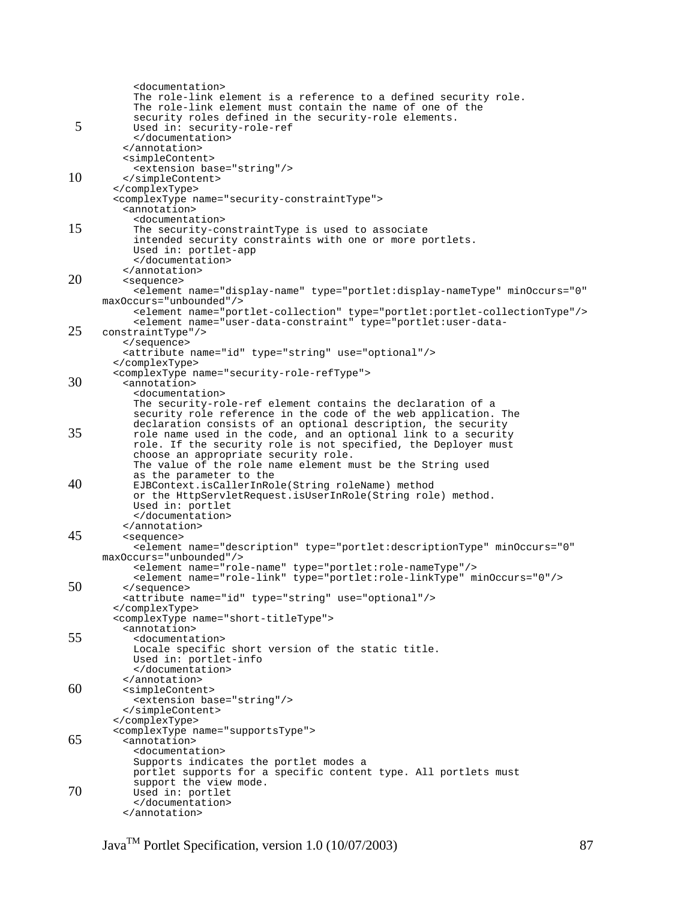```
      <documentation>
      The role-link element is a reference to a defined security role.
      The role-link element must contain the name of one of the
      security roles defined in the security-role elements.
      Used in: security-role-ref
      </documentation>
    </annotation>
    <simpleContent>
      <extension base="string"/>
    </simpleContent>
  </complexType>
  <complexType name="security-constraintType">
    <annotation>
      <documentation>
      The security-constraintType is used to associate
      intended security constraints with one or more portlets.
      Used in: portlet-app
      </documentation>
    </annotation>
    <sequence>
      <element name="display-name" type="portlet:display-nameType" minOccurs="0"
maxOccurs="unbounded"/>
      <element name="portlet-collection" type="portlet:portlet-collectionType"/>
      <element name="user-data-constraint" type="portlet:user-data-
constraintType"/>
    </sequence>
    <attribute name="id" type="string" use="optional"/>
  </complexType>
  <complexType name="security-role-refType">
    <annotation>
      <documentation>
      The security-role-ref element contains the declaration of a
      security role reference in the code of the web application. The
      declaration consists of an optional description, the security
      role name used in the code, and an optional link to a security
      role. If the security role is not specified, the Deployer must
      choose an appropriate security role.
      The value of the role name element must be the String used
      as the parameter to the
      EJBContext.isCallerInRole(String roleName) method
      or the HttpServletRequest.isUserInRole(String role) method.
      Used in: portlet
      </documentation>
    </annotation>
    <sequence>
      <element name="description" type="portlet:descriptionType" minOccurs="0"
maxOccurs="unbounded"/>
      <element name="role-name" type="portlet:role-nameType"/>
      <element name="role-link" type="portlet:role-linkType" minOccurs="0"/>
    </sequence>
    <attribute name="id" type="string" use="optional"/>
  </complexType>
  <complexType name="short-titleType">
    <annotation>
      <documentation>
      Locale specific short version of the static title.
      Used in: portlet-info
      </documentation>
    </annotation>
    <simpleContent>
      <extension base="string"/>
    </simpleContent>
  </complexType>
  <complexType name="supportsType">
    <annotation>
      <documentation>
      Supports indicates the portlet modes a
      portlet supports for a specific content type. All portlets must
      support the view mode.
      Used in: portlet
      </documentation>
    </annotation>
```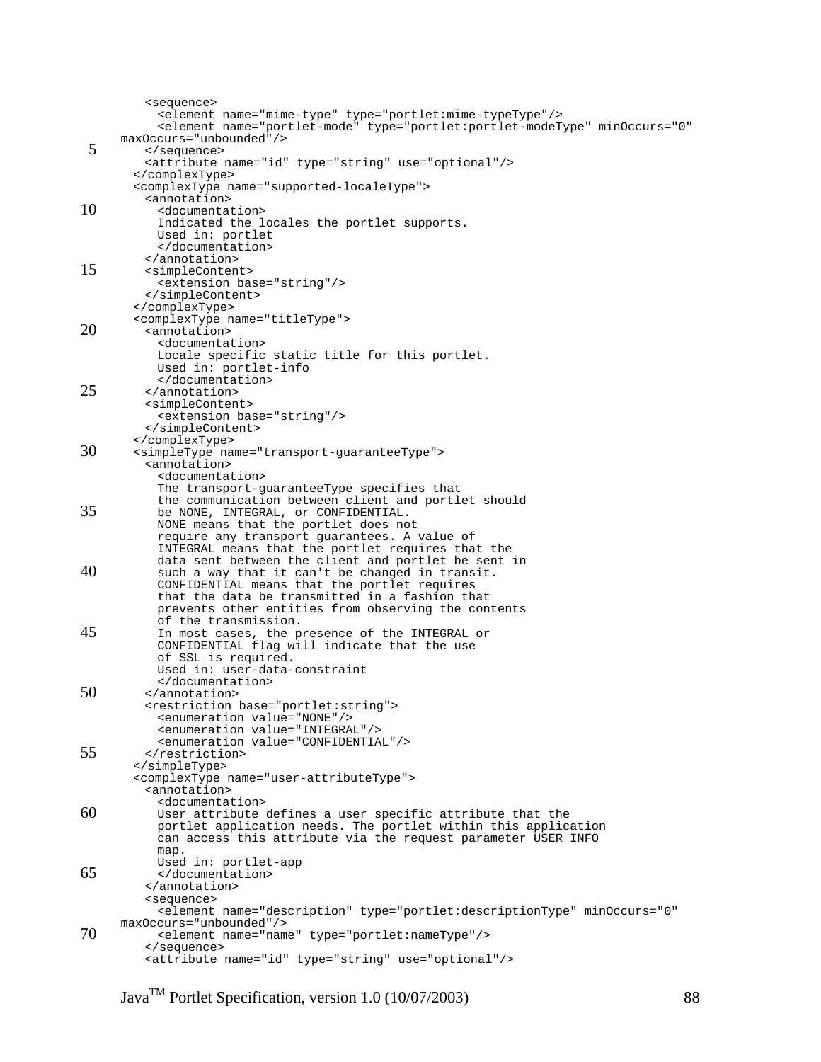```
    <sequence>
      <element name="mime-type" type="portlet:mime-typeType"/>
      <element name="portlet-mode" type="portlet:portlet-modeType" minOccurs="0"
maxOccurs="unbounded"/>
    </sequence>
    <attribute name="id" type="string" use="optional"/>
  </complexType>
  <complexType name="supported-localeType">
    <annotation>
      <documentation>
      Indicated the locales the portlet supports.
      Used in: portlet
      </documentation>
    </annotation>
    <simpleContent>
      <extension base="string"/>
    </simpleContent>
  </complexType>
  <complexType name="titleType">
    <annotation>
      <documentation>
      Locale specific static title for this portlet.
      Used in: portlet-info
      </documentation>
    </annotation>
    <simpleContent>
      <extension base="string"/>
    </simpleContent>
  </complexType>
  <simpleType name="transport-guaranteeType">
    <annotation>
      <documentation>
      The transport-guaranteeType specifies that
      the communication between client and portlet should
      be NONE, INTEGRAL, or CONFIDENTIAL.
      NONE means that the portlet does not
      require any transport guarantees. A value of
      INTEGRAL means that the portlet requires that the
      data sent between the client and portlet be sent in
      such a way that it can't be changed in transit.
      CONFIDENTIAL means that the portlet requires
      that the data be transmitted in a fashion that
      prevents other entities from observing the contents
      of the transmission.
      In most cases, the presence of the INTEGRAL or
      CONFIDENTIAL flag will indicate that the use
      of SSL is required.
      Used in: user-data-constraint
      </documentation>
    </annotation>
    <restriction base="portlet:string">
      <enumeration value="NONE"/>
      <enumeration value="INTEGRAL"/>
      <enumeration value="CONFIDENTIAL"/>
    </restriction>
  </simpleType>
  <complexType name="user-attributeType">
    <annotation>
      <documentation>
      User attribute defines a user specific attribute that the
      portlet application needs. The portlet within this application
      can access this attribute via the request parameter USER_INFO
      map.
      Used in: portlet-app
      </documentation>
    </annotation>
    <sequence>
      <element name="description" type="portlet:descriptionType" minOccurs="0"
maxOccurs="unbounded"/>
      <element name="name" type="portlet:nameType"/>
    </sequence>
    <attribute name="id" type="string" use="optional"/>
```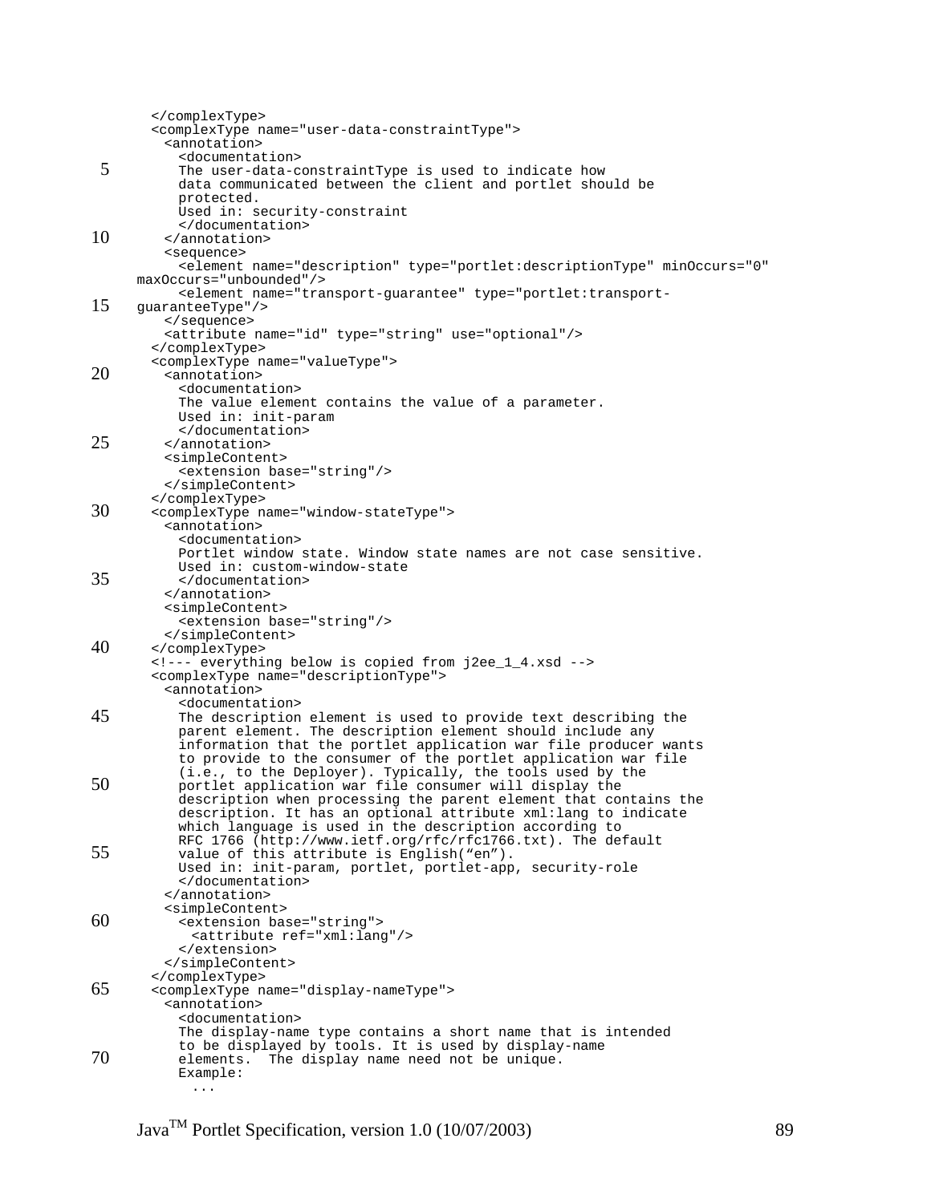```
    </complexType>
    <complexType name="user-data-constraintType">
      <annotation>
        <documentation>
        The user-data-constraintType is used to indicate how
        data communicated between the client and portlet should be
        protected.
        Used in: security-constraint
        </documentation>
      </annotation>
      <sequence>
        <element name="description" type="portlet:descriptionType" minOccurs="0"
maxOccurs="unbounded"/>
        <element name="transport-guarantee" type="portlet:transport-
guaranteeType"/>
      </sequence>
      <attribute name="id" type="string" use="optional"/>
    </complexType>
    <complexType name="valueType">
      <annotation>
        <documentation>
        The value element contains the value of a parameter.
        Used in: init-param
        </documentation>
      </annotation>
      <simpleContent>
        <extension base="string"/>
      </simpleContent>
    </complexType>
    <complexType name="window-stateType">
      <annotation>
        <documentation>
        Portlet window state. Window state names are not case sensitive.
        Used in: custom-window-state
        </documentation>
      </annotation>
      <simpleContent>
        <extension base="string"/>
      </simpleContent>
    </complexType>
    <!--- everything below is copied from j2ee_1_4.xsd -->
    <complexType name="descriptionType">
      <annotation>
        <documentation>
        The description element is used to provide text describing the
        parent element. The description element should include any
        information that the portlet application war file producer wants
        to provide to the consumer of the portlet application war file
        (i.e., to the Deployer). Typically, the tools used by the
        portlet application war file consumer will display the
        description when processing the parent element that contains the
        description. It has an optional attribute xml:lang to indicate
        which language is used in the description according to
        RFC 1766 (http://www.ietf.org/rfc/rfc1766.txt). The default
        value of this attribute is English(“en”).
        Used in: init-param, portlet, portlet-app, security-role
        </documentation>
      </annotation>
      <simpleContent>
        <extension base="string">
          <attribute ref="xml:lang"/>
        </extension>
      </simpleContent>
    </complexType>
    <complexType name="display-nameType">
      <annotation>
        <documentation>
        The display-name type contains a short name that is intended
        to be displayed by tools. It is used by display-name
        elements.  The display name need not be unique.
        Example:
          ...
```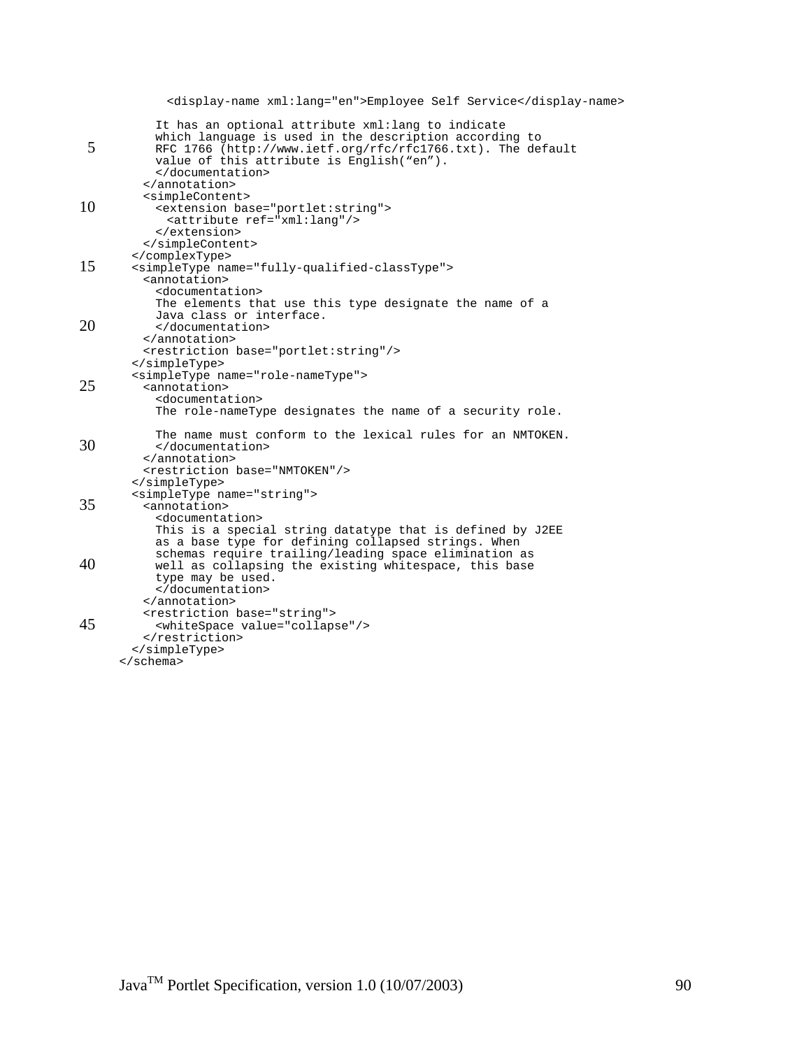```
            <display-name xml:lang="en">Employee Self Service</display-name>

          It has an optional attribute xml:lang to indicate
          which language is used in the description according to
          RFC 1766 (http://www.ietf.org/rfc/rfc1766.txt). The default
          value of this attribute is English(“en”).
          </documentation>
        </annotation>
        <simpleContent>
          <extension base="portlet:string">
            <attribute ref="xml:lang"/>
          </extension>
        </simpleContent>
      </complexType>
      <simpleType name="fully-qualified-classType">
        <annotation>
          <documentation>
          The elements that use this type designate the name of a
          Java class or interface.
          </documentation>
        </annotation>
        <restriction base="portlet:string"/>
      </simpleType>
      <simpleType name="role-nameType">
        <annotation>
          <documentation>
          The role-nameType designates the name of a security role.

          The name must conform to the lexical rules for an NMTOKEN.
          </documentation>
        </annotation>
        <restriction base="NMTOKEN"/>
      </simpleType>
      <simpleType name="string">
        <annotation>
          <documentation>
          This is a special string datatype that is defined by J2EE
          as a base type for defining collapsed strings. When
          schemas require trailing/leading space elimination as
          well as collapsing the existing whitespace, this base
          type may be used.
          </documentation>
        </annotation>
        <restriction base="string">
          <whiteSpace value="collapse"/>
        </restriction>
      </simpleType>
    </schema>
```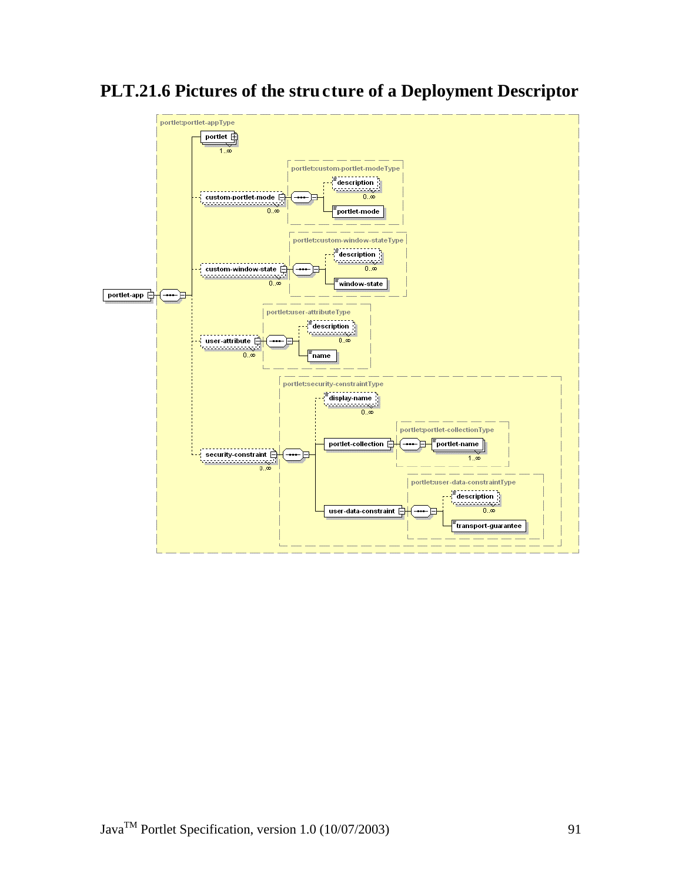# PLT.21.6 Pictures of the structure of a Deployment Descriptor

```
portlet:portlet-appType
portlet-app
├── portlet (1..∞)
├── custom-portlet-mode (0..∞)
│     portlet:custom-portlet-modeType
│     ├── description (0..∞)
│     └── portlet-mode
├── custom-window-state (0..∞)
│     portlet:custom-window-stateType
│     ├── description (0..∞)
│     └── window-state
├── user-attribute (0..∞)
│     portlet:user-attributeType
│     ├── description (0..∞)
│     └── name
└── security-constraint (0..∞)
      portlet:security-constraintType
      ├── display-name (0..∞)
      ├── portlet-collection
      │     portlet:portlet-collectionType
      │     └── portlet-name (1..∞)
      └── user-data-constraint
            portlet:user-data-constraintType
            ├── description (0..∞)
            └── transport-guarantee
```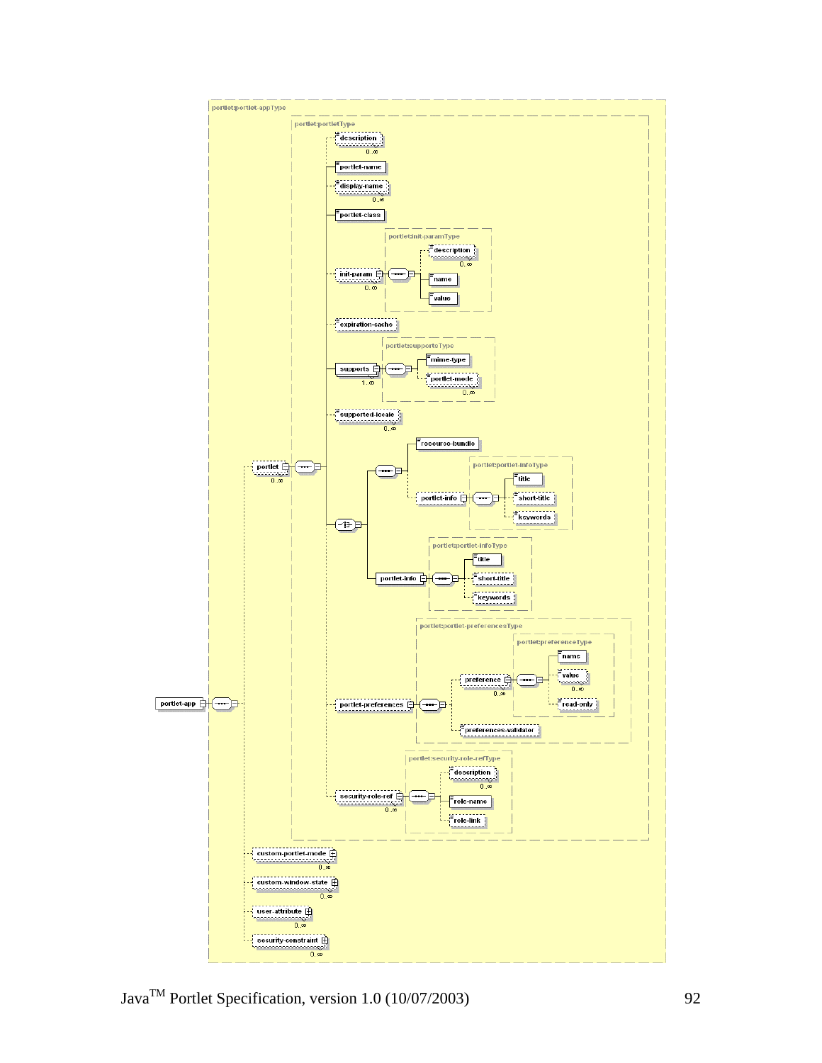portlet-app

- portlet:portlet-appType
  - portlet (0..∞)
    - portlet:portletType
      - description (0..∞)
      - portlet-name
      - display-name (0..∞)
      - portlet-class
      - init-param (0..∞)
        - portlet:init-paramType
          - description (0..∞)
          - name
          - value
      - expiration-cache
      - supports (1..∞)
        - portlet:supportsType
          - mime-type
          - portlet-mode (0..∞)
      - supported-locale (0..∞)
      - (choice)
        - (sequence)
          - resource-bundle
          - portlet-info
            - portlet:portlet-infoType
              - title
              - short-title
              - keywords
        - portlet-info
          - portlet:portlet-infoType
            - title
            - short-title
            - keywords
      - portlet-preferences
        - portlet:portlet-preferencesType
          - preference (0..∞)
            - portlet:preferenceType
              - name
              - value (0..∞)
              - read-only
          - preferences-validator
      - security-role-ref (0..∞)
        - portlet:security-role-refType
          - description (0..∞)
          - role-name
          - role-link
  - custom-portlet-mode (0..∞)
  - custom-window-state (0..∞)
  - user-attribute (0..∞)
  - security-constraint (0..∞)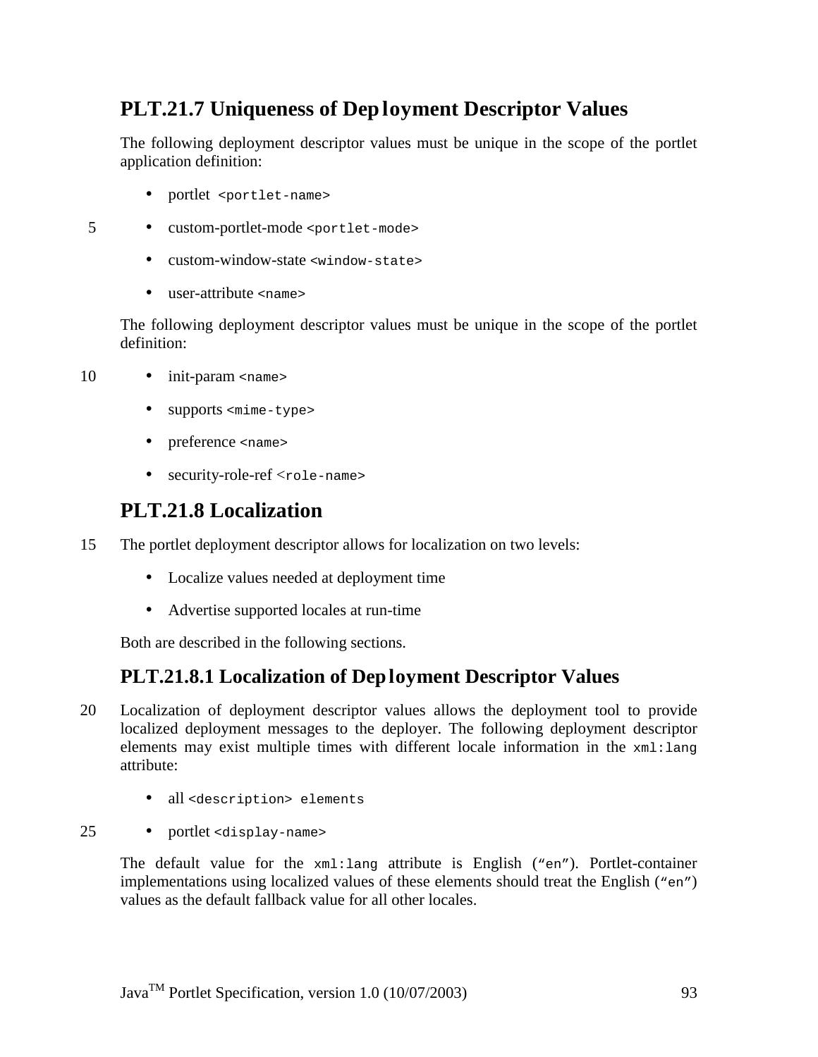## PLT.21.7 Uniqueness of Deployment Descriptor Values

The following deployment descriptor values must be unique in the scope of the portlet application definition:

- portlet `<portlet-name>`
- custom-portlet-mode `<portlet-mode>`
- custom-window-state `<window-state>`
- user-attribute `<name>`

The following deployment descriptor values must be unique in the scope of the portlet definition:

- init-param `<name>`
- supports `<mime-type>`
- preference `<name>`
- security-role-ref `<role-name>`

## PLT.21.8 Localization

The portlet deployment descriptor allows for localization on two levels:

- Localize values needed at deployment time
- Advertise supported locales at run-time

Both are described in the following sections.

### PLT.21.8.1 Localization of Deployment Descriptor Values

Localization of deployment descriptor values allows the deployment tool to provide localized deployment messages to the deployer. The following deployment descriptor elements may exist multiple times with different locale information in the `xml:lang` attribute:

- all `<description> elements`
- portlet `<display-name>`

The default value for the `xml:lang` attribute is English (`"en"`). Portlet-container implementations using localized values of these elements should treat the English (`"en"`) values as the default fallback value for all other locales.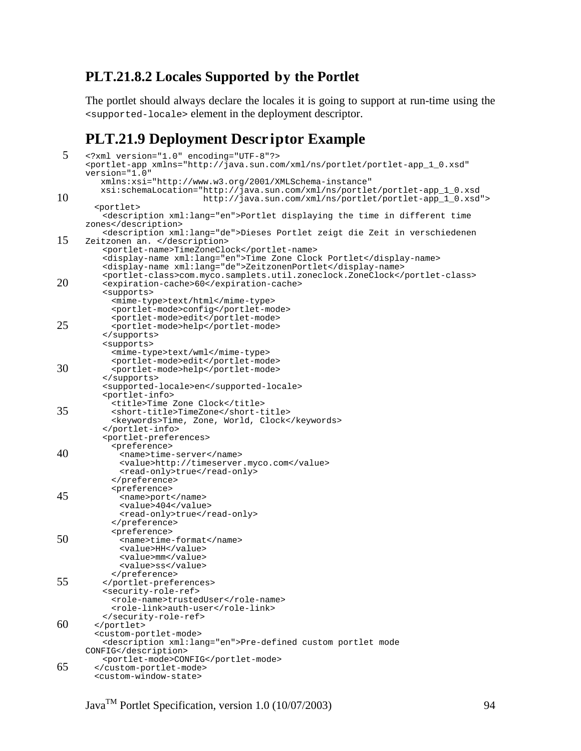### PLT.21.8.2 Locales Supported by the Portlet

The portlet should always declare the locales it is going to support at run-time using the `<supported-locale>` element in the deployment descriptor.

## PLT.21.9 Deployment Descriptor Example

```xml
<?xml version="1.0" encoding="UTF-8"?>
<portlet-app xmlns="http://java.sun.com/xml/ns/portlet/portlet-app_1_0.xsd"
version="1.0"
   xmlns:xsi="http://www.w3.org/2001/XMLSchema-instance"
   xsi:schemaLocation="http://java.sun.com/xml/ns/portlet/portlet-app_1_0.xsd
                       http://java.sun.com/xml/ns/portlet/portlet-app_1_0.xsd">
  <portlet>
    <description xml:lang="en">Portlet displaying the time in different time
zones</description>
    <description xml:lang="de">Dieses Portlet zeigt die Zeit in verschiedenen
Zeitzonen an. </description>
    <portlet-name>TimeZoneClock</portlet-name>
    <display-name xml:lang="en">Time Zone Clock Portlet</display-name>
    <display-name xml:lang="de">ZeitzonenPortlet</display-name>
    <portlet-class>com.myco.samplets.util.zoneclock.ZoneClock</portlet-class>
    <expiration-cache>60</expiration-cache>
    <supports>
      <mime-type>text/html</mime-type>
      <portlet-mode>config</portlet-mode>
      <portlet-mode>edit</portlet-mode>
      <portlet-mode>help</portlet-mode>
    </supports>
    <supports>
      <mime-type>text/wml</mime-type>
      <portlet-mode>edit</portlet-mode>
      <portlet-mode>help</portlet-mode>
    </supports>
    <supported-locale>en</supported-locale>
    <portlet-info>
      <title>Time Zone Clock</title>
      <short-title>TimeZone</short-title>
      <keywords>Time, Zone, World, Clock</keywords>
    </portlet-info>
    <portlet-preferences>
      <preference>
        <name>time-server</name>
        <value>http://timeserver.myco.com</value>
        <read-only>true</read-only>
      </preference>
      <preference>
        <name>port</name>
        <value>404</value>
        <read-only>true</read-only>
      </preference>
      <preference>
        <name>time-format</name>
        <value>HH</value>
        <value>mm</value>
        <value>ss</value>
      </preference>
    </portlet-preferences>
    <security-role-ref>
      <role-name>trustedUser</role-name>
      <role-link>auth-user</role-link>
    </security-role-ref>
  </portlet>
  <custom-portlet-mode>
    <description xml:lang="en">Pre-defined custom portlet mode
CONFIG</description>
    <portlet-mode>CONFIG</portlet-mode>
  </custom-portlet-mode>
  <custom-window-state>
```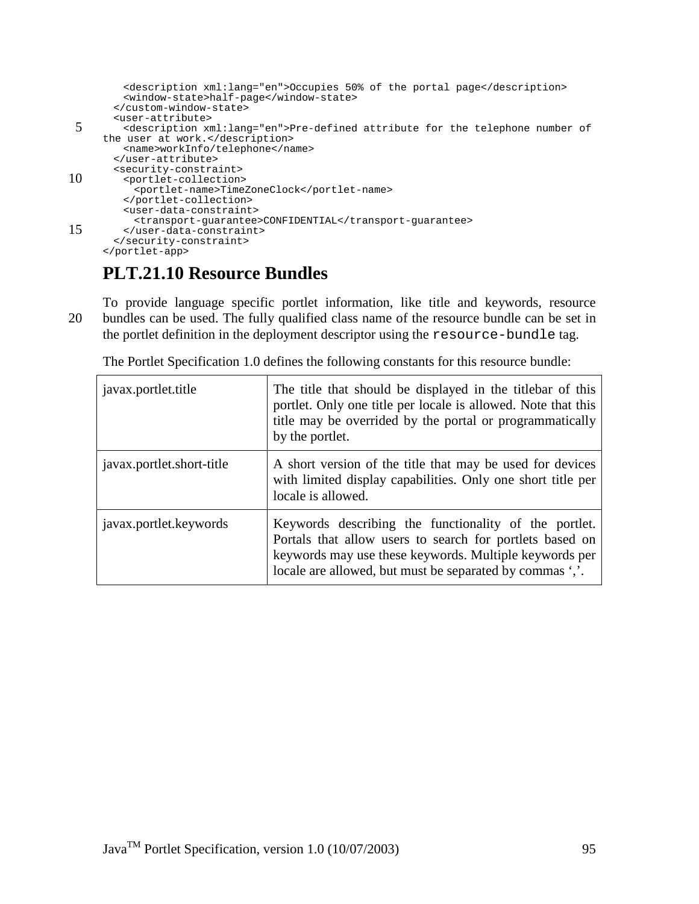```
      <description xml:lang="en">Occupies 50% of the portal page</description>
      <window-state>half-page</window-state>
    </custom-window-state>
    <user-attribute>
      <description xml:lang="en">Pre-defined attribute for the telephone number of
the user at work.</description>
      <name>workInfo/telephone</name>
    </user-attribute>
    <security-constraint>
      <portlet-collection>
        <portlet-name>TimeZoneClock</portlet-name>
      </portlet-collection>
      <user-data-constraint>
        <transport-guarantee>CONFIDENTIAL</transport-guarantee>
      </user-data-constraint>
    </security-constraint>
</portlet-app>
```

## PLT.21.10 Resource Bundles

To provide language specific portlet information, like title and keywords, resource bundles can be used. The fully qualified class name of the resource bundle can be set in the portlet definition in the deployment descriptor using the `resource-bundle` tag.

The Portlet Specification 1.0 defines the following constants for this resource bundle:

| | |
|---|---|
| javax.portlet.title | The title that should be displayed in the titlebar of this portlet. Only one title per locale is allowed. Note that this title may be overrided by the portal or programmatically by the portlet. |
| javax.portlet.short-title | A short version of the title that may be used for devices with limited display capabilities. Only one short title per locale is allowed. |
| javax.portlet.keywords | Keywords describing the functionality of the portlet. Portals that allow users to search for portlets based on keywords may use these keywords. Multiple keywords per locale are allowed, but must be separated by commas ','. |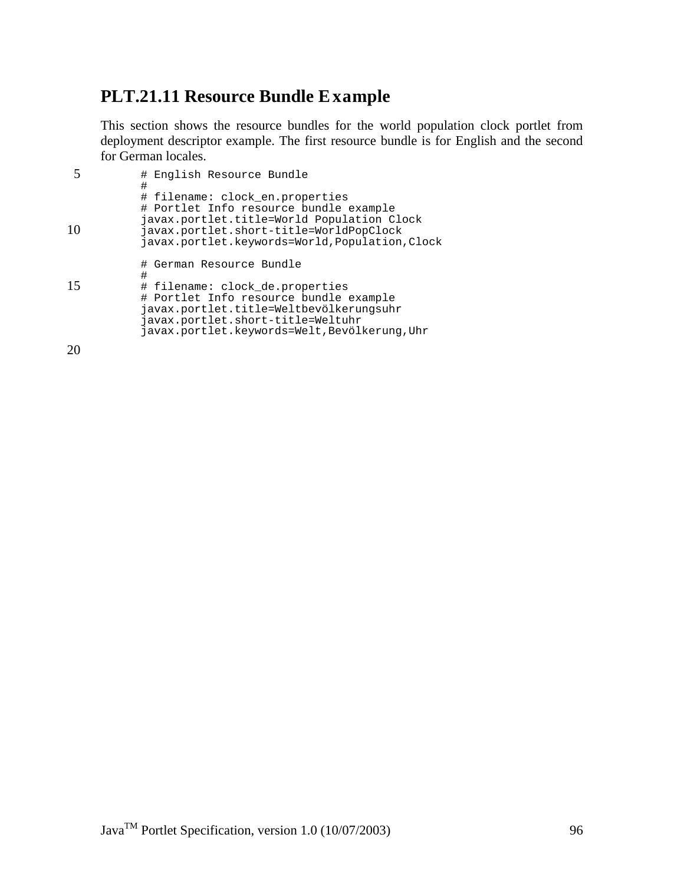## PLT.21.11 Resource Bundle Example

This section shows the resource bundles for the world population clock portlet from deployment descriptor example. The first resource bundle is for English and the second for German locales.

```
# English Resource Bundle
#
# filename: clock_en.properties
# Portlet Info resource bundle example
javax.portlet.title=World Population Clock
javax.portlet.short-title=WorldPopClock
javax.portlet.keywords=World,Population,Clock

# German Resource Bundle
#
# filename: clock_de.properties
# Portlet Info resource bundle example
javax.portlet.title=Weltbevölkerungsuhr
javax.portlet.short-title=Weltuhr
javax.portlet.keywords=Welt,Bevölkerung,Uhr
```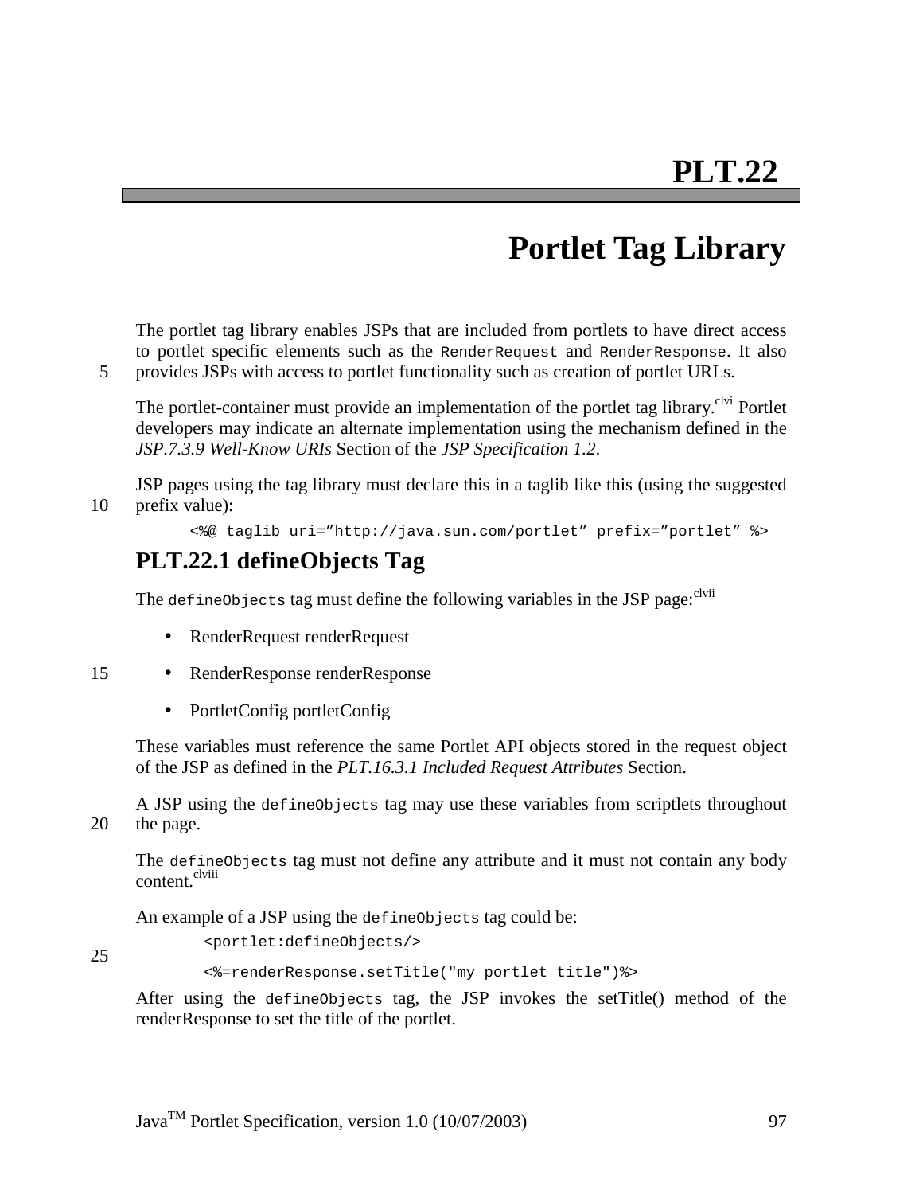# PLT.22

# Portlet Tag Library

The portlet tag library enables JSPs that are included from portlets to have direct access to portlet specific elements such as the `RenderRequest` and `RenderResponse`. It also provides JSPs with access to portlet functionality such as creation of portlet URLs.

The portlet-container must provide an implementation of the portlet tag library.[clvi] Portlet developers may indicate an alternate implementation using the mechanism defined in the *JSP.7.3.9 Well-Know URIs* Section of the *JSP Specification 1.2*.

JSP pages using the tag library must declare this in a taglib like this (using the suggested prefix value):

```
<%@ taglib uri="http://java.sun.com/portlet" prefix="portlet" %>
```

## PLT.22.1 defineObjects Tag

The `defineObjects` tag must define the following variables in the JSP page:[clvii]

- RenderRequest renderRequest
- RenderResponse renderResponse
- PortletConfig portletConfig

These variables must reference the same Portlet API objects stored in the request object of the JSP as defined in the *PLT.16.3.1 Included Request Attributes* Section.

A JSP using the `defineObjects` tag may use these variables from scriptlets throughout the page.

The `defineObjects` tag must not define any attribute and it must not contain any body content.[clviii]

An example of a JSP using the `defineObjects` tag could be:

```
<portlet:defineObjects/>

<%=renderResponse.setTitle("my portlet title")%>
```

After using the `defineObjects` tag, the JSP invokes the setTitle() method of the renderResponse to set the title of the portlet.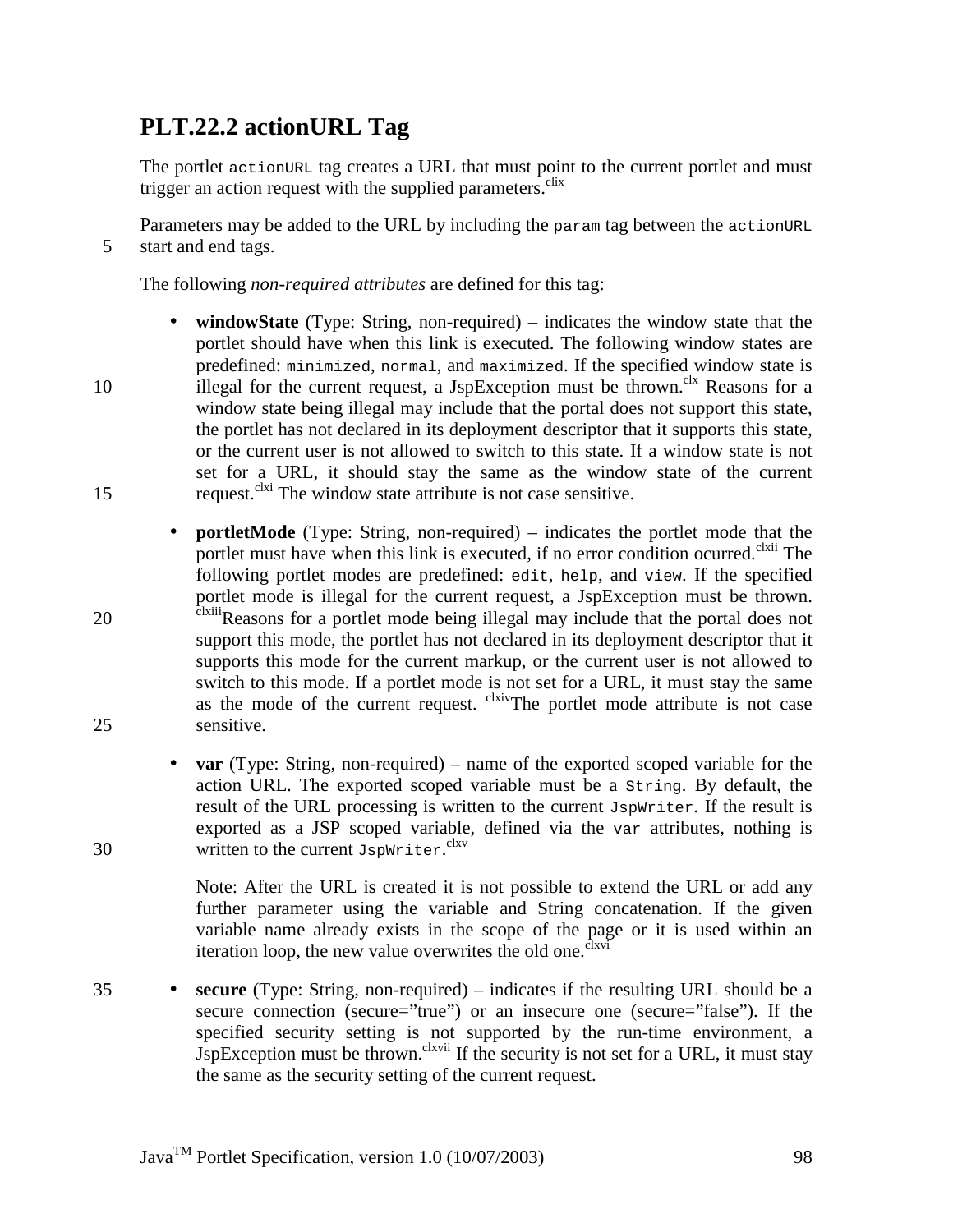## PLT.22.2 actionURL Tag

The portlet `actionURL` tag creates a URL that must point to the current portlet and must trigger an action request with the supplied parameters.[clix]

Parameters may be added to the URL by including the `param` tag between the `actionURL` start and end tags.

The following *non-required attributes* are defined for this tag:

- **windowState** (Type: String, non-required) – indicates the window state that the portlet should have when this link is executed. The following window states are predefined: `minimized`, `normal`, and `maximized`. If the specified window state is illegal for the current request, a JspException must be thrown.[clx] Reasons for a window state being illegal may include that the portal does not support this state, the portlet has not declared in its deployment descriptor that it supports this state, or the current user is not allowed to switch to this state. If a window state is not set for a URL, it should stay the same as the window state of the current request.[clxi] The window state attribute is not case sensitive.

- **portletMode** (Type: String, non-required) – indicates the portlet mode that the portlet must have when this link is executed, if no error condition ocurred.[clxii] The following portlet modes are predefined: `edit`, `help`, and `view`. If the specified portlet mode is illegal for the current request, a JspException must be thrown.[clxiii]Reasons for a portlet mode being illegal may include that the portal does not support this mode, the portlet has not declared in its deployment descriptor that it supports this mode for the current markup, or the current user is not allowed to switch to this mode. If a portlet mode is not set for a URL, it must stay the same as the mode of the current request. [clxiv]The portlet mode attribute is not case sensitive.

- **var** (Type: String, non-required) – name of the exported scoped variable for the action URL. The exported scoped variable must be a `String`. By default, the result of the URL processing is written to the current `JspWriter`. If the result is exported as a JSP scoped variable, defined via the `var` attributes, nothing is written to the current `JspWriter`.[clxv]

  Note: After the URL is created it is not possible to extend the URL or add any further parameter using the variable and String concatenation. If the given variable name already exists in the scope of the page or it is used within an iteration loop, the new value overwrites the old one.[clxvi]

- **secure** (Type: String, non-required) – indicates if the resulting URL should be a secure connection (secure="true") or an insecure one (secure="false"). If the specified security setting is not supported by the run-time environment, a JspException must be thrown.[clxvii] If the security is not set for a URL, it must stay the same as the security setting of the current request.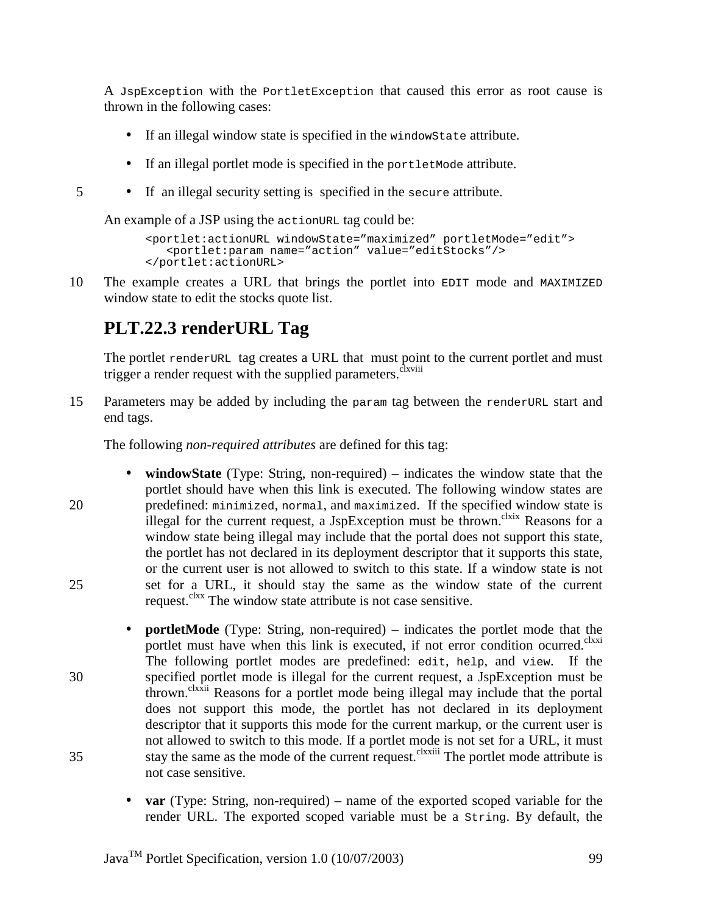A `JspException` with the `PortletException` that caused this error as root cause is thrown in the following cases:

- If an illegal window state is specified in the `windowState` attribute.
- If an illegal portlet mode is specified in the `portletMode` attribute.
- If an illegal security setting is specified in the `secure` attribute.

An example of a JSP using the `actionURL` tag could be:

```
<portlet:actionURL windowState=”maximized” portletMode=”edit”>
   <portlet:param name=”action” value=”editStocks”/>
</portlet:actionURL>
```

The example creates a URL that brings the portlet into `EDIT` mode and `MAXIMIZED` window state to edit the stocks quote list.

## PLT.22.3 renderURL Tag

The portlet `renderURL` tag creates a URL that must point to the current portlet and must trigger a render request with the supplied parameters.[clxviii]

Parameters may be added by including the `param` tag between the `renderURL` start and end tags.

The following *non-required attributes* are defined for this tag:

- **windowState** (Type: String, non-required) – indicates the window state that the portlet should have when this link is executed. The following window states are predefined: `minimized`, `normal`, and `maximized`. If the specified window state is illegal for the current request, a JspException must be thrown.[clxix] Reasons for a window state being illegal may include that the portal does not support this state, the portlet has not declared in its deployment descriptor that it supports this state, or the current user is not allowed to switch to this state. If a window state is not set for a URL, it should stay the same as the window state of the current request.[clxx] The window state attribute is not case sensitive.
- **portletMode** (Type: String, non-required) – indicates the portlet mode that the portlet must have when this link is executed, if not error condition ocurred.[clxxi] The following portlet modes are predefined: `edit`, `help`, and `view`. If the specified portlet mode is illegal for the current request, a JspException must be thrown.[clxxii] Reasons for a portlet mode being illegal may include that the portal does not support this mode, the portlet has not declared in its deployment descriptor that it supports this mode for the current markup, or the current user is not allowed to switch to this mode. If a portlet mode is not set for a URL, it must stay the same as the mode of the current request.[clxxiii] The portlet mode attribute is not case sensitive.
- **var** (Type: String, non-required) – name of the exported scoped variable for the render URL. The exported scoped variable must be a `String`. By default, the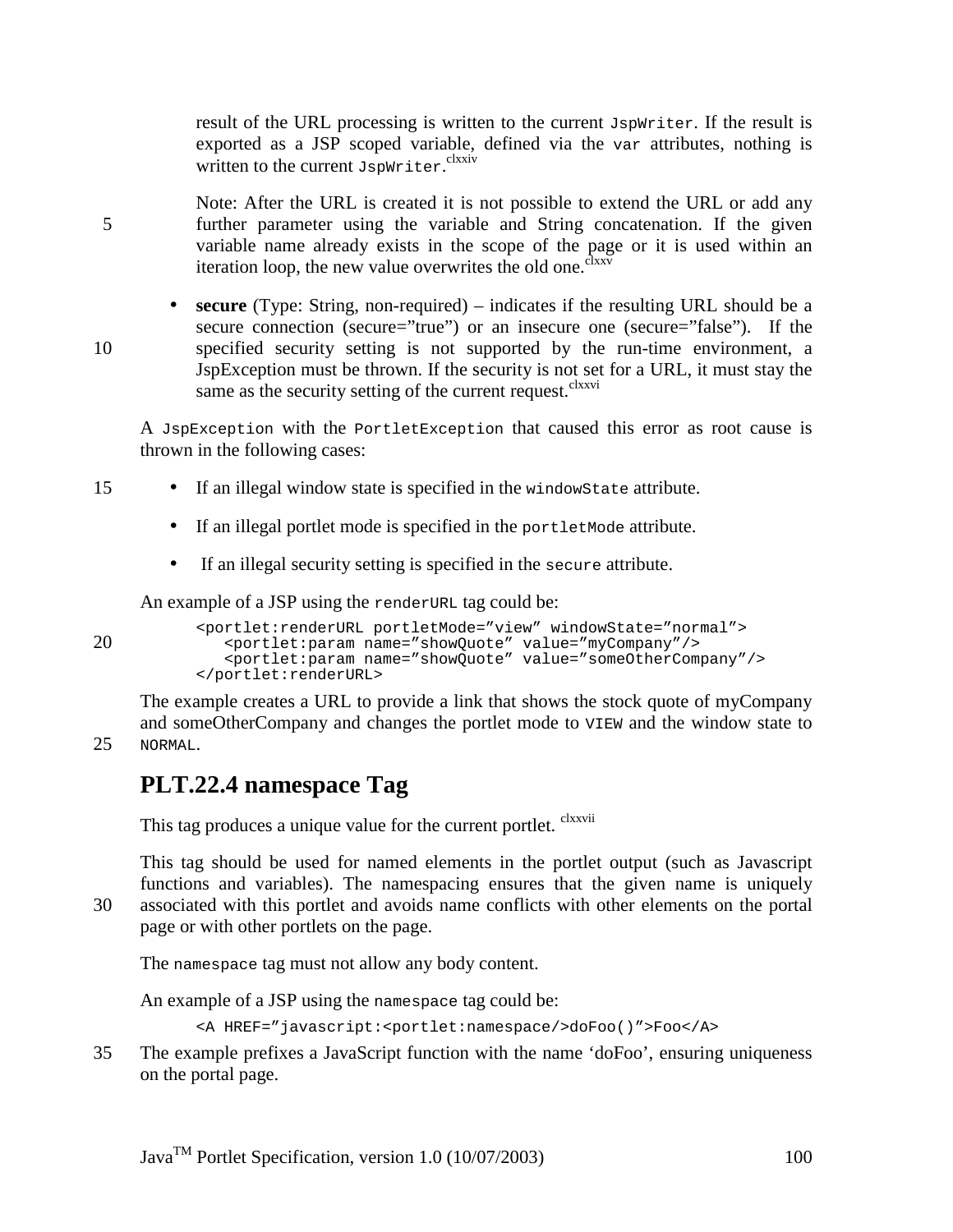result of the URL processing is written to the current `JspWriter`. If the result is exported as a JSP scoped variable, defined via the `var` attributes, nothing is written to the current `JspWriter`.[clxxiv]

Note: After the URL is created it is not possible to extend the URL or add any further parameter using the variable and String concatenation. If the given variable name already exists in the scope of the page or it is used within an iteration loop, the new value overwrites the old one.[clxxv]

- **secure** (Type: String, non-required) – indicates if the resulting URL should be a secure connection (secure="true") or an insecure one (secure="false"). If the specified security setting is not supported by the run-time environment, a JspException must be thrown. If the security is not set for a URL, it must stay the same as the security setting of the current request.[clxxvi]

A `JspException` with the `PortletException` that caused this error as root cause is thrown in the following cases:

- If an illegal window state is specified in the `windowState` attribute.
- If an illegal portlet mode is specified in the `portletMode` attribute.
- If an illegal security setting is specified in the `secure` attribute.

An example of a JSP using the `renderURL` tag could be:

```
<portlet:renderURL portletMode="view" windowState="normal">
   <portlet:param name="showQuote" value="myCompany"/>
   <portlet:param name="showQuote" value="someOtherCompany"/>
</portlet:renderURL>
```

The example creates a URL to provide a link that shows the stock quote of myCompany and someOtherCompany and changes the portlet mode to `VIEW` and the window state to `NORMAL`.

## PLT.22.4 namespace Tag

This tag produces a unique value for the current portlet. [clxxvii]

This tag should be used for named elements in the portlet output (such as Javascript functions and variables). The namespacing ensures that the given name is uniquely associated with this portlet and avoids name conflicts with other elements on the portal page or with other portlets on the page.

The `namespace` tag must not allow any body content.

An example of a JSP using the `namespace` tag could be:

```
<A HREF="javascript:<portlet:namespace/>doFoo()">Foo</A>
```

The example prefixes a JavaScript function with the name 'doFoo', ensuring uniqueness on the portal page.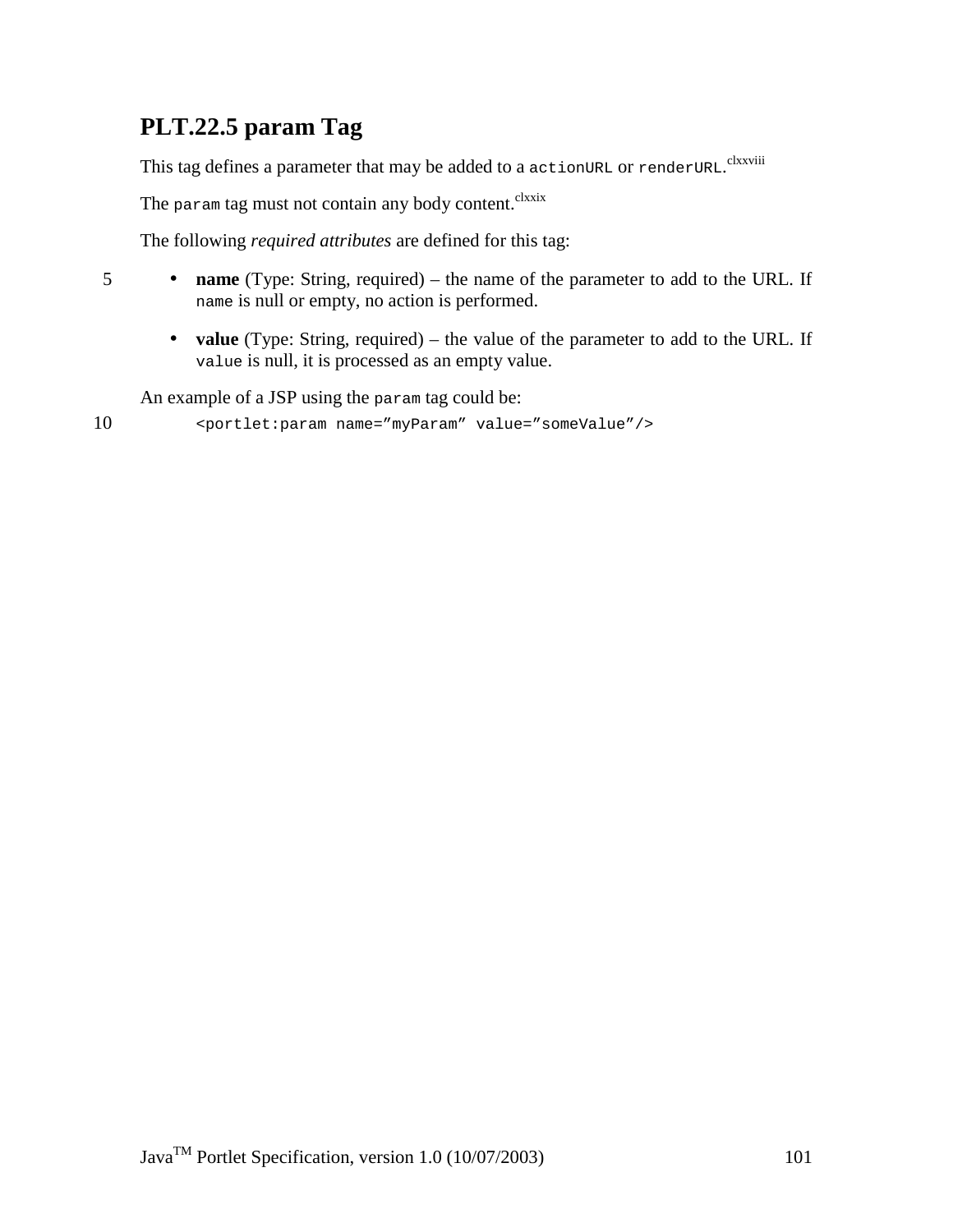## PLT.22.5 param Tag

This tag defines a parameter that may be added to a `actionURL` or `renderURL`.[clxxviii]

The `param` tag must not contain any body content.[clxxix]

The following *required attributes* are defined for this tag:

- **name** (Type: String, required) – the name of the parameter to add to the URL. If `name` is null or empty, no action is performed.
- **value** (Type: String, required) – the value of the parameter to add to the URL. If `value` is null, it is processed as an empty value.

An example of a JSP using the `param` tag could be:

```
<portlet:param name="myParam" value="someValue"/>
```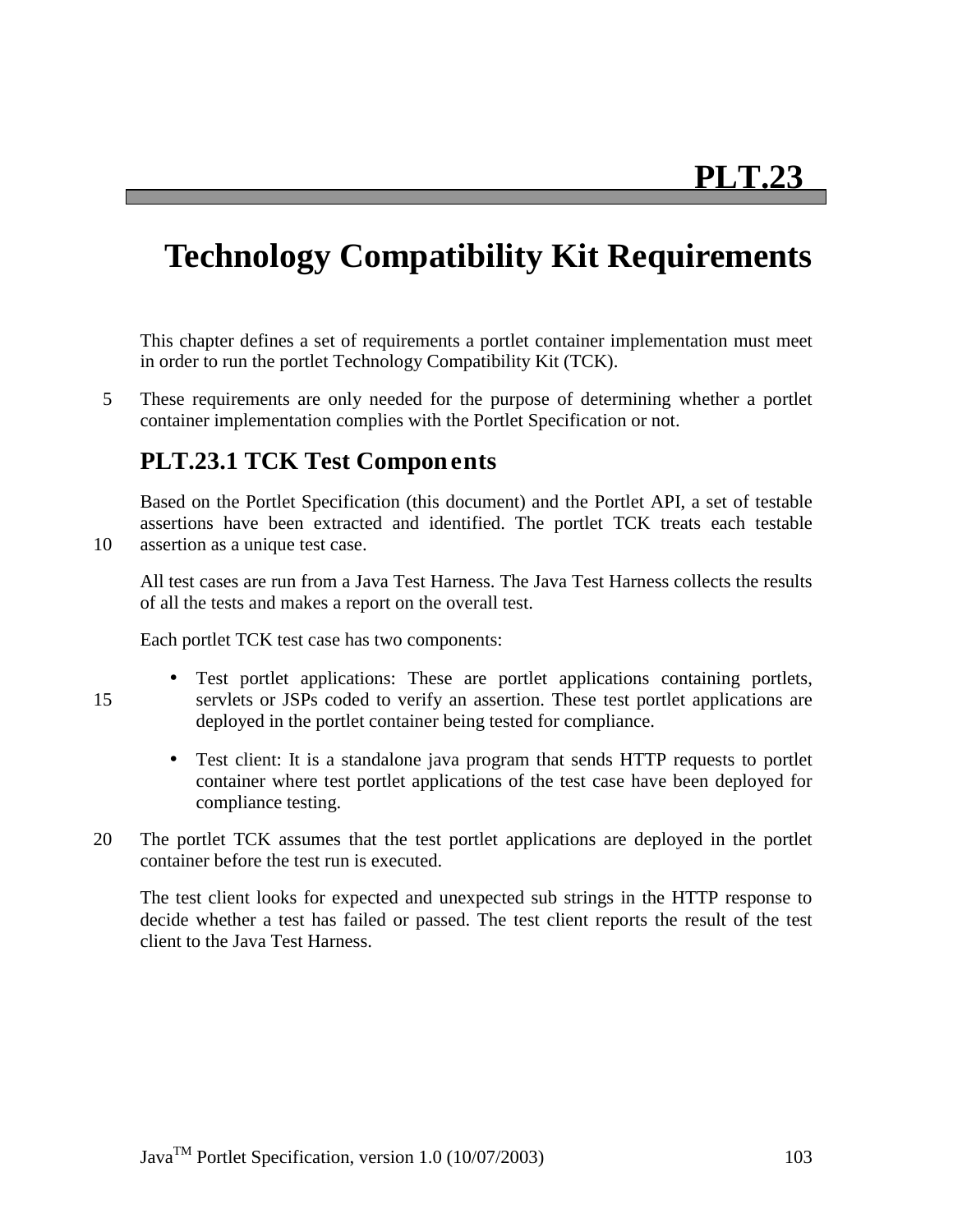# PLT.23

# Technology Compatibility Kit Requirements

This chapter defines a set of requirements a portlet container implementation must meet in order to run the portlet Technology Compatibility Kit (TCK).

These requirements are only needed for the purpose of determining whether a portlet container implementation complies with the Portlet Specification or not.

## PLT.23.1 TCK Test Components

Based on the Portlet Specification (this document) and the Portlet API, a set of testable assertions have been extracted and identified. The portlet TCK treats each testable assertion as a unique test case.

All test cases are run from a Java Test Harness. The Java Test Harness collects the results of all the tests and makes a report on the overall test.

Each portlet TCK test case has two components:

- Test portlet applications: These are portlet applications containing portlets, servlets or JSPs coded to verify an assertion. These test portlet applications are deployed in the portlet container being tested for compliance.
- Test client: It is a standalone java program that sends HTTP requests to portlet container where test portlet applications of the test case have been deployed for compliance testing.

The portlet TCK assumes that the test portlet applications are deployed in the portlet container before the test run is executed.

The test client looks for expected and unexpected sub strings in the HTTP response to decide whether a test has failed or passed. The test client reports the result of the test client to the Java Test Harness.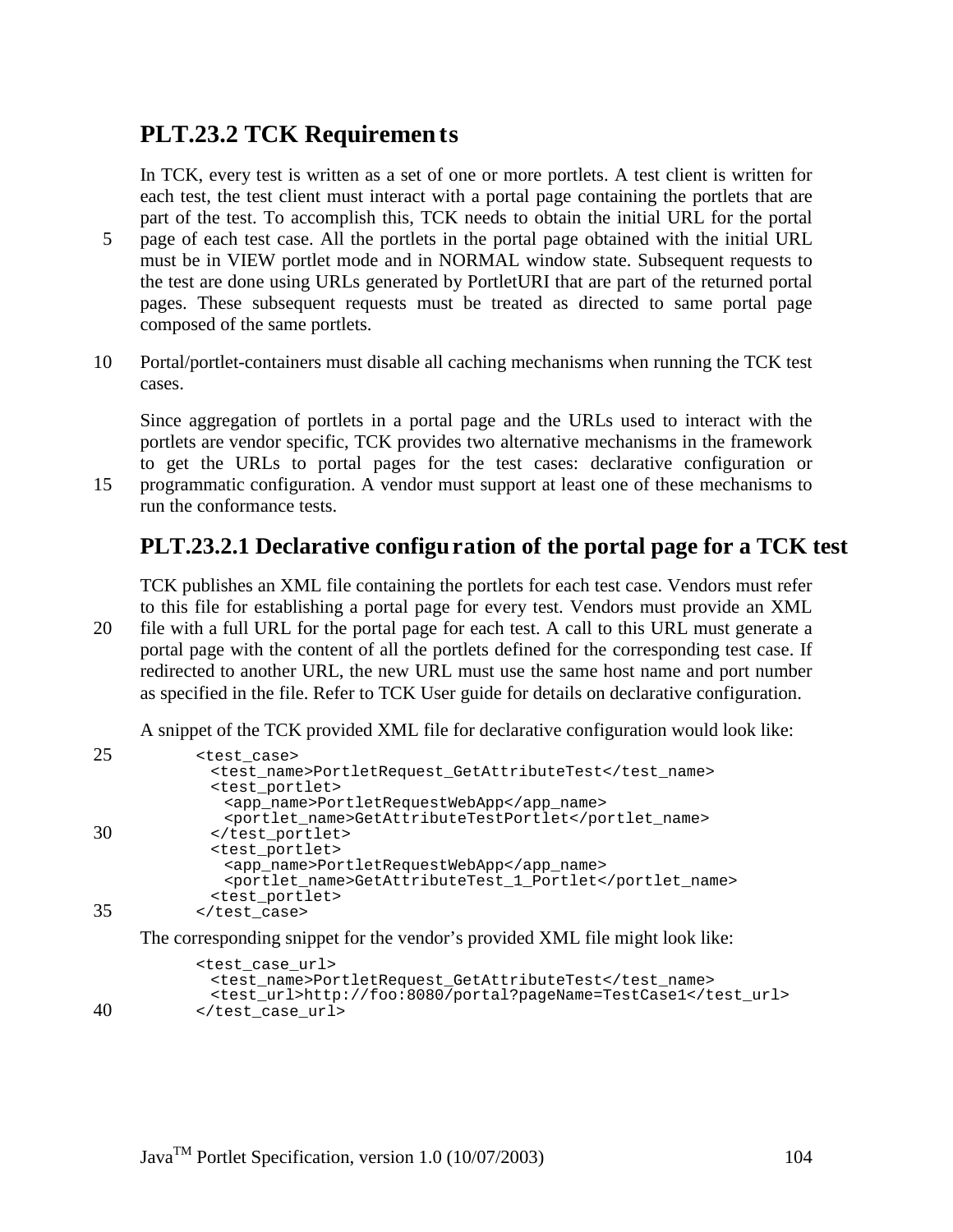## PLT.23.2 TCK Requirements

In TCK, every test is written as a set of one or more portlets. A test client is written for each test, the test client must interact with a portal page containing the portlets that are part of the test. To accomplish this, TCK needs to obtain the initial URL for the portal page of each test case. All the portlets in the portal page obtained with the initial URL must be in VIEW portlet mode and in NORMAL window state. Subsequent requests to the test are done using URLs generated by PortletURI that are part of the returned portal pages. These subsequent requests must be treated as directed to same portal page composed of the same portlets.

Portal/portlet-containers must disable all caching mechanisms when running the TCK test cases.

Since aggregation of portlets in a portal page and the URLs used to interact with the portlets are vendor specific, TCK provides two alternative mechanisms in the framework to get the URLs to portal pages for the test cases: declarative configuration or programmatic configuration. A vendor must support at least one of these mechanisms to run the conformance tests.

### PLT.23.2.1 Declarative configuration of the portal page for a TCK test

TCK publishes an XML file containing the portlets for each test case. Vendors must refer to this file for establishing a portal page for every test. Vendors must provide an XML file with a full URL for the portal page for each test. A call to this URL must generate a portal page with the content of all the portlets defined for the corresponding test case. If redirected to another URL, the new URL must use the same host name and port number as specified in the file. Refer to TCK User guide for details on declarative configuration.

A snippet of the TCK provided XML file for declarative configuration would look like:

```
<test_case>
  <test_name>PortletRequest_GetAttributeTest</test_name>
  <test_portlet>
    <app_name>PortletRequestWebApp</app_name>
    <portlet_name>GetAttributeTestPortlet</portlet_name>
  </test_portlet>
  <test_portlet>
    <app_name>PortletRequestWebApp</app_name>
    <portlet_name>GetAttributeTest_1_Portlet</portlet_name>
  <test_portlet>
</test_case>
```

The corresponding snippet for the vendor's provided XML file might look like:

```
<test_case_url>
  <test_name>PortletRequest_GetAttributeTest</test_name>
  <test_url>http://foo:8080/portal?pageName=TestCase1</test_url>
</test_case_url>
```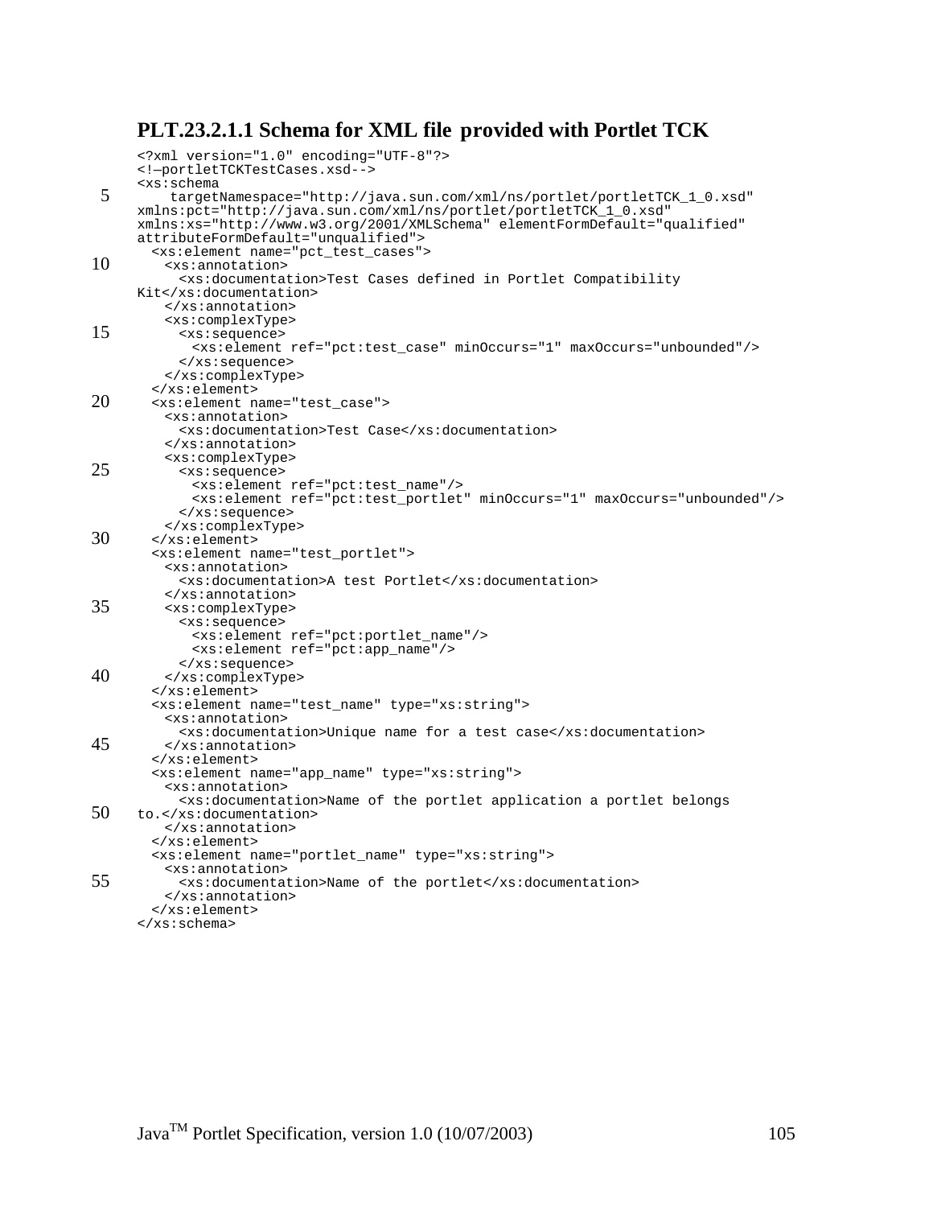### PLT.23.2.1.1 Schema for XML file provided with Portlet TCK

```
<?xml version="1.0" encoding="UTF-8"?>
<!—portletTCKTestCases.xsd-->
<xs:schema
    targetNamespace="http://java.sun.com/xml/ns/portlet/portletTCK_1_0.xsd"
xmlns:pct="http://java.sun.com/xml/ns/portlet/portletTCK_1_0.xsd"
xmlns:xs="http://www.w3.org/2001/XMLSchema" elementFormDefault="qualified"
attributeFormDefault="unqualified">
  <xs:element name="pct_test_cases">
    <xs:annotation>
      <xs:documentation>Test Cases defined in Portlet Compatibility
Kit</xs:documentation>
    </xs:annotation>
    <xs:complexType>
      <xs:sequence>
        <xs:element ref="pct:test_case" minOccurs="1" maxOccurs="unbounded"/>
      </xs:sequence>
    </xs:complexType>
  </xs:element>
  <xs:element name="test_case">
    <xs:annotation>
      <xs:documentation>Test Case</xs:documentation>
    </xs:annotation>
    <xs:complexType>
      <xs:sequence>
        <xs:element ref="pct:test_name"/>
        <xs:element ref="pct:test_portlet" minOccurs="1" maxOccurs="unbounded"/>
      </xs:sequence>
    </xs:complexType>
  </xs:element>
  <xs:element name="test_portlet">
    <xs:annotation>
      <xs:documentation>A test Portlet</xs:documentation>
    </xs:annotation>
    <xs:complexType>
      <xs:sequence>
        <xs:element ref="pct:portlet_name"/>
        <xs:element ref="pct:app_name"/>
      </xs:sequence>
    </xs:complexType>
  </xs:element>
  <xs:element name="test_name" type="xs:string">
    <xs:annotation>
      <xs:documentation>Unique name for a test case</xs:documentation>
    </xs:annotation>
  </xs:element>
  <xs:element name="app_name" type="xs:string">
    <xs:annotation>
      <xs:documentation>Name of the portlet application a portlet belongs
to.</xs:documentation>
    </xs:annotation>
  </xs:element>
  <xs:element name="portlet_name" type="xs:string">
    <xs:annotation>
      <xs:documentation>Name of the portlet</xs:documentation>
    </xs:annotation>
  </xs:element>
</xs:schema>
```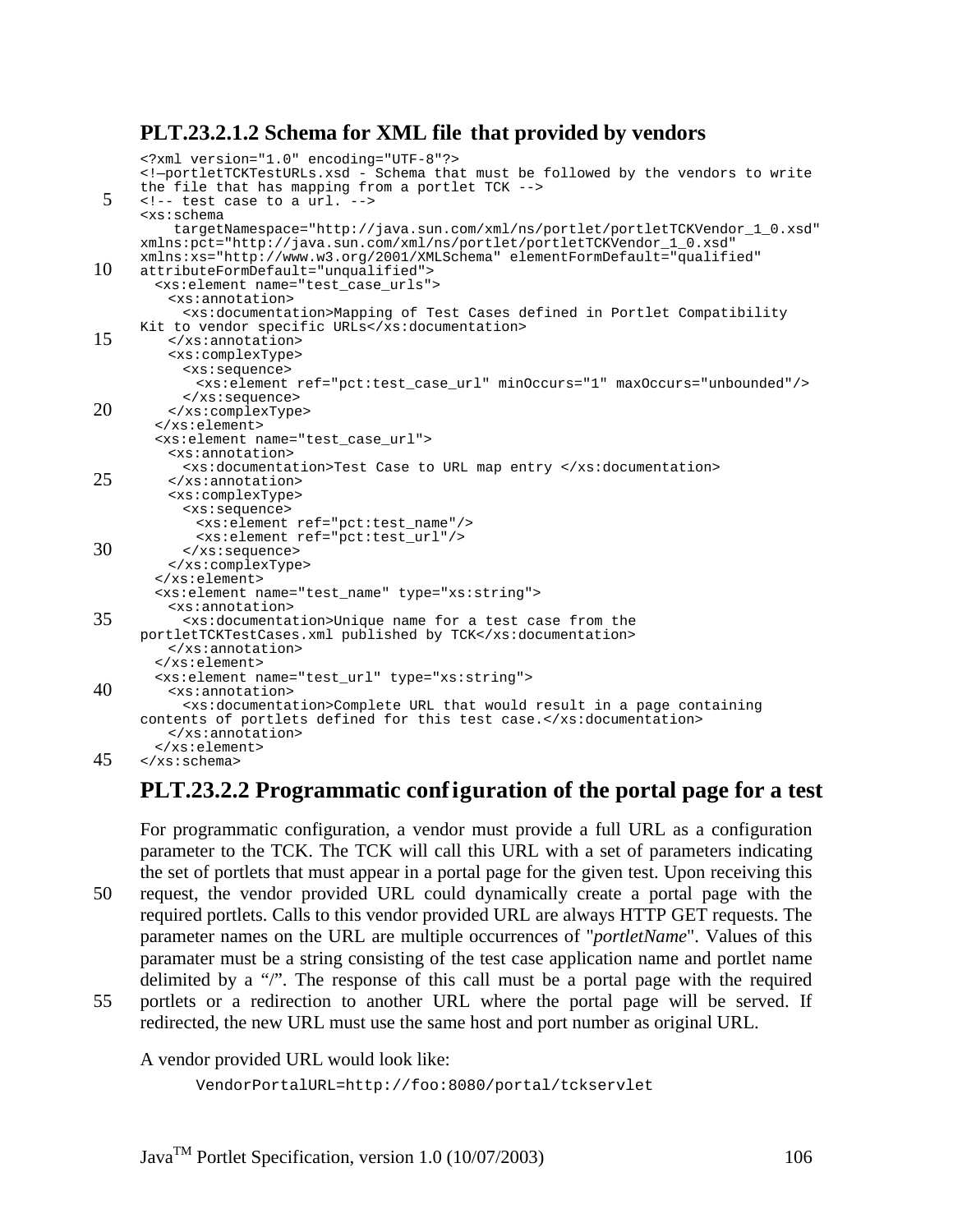### PLT.23.2.1.2 Schema for XML file that provided by vendors

```
<?xml version="1.0" encoding="UTF-8"?>
<!—portletTCKTestURLs.xsd - Schema that must be followed by the vendors to write
the file that has mapping from a portlet TCK -->
<!-- test case to a url. -->
<xs:schema
    targetNamespace="http://java.sun.com/xml/ns/portlet/portletTCKVendor_1_0.xsd"
xmlns:pct="http://java.sun.com/xml/ns/portlet/portletTCKVendor_1_0.xsd"
xmlns:xs="http://www.w3.org/2001/XMLSchema" elementFormDefault="qualified"
attributeFormDefault="unqualified">
  <xs:element name="test_case_urls">
    <xs:annotation>
      <xs:documentation>Mapping of Test Cases defined in Portlet Compatibility
Kit to vendor specific URLs</xs:documentation>
    </xs:annotation>
    <xs:complexType>
      <xs:sequence>
        <xs:element ref="pct:test_case_url" minOccurs="1" maxOccurs="unbounded"/>
      </xs:sequence>
    </xs:complexType>
  </xs:element>
  <xs:element name="test_case_url">
    <xs:annotation>
      <xs:documentation>Test Case to URL map entry </xs:documentation>
    </xs:annotation>
    <xs:complexType>
      <xs:sequence>
        <xs:element ref="pct:test_name"/>
        <xs:element ref="pct:test_url"/>
      </xs:sequence>
    </xs:complexType>
  </xs:element>
  <xs:element name="test_name" type="xs:string">
    <xs:annotation>
      <xs:documentation>Unique name for a test case from the
portletTCKTestCases.xml published by TCK</xs:documentation>
    </xs:annotation>
  </xs:element>
  <xs:element name="test_url" type="xs:string">
    <xs:annotation>
      <xs:documentation>Complete URL that would result in a page containing
contents of portlets defined for this test case.</xs:documentation>
    </xs:annotation>
  </xs:element>
</xs:schema>
```

## PLT.23.2.2 Programmatic configuration of the portal page for a test

For programmatic configuration, a vendor must provide a full URL as a configuration parameter to the TCK. The TCK will call this URL with a set of parameters indicating the set of portlets that must appear in a portal page for the given test. Upon receiving this request, the vendor provided URL could dynamically create a portal page with the required portlets. Calls to this vendor provided URL are always HTTP GET requests. The parameter names on the URL are multiple occurrences of "*portletName*". Values of this paramater must be a string consisting of the test case application name and portlet name delimited by a "/". The response of this call must be a portal page with the required portlets or a redirection to another URL where the portal page will be served. If redirected, the new URL must use the same host and port number as original URL.

A vendor provided URL would look like:

```
VendorPortalURL=http://foo:8080/portal/tckservlet
```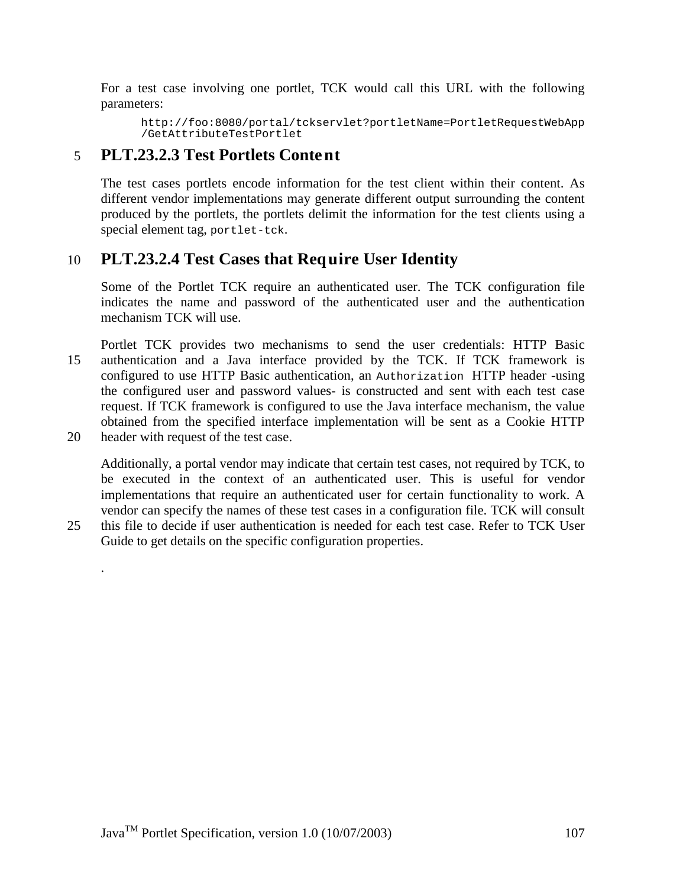For a test case involving one portlet, TCK would call this URL with the following parameters:

```
http://foo:8080/portal/tckservlet?portletName=PortletRequestWebApp
/GetAttributeTestPortlet
```

### PLT.23.2.3 Test Portlets Content

The test cases portlets encode information for the test client within their content. As different vendor implementations may generate different output surrounding the content produced by the portlets, the portlets delimit the information for the test clients using a special element tag, `portlet-tck`.

### PLT.23.2.4 Test Cases that Require User Identity

Some of the Portlet TCK require an authenticated user. The TCK configuration file indicates the name and password of the authenticated user and the authentication mechanism TCK will use.

Portlet TCK provides two mechanisms to send the user credentials: HTTP Basic authentication and a Java interface provided by the TCK. If TCK framework is configured to use HTTP Basic authentication, an `Authorization` HTTP header -using the configured user and password values- is constructed and sent with each test case request. If TCK framework is configured to use the Java interface mechanism, the value obtained from the specified interface implementation will be sent as a Cookie HTTP header with request of the test case.

Additionally, a portal vendor may indicate that certain test cases, not required by TCK, to be executed in the context of an authenticated user. This is useful for vendor implementations that require an authenticated user for certain functionality to work. A vendor can specify the names of these test cases in a configuration file. TCK will consult this file to decide if user authentication is needed for each test case. Refer to TCK User Guide to get details on the specific configuration properties.

.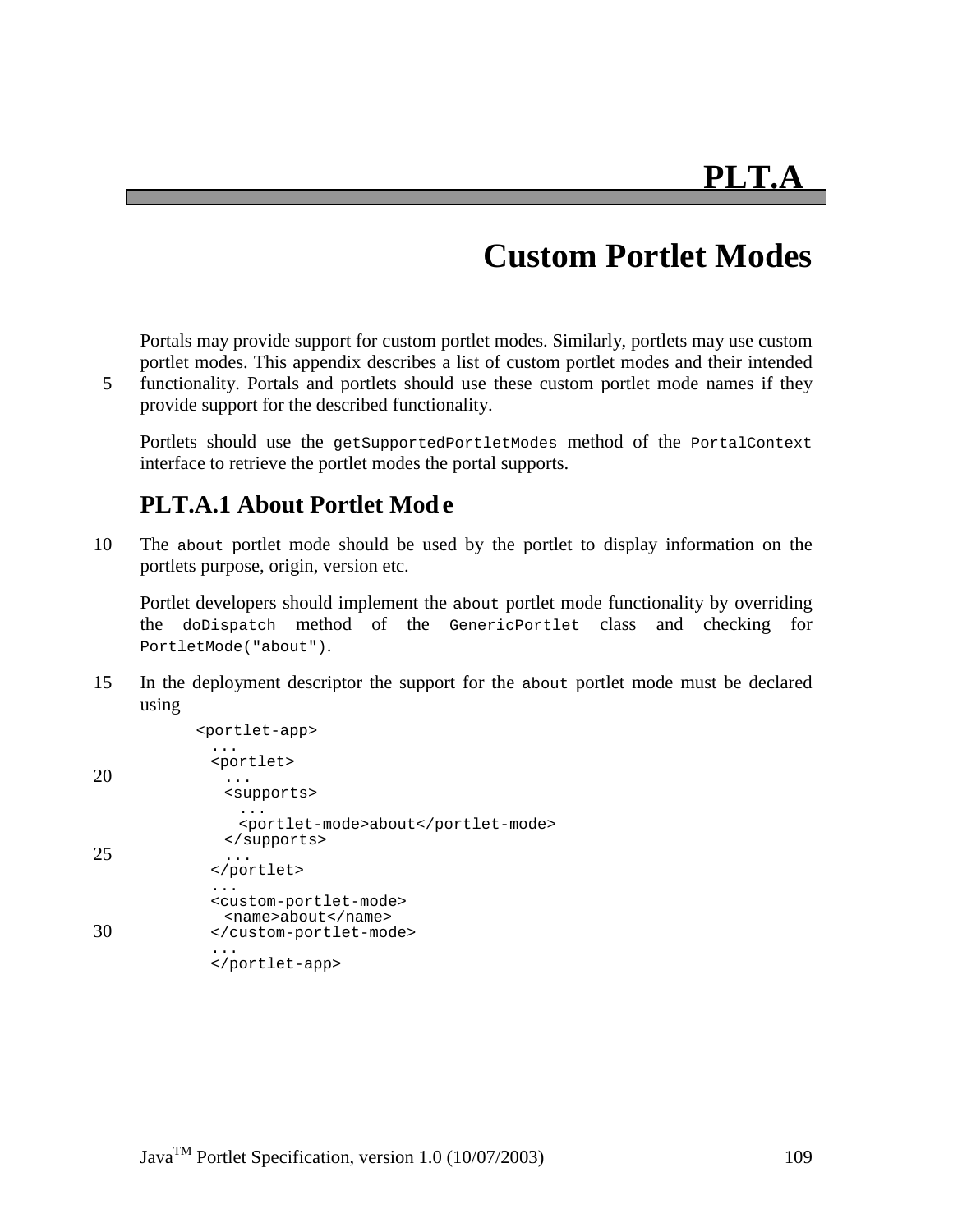# PLT.A

# Custom Portlet Modes

Portals may provide support for custom portlet modes. Similarly, portlets may use custom portlet modes. This appendix describes a list of custom portlet modes and their intended functionality. Portals and portlets should use these custom portlet mode names if they provide support for the described functionality.

Portlets should use the `getSupportedPortletModes` method of the `PortalContext` interface to retrieve the portlet modes the portal supports.

## PLT.A.1 About Portlet Mode

The `about` portlet mode should be used by the portlet to display information on the portlets purpose, origin, version etc.

Portlet developers should implement the `about` portlet mode functionality by overriding the `doDispatch` method of the `GenericPortlet` class and checking for `PortletMode("about")`.

In the deployment descriptor the support for the `about` portlet mode must be declared using

```
<portlet-app>
  ...
  <portlet>
    ...
    <supports>
      ...
      <portlet-mode>about</portlet-mode>
    </supports>
    ...
  </portlet>
  ...
  <custom-portlet-mode>
    <name>about</name>
  </custom-portlet-mode>
  ...
</portlet-app>
```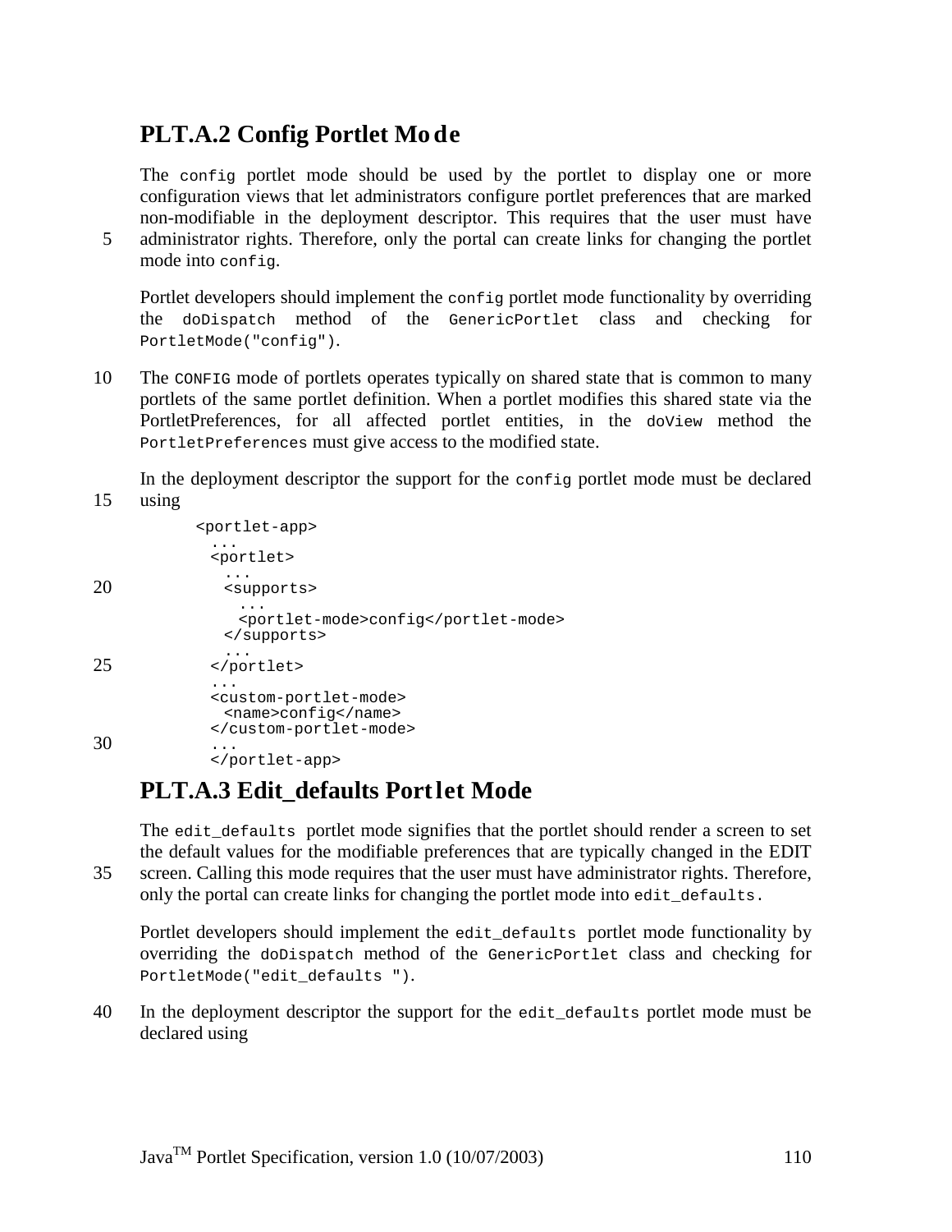## PLT.A.2 Config Portlet Mode

The `config` portlet mode should be used by the portlet to display one or more configuration views that let administrators configure portlet preferences that are marked non-modifiable in the deployment descriptor. This requires that the user must have administrator rights. Therefore, only the portal can create links for changing the portlet mode into `config`.

Portlet developers should implement the `config` portlet mode functionality by overriding the `doDispatch` method of the `GenericPortlet` class and checking for `PortletMode("config")`.

The `CONFIG` mode of portlets operates typically on shared state that is common to many portlets of the same portlet definition. When a portlet modifies this shared state via the PortletPreferences, for all affected portlet entities, in the `doView` method the `PortletPreferences` must give access to the modified state.

In the deployment descriptor the support for the `config` portlet mode must be declared using

```
<portlet-app>
  ...
  <portlet>
    ...
    <supports>
      ...
      <portlet-mode>config</portlet-mode>
    </supports>
    ...
  </portlet>
  ...
  <custom-portlet-mode>
    <name>config</name>
  </custom-portlet-mode>
  ...
</portlet-app>
```

## PLT.A.3 Edit_defaults Portlet Mode

The `edit_defaults` portlet mode signifies that the portlet should render a screen to set the default values for the modifiable preferences that are typically changed in the EDIT screen. Calling this mode requires that the user must have administrator rights. Therefore, only the portal can create links for changing the portlet mode into `edit_defaults`.

Portlet developers should implement the `edit_defaults` portlet mode functionality by overriding the `doDispatch` method of the `GenericPortlet` class and checking for `PortletMode("edit_defaults ")`.

In the deployment descriptor the support for the `edit_defaults` portlet mode must be declared using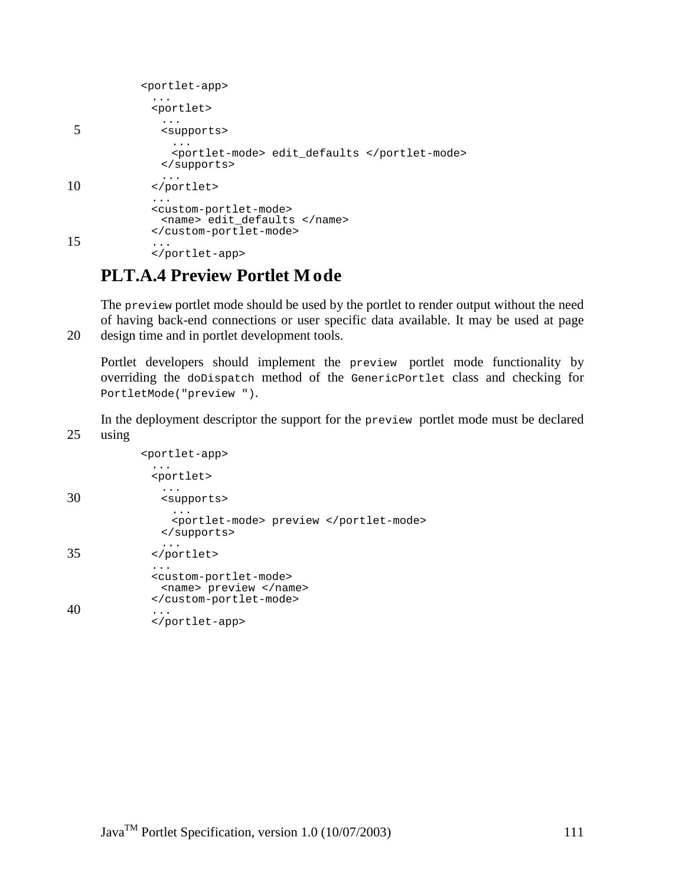```
<portlet-app>
  ...
  <portlet>
    ...
    <supports>
      ...
      <portlet-mode> edit_defaults </portlet-mode>
    </supports>
    ...
  </portlet>
  ...
  <custom-portlet-mode>
    <name> edit_defaults </name>
  </custom-portlet-mode>
  ...
</portlet-app>
```

## PLT.A.4 Preview Portlet Mode

The `preview` portlet mode should be used by the portlet to render output without the need of having back-end connections or user specific data available. It may be used at page design time and in portlet development tools.

Portlet developers should implement the `preview` portlet mode functionality by overriding the `doDispatch` method of the `GenericPortlet` class and checking for `PortletMode("preview ")`.

In the deployment descriptor the support for the `preview` portlet mode must be declared using

```
<portlet-app>
  ...
  <portlet>
    ...
    <supports>
      ...
      <portlet-mode> preview </portlet-mode>
    </supports>
    ...
  </portlet>
  ...
  <custom-portlet-mode>
    <name> preview </name>
  </custom-portlet-mode>
  ...
</portlet-app>
```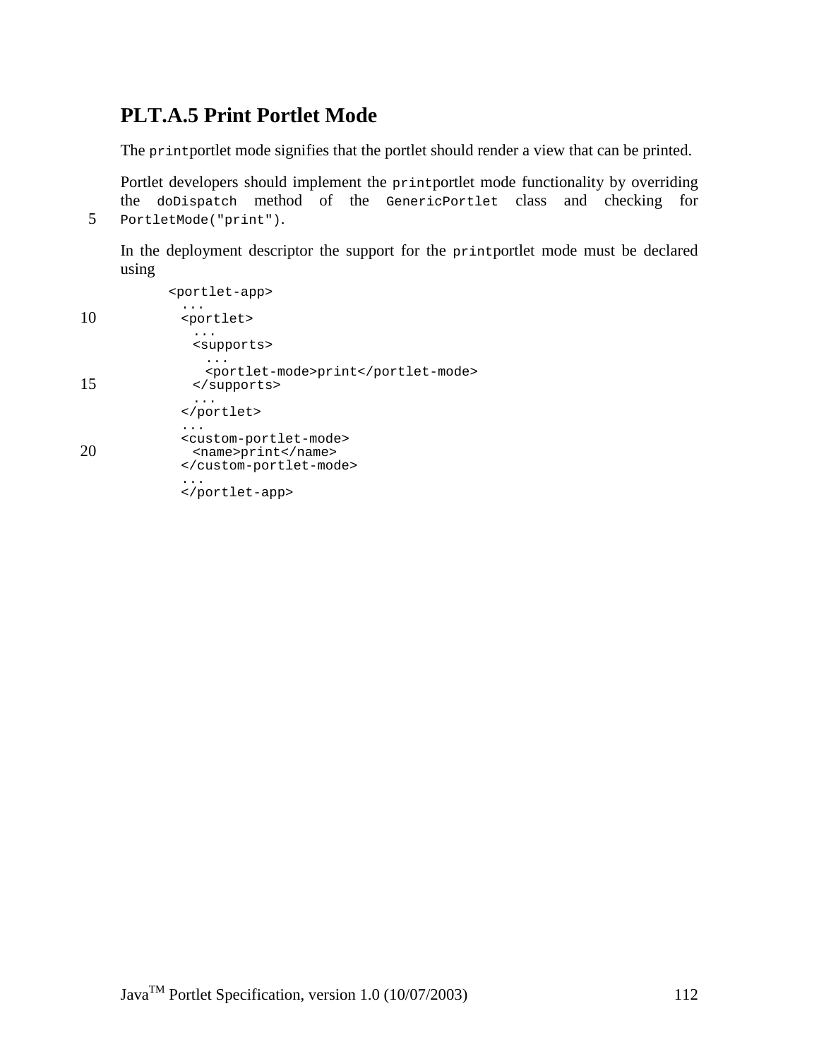## PLT.A.5 Print Portlet Mode

The `print` portlet mode signifies that the portlet should render a view that can be printed.

Portlet developers should implement the `print` portlet mode functionality by overriding the `doDispatch` method of the `GenericPortlet` class and checking for `PortletMode("print")`.

In the deployment descriptor the support for the `print` portlet mode must be declared using

```
<portlet-app>
  ...
  <portlet>
    ...
    <supports>
      ...
      <portlet-mode>print</portlet-mode>
    </supports>
    ...
  </portlet>
  ...
  <custom-portlet-mode>
    <name>print</name>
  </custom-portlet-mode>
  ...
  </portlet-app>
```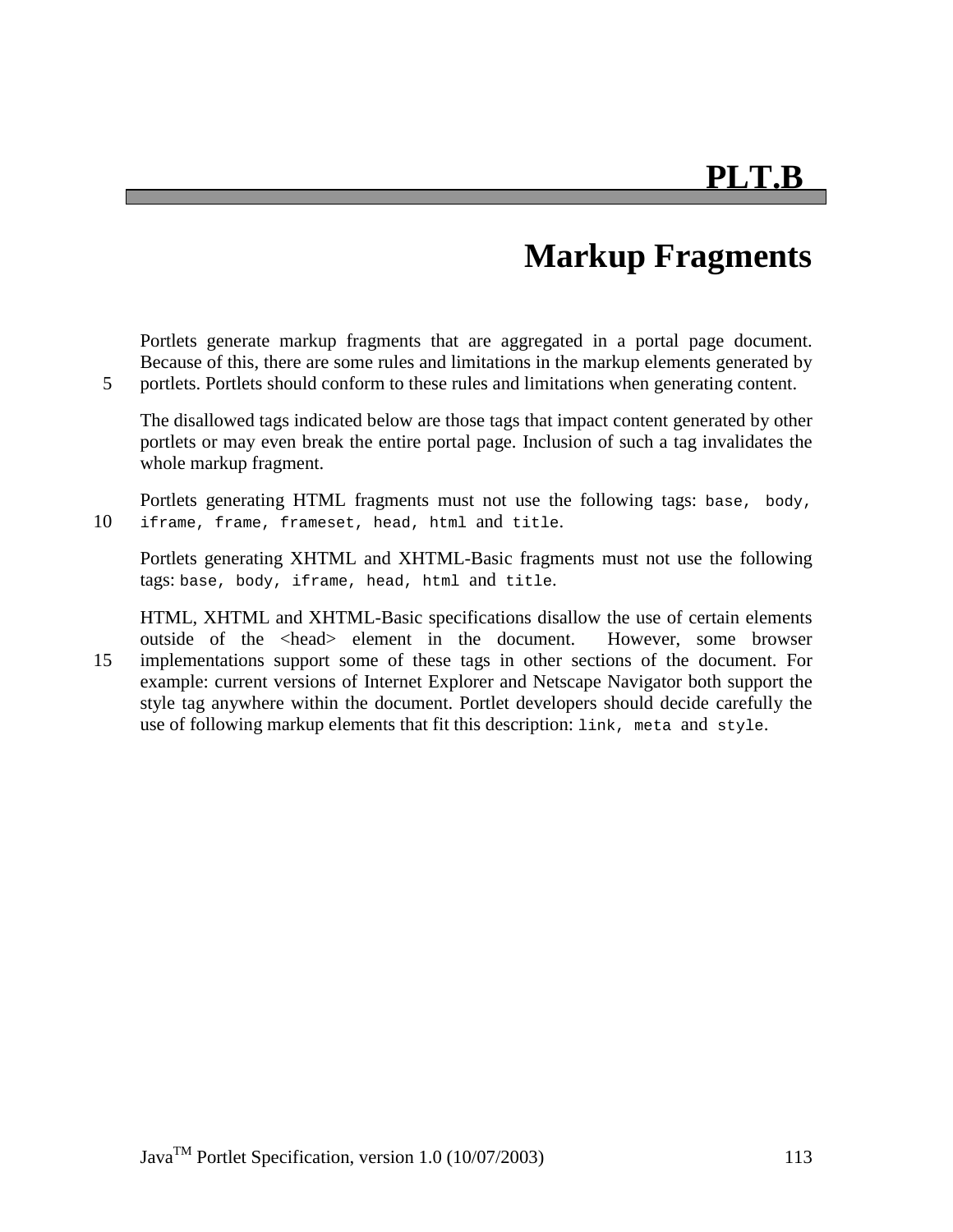# PLT.B

# Markup Fragments

Portlets generate markup fragments that are aggregated in a portal page document. Because of this, there are some rules and limitations in the markup elements generated by portlets. Portlets should conform to these rules and limitations when generating content.

The disallowed tags indicated below are those tags that impact content generated by other portlets or may even break the entire portal page. Inclusion of such a tag invalidates the whole markup fragment.

Portlets generating HTML fragments must not use the following tags: `base`, `body`, `iframe`, `frame`, `frameset`, `head`, `html` and `title`.

Portlets generating XHTML and XHTML-Basic fragments must not use the following tags: `base`, `body`, `iframe`, `head`, `html` and `title`.

HTML, XHTML and XHTML-Basic specifications disallow the use of certain elements outside of the <head> element in the document. However, some browser implementations support some of these tags in other sections of the document. For example: current versions of Internet Explorer and Netscape Navigator both support the style tag anywhere within the document. Portlet developers should decide carefully the use of following markup elements that fit this description: `link`, `meta` and `style`.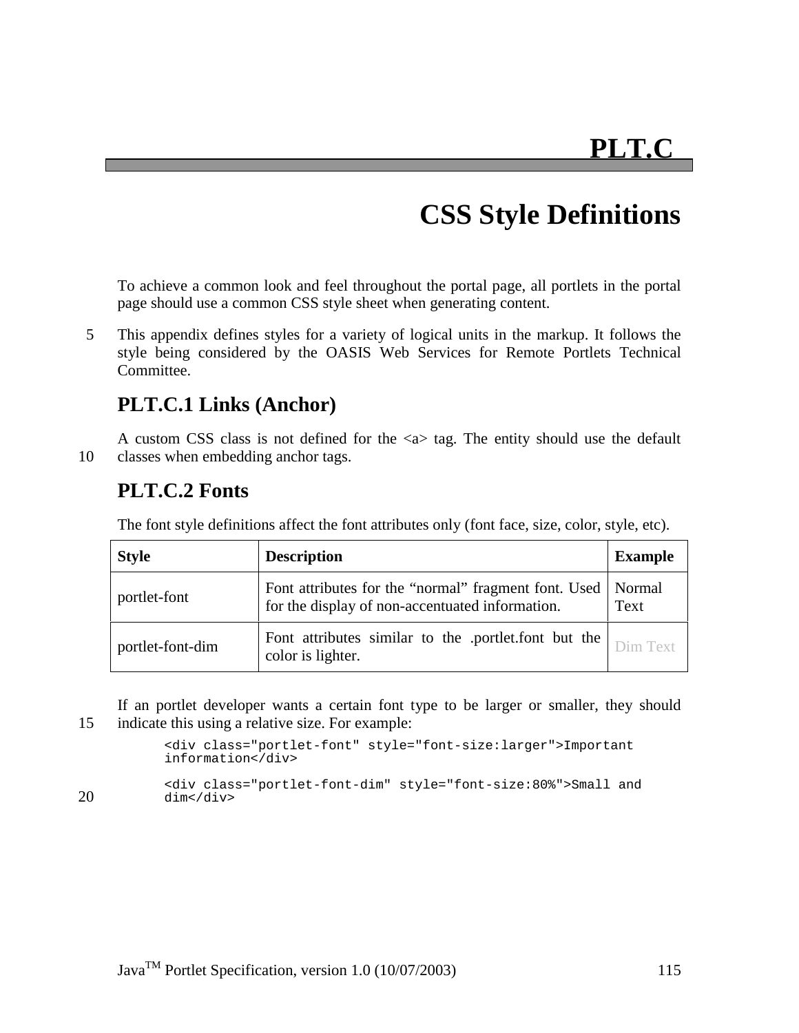# PLT.C

# CSS Style Definitions

To achieve a common look and feel throughout the portal page, all portlets in the portal page should use a common CSS style sheet when generating content.

This appendix defines styles for a variety of logical units in the markup. It follows the style being considered by the OASIS Web Services for Remote Portlets Technical Committee.

## PLT.C.1 Links (Anchor)

A custom CSS class is not defined for the <a> tag. The entity should use the default classes when embedding anchor tags.

## PLT.C.2 Fonts

The font style definitions affect the font attributes only (font face, size, color, style, etc).

| Style | Description | Example |
|---|---|---|
| portlet-font | Font attributes for the "normal" fragment font. Used for the display of non-accentuated information. | Normal Text |
| portlet-font-dim | Font attributes similar to the .portlet.font but the color is lighter. | Dim Text |

If an portlet developer wants a certain font type to be larger or smaller, they should indicate this using a relative size. For example:

```
<div class="portlet-font" style="font-size:larger">Important
information</div>

<div class="portlet-font-dim" style="font-size:80%">Small and
dim</div>
```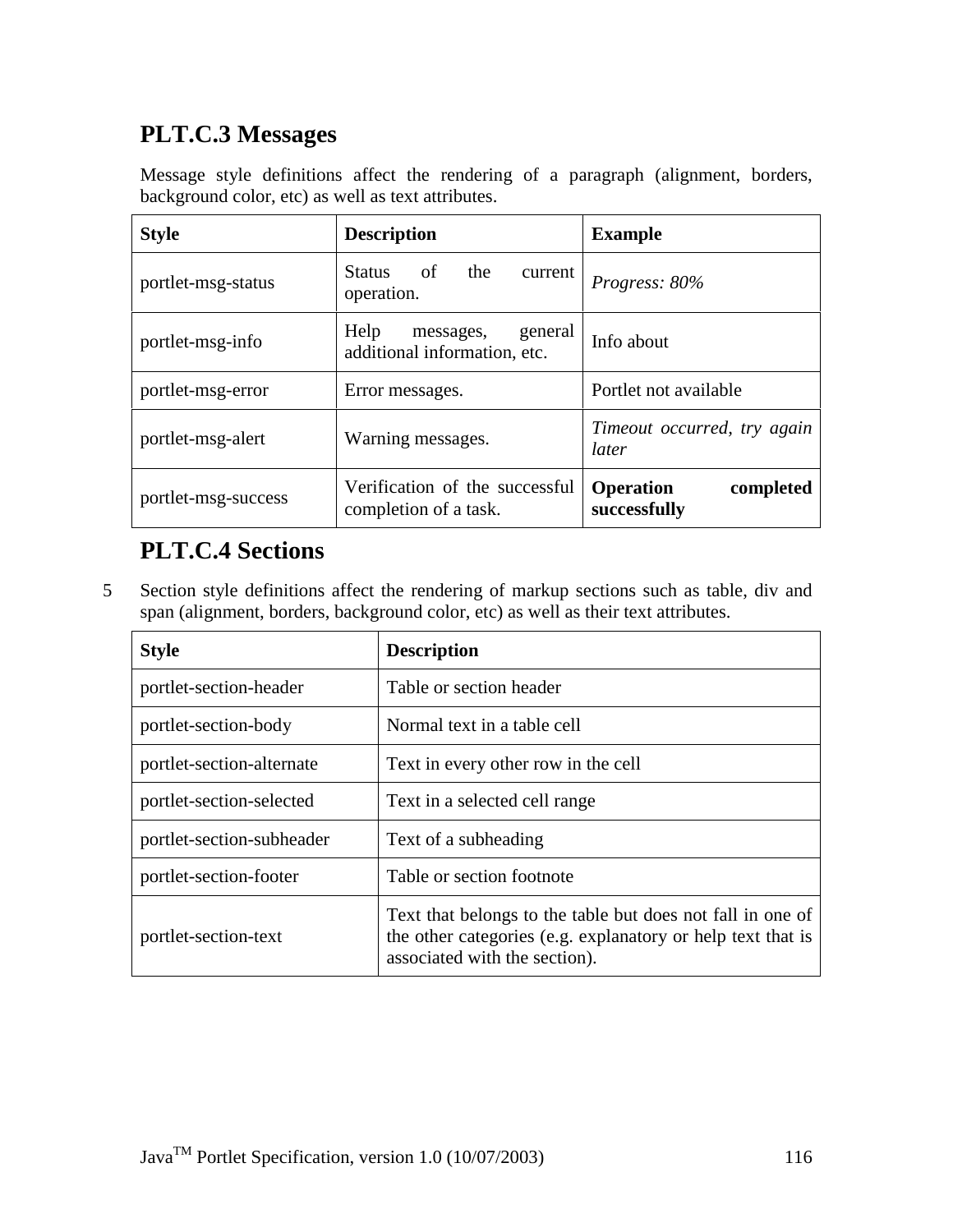## PLT.C.3 Messages

Message style definitions affect the rendering of a paragraph (alignment, borders, background color, etc) as well as text attributes.

| **Style** | **Description** | **Example** |
|---|---|---|
| portlet-msg-status | Status of the current operation. | *Progress: 80%* |
| portlet-msg-info | Help messages, general additional information, etc. | Info about |
| portlet-msg-error | Error messages. | Portlet not available |
| portlet-msg-alert | Warning messages. | *Timeout occurred, try again later* |
| portlet-msg-success | Verification of the successful completion of a task. | **Operation completed successfully** |

## PLT.C.4 Sections

Section style definitions affect the rendering of markup sections such as table, div and span (alignment, borders, background color, etc) as well as their text attributes.

| **Style** | **Description** |
|---|---|
| portlet-section-header | Table or section header |
| portlet-section-body | Normal text in a table cell |
| portlet-section-alternate | Text in every other row in the cell |
| portlet-section-selected | Text in a selected cell range |
| portlet-section-subheader | Text of a subheading |
| portlet-section-footer | Table or section footnote |
| portlet-section-text | Text that belongs to the table but does not fall in one of the other categories (e.g. explanatory or help text that is associated with the section). |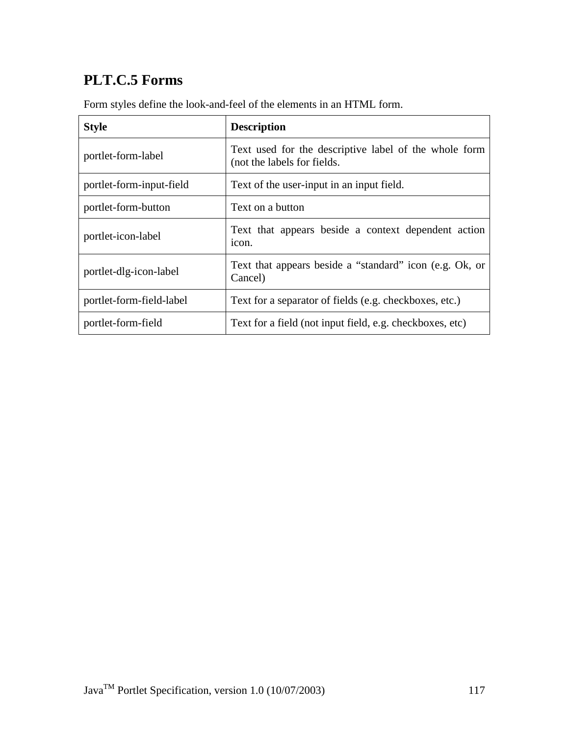## PLT.C.5 Forms

Form styles define the look-and-feel of the elements in an HTML form.

| Style | Description |
| --- | --- |
| portlet-form-label | Text used for the descriptive label of the whole form (not the labels for fields. |
| portlet-form-input-field | Text of the user-input in an input field. |
| portlet-form-button | Text on a button |
| portlet-icon-label | Text that appears beside a context dependent action icon. |
| portlet-dlg-icon-label | Text that appears beside a "standard" icon (e.g. Ok, or Cancel) |
| portlet-form-field-label | Text for a separator of fields (e.g. checkboxes, etc.) |
| portlet-form-field | Text for a field (not input field, e.g. checkboxes, etc) |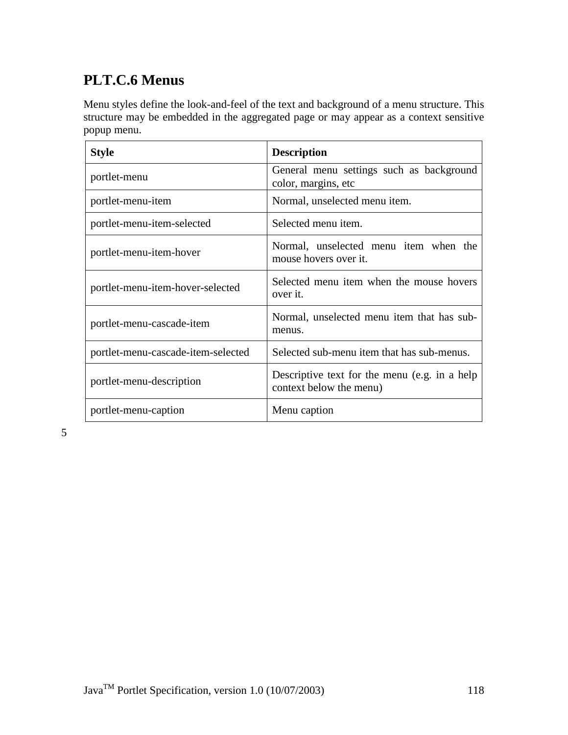## PLT.C.6 Menus

Menu styles define the look-and-feel of the text and background of a menu structure. This structure may be embedded in the aggregated page or may appear as a context sensitive popup menu.

| Style | Description |
|---|---|
| portlet-menu | General menu settings such as background color, margins, etc |
| portlet-menu-item | Normal, unselected menu item. |
| portlet-menu-item-selected | Selected menu item. |
| portlet-menu-item-hover | Normal, unselected menu item when the mouse hovers over it. |
| portlet-menu-item-hover-selected | Selected menu item when the mouse hovers over it. |
| portlet-menu-cascade-item | Normal, unselected menu item that has sub-menus. |
| portlet-menu-cascade-item-selected | Selected sub-menu item that has sub-menus. |
| portlet-menu-description | Descriptive text for the menu (e.g. in a help context below the menu) |
| portlet-menu-caption | Menu caption |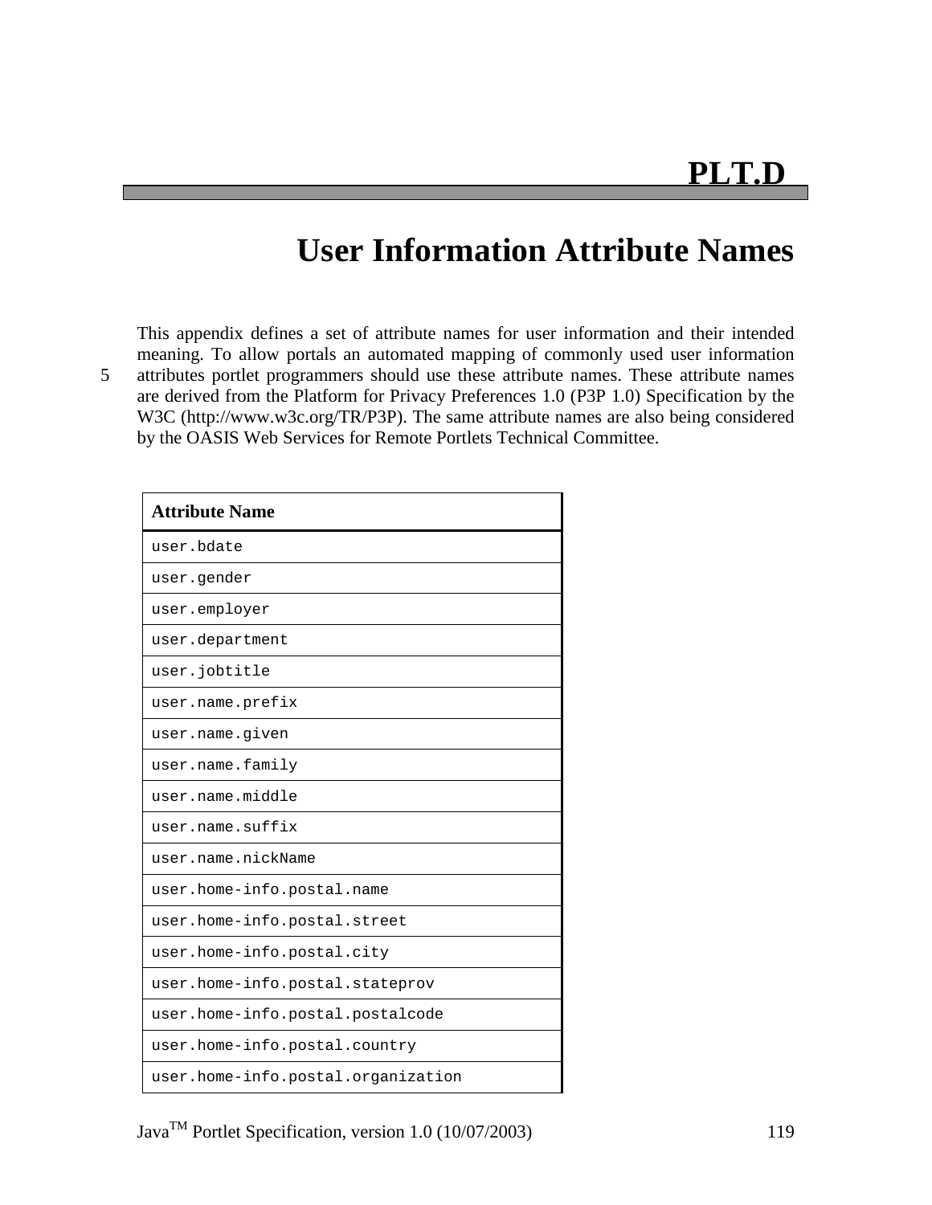# PLT.D

# User Information Attribute Names

This appendix defines a set of attribute names for user information and their intended meaning. To allow portals an automated mapping of commonly used user information attributes portlet programmers should use these attribute names. These attribute names are derived from the Platform for Privacy Preferences 1.0 (P3P 1.0) Specification by the W3C (http://www.w3c.org/TR/P3P). The same attribute names are also being considered by the OASIS Web Services for Remote Portlets Technical Committee.

| Attribute Name |
|---|
| `user.bdate` |
| `user.gender` |
| `user.employer` |
| `user.department` |
| `user.jobtitle` |
| `user.name.prefix` |
| `user.name.given` |
| `user.name.family` |
| `user.name.middle` |
| `user.name.suffix` |
| `user.name.nickName` |
| `user.home-info.postal.name` |
| `user.home-info.postal.street` |
| `user.home-info.postal.city` |
| `user.home-info.postal.stateprov` |
| `user.home-info.postal.postalcode` |
| `user.home-info.postal.country` |
| `user.home-info.postal.organization` |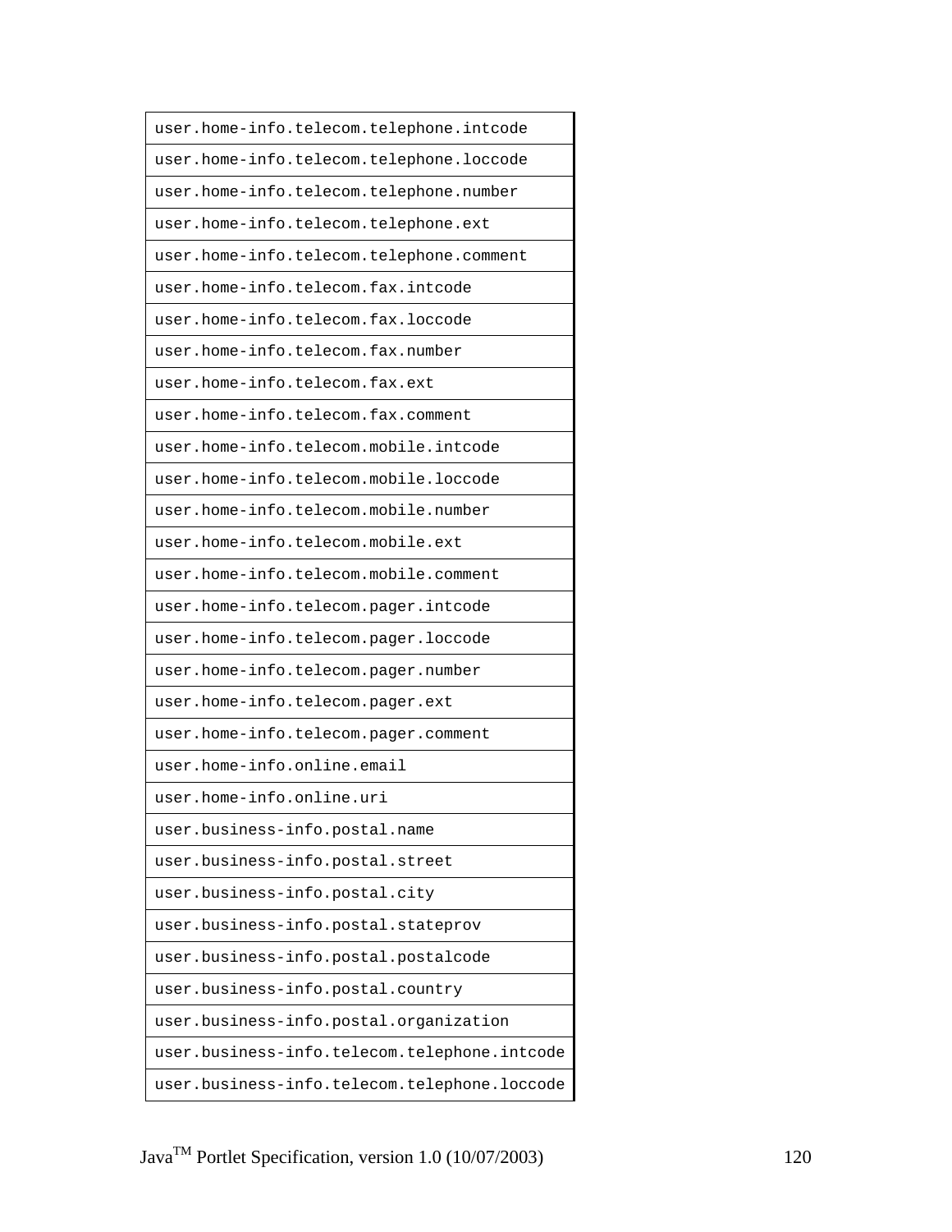| |
|---|
| user.home-info.telecom.telephone.intcode |
| user.home-info.telecom.telephone.loccode |
| user.home-info.telecom.telephone.number |
| user.home-info.telecom.telephone.ext |
| user.home-info.telecom.telephone.comment |
| user.home-info.telecom.fax.intcode |
| user.home-info.telecom.fax.loccode |
| user.home-info.telecom.fax.number |
| user.home-info.telecom.fax.ext |
| user.home-info.telecom.fax.comment |
| user.home-info.telecom.mobile.intcode |
| user.home-info.telecom.mobile.loccode |
| user.home-info.telecom.mobile.number |
| user.home-info.telecom.mobile.ext |
| user.home-info.telecom.mobile.comment |
| user.home-info.telecom.pager.intcode |
| user.home-info.telecom.pager.loccode |
| user.home-info.telecom.pager.number |
| user.home-info.telecom.pager.ext |
| user.home-info.telecom.pager.comment |
| user.home-info.online.email |
| user.home-info.online.uri |
| user.business-info.postal.name |
| user.business-info.postal.street |
| user.business-info.postal.city |
| user.business-info.postal.stateprov |
| user.business-info.postal.postalcode |
| user.business-info.postal.country |
| user.business-info.postal.organization |
| user.business-info.telecom.telephone.intcode |
| user.business-info.telecom.telephone.loccode |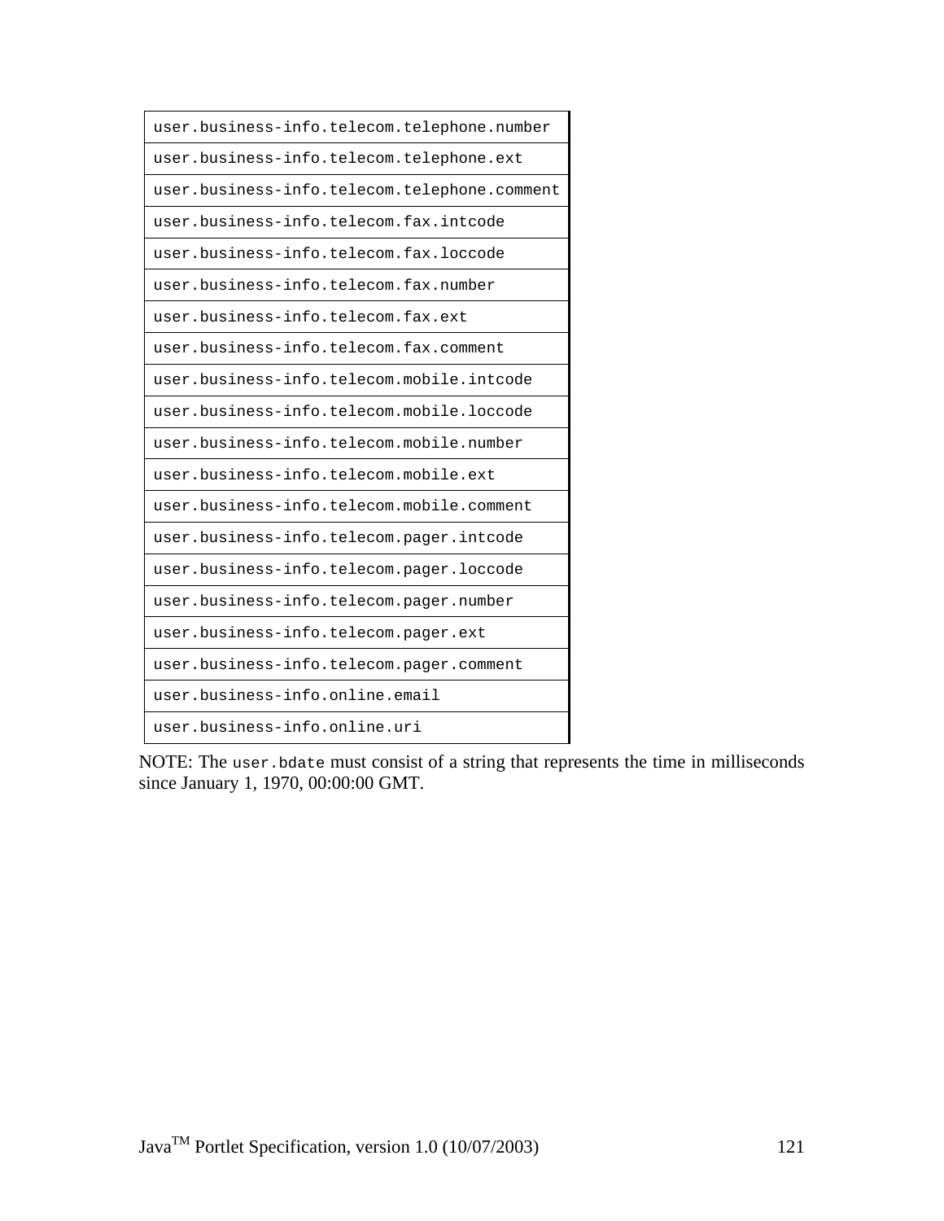| |
|---|
| `user.business-info.telecom.telephone.number` |
| `user.business-info.telecom.telephone.ext` |
| `user.business-info.telecom.telephone.comment` |
| `user.business-info.telecom.fax.intcode` |
| `user.business-info.telecom.fax.loccode` |
| `user.business-info.telecom.fax.number` |
| `user.business-info.telecom.fax.ext` |
| `user.business-info.telecom.fax.comment` |
| `user.business-info.telecom.mobile.intcode` |
| `user.business-info.telecom.mobile.loccode` |
| `user.business-info.telecom.mobile.number` |
| `user.business-info.telecom.mobile.ext` |
| `user.business-info.telecom.mobile.comment` |
| `user.business-info.telecom.pager.intcode` |
| `user.business-info.telecom.pager.loccode` |
| `user.business-info.telecom.pager.number` |
| `user.business-info.telecom.pager.ext` |
| `user.business-info.telecom.pager.comment` |
| `user.business-info.online.email` |
| `user.business-info.online.uri` |

NOTE: The `user.bdate` must consist of a string that represents the time in milliseconds since January 1, 1970, 00:00:00 GMT.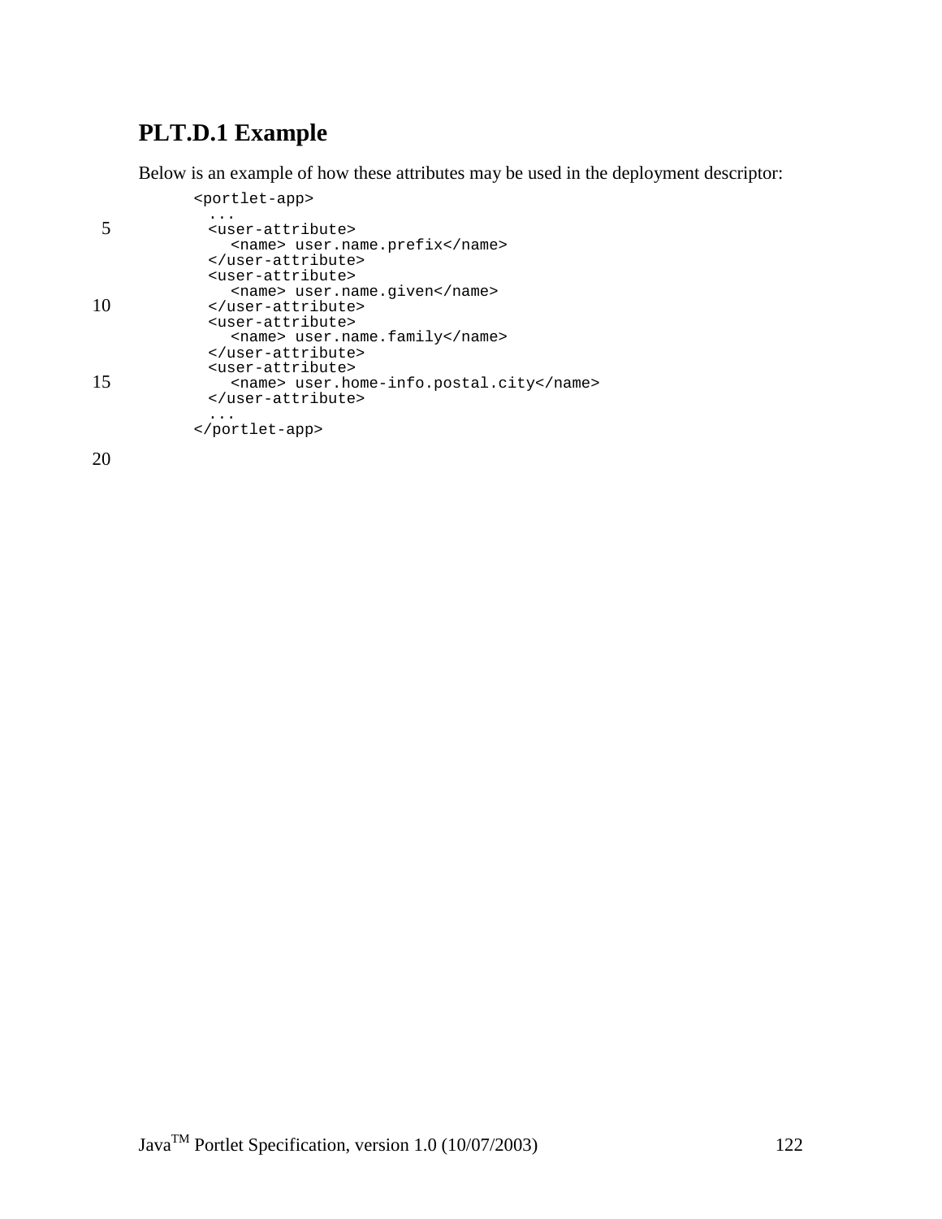## PLT.D.1 Example

Below is an example of how these attributes may be used in the deployment descriptor:

```
<portlet-app>
  ...
  <user-attribute>
    <name> user.name.prefix</name>
  </user-attribute>
  <user-attribute>
    <name> user.name.given</name>
  </user-attribute>
  <user-attribute>
    <name> user.name.family</name>
  </user-attribute>
  <user-attribute>
    <name> user.home-info.postal.city</name>
  </user-attribute>
  ...
</portlet-app>
```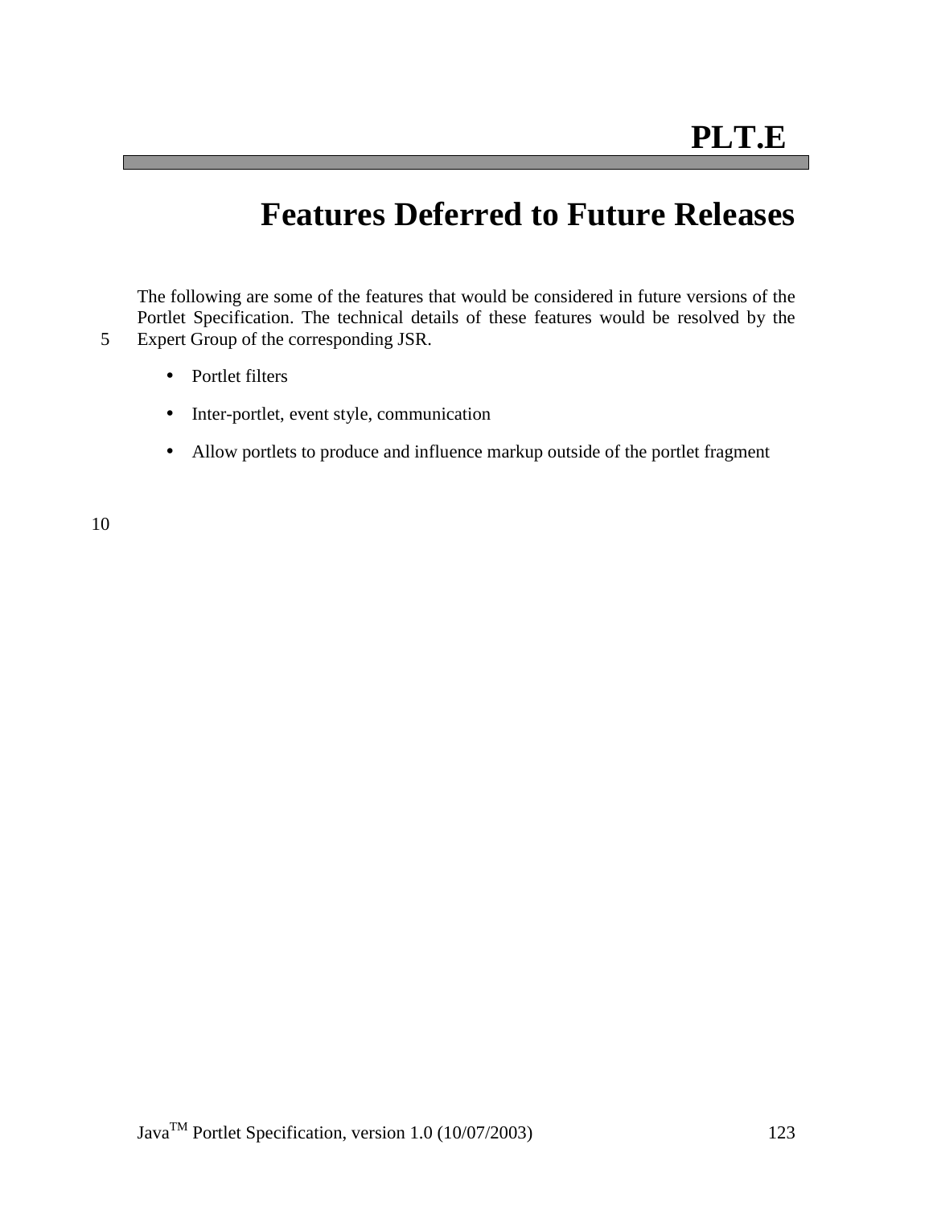# PLT.E

# Features Deferred to Future Releases

The following are some of the features that would be considered in future versions of the Portlet Specification. The technical details of these features would be resolved by the Expert Group of the corresponding JSR.

- Portlet filters
- Inter-portlet, event style, communication
- Allow portlets to produce and influence markup outside of the portlet fragment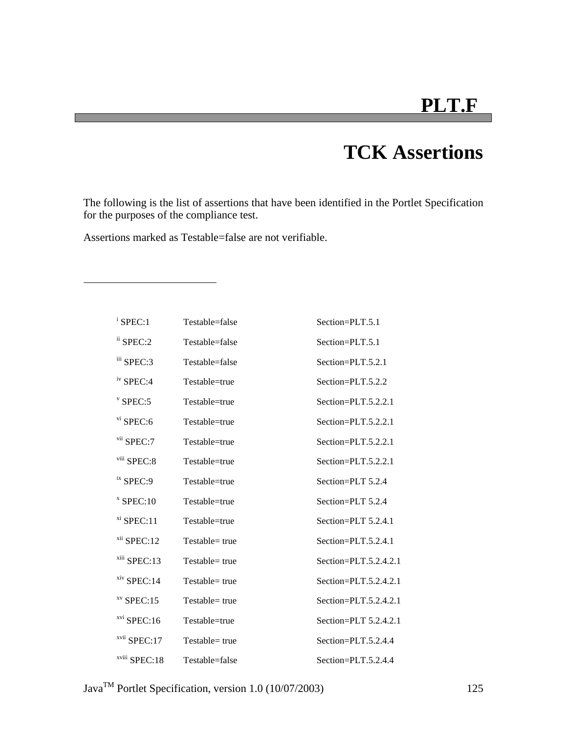# PLT.F

# TCK Assertions

The following is the list of assertions that have been identified in the Portlet Specification for the purposes of the compliance test.

Assertions marked as Testable=false are not verifiable.

---

[i] SPEC:1 Testable=false Section=PLT.5.1

[ii] SPEC:2 Testable=false Section=PLT.5.1

[iii] SPEC:3 Testable=false Section=PLT.5.2.1

[iv] SPEC:4 Testable=true Section=PLT.5.2.2

[v] SPEC:5 Testable=true Section=PLT.5.2.2.1

[vi] SPEC:6 Testable=true Section=PLT.5.2.2.1

[vii] SPEC:7 Testable=true Section=PLT.5.2.2.1

[viii] SPEC:8 Testable=true Section=PLT.5.2.2.1

[ix] SPEC:9 Testable=true Section=PLT 5.2.4

[x] SPEC:10 Testable=true Section=PLT 5.2.4

[xi] SPEC:11 Testable=true Section=PLT 5.2.4.1

[xii] SPEC:12 Testable= true Section=PLT.5.2.4.1

[xiii] SPEC:13 Testable= true Section=PLT.5.2.4.2.1

[xiv] SPEC:14 Testable= true Section=PLT.5.2.4.2.1

[xv] SPEC:15 Testable= true Section=PLT.5.2.4.2.1

[xvi] SPEC:16 Testable=true Section=PLT 5.2.4.2.1

[xvii] SPEC:17 Testable= true Section=PLT.5.2.4.4

[xviii] SPEC:18 Testable=false Section=PLT.5.2.4.4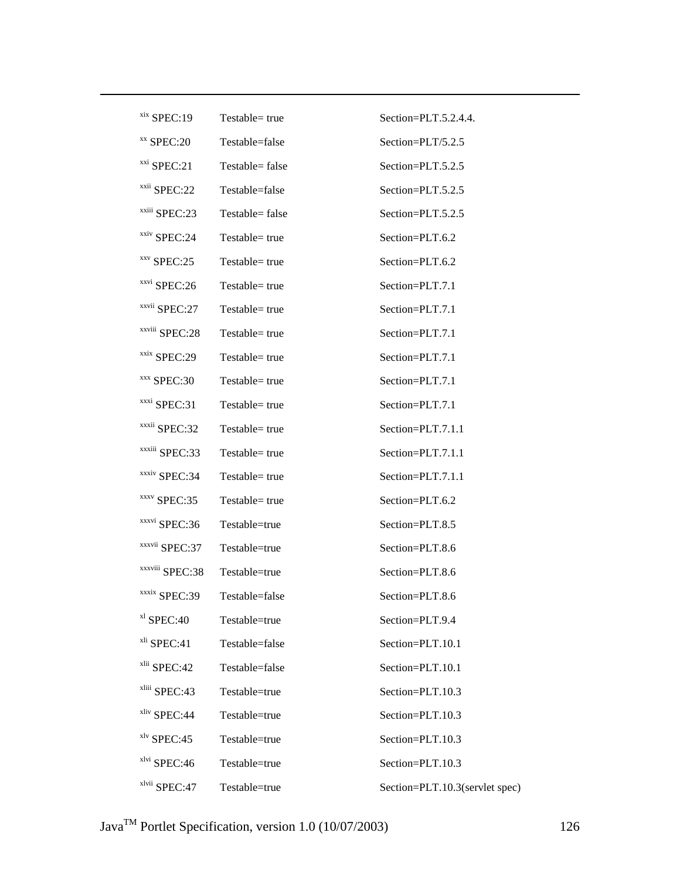[xix] SPEC:19 Testable= true Section=PLT.5.2.4.4.

[xx] SPEC:20 Testable=false Section=PLT/5.2.5

[xxi] SPEC:21 Testable= false Section=PLT.5.2.5

[xxii] SPEC:22 Testable=false Section=PLT.5.2.5

[xxiii] SPEC:23 Testable= false Section=PLT.5.2.5

[xxiv] SPEC:24 Testable= true Section=PLT.6.2

[xxv] SPEC:25 Testable= true Section=PLT.6.2

[xxvi] SPEC:26 Testable= true Section=PLT.7.1

[xxvii] SPEC:27 Testable= true Section=PLT.7.1

[xxviii] SPEC:28 Testable= true Section=PLT.7.1

[xxix] SPEC:29 Testable= true Section=PLT.7.1

[xxx] SPEC:30 Testable= true Section=PLT.7.1

[xxxi] SPEC:31 Testable= true Section=PLT.7.1

[xxxii] SPEC:32 Testable= true Section=PLT.7.1.1

[xxxiii] SPEC:33 Testable= true Section=PLT.7.1.1

[xxxiv] SPEC:34 Testable= true Section=PLT.7.1.1

[xxxv] SPEC:35 Testable= true Section=PLT.6.2

[xxxvi] SPEC:36 Testable=true Section=PLT.8.5

[xxxvii] SPEC:37 Testable=true Section=PLT.8.6

[xxxviii] SPEC:38 Testable=true Section=PLT.8.6

[xxxix] SPEC:39 Testable=false Section=PLT.8.6

[xl] SPEC:40 Testable=true Section=PLT.9.4

[xli] SPEC:41 Testable=false Section=PLT.10.1

[xlii] SPEC:42 Testable=false Section=PLT.10.1

[xliii] SPEC:43 Testable=true Section=PLT.10.3

[xliv] SPEC:44 Testable=true Section=PLT.10.3

[xlv] SPEC:45 Testable=true Section=PLT.10.3

[xlvi] SPEC:46 Testable=true Section=PLT.10.3

[xlvii] SPEC:47 Testable=true Section=PLT.10.3(servlet spec)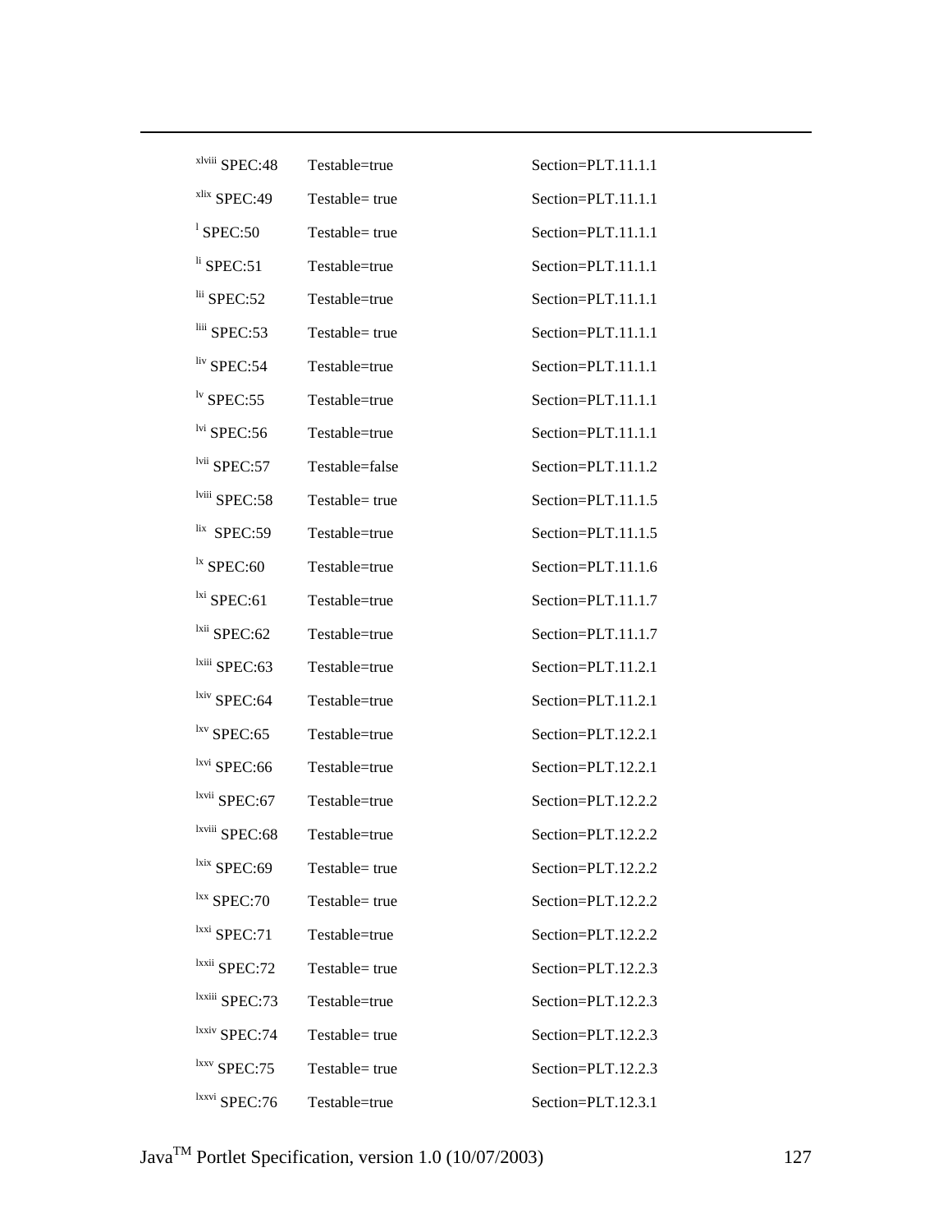[xlviii] SPEC:48 Testable=true Section=PLT.11.1.1

[xlix] SPEC:49 Testable= true Section=PLT.11.1.1

[l] SPEC:50 Testable= true Section=PLT.11.1.1

[li] SPEC:51 Testable=true Section=PLT.11.1.1

[lii] SPEC:52 Testable=true Section=PLT.11.1.1

[liii] SPEC:53 Testable= true Section=PLT.11.1.1

[liv] SPEC:54 Testable=true Section=PLT.11.1.1

[lv] SPEC:55 Testable=true Section=PLT.11.1.1

[lvi] SPEC:56 Testable=true Section=PLT.11.1.1

[lvii] SPEC:57 Testable=false Section=PLT.11.1.2

[lviii] SPEC:58 Testable= true Section=PLT.11.1.5

[lix] SPEC:59 Testable=true Section=PLT.11.1.5

[lx] SPEC:60 Testable=true Section=PLT.11.1.6

[lxi] SPEC:61 Testable=true Section=PLT.11.1.7

[lxii] SPEC:62 Testable=true Section=PLT.11.1.7

[lxiii] SPEC:63 Testable=true Section=PLT.11.2.1

[lxiv] SPEC:64 Testable=true Section=PLT.11.2.1

[lxv] SPEC:65 Testable=true Section=PLT.12.2.1

[lxvi] SPEC:66 Testable=true Section=PLT.12.2.1

[lxvii] SPEC:67 Testable=true Section=PLT.12.2.2

[lxviii] SPEC:68 Testable=true Section=PLT.12.2.2

[lxix] SPEC:69 Testable= true Section=PLT.12.2.2

[lxx] SPEC:70 Testable= true Section=PLT.12.2.2

[lxxi] SPEC:71 Testable=true Section=PLT.12.2.2

[lxxii] SPEC:72 Testable= true Section=PLT.12.2.3

[lxxiii] SPEC:73 Testable=true Section=PLT.12.2.3

[lxxiv] SPEC:74 Testable= true Section=PLT.12.2.3

[lxxv] SPEC:75 Testable= true Section=PLT.12.2.3

[lxxvi] SPEC:76 Testable=true Section=PLT.12.3.1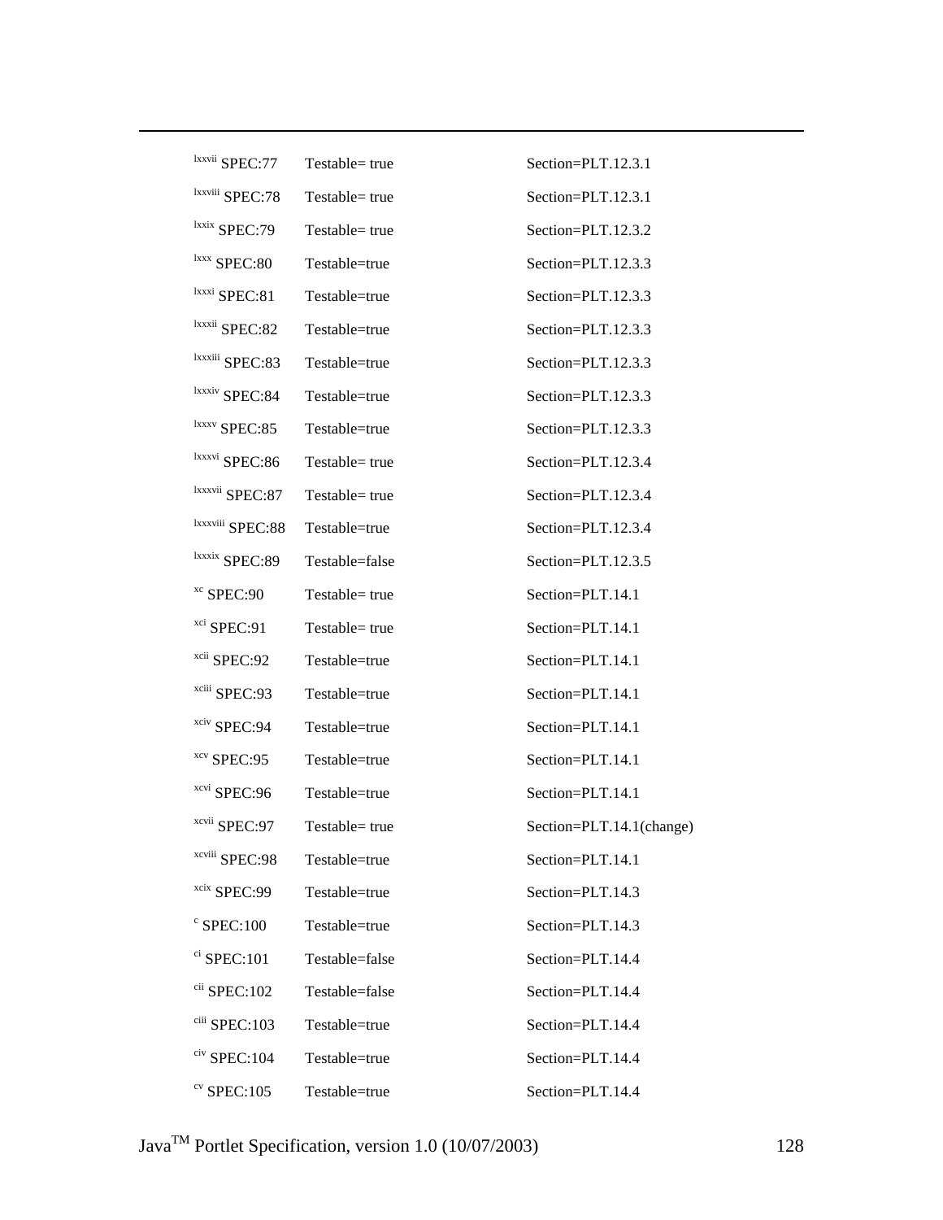[lxxvii] SPEC:77 Testable= true Section=PLT.12.3.1

[lxxviii] SPEC:78 Testable= true Section=PLT.12.3.1

[lxxix] SPEC:79 Testable= true Section=PLT.12.3.2

[lxxx] SPEC:80 Testable=true Section=PLT.12.3.3

[lxxxi] SPEC:81 Testable=true Section=PLT.12.3.3

[lxxxii] SPEC:82 Testable=true Section=PLT.12.3.3

[lxxxiii] SPEC:83 Testable=true Section=PLT.12.3.3

[lxxxiv] SPEC:84 Testable=true Section=PLT.12.3.3

[lxxxv] SPEC:85 Testable=true Section=PLT.12.3.3

[lxxxvi] SPEC:86 Testable= true Section=PLT.12.3.4

[lxxxvii] SPEC:87 Testable= true Section=PLT.12.3.4

[lxxxviii] SPEC:88 Testable=true Section=PLT.12.3.4

[lxxxix] SPEC:89 Testable=false Section=PLT.12.3.5

[xc] SPEC:90 Testable= true Section=PLT.14.1

[xci] SPEC:91 Testable= true Section=PLT.14.1

[xcii] SPEC:92 Testable=true Section=PLT.14.1

[xciii] SPEC:93 Testable=true Section=PLT.14.1

[xciv] SPEC:94 Testable=true Section=PLT.14.1

[xcv] SPEC:95 Testable=true Section=PLT.14.1

[xcvi] SPEC:96 Testable=true Section=PLT.14.1

[xcvii] SPEC:97 Testable= true Section=PLT.14.1(change)

[xcviii] SPEC:98 Testable=true Section=PLT.14.1

[xcix] SPEC:99 Testable=true Section=PLT.14.3

[c] SPEC:100 Testable=true Section=PLT.14.3

[ci] SPEC:101 Testable=false Section=PLT.14.4

[cii] SPEC:102 Testable=false Section=PLT.14.4

[ciii] SPEC:103 Testable=true Section=PLT.14.4

[civ] SPEC:104 Testable=true Section=PLT.14.4

[cv] SPEC:105 Testable=true Section=PLT.14.4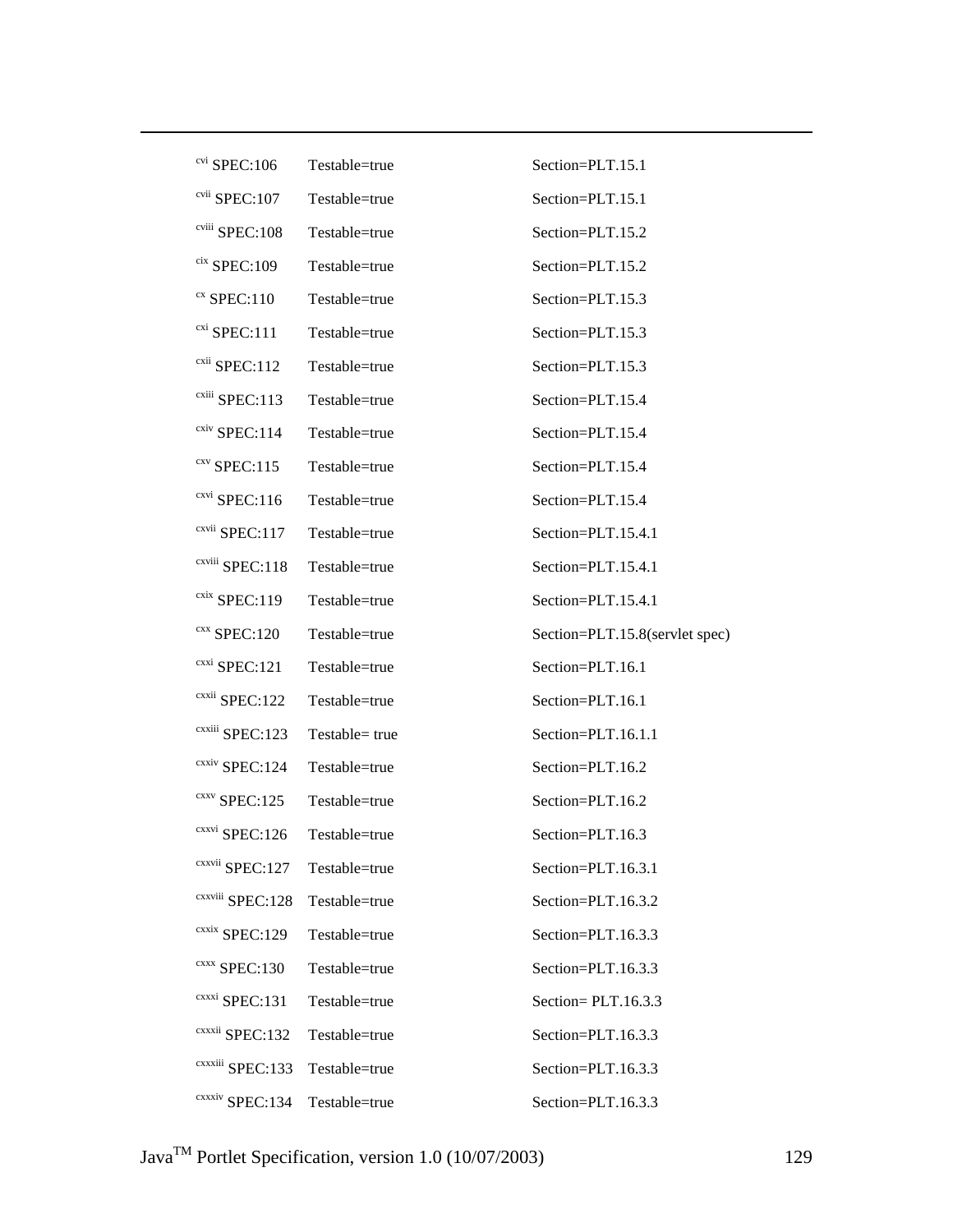[cvi] SPEC:106 Testable=true Section=PLT.15.1

[cvii] SPEC:107 Testable=true Section=PLT.15.1

[cviii] SPEC:108 Testable=true Section=PLT.15.2

[cix] SPEC:109 Testable=true Section=PLT.15.2

[cx] SPEC:110 Testable=true Section=PLT.15.3

[cxi] SPEC:111 Testable=true Section=PLT.15.3

[cxii] SPEC:112 Testable=true Section=PLT.15.3

[cxiii] SPEC:113 Testable=true Section=PLT.15.4

[cxiv] SPEC:114 Testable=true Section=PLT.15.4

[cxv] SPEC:115 Testable=true Section=PLT.15.4

[cxvi] SPEC:116 Testable=true Section=PLT.15.4

[cxvii] SPEC:117 Testable=true Section=PLT.15.4.1

[cxviii] SPEC:118 Testable=true Section=PLT.15.4.1

[cxix] SPEC:119 Testable=true Section=PLT.15.4.1

[cxx] SPEC:120 Testable=true Section=PLT.15.8(servlet spec)

[cxxi] SPEC:121 Testable=true Section=PLT.16.1

[cxxii] SPEC:122 Testable=true Section=PLT.16.1

[cxxiii] SPEC:123 Testable= true Section=PLT.16.1.1

[cxxiv] SPEC:124 Testable=true Section=PLT.16.2

[cxxv] SPEC:125 Testable=true Section=PLT.16.2

[cxxvi] SPEC:126 Testable=true Section=PLT.16.3

[cxxvii] SPEC:127 Testable=true Section=PLT.16.3.1

[cxxviii] SPEC:128 Testable=true Section=PLT.16.3.2

[cxxix] SPEC:129 Testable=true Section=PLT.16.3.3

[cxxx] SPEC:130 Testable=true Section=PLT.16.3.3

[cxxxi] SPEC:131 Testable=true Section= PLT.16.3.3

[cxxxii] SPEC:132 Testable=true Section=PLT.16.3.3

[cxxxiii] SPEC:133 Testable=true Section=PLT.16.3.3

[cxxxiv] SPEC:134 Testable=true Section=PLT.16.3.3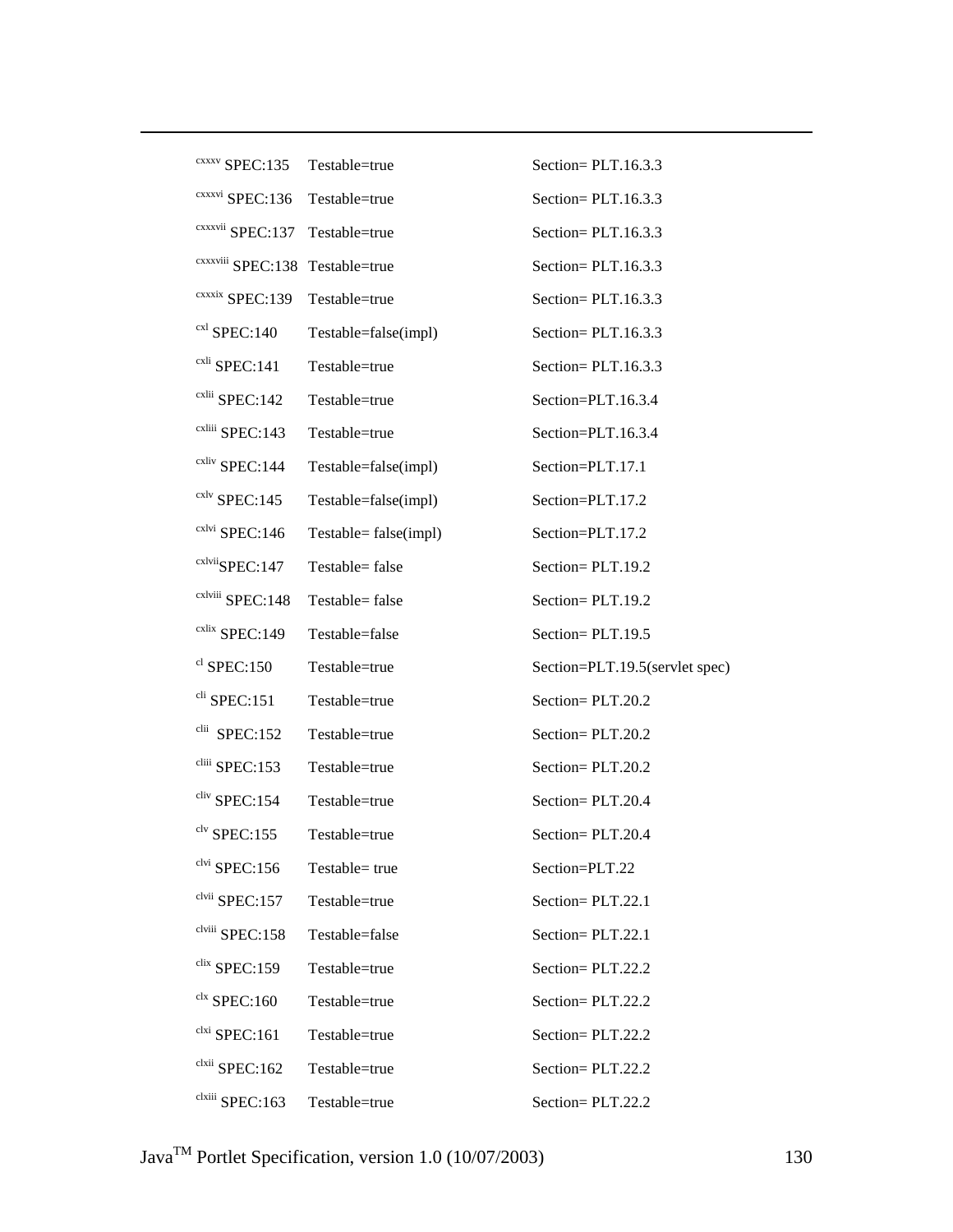| | | |
|---|---|---|
| [cxxxv] SPEC:135 | Testable=true | Section= PLT.16.3.3 |
| [cxxxvi] SPEC:136 | Testable=true | Section= PLT.16.3.3 |
| [cxxxvii] SPEC:137 | Testable=true | Section= PLT.16.3.3 |
| [cxxxviii] SPEC:138 | Testable=true | Section= PLT.16.3.3 |
| [cxxxix] SPEC:139 | Testable=true | Section= PLT.16.3.3 |
| [cxl] SPEC:140 | Testable=false(impl) | Section= PLT.16.3.3 |
| [cxli] SPEC:141 | Testable=true | Section= PLT.16.3.3 |
| [cxlii] SPEC:142 | Testable=true | Section=PLT.16.3.4 |
| [cxliii] SPEC:143 | Testable=true | Section=PLT.16.3.4 |
| [cxliv] SPEC:144 | Testable=false(impl) | Section=PLT.17.1 |
| [cxlv] SPEC:145 | Testable=false(impl) | Section=PLT.17.2 |
| [cxlvi] SPEC:146 | Testable= false(impl) | Section=PLT.17.2 |
| [cxlvii]SPEC:147 | Testable= false | Section= PLT.19.2 |
| [cxlviii] SPEC:148 | Testable= false | Section= PLT.19.2 |
| [cxlix] SPEC:149 | Testable=false | Section= PLT.19.5 |
| [cl] SPEC:150 | Testable=true | Section=PLT.19.5(servlet spec) |
| [cli] SPEC:151 | Testable=true | Section= PLT.20.2 |
| [clii] SPEC:152 | Testable=true | Section= PLT.20.2 |
| [cliii] SPEC:153 | Testable=true | Section= PLT.20.2 |
| [cliv] SPEC:154 | Testable=true | Section= PLT.20.4 |
| [clv] SPEC:155 | Testable=true | Section= PLT.20.4 |
| [clvi] SPEC:156 | Testable= true | Section=PLT.22 |
| [clvii] SPEC:157 | Testable=true | Section= PLT.22.1 |
| [clviii] SPEC:158 | Testable=false | Section= PLT.22.1 |
| [clix] SPEC:159 | Testable=true | Section= PLT.22.2 |
| [clx] SPEC:160 | Testable=true | Section= PLT.22.2 |
| [clxi] SPEC:161 | Testable=true | Section= PLT.22.2 |
| [clxii] SPEC:162 | Testable=true | Section= PLT.22.2 |
| [clxiii] SPEC:163 | Testable=true | Section= PLT.22.2 |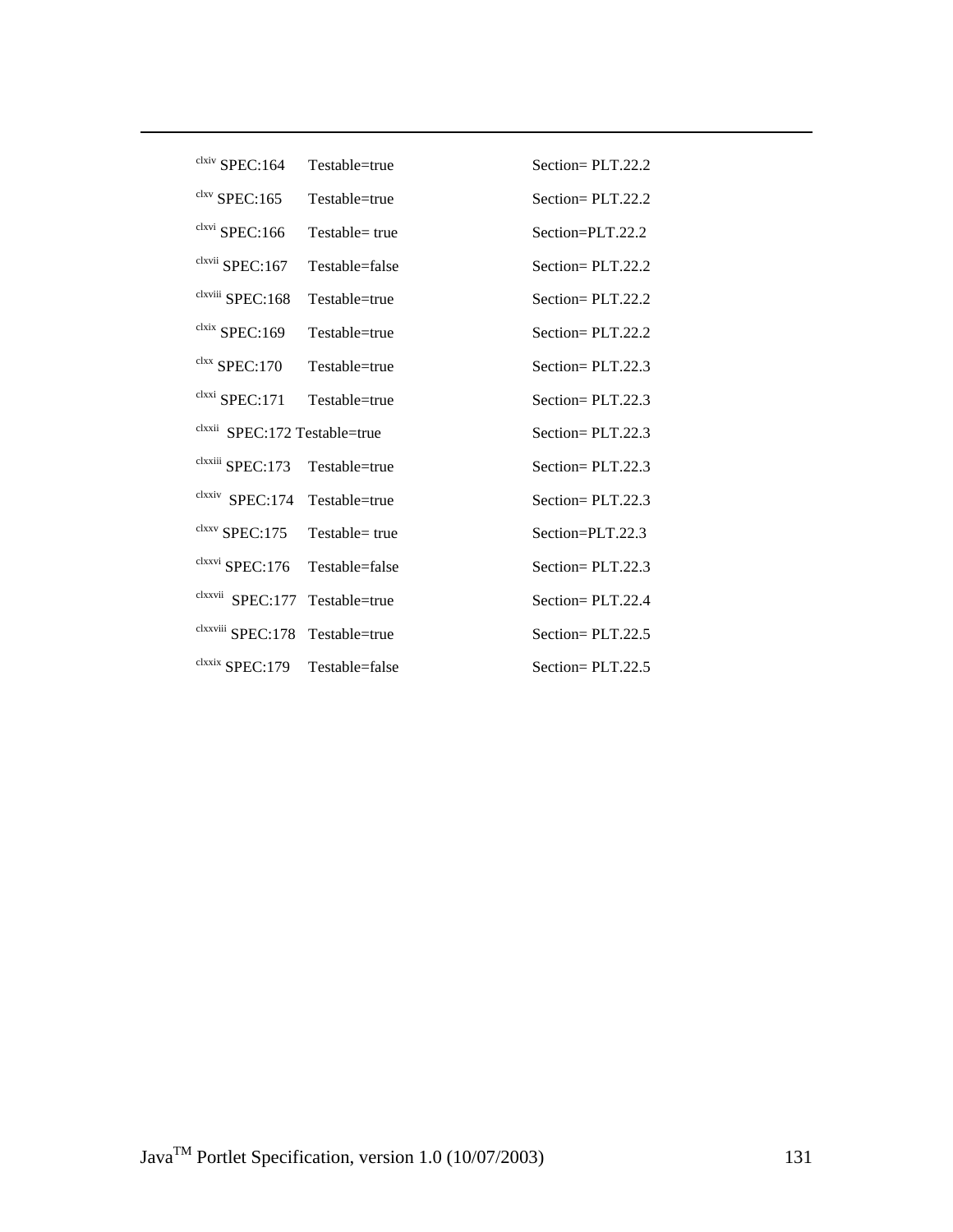[clxiv] SPEC:164 Testable=true Section= PLT.22.2

[clxv] SPEC:165 Testable=true Section= PLT.22.2

[clxvi] SPEC:166 Testable= true Section=PLT.22.2

[clxvii] SPEC:167 Testable=false Section= PLT.22.2

[clxviii] SPEC:168 Testable=true Section= PLT.22.2

[clxix] SPEC:169 Testable=true Section= PLT.22.2

[clxx] SPEC:170 Testable=true Section= PLT.22.3

[clxxi] SPEC:171 Testable=true Section= PLT.22.3

[clxxii] SPEC:172 Testable=true Section= PLT.22.3

[clxxiii] SPEC:173 Testable=true Section= PLT.22.3

[clxxiv] SPEC:174 Testable=true Section= PLT.22.3

[clxxv] SPEC:175 Testable= true Section=PLT.22.3

[clxxvi] SPEC:176 Testable=false Section= PLT.22.3

[clxxvii] SPEC:177 Testable=true Section= PLT.22.4

[clxxviii] SPEC:178 Testable=true Section= PLT.22.5

[clxxix] SPEC:179 Testable=false Section= PLT.22.5